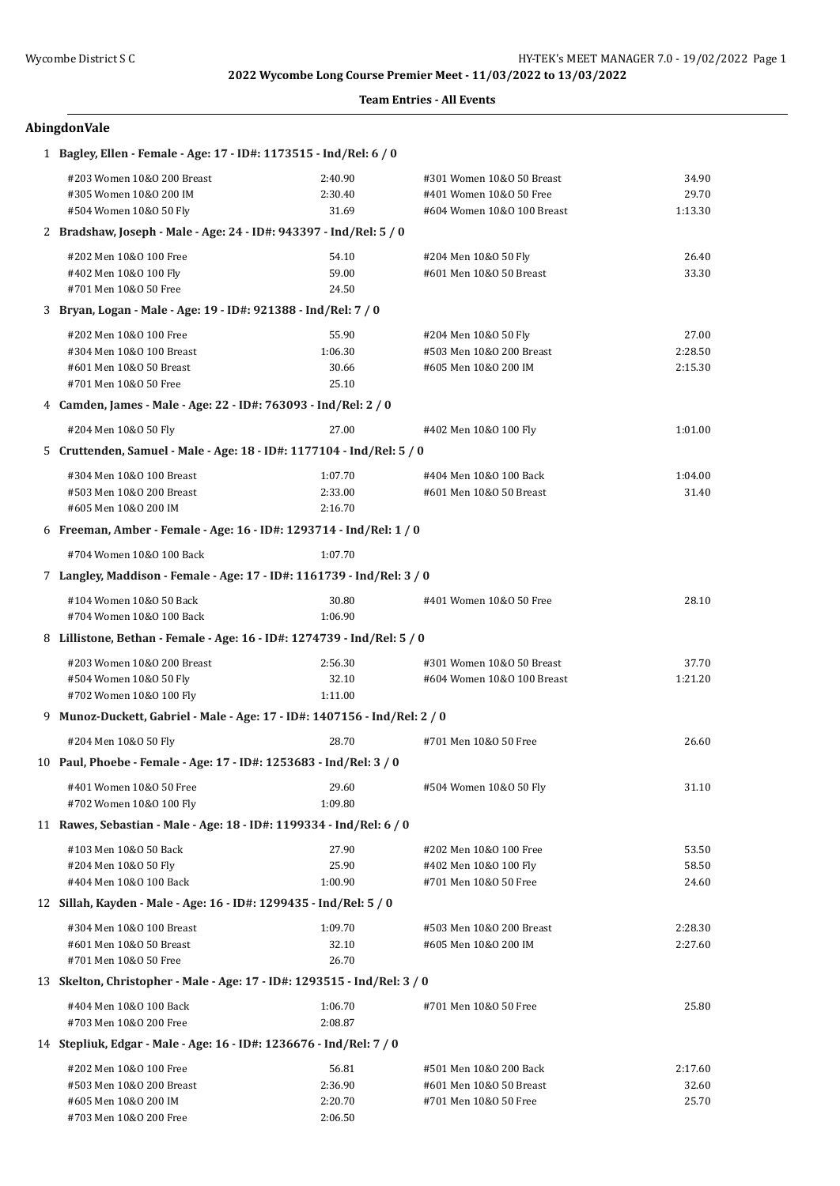2022 Wycombe Long Course Premier Meet - 11/03/2022 to 13/03/2022

**Team Entries - All Events**

## AbingdonVale

**1 Bagley, Ellen - Female - Age: 17 - ID#: 1173515 - Ind/Rel: 6 / 0**

| Event | Time | Event | Time |
|---|---|---|---|
| #203 Women 10&O 200 Breast | 2:40.90 | #301 Women 10&O 50 Breast | 34.90 |
| #305 Women 10&O 200 IM | 2:30.40 | #401 Women 10&O 50 Free | 29.70 |
| #504 Women 10&O 50 Fly | 31.69 | #604 Women 10&O 100 Breast | 1:13.30 |

**2 Bradshaw, Joseph - Male - Age: 24 - ID#: 943397 - Ind/Rel: 5 / 0**

| Event | Time | Event | Time |
|---|---|---|---|
| #202 Men 10&O 100 Free | 54.10 | #204 Men 10&O 50 Fly | 26.40 |
| #402 Men 10&O 100 Fly | 59.00 | #601 Men 10&O 50 Breast | 33.30 |
| #701 Men 10&O 50 Free | 24.50 | | |

**3 Bryan, Logan - Male - Age: 19 - ID#: 921388 - Ind/Rel: 7 / 0**

| Event | Time | Event | Time |
|---|---|---|---|
| #202 Men 10&O 100 Free | 55.90 | #204 Men 10&O 50 Fly | 27.00 |
| #304 Men 10&O 100 Breast | 1:06.30 | #503 Men 10&O 200 Breast | 2:28.50 |
| #601 Men 10&O 50 Breast | 30.66 | #605 Men 10&O 200 IM | 2:15.30 |
| #701 Men 10&O 50 Free | 25.10 | | |

**4 Camden, James - Male - Age: 22 - ID#: 763093 - Ind/Rel: 2 / 0**

| Event | Time | Event | Time |
|---|---|---|---|
| #204 Men 10&O 50 Fly | 27.00 | #402 Men 10&O 100 Fly | 1:01.00 |

**5 Cruttenden, Samuel - Male - Age: 18 - ID#: 1177104 - Ind/Rel: 5 / 0**

| Event | Time | Event | Time |
|---|---|---|---|
| #304 Men 10&O 100 Breast | 1:07.70 | #404 Men 10&O 100 Back | 1:04.00 |
| #503 Men 10&O 200 Breast | 2:33.00 | #601 Men 10&O 50 Breast | 31.40 |
| #605 Men 10&O 200 IM | 2:16.70 | | |

**6 Freeman, Amber - Female - Age: 16 - ID#: 1293714 - Ind/Rel: 1 / 0**

| Event | Time | Event | Time |
|---|---|---|---|
| #704 Women 10&O 100 Back | 1:07.70 | | |

**7 Langley, Maddison - Female - Age: 17 - ID#: 1161739 - Ind/Rel: 3 / 0**

| Event | Time | Event | Time |
|---|---|---|---|
| #104 Women 10&O 50 Back | 30.80 | #401 Women 10&O 50 Free | 28.10 |
| #704 Women 10&O 100 Back | 1:06.90 | | |

**8 Lillistone, Bethan - Female - Age: 16 - ID#: 1274739 - Ind/Rel: 5 / 0**

| Event | Time | Event | Time |
|---|---|---|---|
| #203 Women 10&O 200 Breast | 2:56.30 | #301 Women 10&O 50 Breast | 37.70 |
| #504 Women 10&O 50 Fly | 32.10 | #604 Women 10&O 100 Breast | 1:21.20 |
| #702 Women 10&O 100 Fly | 1:11.00 | | |

**9 Munoz-Duckett, Gabriel - Male - Age: 17 - ID#: 1407156 - Ind/Rel: 2 / 0**

| Event | Time | Event | Time |
|---|---|---|---|
| #204 Men 10&O 50 Fly | 28.70 | #701 Men 10&O 50 Free | 26.60 |

**10 Paul, Phoebe - Female - Age: 17 - ID#: 1253683 - Ind/Rel: 3 / 0**

| Event | Time | Event | Time |
|---|---|---|---|
| #401 Women 10&O 50 Free | 29.60 | #504 Women 10&O 50 Fly | 31.10 |
| #702 Women 10&O 100 Fly | 1:09.80 | | |

**11 Rawes, Sebastian - Male - Age: 18 - ID#: 1199334 - Ind/Rel: 6 / 0**

| Event | Time | Event | Time |
|---|---|---|---|
| #103 Men 10&O 50 Back | 27.90 | #202 Men 10&O 100 Free | 53.50 |
| #204 Men 10&O 50 Fly | 25.90 | #402 Men 10&O 100 Fly | 58.50 |
| #404 Men 10&O 100 Back | 1:00.90 | #701 Men 10&O 50 Free | 24.60 |

**12 Sillah, Kayden - Male - Age: 16 - ID#: 1299435 - Ind/Rel: 5 / 0**

| Event | Time | Event | Time |
|---|---|---|---|
| #304 Men 10&O 100 Breast | 1:09.70 | #503 Men 10&O 200 Breast | 2:28.30 |
| #601 Men 10&O 50 Breast | 32.10 | #605 Men 10&O 200 IM | 2:27.60 |
| #701 Men 10&O 50 Free | 26.70 | | |

**13 Skelton, Christopher - Male - Age: 17 - ID#: 1293515 - Ind/Rel: 3 / 0**

| Event | Time | Event | Time |
|---|---|---|---|
| #404 Men 10&O 100 Back | 1:06.70 | #701 Men 10&O 50 Free | 25.80 |
| #703 Men 10&O 200 Free | 2:08.87 | | |

**14 Stepliuk, Edgar - Male - Age: 16 - ID#: 1236676 - Ind/Rel: 7 / 0**

| Event | Time | Event | Time |
|---|---|---|---|
| #202 Men 10&O 100 Free | 56.81 | #501 Men 10&O 200 Back | 2:17.60 |
| #503 Men 10&O 200 Breast | 2:36.90 | #601 Men 10&O 50 Breast | 32.60 |
| #605 Men 10&O 200 IM | 2:20.70 | #701 Men 10&O 50 Free | 25.70 |
| #703 Men 10&O 200 Free | 2:06.50 | | |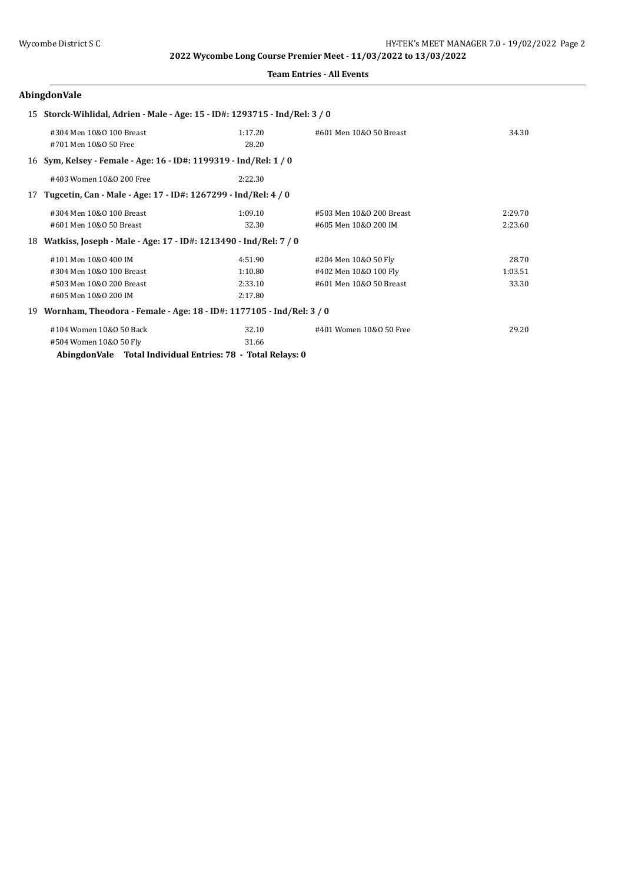## AbingdonVale

**15 Storck-Wihlidal, Adrien - Male - Age: 15 - ID#: 1293715 - Ind/Rel: 3 / 0**

| Event | Time | Event | Time |
|---|---|---|---|
| #304 Men 10&O 100 Breast | 1:17.20 | #601 Men 10&O 50 Breast | 34.30 |
| #701 Men 10&O 50 Free | 28.20 | | |

**16 Sym, Kelsey - Female - Age: 16 - ID#: 1199319 - Ind/Rel: 1 / 0**

| Event | Time | Event | Time |
|---|---|---|---|
| #403 Women 10&O 200 Free | 2:22.30 | | |

**17 Tugcetin, Can - Male - Age: 17 - ID#: 1267299 - Ind/Rel: 4 / 0**

| Event | Time | Event | Time |
|---|---|---|---|
| #304 Men 10&O 100 Breast | 1:09.10 | #503 Men 10&O 200 Breast | 2:29.70 |
| #601 Men 10&O 50 Breast | 32.30 | #605 Men 10&O 200 IM | 2:23.60 |

**18 Watkiss, Joseph - Male - Age: 17 - ID#: 1213490 - Ind/Rel: 7 / 0**

| Event | Time | Event | Time |
|---|---|---|---|
| #101 Men 10&O 400 IM | 4:51.90 | #204 Men 10&O 50 Fly | 28.70 |
| #304 Men 10&O 100 Breast | 1:10.80 | #402 Men 10&O 100 Fly | 1:03.51 |
| #503 Men 10&O 200 Breast | 2:33.10 | #601 Men 10&O 50 Breast | 33.30 |
| #605 Men 10&O 200 IM | 2:17.80 | | |

**19 Wornham, Theodora - Female - Age: 18 - ID#: 1177105 - Ind/Rel: 3 / 0**

| Event | Time | Event | Time |
|---|---|---|---|
| #104 Women 10&O 50 Back | 32.10 | #401 Women 10&O 50 Free | 29.20 |
| #504 Women 10&O 50 Fly | 31.66 | | |

**AbingdonVale Total Individual Entries: 78 - Total Relays: 0**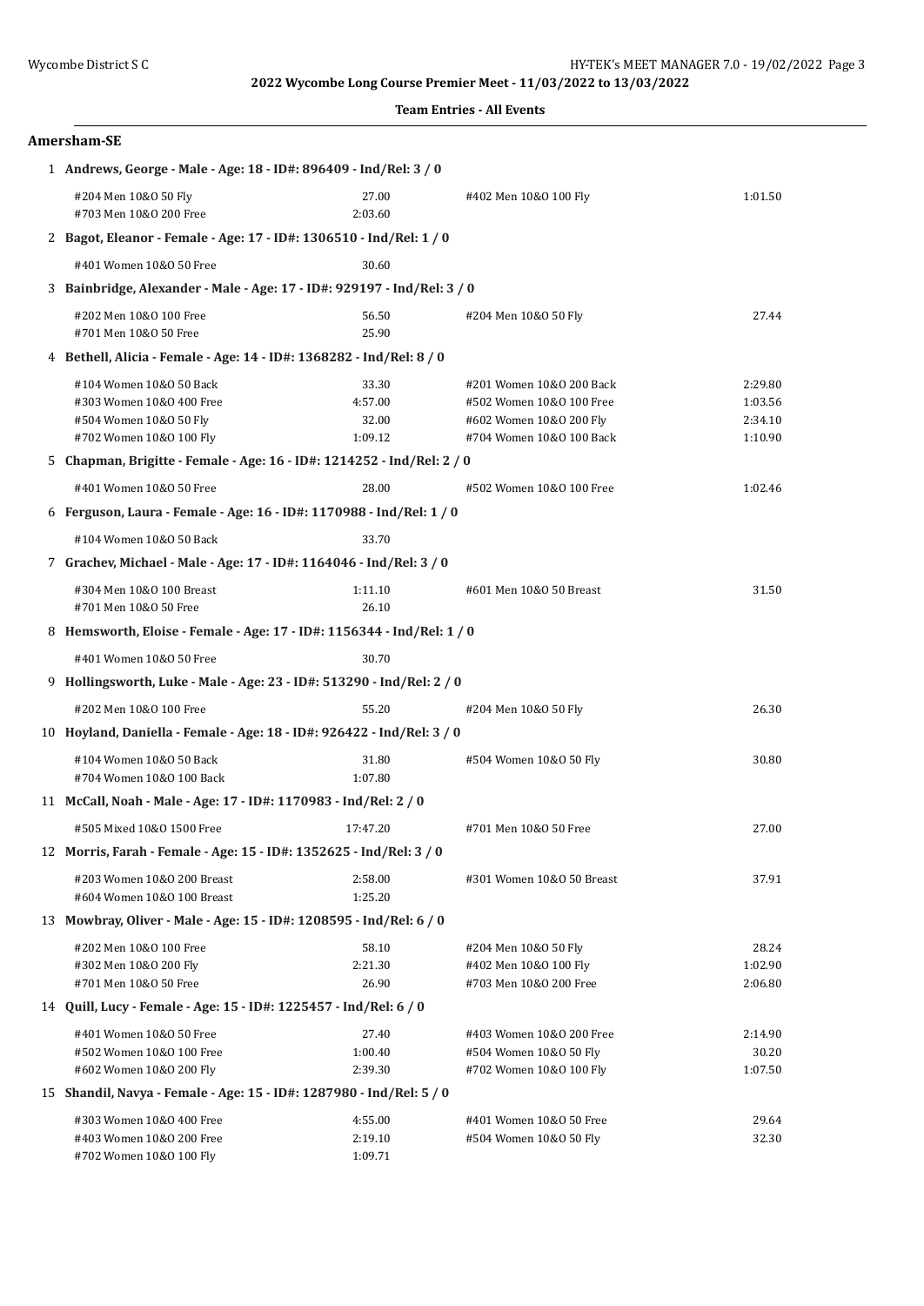## 2022 Wycombe Long Course Premier Meet - 11/03/2022 to 13/03/2022

### Team Entries - All Events

### Amersham-SE

**1 Andrews, George - Male - Age: 18 - ID#: 896409 - Ind/Rel: 3 / 0**

| Event | Time | Event | Time |
|---|---|---|---|
| #204 Men 10&O 50 Fly | 27.00 | #402 Men 10&O 100 Fly | 1:01.50 |
| #703 Men 10&O 200 Free | 2:03.60 | | |

**2 Bagot, Eleanor - Female - Age: 17 - ID#: 1306510 - Ind/Rel: 1 / 0**

| Event | Time | Event | Time |
|---|---|---|---|
| #401 Women 10&O 50 Free | 30.60 | | |

**3 Bainbridge, Alexander - Male - Age: 17 - ID#: 929197 - Ind/Rel: 3 / 0**

| Event | Time | Event | Time |
|---|---|---|---|
| #202 Men 10&O 100 Free | 56.50 | #204 Men 10&O 50 Fly | 27.44 |
| #701 Men 10&O 50 Free | 25.90 | | |

**4 Bethell, Alicia - Female - Age: 14 - ID#: 1368282 - Ind/Rel: 8 / 0**

| Event | Time | Event | Time |
|---|---|---|---|
| #104 Women 10&O 50 Back | 33.30 | #201 Women 10&O 200 Back | 2:29.80 |
| #303 Women 10&O 400 Free | 4:57.00 | #502 Women 10&O 100 Free | 1:03.56 |
| #504 Women 10&O 50 Fly | 32.00 | #602 Women 10&O 200 Fly | 2:34.10 |
| #702 Women 10&O 100 Fly | 1:09.12 | #704 Women 10&O 100 Back | 1:10.90 |

**5 Chapman, Brigitte - Female - Age: 16 - ID#: 1214252 - Ind/Rel: 2 / 0**

| Event | Time | Event | Time |
|---|---|---|---|
| #401 Women 10&O 50 Free | 28.00 | #502 Women 10&O 100 Free | 1:02.46 |

**6 Ferguson, Laura - Female - Age: 16 - ID#: 1170988 - Ind/Rel: 1 / 0**

| Event | Time | Event | Time |
|---|---|---|---|
| #104 Women 10&O 50 Back | 33.70 | | |

**7 Grachev, Michael - Male - Age: 17 - ID#: 1164046 - Ind/Rel: 3 / 0**

| Event | Time | Event | Time |
|---|---|---|---|
| #304 Men 10&O 100 Breast | 1:11.10 | #601 Men 10&O 50 Breast | 31.50 |
| #701 Men 10&O 50 Free | 26.10 | | |

**8 Hemsworth, Eloise - Female - Age: 17 - ID#: 1156344 - Ind/Rel: 1 / 0**

| Event | Time | Event | Time |
|---|---|---|---|
| #401 Women 10&O 50 Free | 30.70 | | |

**9 Hollingsworth, Luke - Male - Age: 23 - ID#: 513290 - Ind/Rel: 2 / 0**

| Event | Time | Event | Time |
|---|---|---|---|
| #202 Men 10&O 100 Free | 55.20 | #204 Men 10&O 50 Fly | 26.30 |

**10 Hoyland, Daniella - Female - Age: 18 - ID#: 926422 - Ind/Rel: 3 / 0**

| Event | Time | Event | Time |
|---|---|---|---|
| #104 Women 10&O 50 Back | 31.80 | #504 Women 10&O 50 Fly | 30.80 |
| #704 Women 10&O 100 Back | 1:07.80 | | |

**11 McCall, Noah - Male - Age: 17 - ID#: 1170983 - Ind/Rel: 2 / 0**

| Event | Time | Event | Time |
|---|---|---|---|
| #505 Mixed 10&O 1500 Free | 17:47.20 | #701 Men 10&O 50 Free | 27.00 |

**12 Morris, Farah - Female - Age: 15 - ID#: 1352625 - Ind/Rel: 3 / 0**

| Event | Time | Event | Time |
|---|---|---|---|
| #203 Women 10&O 200 Breast | 2:58.00 | #301 Women 10&O 50 Breast | 37.91 |
| #604 Women 10&O 100 Breast | 1:25.20 | | |

**13 Mowbray, Oliver - Male - Age: 15 - ID#: 1208595 - Ind/Rel: 6 / 0**

| Event | Time | Event | Time |
|---|---|---|---|
| #202 Men 10&O 100 Free | 58.10 | #204 Men 10&O 50 Fly | 28.24 |
| #302 Men 10&O 200 Fly | 2:21.30 | #402 Men 10&O 100 Fly | 1:02.90 |
| #701 Men 10&O 50 Free | 26.90 | #703 Men 10&O 200 Free | 2:06.80 |

**14 Quill, Lucy - Female - Age: 15 - ID#: 1225457 - Ind/Rel: 6 / 0**

| Event | Time | Event | Time |
|---|---|---|---|
| #401 Women 10&O 50 Free | 27.40 | #403 Women 10&O 200 Free | 2:14.90 |
| #502 Women 10&O 100 Free | 1:00.40 | #504 Women 10&O 50 Fly | 30.20 |
| #602 Women 10&O 200 Fly | 2:39.30 | #702 Women 10&O 100 Fly | 1:07.50 |

**15 Shandil, Navya - Female - Age: 15 - ID#: 1287980 - Ind/Rel: 5 / 0**

| Event | Time | Event | Time |
|---|---|---|---|
| #303 Women 10&O 400 Free | 4:55.00 | #401 Women 10&O 50 Free | 29.64 |
| #403 Women 10&O 200 Free | 2:19.10 | #504 Women 10&O 50 Fly | 32.30 |
| #702 Women 10&O 100 Fly | 1:09.71 | | |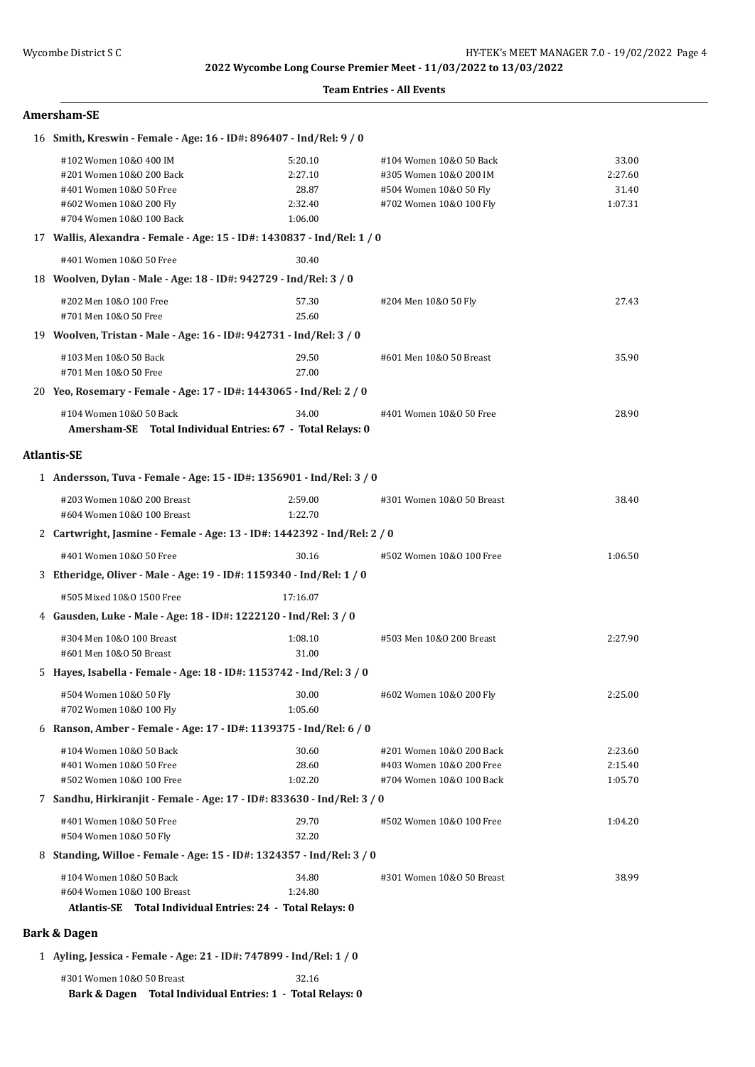**2022 Wycombe Long Course Premier Meet - 11/03/2022 to 13/03/2022**

**Team Entries - All Events**

## Amersham-SE

16 **Smith, Kreswin - Female - Age: 16 - ID#: 896407 - Ind/Rel: 9 / 0**

| Event | Time | Event | Time |
|---|---|---|---|
| #102 Women 10&O 400 IM | 5:20.10 | #104 Women 10&O 50 Back | 33.00 |
| #201 Women 10&O 200 Back | 2:27.10 | #305 Women 10&O 200 IM | 2:27.60 |
| #401 Women 10&O 50 Free | 28.87 | #504 Women 10&O 50 Fly | 31.40 |
| #602 Women 10&O 200 Fly | 2:32.40 | #702 Women 10&O 100 Fly | 1:07.31 |
| #704 Women 10&O 100 Back | 1:06.00 | | |

17 **Wallis, Alexandra - Female - Age: 15 - ID#: 1430837 - Ind/Rel: 1 / 0**

| Event | Time | Event | Time |
|---|---|---|---|
| #401 Women 10&O 50 Free | 30.40 | | |

18 **Woolven, Dylan - Male - Age: 18 - ID#: 942729 - Ind/Rel: 3 / 0**

| Event | Time | Event | Time |
|---|---|---|---|
| #202 Men 10&O 100 Free | 57.30 | #204 Men 10&O 50 Fly | 27.43 |
| #701 Men 10&O 50 Free | 25.60 | | |

19 **Woolven, Tristan - Male - Age: 16 - ID#: 942731 - Ind/Rel: 3 / 0**

| Event | Time | Event | Time |
|---|---|---|---|
| #103 Men 10&O 50 Back | 29.50 | #601 Men 10&O 50 Breast | 35.90 |
| #701 Men 10&O 50 Free | 27.00 | | |

20 **Yeo, Rosemary - Female - Age: 17 - ID#: 1443065 - Ind/Rel: 2 / 0**

| Event | Time | Event | Time |
|---|---|---|---|
| #104 Women 10&O 50 Back | 34.00 | #401 Women 10&O 50 Free | 28.90 |

**Amersham-SE Total Individual Entries: 67 - Total Relays: 0**

## Atlantis-SE

1 **Andersson, Tuva - Female - Age: 15 - ID#: 1356901 - Ind/Rel: 3 / 0**

| Event | Time | Event | Time |
|---|---|---|---|
| #203 Women 10&O 200 Breast | 2:59.00 | #301 Women 10&O 50 Breast | 38.40 |
| #604 Women 10&O 100 Breast | 1:22.70 | | |

2 **Cartwright, Jasmine - Female - Age: 13 - ID#: 1442392 - Ind/Rel: 2 / 0**

| Event | Time | Event | Time |
|---|---|---|---|
| #401 Women 10&O 50 Free | 30.16 | #502 Women 10&O 100 Free | 1:06.50 |

3 **Etheridge, Oliver - Male - Age: 19 - ID#: 1159340 - Ind/Rel: 1 / 0**

| Event | Time | Event | Time |
|---|---|---|---|
| #505 Mixed 10&O 1500 Free | 17:16.07 | | |

4 **Gausden, Luke - Male - Age: 18 - ID#: 1222120 - Ind/Rel: 3 / 0**

| Event | Time | Event | Time |
|---|---|---|---|
| #304 Men 10&O 100 Breast | 1:08.10 | #503 Men 10&O 200 Breast | 2:27.90 |
| #601 Men 10&O 50 Breast | 31.00 | | |

5 **Hayes, Isabella - Female - Age: 18 - ID#: 1153742 - Ind/Rel: 3 / 0**

| Event | Time | Event | Time |
|---|---|---|---|
| #504 Women 10&O 50 Fly | 30.00 | #602 Women 10&O 200 Fly | 2:25.00 |
| #702 Women 10&O 100 Fly | 1:05.60 | | |

6 **Ranson, Amber - Female - Age: 17 - ID#: 1139375 - Ind/Rel: 6 / 0**

| Event | Time | Event | Time |
|---|---|---|---|
| #104 Women 10&O 50 Back | 30.60 | #201 Women 10&O 200 Back | 2:23.60 |
| #401 Women 10&O 50 Free | 28.60 | #403 Women 10&O 200 Free | 2:15.40 |
| #502 Women 10&O 100 Free | 1:02.20 | #704 Women 10&O 100 Back | 1:05.70 |

7 **Sandhu, Hirkiranjit - Female - Age: 17 - ID#: 833630 - Ind/Rel: 3 / 0**

| Event | Time | Event | Time |
|---|---|---|---|
| #401 Women 10&O 50 Free | 29.70 | #502 Women 10&O 100 Free | 1:04.20 |
| #504 Women 10&O 50 Fly | 32.20 | | |

8 **Standing, Willoe - Female - Age: 15 - ID#: 1324357 - Ind/Rel: 3 / 0**

| Event | Time | Event | Time |
|---|---|---|---|
| #104 Women 10&O 50 Back | 34.80 | #301 Women 10&O 50 Breast | 38.99 |
| #604 Women 10&O 100 Breast | 1:24.80 | | |

**Atlantis-SE Total Individual Entries: 24 - Total Relays: 0**

## Bark & Dagen

1 **Ayling, Jessica - Female - Age: 21 - ID#: 747899 - Ind/Rel: 1 / 0**

| Event | Time | Event | Time |
|---|---|---|---|
| #301 Women 10&O 50 Breast | 32.16 | | |

**Bark & Dagen Total Individual Entries: 1 - Total Relays: 0**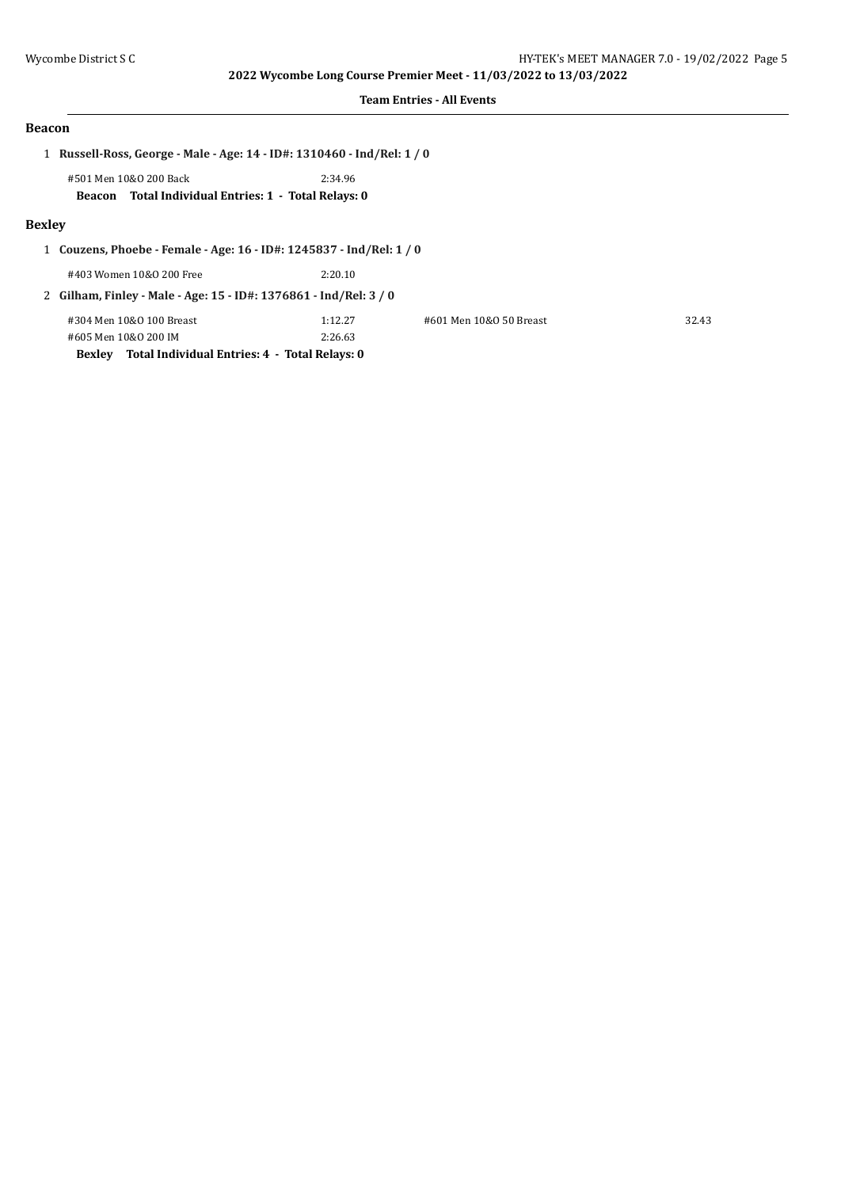**Team Entries - All Events**

## Beacon

1 **Russell-Ross, George - Male - Age: 14 - ID#: 1310460 - Ind/Rel: 1 / 0**

| Event | Time |
| --- | --- |
| #501 Men 10&O 200 Back | 2:34.96 |

**Beacon Total Individual Entries: 1 - Total Relays: 0**

## Bexley

1 **Couzens, Phoebe - Female - Age: 16 - ID#: 1245837 - Ind/Rel: 1 / 0**

| Event | Time |
| --- | --- |
| #403 Women 10&O 200 Free | 2:20.10 |

2 **Gilham, Finley - Male - Age: 15 - ID#: 1376861 - Ind/Rel: 3 / 0**

| Event | Time | Event | Time |
| --- | --- | --- | --- |
| #304 Men 10&O 100 Breast | 1:12.27 | #601 Men 10&O 50 Breast | 32.43 |
| #605 Men 10&O 200 IM | 2:26.63 | | |

**Bexley Total Individual Entries: 4 - Total Relays: 0**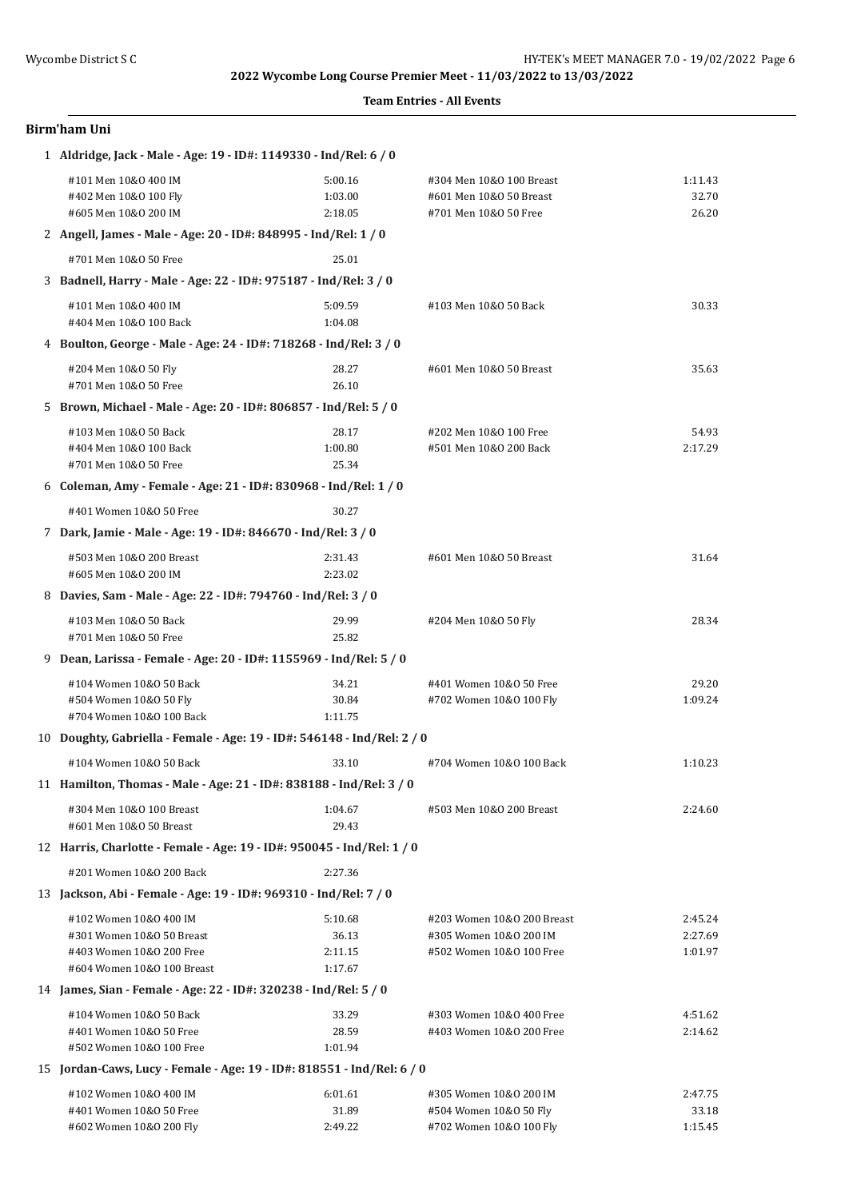**2022 Wycombe Long Course Premier Meet - 11/03/2022 to 13/03/2022**

**Team Entries - All Events**

## Birm'ham Uni

**1 Aldridge, Jack - Male - Age: 19 - ID#: 1149330 - Ind/Rel: 6 / 0**

| | | | |
|---|---|---|---|
| #101 Men 10&O 400 IM | 5:00.16 | #304 Men 10&O 100 Breast | 1:11.43 |
| #402 Men 10&O 100 Fly | 1:03.00 | #601 Men 10&O 50 Breast | 32.70 |
| #605 Men 10&O 200 IM | 2:18.05 | #701 Men 10&O 50 Free | 26.20 |

**2 Angell, James - Male - Age: 20 - ID#: 848995 - Ind/Rel: 1 / 0**

| | | | |
|---|---|---|---|
| #701 Men 10&O 50 Free | 25.01 | | |

**3 Badnell, Harry - Male - Age: 22 - ID#: 975187 - Ind/Rel: 3 / 0**

| | | | |
|---|---|---|---|
| #101 Men 10&O 400 IM | 5:09.59 | #103 Men 10&O 50 Back | 30.33 |
| #404 Men 10&O 100 Back | 1:04.08 | | |

**4 Boulton, George - Male - Age: 24 - ID#: 718268 - Ind/Rel: 3 / 0**

| | | | |
|---|---|---|---|
| #204 Men 10&O 50 Fly | 28.27 | #601 Men 10&O 50 Breast | 35.63 |
| #701 Men 10&O 50 Free | 26.10 | | |

**5 Brown, Michael - Male - Age: 20 - ID#: 806857 - Ind/Rel: 5 / 0**

| | | | |
|---|---|---|---|
| #103 Men 10&O 50 Back | 28.17 | #202 Men 10&O 100 Free | 54.93 |
| #404 Men 10&O 100 Back | 1:00.80 | #501 Men 10&O 200 Back | 2:17.29 |
| #701 Men 10&O 50 Free | 25.34 | | |

**6 Coleman, Amy - Female - Age: 21 - ID#: 830968 - Ind/Rel: 1 / 0**

| | | | |
|---|---|---|---|
| #401 Women 10&O 50 Free | 30.27 | | |

**7 Dark, Jamie - Male - Age: 19 - ID#: 846670 - Ind/Rel: 3 / 0**

| | | | |
|---|---|---|---|
| #503 Men 10&O 200 Breast | 2:31.43 | #601 Men 10&O 50 Breast | 31.64 |
| #605 Men 10&O 200 IM | 2:23.02 | | |

**8 Davies, Sam - Male - Age: 22 - ID#: 794760 - Ind/Rel: 3 / 0**

| | | | |
|---|---|---|---|
| #103 Men 10&O 50 Back | 29.99 | #204 Men 10&O 50 Fly | 28.34 |
| #701 Men 10&O 50 Free | 25.82 | | |

**9 Dean, Larissa - Female - Age: 20 - ID#: 1155969 - Ind/Rel: 5 / 0**

| | | | |
|---|---|---|---|
| #104 Women 10&O 50 Back | 34.21 | #401 Women 10&O 50 Free | 29.20 |
| #504 Women 10&O 50 Fly | 30.84 | #702 Women 10&O 100 Fly | 1:09.24 |
| #704 Women 10&O 100 Back | 1:11.75 | | |

**10 Doughty, Gabriella - Female - Age: 19 - ID#: 546148 - Ind/Rel: 2 / 0**

| | | | |
|---|---|---|---|
| #104 Women 10&O 50 Back | 33.10 | #704 Women 10&O 100 Back | 1:10.23 |

**11 Hamilton, Thomas - Male - Age: 21 - ID#: 838188 - Ind/Rel: 3 / 0**

| | | | |
|---|---|---|---|
| #304 Men 10&O 100 Breast | 1:04.67 | #503 Men 10&O 200 Breast | 2:24.60 |
| #601 Men 10&O 50 Breast | 29.43 | | |

**12 Harris, Charlotte - Female - Age: 19 - ID#: 950045 - Ind/Rel: 1 / 0**

| | | | |
|---|---|---|---|
| #201 Women 10&O 200 Back | 2:27.36 | | |

**13 Jackson, Abi - Female - Age: 19 - ID#: 969310 - Ind/Rel: 7 / 0**

| | | | |
|---|---|---|---|
| #102 Women 10&O 400 IM | 5:10.68 | #203 Women 10&O 200 Breast | 2:45.24 |
| #301 Women 10&O 50 Breast | 36.13 | #305 Women 10&O 200 IM | 2:27.69 |
| #403 Women 10&O 200 Free | 2:11.15 | #502 Women 10&O 100 Free | 1:01.97 |
| #604 Women 10&O 100 Breast | 1:17.67 | | |

**14 James, Sian - Female - Age: 22 - ID#: 320238 - Ind/Rel: 5 / 0**

| | | | |
|---|---|---|---|
| #104 Women 10&O 50 Back | 33.29 | #303 Women 10&O 400 Free | 4:51.62 |
| #401 Women 10&O 50 Free | 28.59 | #403 Women 10&O 200 Free | 2:14.62 |
| #502 Women 10&O 100 Free | 1:01.94 | | |

**15 Jordan-Caws, Lucy - Female - Age: 19 - ID#: 818551 - Ind/Rel: 6 / 0**

| | | | |
|---|---|---|---|
| #102 Women 10&O 400 IM | 6:01.61 | #305 Women 10&O 200 IM | 2:47.75 |
| #401 Women 10&O 50 Free | 31.89 | #504 Women 10&O 50 Fly | 33.18 |
| #602 Women 10&O 200 Fly | 2:49.22 | #702 Women 10&O 100 Fly | 1:15.45 |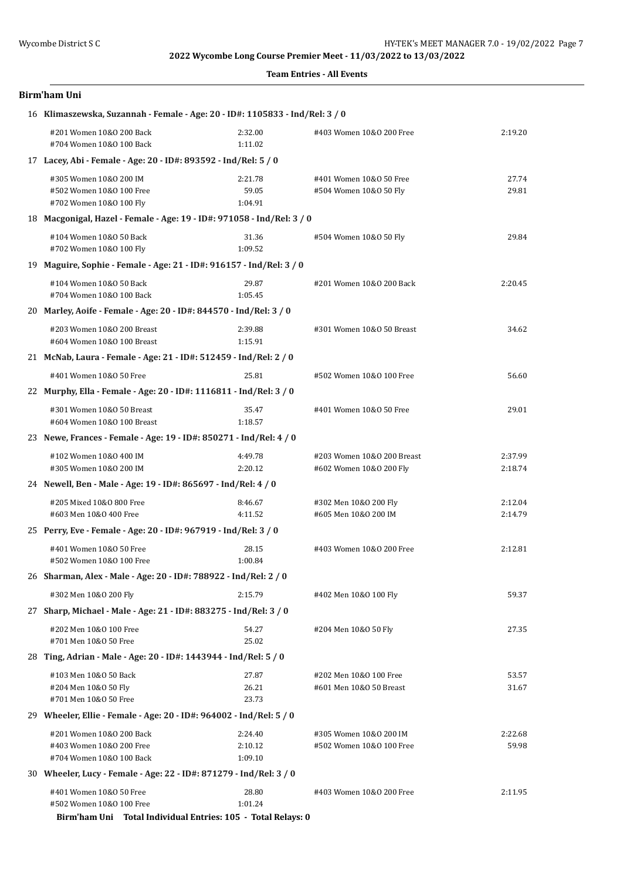**Team Entries - All Events**

## Birm'ham Uni

**16 Klimaszewska, Suzannah - Female - Age: 20 - ID#: 1105833 - Ind/Rel: 3 / 0**

| | | | |
|---|---|---|---|
| #201 Women 10&O 200 Back | 2:32.00 | #403 Women 10&O 200 Free | 2:19.20 |
| #704 Women 10&O 100 Back | 1:11.02 | | |

**17 Lacey, Abi - Female - Age: 20 - ID#: 893592 - Ind/Rel: 5 / 0**

| | | | |
|---|---|---|---|
| #305 Women 10&O 200 IM | 2:21.78 | #401 Women 10&O 50 Free | 27.74 |
| #502 Women 10&O 100 Free | 59.05 | #504 Women 10&O 50 Fly | 29.81 |
| #702 Women 10&O 100 Fly | 1:04.91 | | |

**18 Macgonigal, Hazel - Female - Age: 19 - ID#: 971058 - Ind/Rel: 3 / 0**

| | | | |
|---|---|---|---|
| #104 Women 10&O 50 Back | 31.36 | #504 Women 10&O 50 Fly | 29.84 |
| #702 Women 10&O 100 Fly | 1:09.52 | | |

**19 Maguire, Sophie - Female - Age: 21 - ID#: 916157 - Ind/Rel: 3 / 0**

| | | | |
|---|---|---|---|
| #104 Women 10&O 50 Back | 29.87 | #201 Women 10&O 200 Back | 2:20.45 |
| #704 Women 10&O 100 Back | 1:05.45 | | |

**20 Marley, Aoife - Female - Age: 20 - ID#: 844570 - Ind/Rel: 3 / 0**

| | | | |
|---|---|---|---|
| #203 Women 10&O 200 Breast | 2:39.88 | #301 Women 10&O 50 Breast | 34.62 |
| #604 Women 10&O 100 Breast | 1:15.91 | | |

**21 McNab, Laura - Female - Age: 21 - ID#: 512459 - Ind/Rel: 2 / 0**

| | | | |
|---|---|---|---|
| #401 Women 10&O 50 Free | 25.81 | #502 Women 10&O 100 Free | 56.60 |

**22 Murphy, Ella - Female - Age: 20 - ID#: 1116811 - Ind/Rel: 3 / 0**

| | | | |
|---|---|---|---|
| #301 Women 10&O 50 Breast | 35.47 | #401 Women 10&O 50 Free | 29.01 |
| #604 Women 10&O 100 Breast | 1:18.57 | | |

**23 Newe, Frances - Female - Age: 19 - ID#: 850271 - Ind/Rel: 4 / 0**

| | | | |
|---|---|---|---|
| #102 Women 10&O 400 IM | 4:49.78 | #203 Women 10&O 200 Breast | 2:37.99 |
| #305 Women 10&O 200 IM | 2:20.12 | #602 Women 10&O 200 Fly | 2:18.74 |

**24 Newell, Ben - Male - Age: 19 - ID#: 865697 - Ind/Rel: 4 / 0**

| | | | |
|---|---|---|---|
| #205 Mixed 10&O 800 Free | 8:46.67 | #302 Men 10&O 200 Fly | 2:12.04 |
| #603 Men 10&O 400 Free | 4:11.52 | #605 Men 10&O 200 IM | 2:14.79 |

**25 Perry, Eve - Female - Age: 20 - ID#: 967919 - Ind/Rel: 3 / 0**

| | | | |
|---|---|---|---|
| #401 Women 10&O 50 Free | 28.15 | #403 Women 10&O 200 Free | 2:12.81 |
| #502 Women 10&O 100 Free | 1:00.84 | | |

**26 Sharman, Alex - Male - Age: 20 - ID#: 788922 - Ind/Rel: 2 / 0**

| | | | |
|---|---|---|---|
| #302 Men 10&O 200 Fly | 2:15.79 | #402 Men 10&O 100 Fly | 59.37 |

**27 Sharp, Michael - Male - Age: 21 - ID#: 883275 - Ind/Rel: 3 / 0**

| | | | |
|---|---|---|---|
| #202 Men 10&O 100 Free | 54.27 | #204 Men 10&O 50 Fly | 27.35 |
| #701 Men 10&O 50 Free | 25.02 | | |

**28 Ting, Adrian - Male - Age: 20 - ID#: 1443944 - Ind/Rel: 5 / 0**

| | | | |
|---|---|---|---|
| #103 Men 10&O 50 Back | 27.87 | #202 Men 10&O 100 Free | 53.57 |
| #204 Men 10&O 50 Fly | 26.21 | #601 Men 10&O 50 Breast | 31.67 |
| #701 Men 10&O 50 Free | 23.73 | | |

**29 Wheeler, Ellie - Female - Age: 20 - ID#: 964002 - Ind/Rel: 5 / 0**

| | | | |
|---|---|---|---|
| #201 Women 10&O 200 Back | 2:24.40 | #305 Women 10&O 200 IM | 2:22.68 |
| #403 Women 10&O 200 Free | 2:10.12 | #502 Women 10&O 100 Free | 59.98 |
| #704 Women 10&O 100 Back | 1:09.10 | | |

**30 Wheeler, Lucy - Female - Age: 22 - ID#: 871279 - Ind/Rel: 3 / 0**

| | | | |
|---|---|---|---|
| #401 Women 10&O 50 Free | 28.80 | #403 Women 10&O 200 Free | 2:11.95 |
| #502 Women 10&O 100 Free | 1:01.24 | | |

**Birm'ham Uni Total Individual Entries: 105 - Total Relays: 0**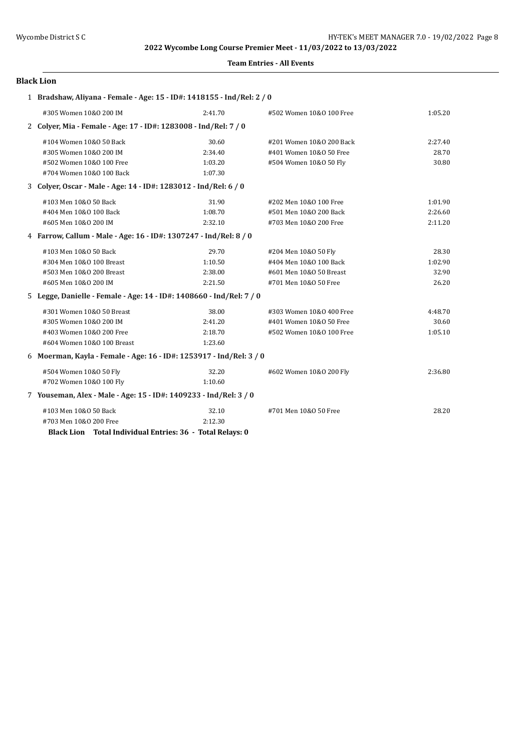2022 Wycombe Long Course Premier Meet - 11/03/2022 to 13/03/2022

**Team Entries - All Events**

## Black Lion

**1 Bradshaw, Aliyana - Female - Age: 15 - ID#: 1418155 - Ind/Rel: 2 / 0**

| Event | Time | Event | Time |
|---|---|---|---|
| #305 Women 10&O 200 IM | 2:41.70 | #502 Women 10&O 100 Free | 1:05.20 |

**2 Colyer, Mia - Female - Age: 17 - ID#: 1283008 - Ind/Rel: 7 / 0**

| Event | Time | Event | Time |
|---|---|---|---|
| #104 Women 10&O 50 Back | 30.60 | #201 Women 10&O 200 Back | 2:27.40 |
| #305 Women 10&O 200 IM | 2:34.40 | #401 Women 10&O 50 Free | 28.70 |
| #502 Women 10&O 100 Free | 1:03.20 | #504 Women 10&O 50 Fly | 30.80 |
| #704 Women 10&O 100 Back | 1:07.30 | | |

**3 Colyer, Oscar - Male - Age: 14 - ID#: 1283012 - Ind/Rel: 6 / 0**

| Event | Time | Event | Time |
|---|---|---|---|
| #103 Men 10&O 50 Back | 31.90 | #202 Men 10&O 100 Free | 1:01.90 |
| #404 Men 10&O 100 Back | 1:08.70 | #501 Men 10&O 200 Back | 2:26.60 |
| #605 Men 10&O 200 IM | 2:32.10 | #703 Men 10&O 200 Free | 2:11.20 |

**4 Farrow, Callum - Male - Age: 16 - ID#: 1307247 - Ind/Rel: 8 / 0**

| Event | Time | Event | Time |
|---|---|---|---|
| #103 Men 10&O 50 Back | 29.70 | #204 Men 10&O 50 Fly | 28.30 |
| #304 Men 10&O 100 Breast | 1:10.50 | #404 Men 10&O 100 Back | 1:02.90 |
| #503 Men 10&O 200 Breast | 2:38.00 | #601 Men 10&O 50 Breast | 32.90 |
| #605 Men 10&O 200 IM | 2:21.50 | #701 Men 10&O 50 Free | 26.20 |

**5 Legge, Danielle - Female - Age: 14 - ID#: 1408660 - Ind/Rel: 7 / 0**

| Event | Time | Event | Time |
|---|---|---|---|
| #301 Women 10&O 50 Breast | 38.00 | #303 Women 10&O 400 Free | 4:48.70 |
| #305 Women 10&O 200 IM | 2:41.20 | #401 Women 10&O 50 Free | 30.60 |
| #403 Women 10&O 200 Free | 2:18.70 | #502 Women 10&O 100 Free | 1:05.10 |
| #604 Women 10&O 100 Breast | 1:23.60 | | |

**6 Moerman, Kayla - Female - Age: 16 - ID#: 1253917 - Ind/Rel: 3 / 0**

| Event | Time | Event | Time |
|---|---|---|---|
| #504 Women 10&O 50 Fly | 32.20 | #602 Women 10&O 200 Fly | 2:36.80 |
| #702 Women 10&O 100 Fly | 1:10.60 | | |

**7 Youseman, Alex - Male - Age: 15 - ID#: 1409233 - Ind/Rel: 3 / 0**

| Event | Time | Event | Time |
|---|---|---|---|
| #103 Men 10&O 50 Back | 32.10 | #701 Men 10&O 50 Free | 28.20 |
| #703 Men 10&O 200 Free | 2:12.30 | | |

**Black Lion Total Individual Entries: 36 - Total Relays: 0**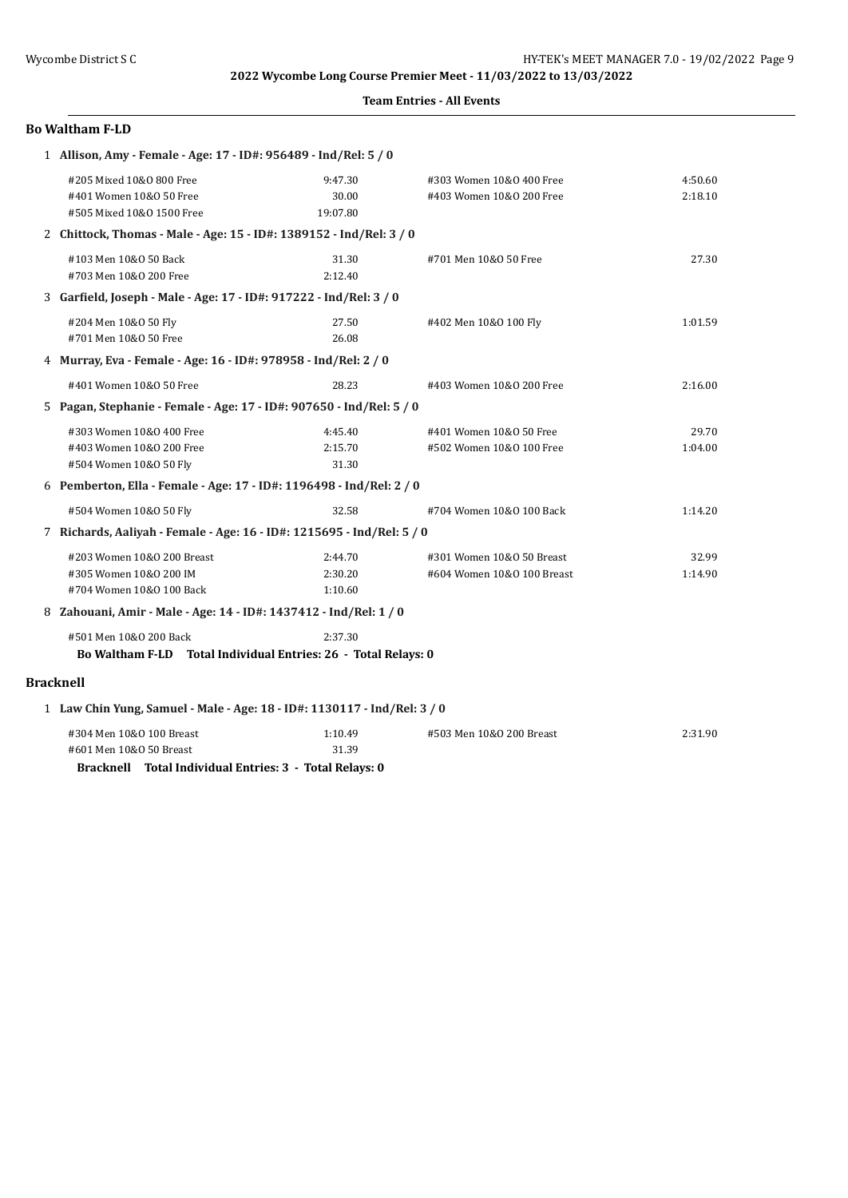**2022 Wycombe Long Course Premier Meet - 11/03/2022 to 13/03/2022**

**Team Entries - All Events**

## Bo Waltham F-LD

1 **Allison, Amy - Female - Age: 17 - ID#: 956489 - Ind/Rel: 5 / 0**

| | | | |
|---|---|---|---|
| #205 Mixed 10&O 800 Free | 9:47.30 | #303 Women 10&O 400 Free | 4:50.60 |
| #401 Women 10&O 50 Free | 30.00 | #403 Women 10&O 200 Free | 2:18.10 |
| #505 Mixed 10&O 1500 Free | 19:07.80 | | |

2 **Chittock, Thomas - Male - Age: 15 - ID#: 1389152 - Ind/Rel: 3 / 0**

| | | | |
|---|---|---|---|
| #103 Men 10&O 50 Back | 31.30 | #701 Men 10&O 50 Free | 27.30 |
| #703 Men 10&O 200 Free | 2:12.40 | | |

3 **Garfield, Joseph - Male - Age: 17 - ID#: 917222 - Ind/Rel: 3 / 0**

| | | | |
|---|---|---|---|
| #204 Men 10&O 50 Fly | 27.50 | #402 Men 10&O 100 Fly | 1:01.59 |
| #701 Men 10&O 50 Free | 26.08 | | |

4 **Murray, Eva - Female - Age: 16 - ID#: 978958 - Ind/Rel: 2 / 0**

| | | | |
|---|---|---|---|
| #401 Women 10&O 50 Free | 28.23 | #403 Women 10&O 200 Free | 2:16.00 |

5 **Pagan, Stephanie - Female - Age: 17 - ID#: 907650 - Ind/Rel: 5 / 0**

| | | | |
|---|---|---|---|
| #303 Women 10&O 400 Free | 4:45.40 | #401 Women 10&O 50 Free | 29.70 |
| #403 Women 10&O 200 Free | 2:15.70 | #502 Women 10&O 100 Free | 1:04.00 |
| #504 Women 10&O 50 Fly | 31.30 | | |

6 **Pemberton, Ella - Female - Age: 17 - ID#: 1196498 - Ind/Rel: 2 / 0**

| | | | |
|---|---|---|---|
| #504 Women 10&O 50 Fly | 32.58 | #704 Women 10&O 100 Back | 1:14.20 |

7 **Richards, Aaliyah - Female - Age: 16 - ID#: 1215695 - Ind/Rel: 5 / 0**

| | | | |
|---|---|---|---|
| #203 Women 10&O 200 Breast | 2:44.70 | #301 Women 10&O 50 Breast | 32.99 |
| #305 Women 10&O 200 IM | 2:30.20 | #604 Women 10&O 100 Breast | 1:14.90 |
| #704 Women 10&O 100 Back | 1:10.60 | | |

8 **Zahouani, Amir - Male - Age: 14 - ID#: 1437412 - Ind/Rel: 1 / 0**

| | | | |
|---|---|---|---|
| #501 Men 10&O 200 Back | 2:37.30 | | |

**Bo Waltham F-LD Total Individual Entries: 26 - Total Relays: 0**

## Bracknell

1 **Law Chin Yung, Samuel - Male - Age: 18 - ID#: 1130117 - Ind/Rel: 3 / 0**

| | | | |
|---|---|---|---|
| #304 Men 10&O 100 Breast | 1:10.49 | #503 Men 10&O 200 Breast | 2:31.90 |
| #601 Men 10&O 50 Breast | 31.39 | | |

**Bracknell Total Individual Entries: 3 - Total Relays: 0**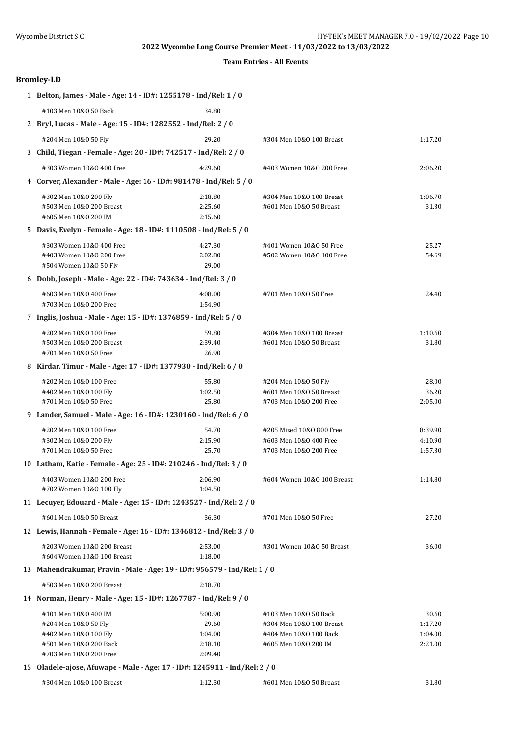**2022 Wycombe Long Course Premier Meet - 11/03/2022 to 13/03/2022**

**Team Entries - All Events**

## Bromley-LD

**1 Belton, James - Male - Age: 14 - ID#: 1255178 - Ind/Rel: 1 / 0**

| Event | Time | Event | Time |
|---|---|---|---|
| #103 Men 10&O 50 Back | 34.80 | | |

**2 Bryl, Lucas - Male - Age: 15 - ID#: 1282552 - Ind/Rel: 2 / 0**

| Event | Time | Event | Time |
|---|---|---|---|
| #204 Men 10&O 50 Fly | 29.20 | #304 Men 10&O 100 Breast | 1:17.20 |

**3 Child, Tiegan - Female - Age: 20 - ID#: 742517 - Ind/Rel: 2 / 0**

| Event | Time | Event | Time |
|---|---|---|---|
| #303 Women 10&O 400 Free | 4:29.60 | #403 Women 10&O 200 Free | 2:06.20 |

**4 Corver, Alexander - Male - Age: 16 - ID#: 981478 - Ind/Rel: 5 / 0**

| Event | Time | Event | Time |
|---|---|---|---|
| #302 Men 10&O 200 Fly | 2:18.80 | #304 Men 10&O 100 Breast | 1:06.70 |
| #503 Men 10&O 200 Breast | 2:25.60 | #601 Men 10&O 50 Breast | 31.30 |
| #605 Men 10&O 200 IM | 2:15.60 | | |

**5 Davis, Evelyn - Female - Age: 18 - ID#: 1110508 - Ind/Rel: 5 / 0**

| Event | Time | Event | Time |
|---|---|---|---|
| #303 Women 10&O 400 Free | 4:27.30 | #401 Women 10&O 50 Free | 25.27 |
| #403 Women 10&O 200 Free | 2:02.80 | #502 Women 10&O 100 Free | 54.69 |
| #504 Women 10&O 50 Fly | 29.00 | | |

**6 Dobb, Joseph - Male - Age: 22 - ID#: 743634 - Ind/Rel: 3 / 0**

| Event | Time | Event | Time |
|---|---|---|---|
| #603 Men 10&O 400 Free | 4:08.00 | #701 Men 10&O 50 Free | 24.40 |
| #703 Men 10&O 200 Free | 1:54.90 | | |

**7 Inglis, Joshua - Male - Age: 15 - ID#: 1376859 - Ind/Rel: 5 / 0**

| Event | Time | Event | Time |
|---|---|---|---|
| #202 Men 10&O 100 Free | 59.80 | #304 Men 10&O 100 Breast | 1:10.60 |
| #503 Men 10&O 200 Breast | 2:39.40 | #601 Men 10&O 50 Breast | 31.80 |
| #701 Men 10&O 50 Free | 26.90 | | |

**8 Kirdar, Timur - Male - Age: 17 - ID#: 1377930 - Ind/Rel: 6 / 0**

| Event | Time | Event | Time |
|---|---|---|---|
| #202 Men 10&O 100 Free | 55.80 | #204 Men 10&O 50 Fly | 28.00 |
| #402 Men 10&O 100 Fly | 1:02.50 | #601 Men 10&O 50 Breast | 36.20 |
| #701 Men 10&O 50 Free | 25.80 | #703 Men 10&O 200 Free | 2:05.00 |

**9 Lander, Samuel - Male - Age: 16 - ID#: 1230160 - Ind/Rel: 6 / 0**

| Event | Time | Event | Time |
|---|---|---|---|
| #202 Men 10&O 100 Free | 54.70 | #205 Mixed 10&O 800 Free | 8:39.90 |
| #302 Men 10&O 200 Fly | 2:15.90 | #603 Men 10&O 400 Free | 4:10.90 |
| #701 Men 10&O 50 Free | 25.70 | #703 Men 10&O 200 Free | 1:57.30 |

**10 Latham, Katie - Female - Age: 25 - ID#: 210246 - Ind/Rel: 3 / 0**

| Event | Time | Event | Time |
|---|---|---|---|
| #403 Women 10&O 200 Free | 2:06.90 | #604 Women 10&O 100 Breast | 1:14.80 |
| #702 Women 10&O 100 Fly | 1:04.50 | | |

**11 Lecuyer, Edouard - Male - Age: 15 - ID#: 1243527 - Ind/Rel: 2 / 0**

| Event | Time | Event | Time |
|---|---|---|---|
| #601 Men 10&O 50 Breast | 36.30 | #701 Men 10&O 50 Free | 27.20 |

**12 Lewis, Hannah - Female - Age: 16 - ID#: 1346812 - Ind/Rel: 3 / 0**

| Event | Time | Event | Time |
|---|---|---|---|
| #203 Women 10&O 200 Breast | 2:53.00 | #301 Women 10&O 50 Breast | 36.00 |
| #604 Women 10&O 100 Breast | 1:18.00 | | |

**13 Mahendrakumar, Pravin - Male - Age: 19 - ID#: 956579 - Ind/Rel: 1 / 0**

| Event | Time | Event | Time |
|---|---|---|---|
| #503 Men 10&O 200 Breast | 2:18.70 | | |

**14 Norman, Henry - Male - Age: 15 - ID#: 1267787 - Ind/Rel: 9 / 0**

| Event | Time | Event | Time |
|---|---|---|---|
| #101 Men 10&O 400 IM | 5:00.90 | #103 Men 10&O 50 Back | 30.60 |
| #204 Men 10&O 50 Fly | 29.60 | #304 Men 10&O 100 Breast | 1:17.20 |
| #402 Men 10&O 100 Fly | 1:04.00 | #404 Men 10&O 100 Back | 1:04.00 |
| #501 Men 10&O 200 Back | 2:18.10 | #605 Men 10&O 200 IM | 2:21.00 |
| #703 Men 10&O 200 Free | 2:09.40 | | |

**15 Oladele-ajose, Afuwape - Male - Age: 17 - ID#: 1245911 - Ind/Rel: 2 / 0**

| Event | Time | Event | Time |
|---|---|---|---|
| #304 Men 10&O 100 Breast | 1:12.30 | #601 Men 10&O 50 Breast | 31.80 |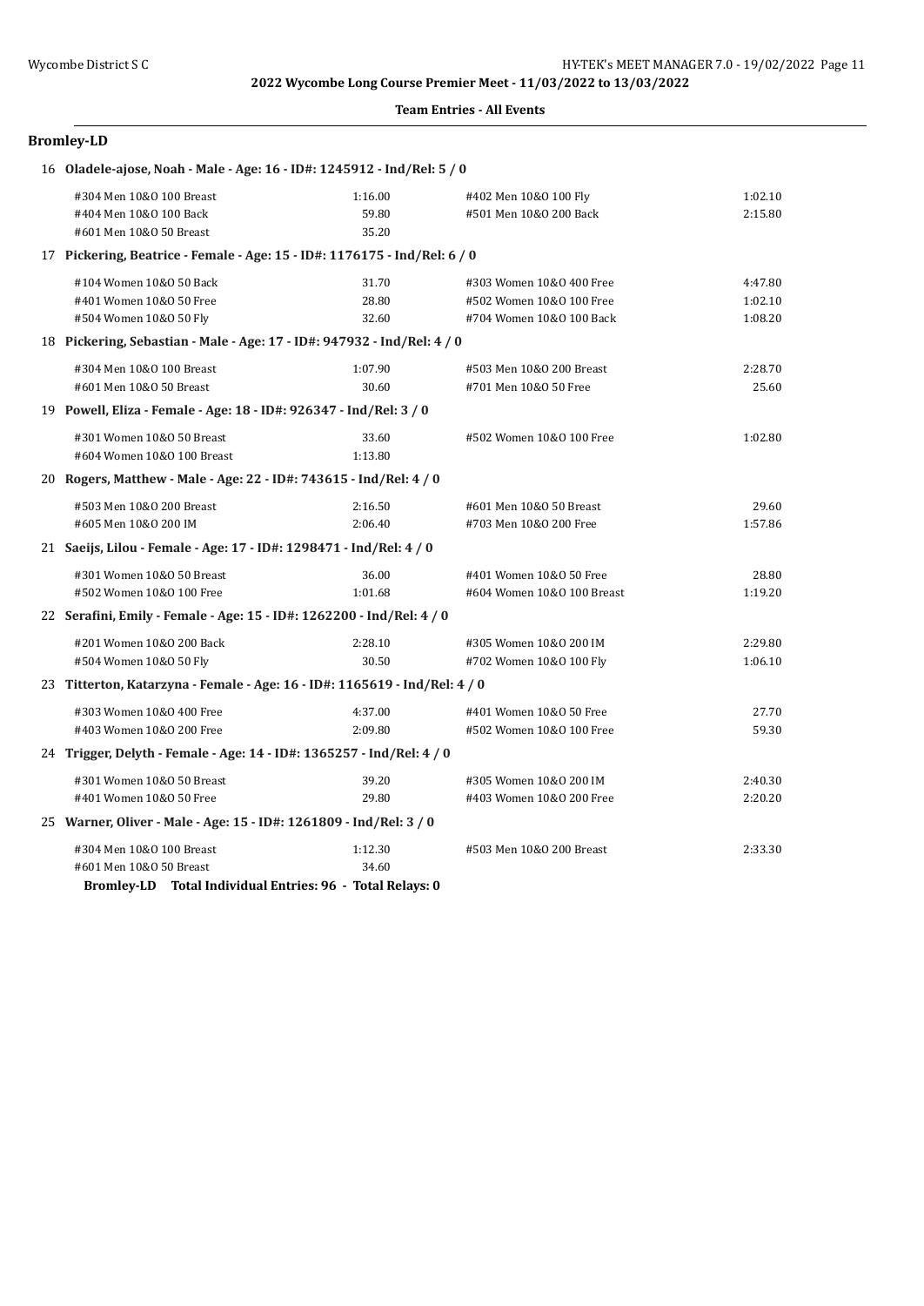**2022 Wycombe Long Course Premier Meet - 11/03/2022 to 13/03/2022**

**Team Entries - All Events**

## Bromley-LD

**16 Oladele-ajose, Noah - Male - Age: 16 - ID#: 1245912 - Ind/Rel: 5 / 0**

| Event | Time | Event | Time |
|---|---|---|---|
| #304 Men 10&O 100 Breast | 1:16.00 | #402 Men 10&O 100 Fly | 1:02.10 |
| #404 Men 10&O 100 Back | 59.80 | #501 Men 10&O 200 Back | 2:15.80 |
| #601 Men 10&O 50 Breast | 35.20 | | |

**17 Pickering, Beatrice - Female - Age: 15 - ID#: 1176175 - Ind/Rel: 6 / 0**

| Event | Time | Event | Time |
|---|---|---|---|
| #104 Women 10&O 50 Back | 31.70 | #303 Women 10&O 400 Free | 4:47.80 |
| #401 Women 10&O 50 Free | 28.80 | #502 Women 10&O 100 Free | 1:02.10 |
| #504 Women 10&O 50 Fly | 32.60 | #704 Women 10&O 100 Back | 1:08.20 |

**18 Pickering, Sebastian - Male - Age: 17 - ID#: 947932 - Ind/Rel: 4 / 0**

| Event | Time | Event | Time |
|---|---|---|---|
| #304 Men 10&O 100 Breast | 1:07.90 | #503 Men 10&O 200 Breast | 2:28.70 |
| #601 Men 10&O 50 Breast | 30.60 | #701 Men 10&O 50 Free | 25.60 |

**19 Powell, Eliza - Female - Age: 18 - ID#: 926347 - Ind/Rel: 3 / 0**

| Event | Time | Event | Time |
|---|---|---|---|
| #301 Women 10&O 50 Breast | 33.60 | #502 Women 10&O 100 Free | 1:02.80 |
| #604 Women 10&O 100 Breast | 1:13.80 | | |

**20 Rogers, Matthew - Male - Age: 22 - ID#: 743615 - Ind/Rel: 4 / 0**

| Event | Time | Event | Time |
|---|---|---|---|
| #503 Men 10&O 200 Breast | 2:16.50 | #601 Men 10&O 50 Breast | 29.60 |
| #605 Men 10&O 200 IM | 2:06.40 | #703 Men 10&O 200 Free | 1:57.86 |

**21 Saeijs, Lilou - Female - Age: 17 - ID#: 1298471 - Ind/Rel: 4 / 0**

| Event | Time | Event | Time |
|---|---|---|---|
| #301 Women 10&O 50 Breast | 36.00 | #401 Women 10&O 50 Free | 28.80 |
| #502 Women 10&O 100 Free | 1:01.68 | #604 Women 10&O 100 Breast | 1:19.20 |

**22 Serafini, Emily - Female - Age: 15 - ID#: 1262200 - Ind/Rel: 4 / 0**

| Event | Time | Event | Time |
|---|---|---|---|
| #201 Women 10&O 200 Back | 2:28.10 | #305 Women 10&O 200 IM | 2:29.80 |
| #504 Women 10&O 50 Fly | 30.50 | #702 Women 10&O 100 Fly | 1:06.10 |

**23 Titterton, Katarzyna - Female - Age: 16 - ID#: 1165619 - Ind/Rel: 4 / 0**

| Event | Time | Event | Time |
|---|---|---|---|
| #303 Women 10&O 400 Free | 4:37.00 | #401 Women 10&O 50 Free | 27.70 |
| #403 Women 10&O 200 Free | 2:09.80 | #502 Women 10&O 100 Free | 59.30 |

**24 Trigger, Delyth - Female - Age: 14 - ID#: 1365257 - Ind/Rel: 4 / 0**

| Event | Time | Event | Time |
|---|---|---|---|
| #301 Women 10&O 50 Breast | 39.20 | #305 Women 10&O 200 IM | 2:40.30 |
| #401 Women 10&O 50 Free | 29.80 | #403 Women 10&O 200 Free | 2:20.20 |

**25 Warner, Oliver - Male - Age: 15 - ID#: 1261809 - Ind/Rel: 3 / 0**

| Event | Time | Event | Time |
|---|---|---|---|
| #304 Men 10&O 100 Breast | 1:12.30 | #503 Men 10&O 200 Breast | 2:33.30 |
| #601 Men 10&O 50 Breast | 34.60 | | |

**Bromley-LD Total Individual Entries: 96 - Total Relays: 0**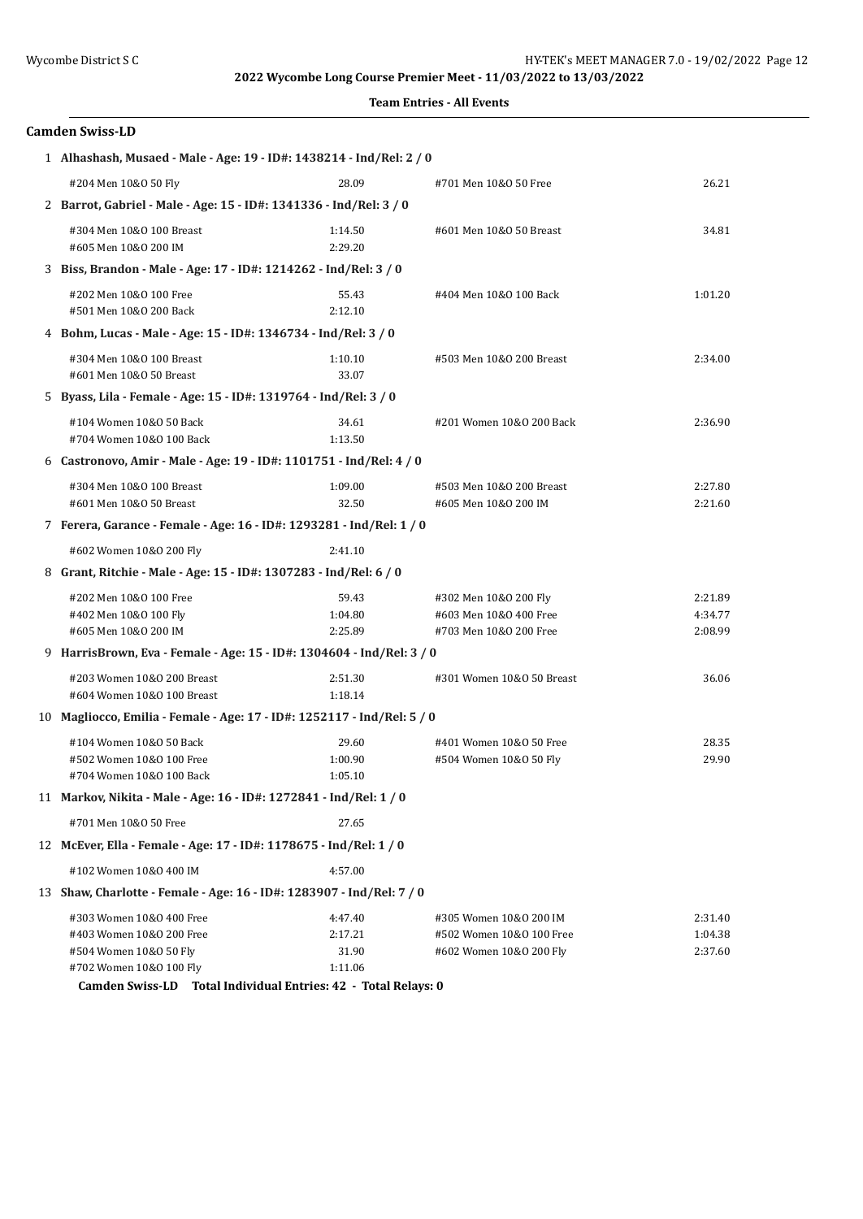# 2022 Wycombe Long Course Premier Meet - 11/03/2022 to 13/03/2022

## Team Entries - All Events

### Camden Swiss-LD

**1 Alhashash, Musaed - Male - Age: 19 - ID#: 1438214 - Ind/Rel: 2 / 0**

| Event | Time | Event | Time |
|---|---|---|---|
| #204 Men 10&O 50 Fly | 28.09 | #701 Men 10&O 50 Free | 26.21 |

**2 Barrot, Gabriel - Male - Age: 15 - ID#: 1341336 - Ind/Rel: 3 / 0**

| Event | Time | Event | Time |
|---|---|---|---|
| #304 Men 10&O 100 Breast | 1:14.50 | #601 Men 10&O 50 Breast | 34.81 |
| #605 Men 10&O 200 IM | 2:29.20 | | |

**3 Biss, Brandon - Male - Age: 17 - ID#: 1214262 - Ind/Rel: 3 / 0**

| Event | Time | Event | Time |
|---|---|---|---|
| #202 Men 10&O 100 Free | 55.43 | #404 Men 10&O 100 Back | 1:01.20 |
| #501 Men 10&O 200 Back | 2:12.10 | | |

**4 Bohm, Lucas - Male - Age: 15 - ID#: 1346734 - Ind/Rel: 3 / 0**

| Event | Time | Event | Time |
|---|---|---|---|
| #304 Men 10&O 100 Breast | 1:10.10 | #503 Men 10&O 200 Breast | 2:34.00 |
| #601 Men 10&O 50 Breast | 33.07 | | |

**5 Byass, Lila - Female - Age: 15 - ID#: 1319764 - Ind/Rel: 3 / 0**

| Event | Time | Event | Time |
|---|---|---|---|
| #104 Women 10&O 50 Back | 34.61 | #201 Women 10&O 200 Back | 2:36.90 |
| #704 Women 10&O 100 Back | 1:13.50 | | |

**6 Castronovo, Amir - Male - Age: 19 - ID#: 1101751 - Ind/Rel: 4 / 0**

| Event | Time | Event | Time |
|---|---|---|---|
| #304 Men 10&O 100 Breast | 1:09.00 | #503 Men 10&O 200 Breast | 2:27.80 |
| #601 Men 10&O 50 Breast | 32.50 | #605 Men 10&O 200 IM | 2:21.60 |

**7 Ferera, Garance - Female - Age: 16 - ID#: 1293281 - Ind/Rel: 1 / 0**

| Event | Time | Event | Time |
|---|---|---|---|
| #602 Women 10&O 200 Fly | 2:41.10 | | |

**8 Grant, Ritchie - Male - Age: 15 - ID#: 1307283 - Ind/Rel: 6 / 0**

| Event | Time | Event | Time |
|---|---|---|---|
| #202 Men 10&O 100 Free | 59.43 | #302 Men 10&O 200 Fly | 2:21.89 |
| #402 Men 10&O 100 Fly | 1:04.80 | #603 Men 10&O 400 Free | 4:34.77 |
| #605 Men 10&O 200 IM | 2:25.89 | #703 Men 10&O 200 Free | 2:08.99 |

**9 HarrisBrown, Eva - Female - Age: 15 - ID#: 1304604 - Ind/Rel: 3 / 0**

| Event | Time | Event | Time |
|---|---|---|---|
| #203 Women 10&O 200 Breast | 2:51.30 | #301 Women 10&O 50 Breast | 36.06 |
| #604 Women 10&O 100 Breast | 1:18.14 | | |

**10 Magliocco, Emilia - Female - Age: 17 - ID#: 1252117 - Ind/Rel: 5 / 0**

| Event | Time | Event | Time |
|---|---|---|---|
| #104 Women 10&O 50 Back | 29.60 | #401 Women 10&O 50 Free | 28.35 |
| #502 Women 10&O 100 Free | 1:00.90 | #504 Women 10&O 50 Fly | 29.90 |
| #704 Women 10&O 100 Back | 1:05.10 | | |

**11 Markov, Nikita - Male - Age: 16 - ID#: 1272841 - Ind/Rel: 1 / 0**

| Event | Time | Event | Time |
|---|---|---|---|
| #701 Men 10&O 50 Free | 27.65 | | |

**12 McEver, Ella - Female - Age: 17 - ID#: 1178675 - Ind/Rel: 1 / 0**

| Event | Time | Event | Time |
|---|---|---|---|
| #102 Women 10&O 400 IM | 4:57.00 | | |

**13 Shaw, Charlotte - Female - Age: 16 - ID#: 1283907 - Ind/Rel: 7 / 0**

| Event | Time | Event | Time |
|---|---|---|---|
| #303 Women 10&O 400 Free | 4:47.40 | #305 Women 10&O 200 IM | 2:31.40 |
| #403 Women 10&O 200 Free | 2:17.21 | #502 Women 10&O 100 Free | 1:04.38 |
| #504 Women 10&O 50 Fly | 31.90 | #602 Women 10&O 200 Fly | 2:37.60 |
| #702 Women 10&O 100 Fly | 1:11.06 | | |

**Camden Swiss-LD Total Individual Entries: 42 - Total Relays: 0**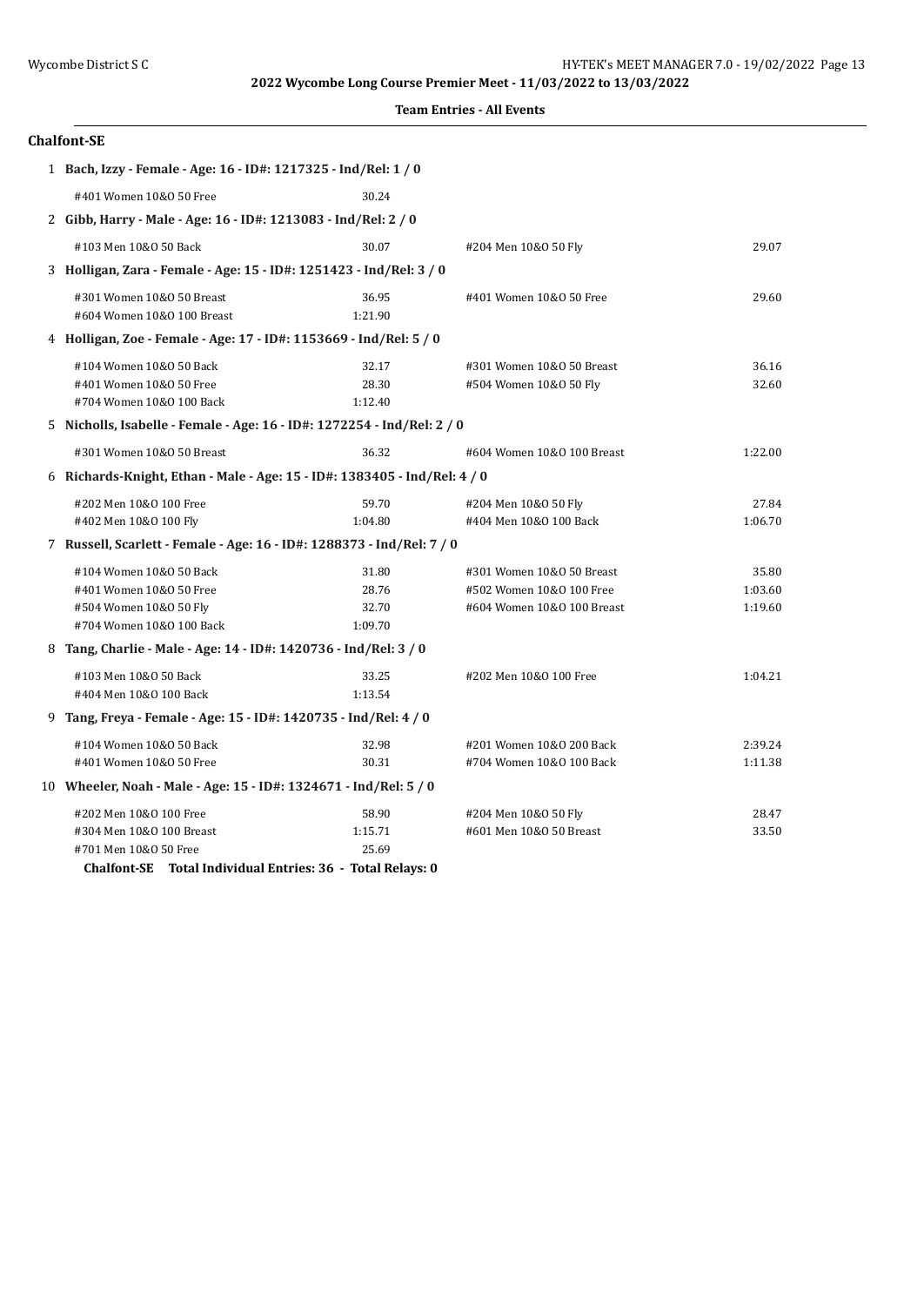**2022 Wycombe Long Course Premier Meet - 11/03/2022 to 13/03/2022**

**Team Entries - All Events**

### Chalfont-SE

1 **Bach, Izzy - Female - Age: 16 - ID#: 1217325 - Ind/Rel: 1 / 0**

| Event | Time | Event | Time |
|---|---|---|---|
| #401 Women 10&O 50 Free | 30.24 | | |

2 **Gibb, Harry - Male - Age: 16 - ID#: 1213083 - Ind/Rel: 2 / 0**

| Event | Time | Event | Time |
|---|---|---|---|
| #103 Men 10&O 50 Back | 30.07 | #204 Men 10&O 50 Fly | 29.07 |

3 **Holligan, Zara - Female - Age: 15 - ID#: 1251423 - Ind/Rel: 3 / 0**

| Event | Time | Event | Time |
|---|---|---|---|
| #301 Women 10&O 50 Breast | 36.95 | #401 Women 10&O 50 Free | 29.60 |
| #604 Women 10&O 100 Breast | 1:21.90 | | |

4 **Holligan, Zoe - Female - Age: 17 - ID#: 1153669 - Ind/Rel: 5 / 0**

| Event | Time | Event | Time |
|---|---|---|---|
| #104 Women 10&O 50 Back | 32.17 | #301 Women 10&O 50 Breast | 36.16 |
| #401 Women 10&O 50 Free | 28.30 | #504 Women 10&O 50 Fly | 32.60 |
| #704 Women 10&O 100 Back | 1:12.40 | | |

5 **Nicholls, Isabelle - Female - Age: 16 - ID#: 1272254 - Ind/Rel: 2 / 0**

| Event | Time | Event | Time |
|---|---|---|---|
| #301 Women 10&O 50 Breast | 36.32 | #604 Women 10&O 100 Breast | 1:22.00 |

6 **Richards-Knight, Ethan - Male - Age: 15 - ID#: 1383405 - Ind/Rel: 4 / 0**

| Event | Time | Event | Time |
|---|---|---|---|
| #202 Men 10&O 100 Free | 59.70 | #204 Men 10&O 50 Fly | 27.84 |
| #402 Men 10&O 100 Fly | 1:04.80 | #404 Men 10&O 100 Back | 1:06.70 |

7 **Russell, Scarlett - Female - Age: 16 - ID#: 1288373 - Ind/Rel: 7 / 0**

| Event | Time | Event | Time |
|---|---|---|---|
| #104 Women 10&O 50 Back | 31.80 | #301 Women 10&O 50 Breast | 35.80 |
| #401 Women 10&O 50 Free | 28.76 | #502 Women 10&O 100 Free | 1:03.60 |
| #504 Women 10&O 50 Fly | 32.70 | #604 Women 10&O 100 Breast | 1:19.60 |
| #704 Women 10&O 100 Back | 1:09.70 | | |

8 **Tang, Charlie - Male - Age: 14 - ID#: 1420736 - Ind/Rel: 3 / 0**

| Event | Time | Event | Time |
|---|---|---|---|
| #103 Men 10&O 50 Back | 33.25 | #202 Men 10&O 100 Free | 1:04.21 |
| #404 Men 10&O 100 Back | 1:13.54 | | |

9 **Tang, Freya - Female - Age: 15 - ID#: 1420735 - Ind/Rel: 4 / 0**

| Event | Time | Event | Time |
|---|---|---|---|
| #104 Women 10&O 50 Back | 32.98 | #201 Women 10&O 200 Back | 2:39.24 |
| #401 Women 10&O 50 Free | 30.31 | #704 Women 10&O 100 Back | 1:11.38 |

10 **Wheeler, Noah - Male - Age: 15 - ID#: 1324671 - Ind/Rel: 5 / 0**

| Event | Time | Event | Time |
|---|---|---|---|
| #202 Men 10&O 100 Free | 58.90 | #204 Men 10&O 50 Fly | 28.47 |
| #304 Men 10&O 100 Breast | 1:15.71 | #601 Men 10&O 50 Breast | 33.50 |
| #701 Men 10&O 50 Free | 25.69 | | |

**Chalfont-SE Total Individual Entries: 36 - Total Relays: 0**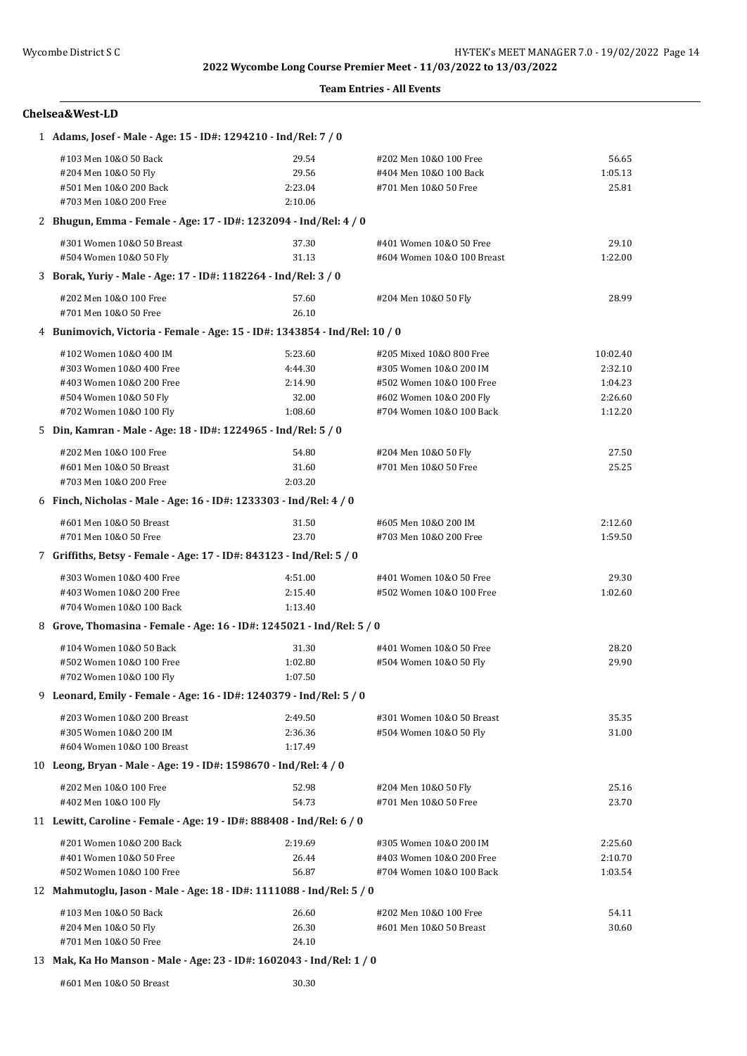**2022 Wycombe Long Course Premier Meet - 11/03/2022 to 13/03/2022**

**Team Entries - All Events**

### Chelsea&West-LD

**1 Adams, Josef - Male - Age: 15 - ID#: 1294210 - Ind/Rel: 7 / 0**

| Event | Time | Event | Time |
|---|---|---|---|
| #103 Men 10&O 50 Back | 29.54 | #202 Men 10&O 100 Free | 56.65 |
| #204 Men 10&O 50 Fly | 29.56 | #404 Men 10&O 100 Back | 1:05.13 |
| #501 Men 10&O 200 Back | 2:23.04 | #701 Men 10&O 50 Free | 25.81 |
| #703 Men 10&O 200 Free | 2:10.06 | | |

**2 Bhugun, Emma - Female - Age: 17 - ID#: 1232094 - Ind/Rel: 4 / 0**

| Event | Time | Event | Time |
|---|---|---|---|
| #301 Women 10&O 50 Breast | 37.30 | #401 Women 10&O 50 Free | 29.10 |
| #504 Women 10&O 50 Fly | 31.13 | #604 Women 10&O 100 Breast | 1:22.00 |

**3 Borak, Yuriy - Male - Age: 17 - ID#: 1182264 - Ind/Rel: 3 / 0**

| Event | Time | Event | Time |
|---|---|---|---|
| #202 Men 10&O 100 Free | 57.60 | #204 Men 10&O 50 Fly | 28.99 |
| #701 Men 10&O 50 Free | 26.10 | | |

**4 Bunimovich, Victoria - Female - Age: 15 - ID#: 1343854 - Ind/Rel: 10 / 0**

| Event | Time | Event | Time |
|---|---|---|---|
| #102 Women 10&O 400 IM | 5:23.60 | #205 Mixed 10&O 800 Free | 10:02.40 |
| #303 Women 10&O 400 Free | 4:44.30 | #305 Women 10&O 200 IM | 2:32.10 |
| #403 Women 10&O 200 Free | 2:14.90 | #502 Women 10&O 100 Free | 1:04.23 |
| #504 Women 10&O 50 Fly | 32.00 | #602 Women 10&O 200 Fly | 2:26.60 |
| #702 Women 10&O 100 Fly | 1:08.60 | #704 Women 10&O 100 Back | 1:12.20 |

**5 Din, Kamran - Male - Age: 18 - ID#: 1224965 - Ind/Rel: 5 / 0**

| Event | Time | Event | Time |
|---|---|---|---|
| #202 Men 10&O 100 Free | 54.80 | #204 Men 10&O 50 Fly | 27.50 |
| #601 Men 10&O 50 Breast | 31.60 | #701 Men 10&O 50 Free | 25.25 |
| #703 Men 10&O 200 Free | 2:03.20 | | |

**6 Finch, Nicholas - Male - Age: 16 - ID#: 1233303 - Ind/Rel: 4 / 0**

| Event | Time | Event | Time |
|---|---|---|---|
| #601 Men 10&O 50 Breast | 31.50 | #605 Men 10&O 200 IM | 2:12.60 |
| #701 Men 10&O 50 Free | 23.70 | #703 Men 10&O 200 Free | 1:59.50 |

**7 Griffiths, Betsy - Female - Age: 17 - ID#: 843123 - Ind/Rel: 5 / 0**

| Event | Time | Event | Time |
|---|---|---|---|
| #303 Women 10&O 400 Free | 4:51.00 | #401 Women 10&O 50 Free | 29.30 |
| #403 Women 10&O 200 Free | 2:15.40 | #502 Women 10&O 100 Free | 1:02.60 |
| #704 Women 10&O 100 Back | 1:13.40 | | |

**8 Grove, Thomasina - Female - Age: 16 - ID#: 1245021 - Ind/Rel: 5 / 0**

| Event | Time | Event | Time |
|---|---|---|---|
| #104 Women 10&O 50 Back | 31.30 | #401 Women 10&O 50 Free | 28.20 |
| #502 Women 10&O 100 Free | 1:02.80 | #504 Women 10&O 50 Fly | 29.90 |
| #702 Women 10&O 100 Fly | 1:07.50 | | |

**9 Leonard, Emily - Female - Age: 16 - ID#: 1240379 - Ind/Rel: 5 / 0**

| Event | Time | Event | Time |
|---|---|---|---|
| #203 Women 10&O 200 Breast | 2:49.50 | #301 Women 10&O 50 Breast | 35.35 |
| #305 Women 10&O 200 IM | 2:36.36 | #504 Women 10&O 50 Fly | 31.00 |
| #604 Women 10&O 100 Breast | 1:17.49 | | |

**10 Leong, Bryan - Male - Age: 19 - ID#: 1598670 - Ind/Rel: 4 / 0**

| Event | Time | Event | Time |
|---|---|---|---|
| #202 Men 10&O 100 Free | 52.98 | #204 Men 10&O 50 Fly | 25.16 |
| #402 Men 10&O 100 Fly | 54.73 | #701 Men 10&O 50 Free | 23.70 |

**11 Lewitt, Caroline - Female - Age: 19 - ID#: 888408 - Ind/Rel: 6 / 0**

| Event | Time | Event | Time |
|---|---|---|---|
| #201 Women 10&O 200 Back | 2:19.69 | #305 Women 10&O 200 IM | 2:25.60 |
| #401 Women 10&O 50 Free | 26.44 | #403 Women 10&O 200 Free | 2:10.70 |
| #502 Women 10&O 100 Free | 56.87 | #704 Women 10&O 100 Back | 1:03.54 |

**12 Mahmutoglu, Jason - Male - Age: 18 - ID#: 1111088 - Ind/Rel: 5 / 0**

| Event | Time | Event | Time |
|---|---|---|---|
| #103 Men 10&O 50 Back | 26.60 | #202 Men 10&O 100 Free | 54.11 |
| #204 Men 10&O 50 Fly | 26.30 | #601 Men 10&O 50 Breast | 30.60 |
| #701 Men 10&O 50 Free | 24.10 | | |

**13 Mak, Ka Ho Manson - Male - Age: 23 - ID#: 1602043 - Ind/Rel: 1 / 0**

| Event | Time | Event | Time |
|---|---|---|---|
| #601 Men 10&O 50 Breast | 30.30 | | |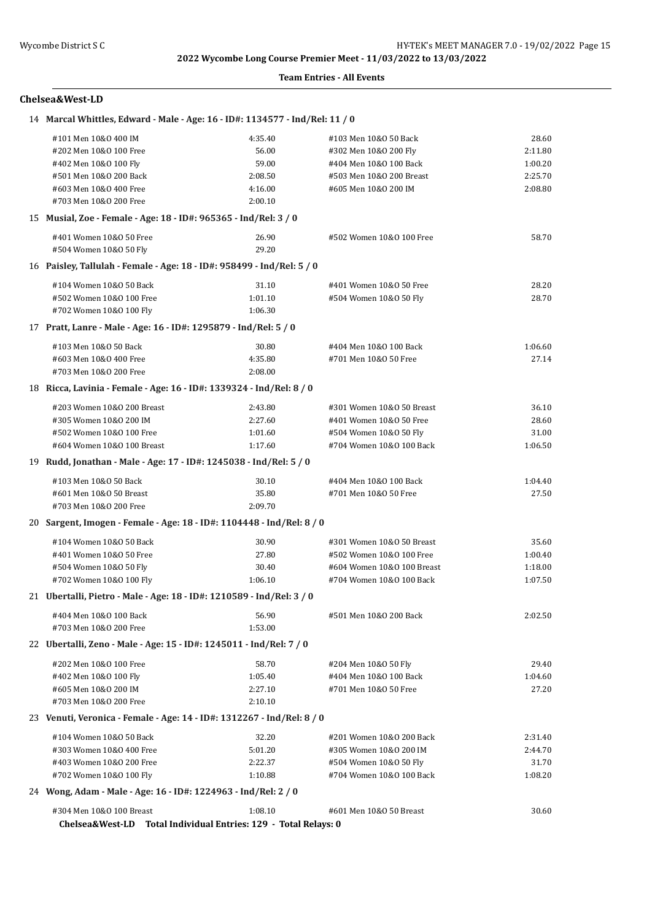**2022 Wycombe Long Course Premier Meet - 11/03/2022 to 13/03/2022**

**Team Entries - All Events**

## Chelsea&West-LD

### 14 Marcal Whittles, Edward - Male - Age: 16 - ID#: 1134577 - Ind/Rel: 11 / 0

| Event | Time | Event | Time |
|---|---|---|---|
| #101 Men 10&O 400 IM | 4:35.40 | #103 Men 10&O 50 Back | 28.60 |
| #202 Men 10&O 100 Free | 56.00 | #302 Men 10&O 200 Fly | 2:11.80 |
| #402 Men 10&O 100 Fly | 59.00 | #404 Men 10&O 100 Back | 1:00.20 |
| #501 Men 10&O 200 Back | 2:08.50 | #503 Men 10&O 200 Breast | 2:25.70 |
| #603 Men 10&O 400 Free | 4:16.00 | #605 Men 10&O 200 IM | 2:08.80 |
| #703 Men 10&O 200 Free | 2:00.10 | | |

### 15 Musial, Zoe - Female - Age: 18 - ID#: 965365 - Ind/Rel: 3 / 0

| Event | Time | Event | Time |
|---|---|---|---|
| #401 Women 10&O 50 Free | 26.90 | #502 Women 10&O 100 Free | 58.70 |
| #504 Women 10&O 50 Fly | 29.20 | | |

### 16 Paisley, Tallulah - Female - Age: 18 - ID#: 958499 - Ind/Rel: 5 / 0

| Event | Time | Event | Time |
|---|---|---|---|
| #104 Women 10&O 50 Back | 31.10 | #401 Women 10&O 50 Free | 28.20 |
| #502 Women 10&O 100 Free | 1:01.10 | #504 Women 10&O 50 Fly | 28.70 |
| #702 Women 10&O 100 Fly | 1:06.30 | | |

### 17 Pratt, Lanre - Male - Age: 16 - ID#: 1295879 - Ind/Rel: 5 / 0

| Event | Time | Event | Time |
|---|---|---|---|
| #103 Men 10&O 50 Back | 30.80 | #404 Men 10&O 100 Back | 1:06.60 |
| #603 Men 10&O 400 Free | 4:35.80 | #701 Men 10&O 50 Free | 27.14 |
| #703 Men 10&O 200 Free | 2:08.00 | | |

### 18 Ricca, Lavinia - Female - Age: 16 - ID#: 1339324 - Ind/Rel: 8 / 0

| Event | Time | Event | Time |
|---|---|---|---|
| #203 Women 10&O 200 Breast | 2:43.80 | #301 Women 10&O 50 Breast | 36.10 |
| #305 Women 10&O 200 IM | 2:27.60 | #401 Women 10&O 50 Free | 28.60 |
| #502 Women 10&O 100 Free | 1:01.60 | #504 Women 10&O 50 Fly | 31.00 |
| #604 Women 10&O 100 Breast | 1:17.60 | #704 Women 10&O 100 Back | 1:06.50 |

### 19 Rudd, Jonathan - Male - Age: 17 - ID#: 1245038 - Ind/Rel: 5 / 0

| Event | Time | Event | Time |
|---|---|---|---|
| #103 Men 10&O 50 Back | 30.10 | #404 Men 10&O 100 Back | 1:04.40 |
| #601 Men 10&O 50 Breast | 35.80 | #701 Men 10&O 50 Free | 27.50 |
| #703 Men 10&O 200 Free | 2:09.70 | | |

### 20 Sargent, Imogen - Female - Age: 18 - ID#: 1104448 - Ind/Rel: 8 / 0

| Event | Time | Event | Time |
|---|---|---|---|
| #104 Women 10&O 50 Back | 30.90 | #301 Women 10&O 50 Breast | 35.60 |
| #401 Women 10&O 50 Free | 27.80 | #502 Women 10&O 100 Free | 1:00.40 |
| #504 Women 10&O 50 Fly | 30.40 | #604 Women 10&O 100 Breast | 1:18.00 |
| #702 Women 10&O 100 Fly | 1:06.10 | #704 Women 10&O 100 Back | 1:07.50 |

### 21 Ubertalli, Pietro - Male - Age: 18 - ID#: 1210589 - Ind/Rel: 3 / 0

| Event | Time | Event | Time |
|---|---|---|---|
| #404 Men 10&O 100 Back | 56.90 | #501 Men 10&O 200 Back | 2:02.50 |
| #703 Men 10&O 200 Free | 1:53.00 | | |

### 22 Ubertalli, Zeno - Male - Age: 15 - ID#: 1245011 - Ind/Rel: 7 / 0

| Event | Time | Event | Time |
|---|---|---|---|
| #202 Men 10&O 100 Free | 58.70 | #204 Men 10&O 50 Fly | 29.40 |
| #402 Men 10&O 100 Fly | 1:05.40 | #404 Men 10&O 100 Back | 1:04.60 |
| #605 Men 10&O 200 IM | 2:27.10 | #701 Men 10&O 50 Free | 27.20 |
| #703 Men 10&O 200 Free | 2:10.10 | | |

### 23 Venuti, Veronica - Female - Age: 14 - ID#: 1312267 - Ind/Rel: 8 / 0

| Event | Time | Event | Time |
|---|---|---|---|
| #104 Women 10&O 50 Back | 32.20 | #201 Women 10&O 200 Back | 2:31.40 |
| #303 Women 10&O 400 Free | 5:01.20 | #305 Women 10&O 200 IM | 2:44.70 |
| #403 Women 10&O 200 Free | 2:22.37 | #504 Women 10&O 50 Fly | 31.70 |
| #702 Women 10&O 100 Fly | 1:10.88 | #704 Women 10&O 100 Back | 1:08.20 |

### 24 Wong, Adam - Male - Age: 16 - ID#: 1224963 - Ind/Rel: 2 / 0

| Event | Time | Event | Time |
|---|---|---|---|
| #304 Men 10&O 100 Breast | 1:08.10 | #601 Men 10&O 50 Breast | 30.60 |

**Chelsea&West-LD Total Individual Entries: 129 - Total Relays: 0**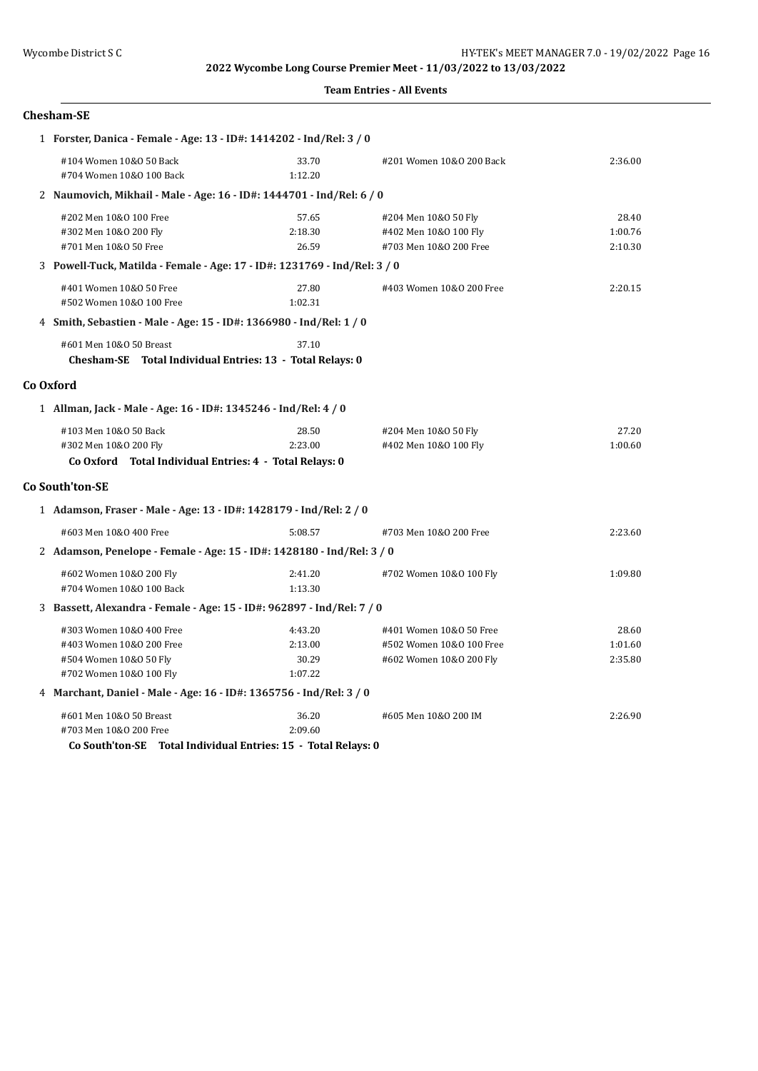**2022 Wycombe Long Course Premier Meet - 11/03/2022 to 13/03/2022**

**Team Entries - All Events**

## Chesham-SE

**1 Forster, Danica - Female - Age: 13 - ID#: 1414202 - Ind/Rel: 3 / 0**

| | | | |
|---|---|---|---|
| #104 Women 10&O 50 Back | 33.70 | #201 Women 10&O 200 Back | 2:36.00 |
| #704 Women 10&O 100 Back | 1:12.20 | | |

**2 Naumovich, Mikhail - Male - Age: 16 - ID#: 1444701 - Ind/Rel: 6 / 0**

| | | | |
|---|---|---|---|
| #202 Men 10&O 100 Free | 57.65 | #204 Men 10&O 50 Fly | 28.40 |
| #302 Men 10&O 200 Fly | 2:18.30 | #402 Men 10&O 100 Fly | 1:00.76 |
| #701 Men 10&O 50 Free | 26.59 | #703 Men 10&O 200 Free | 2:10.30 |

**3 Powell-Tuck, Matilda - Female - Age: 17 - ID#: 1231769 - Ind/Rel: 3 / 0**

| | | | |
|---|---|---|---|
| #401 Women 10&O 50 Free | 27.80 | #403 Women 10&O 200 Free | 2:20.15 |
| #502 Women 10&O 100 Free | 1:02.31 | | |

**4 Smith, Sebastien - Male - Age: 15 - ID#: 1366980 - Ind/Rel: 1 / 0**

| | | | |
|---|---|---|---|
| #601 Men 10&O 50 Breast | 37.10 | | |

**Chesham-SE Total Individual Entries: 13 - Total Relays: 0**

## Co Oxford

**1 Allman, Jack - Male - Age: 16 - ID#: 1345246 - Ind/Rel: 4 / 0**

| | | | |
|---|---|---|---|
| #103 Men 10&O 50 Back | 28.50 | #204 Men 10&O 50 Fly | 27.20 |
| #302 Men 10&O 200 Fly | 2:23.00 | #402 Men 10&O 100 Fly | 1:00.60 |

**Co Oxford Total Individual Entries: 4 - Total Relays: 0**

## Co South'ton-SE

**1 Adamson, Fraser - Male - Age: 13 - ID#: 1428179 - Ind/Rel: 2 / 0**

| | | | |
|---|---|---|---|
| #603 Men 10&O 400 Free | 5:08.57 | #703 Men 10&O 200 Free | 2:23.60 |

**2 Adamson, Penelope - Female - Age: 15 - ID#: 1428180 - Ind/Rel: 3 / 0**

| | | | |
|---|---|---|---|
| #602 Women 10&O 200 Fly | 2:41.20 | #702 Women 10&O 100 Fly | 1:09.80 |
| #704 Women 10&O 100 Back | 1:13.30 | | |

**3 Bassett, Alexandra - Female - Age: 15 - ID#: 962897 - Ind/Rel: 7 / 0**

| | | | |
|---|---|---|---|
| #303 Women 10&O 400 Free | 4:43.20 | #401 Women 10&O 50 Free | 28.60 |
| #403 Women 10&O 200 Free | 2:13.00 | #502 Women 10&O 100 Free | 1:01.60 |
| #504 Women 10&O 50 Fly | 30.29 | #602 Women 10&O 200 Fly | 2:35.80 |
| #702 Women 10&O 100 Fly | 1:07.22 | | |

**4 Marchant, Daniel - Male - Age: 16 - ID#: 1365756 - Ind/Rel: 3 / 0**

| | | | |
|---|---|---|---|
| #601 Men 10&O 50 Breast | 36.20 | #605 Men 10&O 200 IM | 2:26.90 |
| #703 Men 10&O 200 Free | 2:09.60 | | |

**Co South'ton-SE Total Individual Entries: 15 - Total Relays: 0**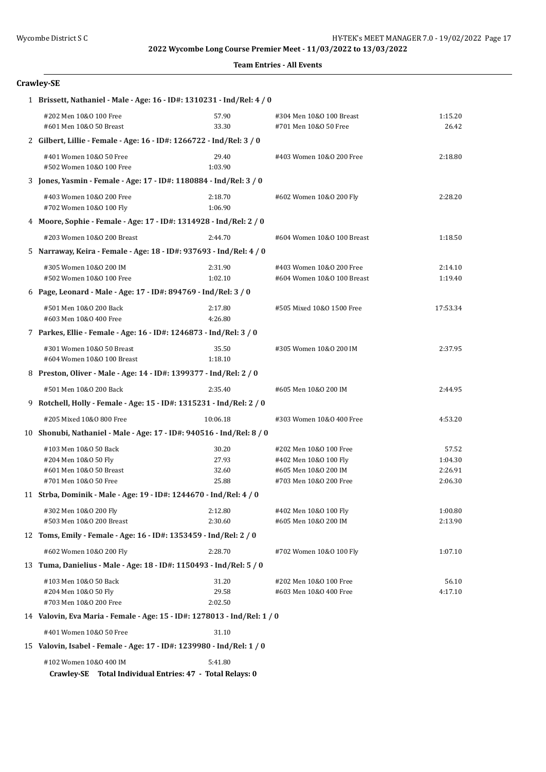**2022 Wycombe Long Course Premier Meet - 11/03/2022 to 13/03/2022**

**Team Entries - All Events**

## Crawley-SE

**1 Brissett, Nathaniel - Male - Age: 16 - ID#: 1310231 - Ind/Rel: 4 / 0**

| Event | Time | Event | Time |
|---|---|---|---|
| #202 Men 10&O 100 Free | 57.90 | #304 Men 10&O 100 Breast | 1:15.20 |
| #601 Men 10&O 50 Breast | 33.30 | #701 Men 10&O 50 Free | 26.42 |

**2 Gilbert, Lillie - Female - Age: 16 - ID#: 1266722 - Ind/Rel: 3 / 0**

| Event | Time | Event | Time |
|---|---|---|---|
| #401 Women 10&O 50 Free | 29.40 | #403 Women 10&O 200 Free | 2:18.80 |
| #502 Women 10&O 100 Free | 1:03.90 | | |

**3 Jones, Yasmin - Female - Age: 17 - ID#: 1180884 - Ind/Rel: 3 / 0**

| Event | Time | Event | Time |
|---|---|---|---|
| #403 Women 10&O 200 Free | 2:18.70 | #602 Women 10&O 200 Fly | 2:28.20 |
| #702 Women 10&O 100 Fly | 1:06.90 | | |

**4 Moore, Sophie - Female - Age: 17 - ID#: 1314928 - Ind/Rel: 2 / 0**

| Event | Time | Event | Time |
|---|---|---|---|
| #203 Women 10&O 200 Breast | 2:44.70 | #604 Women 10&O 100 Breast | 1:18.50 |

**5 Narraway, Keira - Female - Age: 18 - ID#: 937693 - Ind/Rel: 4 / 0**

| Event | Time | Event | Time |
|---|---|---|---|
| #305 Women 10&O 200 IM | 2:31.90 | #403 Women 10&O 200 Free | 2:14.10 |
| #502 Women 10&O 100 Free | 1:02.10 | #604 Women 10&O 100 Breast | 1:19.40 |

**6 Page, Leonard - Male - Age: 17 - ID#: 894769 - Ind/Rel: 3 / 0**

| Event | Time | Event | Time |
|---|---|---|---|
| #501 Men 10&O 200 Back | 2:17.80 | #505 Mixed 10&O 1500 Free | 17:53.34 |
| #603 Men 10&O 400 Free | 4:26.80 | | |

**7 Parkes, Ellie - Female - Age: 16 - ID#: 1246873 - Ind/Rel: 3 / 0**

| Event | Time | Event | Time |
|---|---|---|---|
| #301 Women 10&O 50 Breast | 35.50 | #305 Women 10&O 200 IM | 2:37.95 |
| #604 Women 10&O 100 Breast | 1:18.10 | | |

**8 Preston, Oliver - Male - Age: 14 - ID#: 1399377 - Ind/Rel: 2 / 0**

| Event | Time | Event | Time |
|---|---|---|---|
| #501 Men 10&O 200 Back | 2:35.40 | #605 Men 10&O 200 IM | 2:44.95 |

**9 Rotchell, Holly - Female - Age: 15 - ID#: 1315231 - Ind/Rel: 2 / 0**

| Event | Time | Event | Time |
|---|---|---|---|
| #205 Mixed 10&O 800 Free | 10:06.18 | #303 Women 10&O 400 Free | 4:53.20 |

**10 Shonubi, Nathaniel - Male - Age: 17 - ID#: 940516 - Ind/Rel: 8 / 0**

| Event | Time | Event | Time |
|---|---|---|---|
| #103 Men 10&O 50 Back | 30.20 | #202 Men 10&O 100 Free | 57.52 |
| #204 Men 10&O 50 Fly | 27.93 | #402 Men 10&O 100 Fly | 1:04.30 |
| #601 Men 10&O 50 Breast | 32.60 | #605 Men 10&O 200 IM | 2:26.91 |
| #701 Men 10&O 50 Free | 25.88 | #703 Men 10&O 200 Free | 2:06.30 |

**11 Strba, Dominik - Male - Age: 19 - ID#: 1244670 - Ind/Rel: 4 / 0**

| Event | Time | Event | Time |
|---|---|---|---|
| #302 Men 10&O 200 Fly | 2:12.80 | #402 Men 10&O 100 Fly | 1:00.80 |
| #503 Men 10&O 200 Breast | 2:30.60 | #605 Men 10&O 200 IM | 2:13.90 |

**12 Toms, Emily - Female - Age: 16 - ID#: 1353459 - Ind/Rel: 2 / 0**

| Event | Time | Event | Time |
|---|---|---|---|
| #602 Women 10&O 200 Fly | 2:28.70 | #702 Women 10&O 100 Fly | 1:07.10 |

**13 Tuma, Danielius - Male - Age: 18 - ID#: 1150493 - Ind/Rel: 5 / 0**

| Event | Time | Event | Time |
|---|---|---|---|
| #103 Men 10&O 50 Back | 31.20 | #202 Men 10&O 100 Free | 56.10 |
| #204 Men 10&O 50 Fly | 29.58 | #603 Men 10&O 400 Free | 4:17.10 |
| #703 Men 10&O 200 Free | 2:02.50 | | |

**14 Valovin, Eva Maria - Female - Age: 15 - ID#: 1278013 - Ind/Rel: 1 / 0**

| Event | Time |
|---|---|
| #401 Women 10&O 50 Free | 31.10 |

**15 Valovin, Isabel - Female - Age: 17 - ID#: 1239980 - Ind/Rel: 1 / 0**

| Event | Time |
|---|---|
| #102 Women 10&O 400 IM | 5:41.80 |

**Crawley-SE Total Individual Entries: 47 - Total Relays: 0**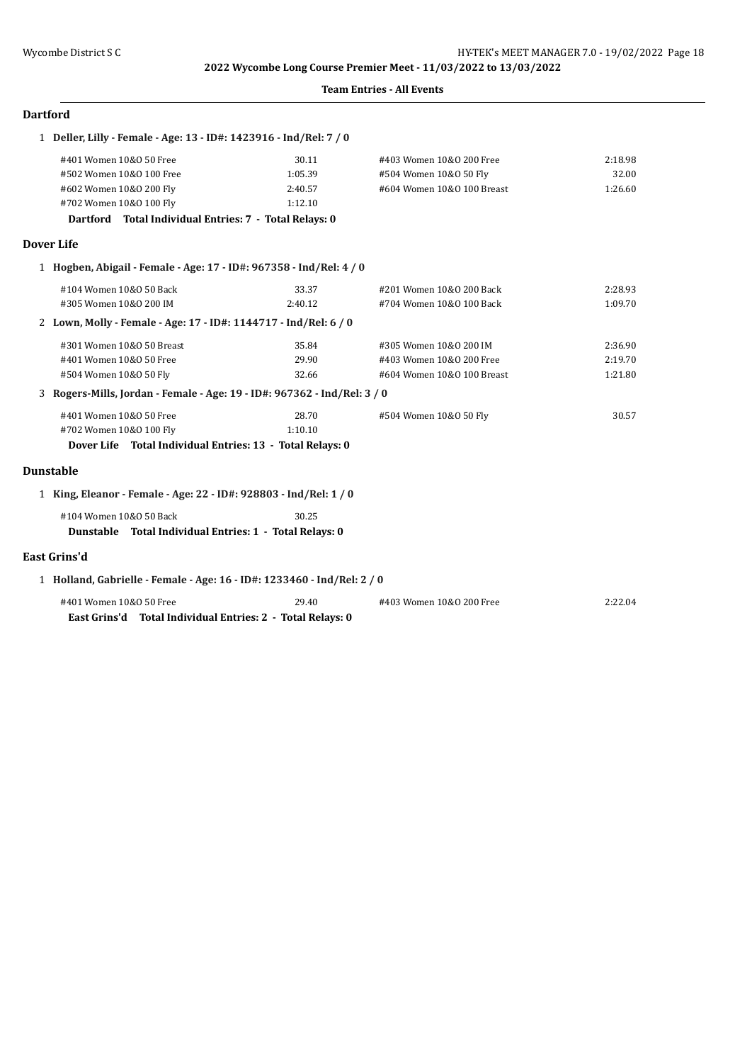**2022 Wycombe Long Course Premier Meet - 11/03/2022 to 13/03/2022**

**Team Entries - All Events**

## Dartford

1 **Deller, Lilly - Female - Age: 13 - ID#: 1423916 - Ind/Rel: 7 / 0**

| | | | |
|---|---|---|---|
| #401 Women 10&O 50 Free | 30.11 | #403 Women 10&O 200 Free | 2:18.98 |
| #502 Women 10&O 100 Free | 1:05.39 | #504 Women 10&O 50 Fly | 32.00 |
| #602 Women 10&O 200 Fly | 2:40.57 | #604 Women 10&O 100 Breast | 1:26.60 |
| #702 Women 10&O 100 Fly | 1:12.10 | | |

**Dartford Total Individual Entries: 7 - Total Relays: 0**

## Dover Life

1 **Hogben, Abigail - Female - Age: 17 - ID#: 967358 - Ind/Rel: 4 / 0**

| | | | |
|---|---|---|---|
| #104 Women 10&O 50 Back | 33.37 | #201 Women 10&O 200 Back | 2:28.93 |
| #305 Women 10&O 200 IM | 2:40.12 | #704 Women 10&O 100 Back | 1:09.70 |

2 **Lown, Molly - Female - Age: 17 - ID#: 1144717 - Ind/Rel: 6 / 0**

| | | | |
|---|---|---|---|
| #301 Women 10&O 50 Breast | 35.84 | #305 Women 10&O 200 IM | 2:36.90 |
| #401 Women 10&O 50 Free | 29.90 | #403 Women 10&O 200 Free | 2:19.70 |
| #504 Women 10&O 50 Fly | 32.66 | #604 Women 10&O 100 Breast | 1:21.80 |

3 **Rogers-Mills, Jordan - Female - Age: 19 - ID#: 967362 - Ind/Rel: 3 / 0**

| | | | |
|---|---|---|---|
| #401 Women 10&O 50 Free | 28.70 | #504 Women 10&O 50 Fly | 30.57 |
| #702 Women 10&O 100 Fly | 1:10.10 | | |

**Dover Life Total Individual Entries: 13 - Total Relays: 0**

## Dunstable

1 **King, Eleanor - Female - Age: 22 - ID#: 928803 - Ind/Rel: 1 / 0**

| | |
|---|---|
| #104 Women 10&O 50 Back | 30.25 |

**Dunstable Total Individual Entries: 1 - Total Relays: 0**

## East Grins'd

1 **Holland, Gabrielle - Female - Age: 16 - ID#: 1233460 - Ind/Rel: 2 / 0**

| | | | |
|---|---|---|---|
| #401 Women 10&O 50 Free | 29.40 | #403 Women 10&O 200 Free | 2:22.04 |

**East Grins'd Total Individual Entries: 2 - Total Relays: 0**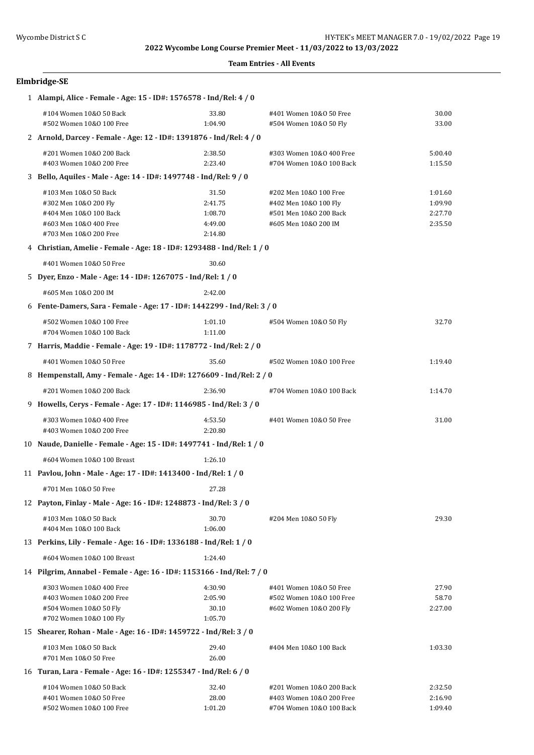2022 Wycombe Long Course Premier Meet - 11/03/2022 to 13/03/2022

**Team Entries - All Events**

## Elmbridge-SE

**1 Alampi, Alice - Female - Age: 15 - ID#: 1576578 - Ind/Rel: 4 / 0**

| | | | |
|---|---|---|---|
| #104 Women 10&O 50 Back | 33.80 | #401 Women 10&O 50 Free | 30.00 |
| #502 Women 10&O 100 Free | 1:04.90 | #504 Women 10&O 50 Fly | 33.00 |

**2 Arnold, Darcey - Female - Age: 12 - ID#: 1391876 - Ind/Rel: 4 / 0**

| | | | |
|---|---|---|---|
| #201 Women 10&O 200 Back | 2:38.50 | #303 Women 10&O 400 Free | 5:00.40 |
| #403 Women 10&O 200 Free | 2:23.40 | #704 Women 10&O 100 Back | 1:15.50 |

**3 Bello, Aquiles - Male - Age: 14 - ID#: 1497748 - Ind/Rel: 9 / 0**

| | | | |
|---|---|---|---|
| #103 Men 10&O 50 Back | 31.50 | #202 Men 10&O 100 Free | 1:01.60 |
| #302 Men 10&O 200 Fly | 2:41.75 | #402 Men 10&O 100 Fly | 1:09.90 |
| #404 Men 10&O 100 Back | 1:08.70 | #501 Men 10&O 200 Back | 2:27.70 |
| #603 Men 10&O 400 Free | 4:49.00 | #605 Men 10&O 200 IM | 2:35.50 |
| #703 Men 10&O 200 Free | 2:14.80 | | |

**4 Christian, Amelie - Female - Age: 18 - ID#: 1293488 - Ind/Rel: 1 / 0**

| | | | |
|---|---|---|---|
| #401 Women 10&O 50 Free | 30.60 | | |

**5 Dyer, Enzo - Male - Age: 14 - ID#: 1267075 - Ind/Rel: 1 / 0**

| | | | |
|---|---|---|---|
| #605 Men 10&O 200 IM | 2:42.00 | | |

**6 Fente-Damers, Sara - Female - Age: 17 - ID#: 1442299 - Ind/Rel: 3 / 0**

| | | | |
|---|---|---|---|
| #502 Women 10&O 100 Free | 1:01.10 | #504 Women 10&O 50 Fly | 32.70 |
| #704 Women 10&O 100 Back | 1:11.00 | | |

**7 Harris, Maddie - Female - Age: 19 - ID#: 1178772 - Ind/Rel: 2 / 0**

| | | | |
|---|---|---|---|
| #401 Women 10&O 50 Free | 35.60 | #502 Women 10&O 100 Free | 1:19.40 |

**8 Hempenstall, Amy - Female - Age: 14 - ID#: 1276609 - Ind/Rel: 2 / 0**

| | | | |
|---|---|---|---|
| #201 Women 10&O 200 Back | 2:36.90 | #704 Women 10&O 100 Back | 1:14.70 |

**9 Howells, Cerys - Female - Age: 17 - ID#: 1146985 - Ind/Rel: 3 / 0**

| | | | |
|---|---|---|---|
| #303 Women 10&O 400 Free | 4:53.50 | #401 Women 10&O 50 Free | 31.00 |
| #403 Women 10&O 200 Free | 2:20.80 | | |

**10 Naude, Danielle - Female - Age: 15 - ID#: 1497741 - Ind/Rel: 1 / 0**

| | | | |
|---|---|---|---|
| #604 Women 10&O 100 Breast | 1:26.10 | | |

**11 Pavlou, John - Male - Age: 17 - ID#: 1413400 - Ind/Rel: 1 / 0**

| | | | |
|---|---|---|---|
| #701 Men 10&O 50 Free | 27.28 | | |

**12 Payton, Finlay - Male - Age: 16 - ID#: 1248873 - Ind/Rel: 3 / 0**

| | | | |
|---|---|---|---|
| #103 Men 10&O 50 Back | 30.70 | #204 Men 10&O 50 Fly | 29.30 |
| #404 Men 10&O 100 Back | 1:06.00 | | |

**13 Perkins, Lily - Female - Age: 16 - ID#: 1336188 - Ind/Rel: 1 / 0**

| | | | |
|---|---|---|---|
| #604 Women 10&O 100 Breast | 1:24.40 | | |

**14 Pilgrim, Annabel - Female - Age: 16 - ID#: 1153166 - Ind/Rel: 7 / 0**

| | | | |
|---|---|---|---|
| #303 Women 10&O 400 Free | 4:30.90 | #401 Women 10&O 50 Free | 27.90 |
| #403 Women 10&O 200 Free | 2:05.90 | #502 Women 10&O 100 Free | 58.70 |
| #504 Women 10&O 50 Fly | 30.10 | #602 Women 10&O 200 Fly | 2:27.00 |
| #702 Women 10&O 100 Fly | 1:05.70 | | |

**15 Shearer, Rohan - Male - Age: 16 - ID#: 1459722 - Ind/Rel: 3 / 0**

| | | | |
|---|---|---|---|
| #103 Men 10&O 50 Back | 29.40 | #404 Men 10&O 100 Back | 1:03.30 |
| #701 Men 10&O 50 Free | 26.00 | | |

**16 Turan, Lara - Female - Age: 16 - ID#: 1255347 - Ind/Rel: 6 / 0**

| | | | |
|---|---|---|---|
| #104 Women 10&O 50 Back | 32.40 | #201 Women 10&O 200 Back | 2:32.50 |
| #401 Women 10&O 50 Free | 28.00 | #403 Women 10&O 200 Free | 2:16.90 |
| #502 Women 10&O 100 Free | 1:01.20 | #704 Women 10&O 100 Back | 1:09.40 |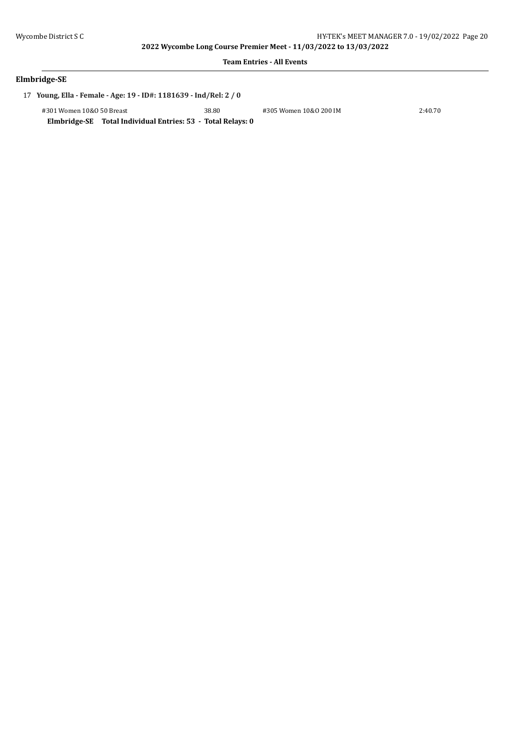**Team Entries - All Events**

## Elmbridge-SE

17 **Young, Ella - Female - Age: 19 - ID#: 1181639 - Ind/Rel: 2 / 0**

| Event | Time | Event | Time |
|---|---|---|---|
| #301 Women 10&O 50 Breast | 38.80 | #305 Women 10&O 200 IM | 2:40.70 |

**Elmbridge-SE Total Individual Entries: 53 - Total Relays: 0**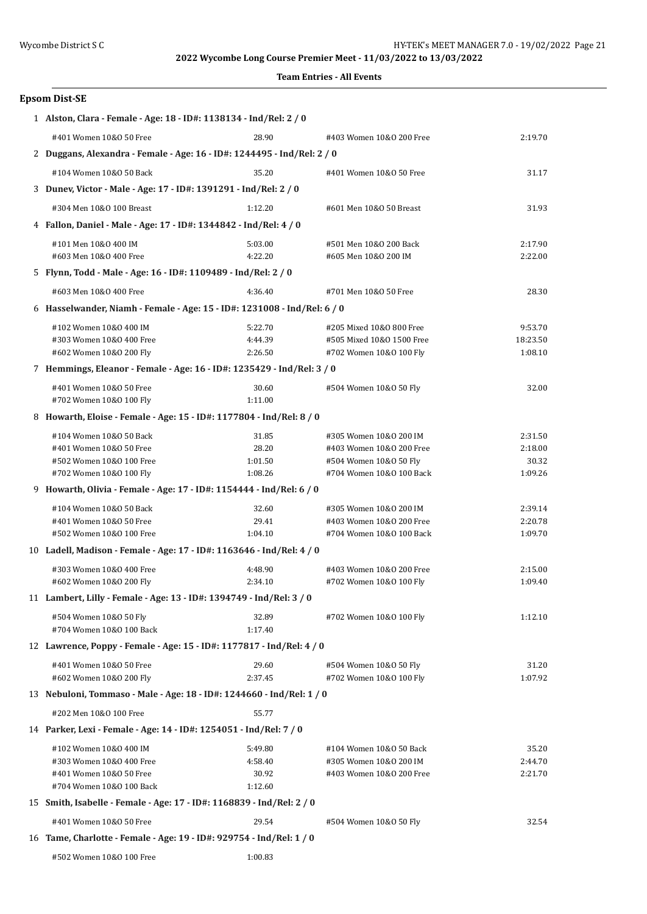2022 Wycombe Long Course Premier Meet - 11/03/2022 to 13/03/2022

**Team Entries - All Events**

## Epsom Dist-SE

**1 Alston, Clara - Female - Age: 18 - ID#: 1138134 - Ind/Rel: 2 / 0**

| | | | |
|---|---|---|---|
| #401 Women 10&O 50 Free | 28.90 | #403 Women 10&O 200 Free | 2:19.70 |

**2 Duggans, Alexandra - Female - Age: 16 - ID#: 1244495 - Ind/Rel: 2 / 0**

| | | | |
|---|---|---|---|
| #104 Women 10&O 50 Back | 35.20 | #401 Women 10&O 50 Free | 31.17 |

**3 Dunev, Victor - Male - Age: 17 - ID#: 1391291 - Ind/Rel: 2 / 0**

| | | | |
|---|---|---|---|
| #304 Men 10&O 100 Breast | 1:12.20 | #601 Men 10&O 50 Breast | 31.93 |

**4 Fallon, Daniel - Male - Age: 17 - ID#: 1344842 - Ind/Rel: 4 / 0**

| | | | |
|---|---|---|---|
| #101 Men 10&O 400 IM | 5:03.00 | #501 Men 10&O 200 Back | 2:17.90 |
| #603 Men 10&O 400 Free | 4:22.20 | #605 Men 10&O 200 IM | 2:22.00 |

**5 Flynn, Todd - Male - Age: 16 - ID#: 1109489 - Ind/Rel: 2 / 0**

| | | | |
|---|---|---|---|
| #603 Men 10&O 400 Free | 4:36.40 | #701 Men 10&O 50 Free | 28.30 |

**6 Hasselwander, Niamh - Female - Age: 15 - ID#: 1231008 - Ind/Rel: 6 / 0**

| | | | |
|---|---|---|---|
| #102 Women 10&O 400 IM | 5:22.70 | #205 Mixed 10&O 800 Free | 9:53.70 |
| #303 Women 10&O 400 Free | 4:44.39 | #505 Mixed 10&O 1500 Free | 18:23.50 |
| #602 Women 10&O 200 Fly | 2:26.50 | #702 Women 10&O 100 Fly | 1:08.10 |

**7 Hemmings, Eleanor - Female - Age: 16 - ID#: 1235429 - Ind/Rel: 3 / 0**

| | | | |
|---|---|---|---|
| #401 Women 10&O 50 Free | 30.60 | #504 Women 10&O 50 Fly | 32.00 |
| #702 Women 10&O 100 Fly | 1:11.00 | | |

**8 Howarth, Eloise - Female - Age: 15 - ID#: 1177804 - Ind/Rel: 8 / 0**

| | | | |
|---|---|---|---|
| #104 Women 10&O 50 Back | 31.85 | #305 Women 10&O 200 IM | 2:31.50 |
| #401 Women 10&O 50 Free | 28.20 | #403 Women 10&O 200 Free | 2:18.00 |
| #502 Women 10&O 100 Free | 1:01.50 | #504 Women 10&O 50 Fly | 30.32 |
| #702 Women 10&O 100 Fly | 1:08.26 | #704 Women 10&O 100 Back | 1:09.26 |

**9 Howarth, Olivia - Female - Age: 17 - ID#: 1154444 - Ind/Rel: 6 / 0**

| | | | |
|---|---|---|---|
| #104 Women 10&O 50 Back | 32.60 | #305 Women 10&O 200 IM | 2:39.14 |
| #401 Women 10&O 50 Free | 29.41 | #403 Women 10&O 200 Free | 2:20.78 |
| #502 Women 10&O 100 Free | 1:04.10 | #704 Women 10&O 100 Back | 1:09.70 |

**10 Ladell, Madison - Female - Age: 17 - ID#: 1163646 - Ind/Rel: 4 / 0**

| | | | |
|---|---|---|---|
| #303 Women 10&O 400 Free | 4:48.90 | #403 Women 10&O 200 Free | 2:15.00 |
| #602 Women 10&O 200 Fly | 2:34.10 | #702 Women 10&O 100 Fly | 1:09.40 |

**11 Lambert, Lilly - Female - Age: 13 - ID#: 1394749 - Ind/Rel: 3 / 0**

| | | | |
|---|---|---|---|
| #504 Women 10&O 50 Fly | 32.89 | #702 Women 10&O 100 Fly | 1:12.10 |
| #704 Women 10&O 100 Back | 1:17.40 | | |

**12 Lawrence, Poppy - Female - Age: 15 - ID#: 1177817 - Ind/Rel: 4 / 0**

| | | | |
|---|---|---|---|
| #401 Women 10&O 50 Free | 29.60 | #504 Women 10&O 50 Fly | 31.20 |
| #602 Women 10&O 200 Fly | 2:37.45 | #702 Women 10&O 100 Fly | 1:07.92 |

**13 Nebuloni, Tommaso - Male - Age: 18 - ID#: 1244660 - Ind/Rel: 1 / 0**

| | | | |
|---|---|---|---|
| #202 Men 10&O 100 Free | 55.77 | | |

**14 Parker, Lexi - Female - Age: 14 - ID#: 1254051 - Ind/Rel: 7 / 0**

| | | | |
|---|---|---|---|
| #102 Women 10&O 400 IM | 5:49.80 | #104 Women 10&O 50 Back | 35.20 |
| #303 Women 10&O 400 Free | 4:58.40 | #305 Women 10&O 200 IM | 2:44.70 |
| #401 Women 10&O 50 Free | 30.92 | #403 Women 10&O 200 Free | 2:21.70 |
| #704 Women 10&O 100 Back | 1:12.60 | | |

**15 Smith, Isabelle - Female - Age: 17 - ID#: 1168839 - Ind/Rel: 2 / 0**

| | | | |
|---|---|---|---|
| #401 Women 10&O 50 Free | 29.54 | #504 Women 10&O 50 Fly | 32.54 |

**16 Tame, Charlotte - Female - Age: 19 - ID#: 929754 - Ind/Rel: 1 / 0**

| | | | |
|---|---|---|---|
| #502 Women 10&O 100 Free | 1:00.83 | | |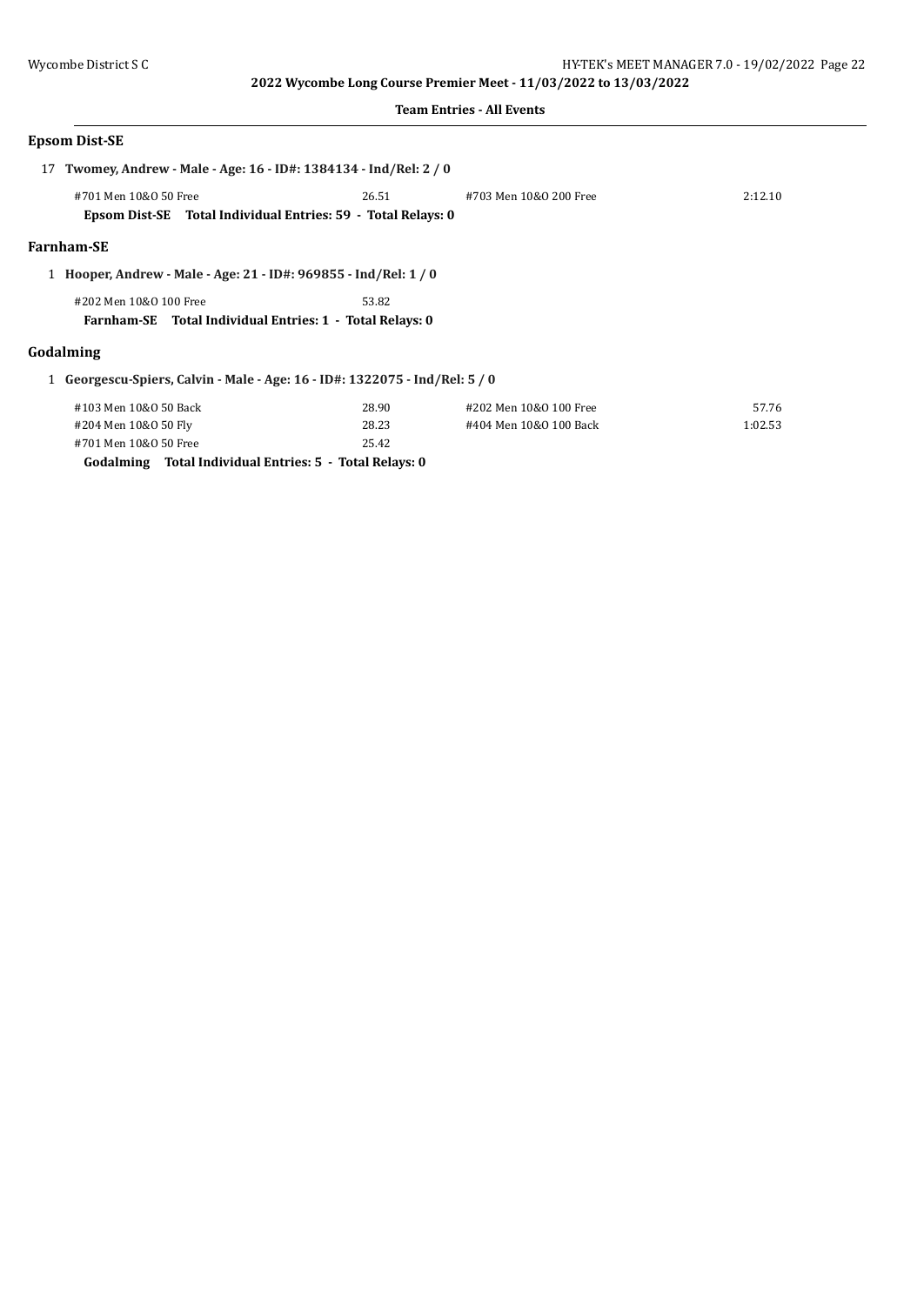**2022 Wycombe Long Course Premier Meet - 11/03/2022 to 13/03/2022**

**Team Entries - All Events**

## Epsom Dist-SE

17 **Twomey, Andrew - Male - Age: 16 - ID#: 1384134 - Ind/Rel: 2 / 0**

| | | | |
|---|---|---|---|
| #701 Men 10&O 50 Free | 26.51 | #703 Men 10&O 200 Free | 2:12.10 |

**Epsom Dist-SE Total Individual Entries: 59 - Total Relays: 0**

## Farnham-SE

1 **Hooper, Andrew - Male - Age: 21 - ID#: 969855 - Ind/Rel: 1 / 0**

| | |
|---|---|
| #202 Men 10&O 100 Free | 53.82 |

**Farnham-SE Total Individual Entries: 1 - Total Relays: 0**

## Godalming

1 **Georgescu-Spiers, Calvin - Male - Age: 16 - ID#: 1322075 - Ind/Rel: 5 / 0**

| | | | |
|---|---|---|---|
| #103 Men 10&O 50 Back | 28.90 | #202 Men 10&O 100 Free | 57.76 |
| #204 Men 10&O 50 Fly | 28.23 | #404 Men 10&O 100 Back | 1:02.53 |
| #701 Men 10&O 50 Free | 25.42 | | |

**Godalming Total Individual Entries: 5 - Total Relays: 0**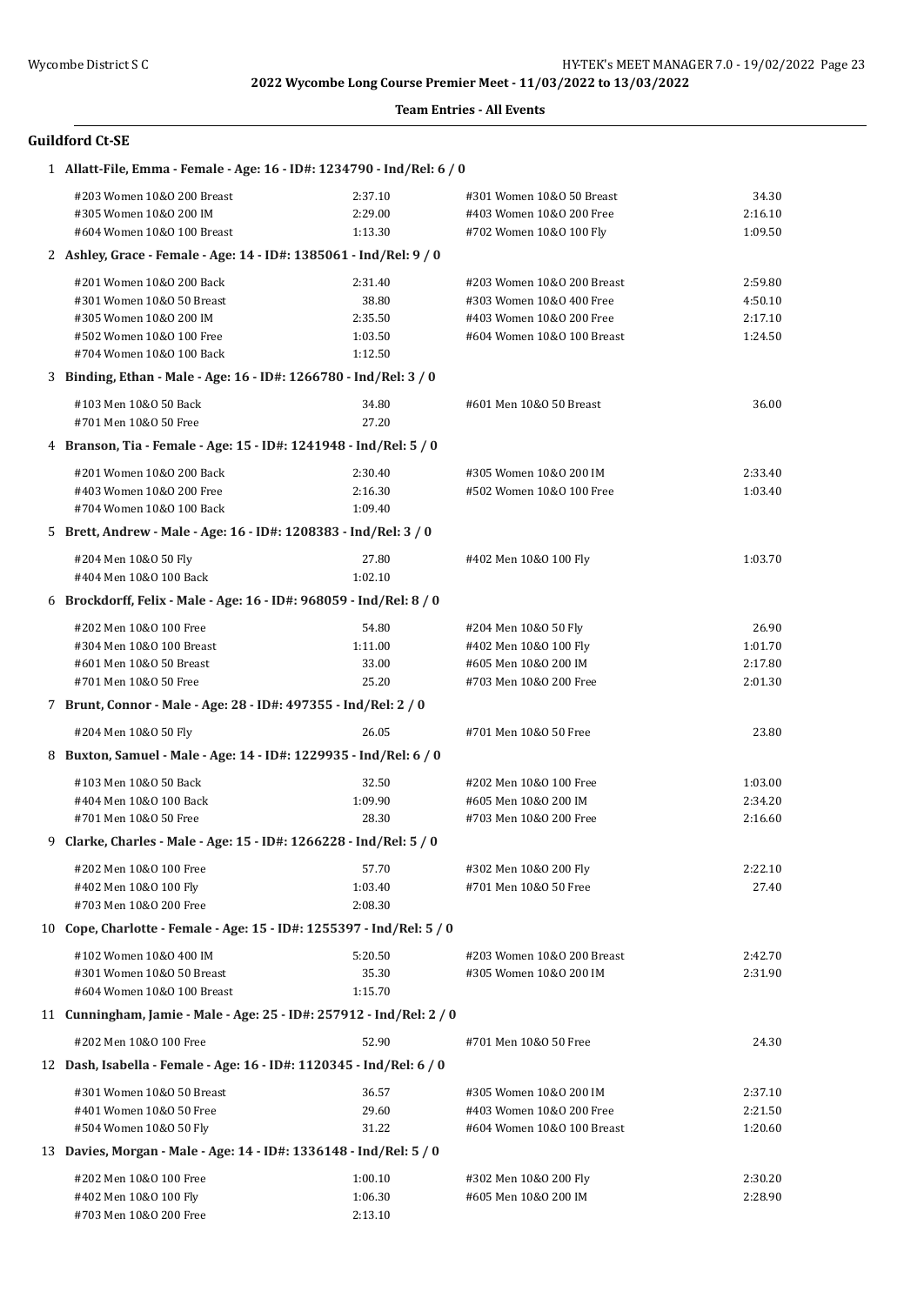**2022 Wycombe Long Course Premier Meet - 11/03/2022 to 13/03/2022**

**Team Entries - All Events**

### Guildford Ct-SE

**1 Allatt-File, Emma - Female - Age: 16 - ID#: 1234790 - Ind/Rel: 6 / 0**

| Event | Time | Event | Time |
|---|---|---|---|
| #203 Women 10&O 200 Breast | 2:37.10 | #301 Women 10&O 50 Breast | 34.30 |
| #305 Women 10&O 200 IM | 2:29.00 | #403 Women 10&O 200 Free | 2:16.10 |
| #604 Women 10&O 100 Breast | 1:13.30 | #702 Women 10&O 100 Fly | 1:09.50 |

**2 Ashley, Grace - Female - Age: 14 - ID#: 1385061 - Ind/Rel: 9 / 0**

| Event | Time | Event | Time |
|---|---|---|---|
| #201 Women 10&O 200 Back | 2:31.40 | #203 Women 10&O 200 Breast | 2:59.80 |
| #301 Women 10&O 50 Breast | 38.80 | #303 Women 10&O 400 Free | 4:50.10 |
| #305 Women 10&O 200 IM | 2:35.50 | #403 Women 10&O 200 Free | 2:17.10 |
| #502 Women 10&O 100 Free | 1:03.50 | #604 Women 10&O 100 Breast | 1:24.50 |
| #704 Women 10&O 100 Back | 1:12.50 | | |

**3 Binding, Ethan - Male - Age: 16 - ID#: 1266780 - Ind/Rel: 3 / 0**

| Event | Time | Event | Time |
|---|---|---|---|
| #103 Men 10&O 50 Back | 34.80 | #601 Men 10&O 50 Breast | 36.00 |
| #701 Men 10&O 50 Free | 27.20 | | |

**4 Branson, Tia - Female - Age: 15 - ID#: 1241948 - Ind/Rel: 5 / 0**

| Event | Time | Event | Time |
|---|---|---|---|
| #201 Women 10&O 200 Back | 2:30.40 | #305 Women 10&O 200 IM | 2:33.40 |
| #403 Women 10&O 200 Free | 2:16.30 | #502 Women 10&O 100 Free | 1:03.40 |
| #704 Women 10&O 100 Back | 1:09.40 | | |

**5 Brett, Andrew - Male - Age: 16 - ID#: 1208383 - Ind/Rel: 3 / 0**

| Event | Time | Event | Time |
|---|---|---|---|
| #204 Men 10&O 50 Fly | 27.80 | #402 Men 10&O 100 Fly | 1:03.70 |
| #404 Men 10&O 100 Back | 1:02.10 | | |

**6 Brockdorff, Felix - Male - Age: 16 - ID#: 968059 - Ind/Rel: 8 / 0**

| Event | Time | Event | Time |
|---|---|---|---|
| #202 Men 10&O 100 Free | 54.80 | #204 Men 10&O 50 Fly | 26.90 |
| #304 Men 10&O 100 Breast | 1:11.00 | #402 Men 10&O 100 Fly | 1:01.70 |
| #601 Men 10&O 50 Breast | 33.00 | #605 Men 10&O 200 IM | 2:17.80 |
| #701 Men 10&O 50 Free | 25.20 | #703 Men 10&O 200 Free | 2:01.30 |

**7 Brunt, Connor - Male - Age: 28 - ID#: 497355 - Ind/Rel: 2 / 0**

| Event | Time | Event | Time |
|---|---|---|---|
| #204 Men 10&O 50 Fly | 26.05 | #701 Men 10&O 50 Free | 23.80 |

**8 Buxton, Samuel - Male - Age: 14 - ID#: 1229935 - Ind/Rel: 6 / 0**

| Event | Time | Event | Time |
|---|---|---|---|
| #103 Men 10&O 50 Back | 32.50 | #202 Men 10&O 100 Free | 1:03.00 |
| #404 Men 10&O 100 Back | 1:09.90 | #605 Men 10&O 200 IM | 2:34.20 |
| #701 Men 10&O 50 Free | 28.30 | #703 Men 10&O 200 Free | 2:16.60 |

**9 Clarke, Charles - Male - Age: 15 - ID#: 1266228 - Ind/Rel: 5 / 0**

| Event | Time | Event | Time |
|---|---|---|---|
| #202 Men 10&O 100 Free | 57.70 | #302 Men 10&O 200 Fly | 2:22.10 |
| #402 Men 10&O 100 Fly | 1:03.40 | #701 Men 10&O 50 Free | 27.40 |
| #703 Men 10&O 200 Free | 2:08.30 | | |

**10 Cope, Charlotte - Female - Age: 15 - ID#: 1255397 - Ind/Rel: 5 / 0**

| Event | Time | Event | Time |
|---|---|---|---|
| #102 Women 10&O 400 IM | 5:20.50 | #203 Women 10&O 200 Breast | 2:42.70 |
| #301 Women 10&O 50 Breast | 35.30 | #305 Women 10&O 200 IM | 2:31.90 |
| #604 Women 10&O 100 Breast | 1:15.70 | | |

**11 Cunningham, Jamie - Male - Age: 25 - ID#: 257912 - Ind/Rel: 2 / 0**

| Event | Time | Event | Time |
|---|---|---|---|
| #202 Men 10&O 100 Free | 52.90 | #701 Men 10&O 50 Free | 24.30 |

**12 Dash, Isabella - Female - Age: 16 - ID#: 1120345 - Ind/Rel: 6 / 0**

| Event | Time | Event | Time |
|---|---|---|---|
| #301 Women 10&O 50 Breast | 36.57 | #305 Women 10&O 200 IM | 2:37.10 |
| #401 Women 10&O 50 Free | 29.60 | #403 Women 10&O 200 Free | 2:21.50 |
| #504 Women 10&O 50 Fly | 31.22 | #604 Women 10&O 100 Breast | 1:20.60 |

**13 Davies, Morgan - Male - Age: 14 - ID#: 1336148 - Ind/Rel: 5 / 0**

| Event | Time | Event | Time |
|---|---|---|---|
| #202 Men 10&O 100 Free | 1:00.10 | #302 Men 10&O 200 Fly | 2:30.20 |
| #402 Men 10&O 100 Fly | 1:06.30 | #605 Men 10&O 200 IM | 2:28.90 |
| #703 Men 10&O 200 Free | 2:13.10 | | |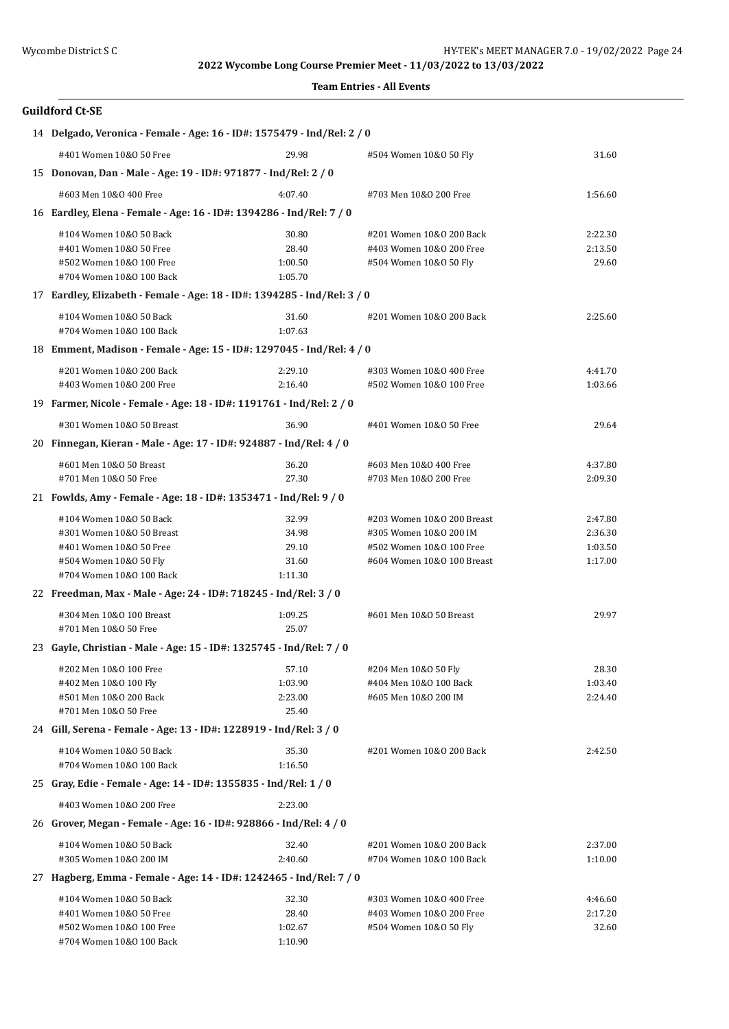**2022 Wycombe Long Course Premier Meet - 11/03/2022 to 13/03/2022**

**Team Entries - All Events**

## Guildford Ct-SE

**14 Delgado, Veronica - Female - Age: 16 - ID#: 1575479 - Ind/Rel: 2 / 0**

| | | | |
|---|---|---|---|
| #401 Women 10&O 50 Free | 29.98 | #504 Women 10&O 50 Fly | 31.60 |

**15 Donovan, Dan - Male - Age: 19 - ID#: 971877 - Ind/Rel: 2 / 0**

| | | | |
|---|---|---|---|
| #603 Men 10&O 400 Free | 4:07.40 | #703 Men 10&O 200 Free | 1:56.60 |

**16 Eardley, Elena - Female - Age: 16 - ID#: 1394286 - Ind/Rel: 7 / 0**

| | | | |
|---|---|---|---|
| #104 Women 10&O 50 Back | 30.80 | #201 Women 10&O 200 Back | 2:22.30 |
| #401 Women 10&O 50 Free | 28.40 | #403 Women 10&O 200 Free | 2:13.50 |
| #502 Women 10&O 100 Free | 1:00.50 | #504 Women 10&O 50 Fly | 29.60 |
| #704 Women 10&O 100 Back | 1:05.70 | | |

**17 Eardley, Elizabeth - Female - Age: 18 - ID#: 1394285 - Ind/Rel: 3 / 0**

| | | | |
|---|---|---|---|
| #104 Women 10&O 50 Back | 31.60 | #201 Women 10&O 200 Back | 2:25.60 |
| #704 Women 10&O 100 Back | 1:07.63 | | |

**18 Emment, Madison - Female - Age: 15 - ID#: 1297045 - Ind/Rel: 4 / 0**

| | | | |
|---|---|---|---|
| #201 Women 10&O 200 Back | 2:29.10 | #303 Women 10&O 400 Free | 4:41.70 |
| #403 Women 10&O 200 Free | 2:16.40 | #502 Women 10&O 100 Free | 1:03.66 |

**19 Farmer, Nicole - Female - Age: 18 - ID#: 1191761 - Ind/Rel: 2 / 0**

| | | | |
|---|---|---|---|
| #301 Women 10&O 50 Breast | 36.90 | #401 Women 10&O 50 Free | 29.64 |

**20 Finnegan, Kieran - Male - Age: 17 - ID#: 924887 - Ind/Rel: 4 / 0**

| | | | |
|---|---|---|---|
| #601 Men 10&O 50 Breast | 36.20 | #603 Men 10&O 400 Free | 4:37.80 |
| #701 Men 10&O 50 Free | 27.30 | #703 Men 10&O 200 Free | 2:09.30 |

**21 Fowlds, Amy - Female - Age: 18 - ID#: 1353471 - Ind/Rel: 9 / 0**

| | | | |
|---|---|---|---|
| #104 Women 10&O 50 Back | 32.99 | #203 Women 10&O 200 Breast | 2:47.80 |
| #301 Women 10&O 50 Breast | 34.98 | #305 Women 10&O 200 IM | 2:36.30 |
| #401 Women 10&O 50 Free | 29.10 | #502 Women 10&O 100 Free | 1:03.50 |
| #504 Women 10&O 50 Fly | 31.60 | #604 Women 10&O 100 Breast | 1:17.00 |
| #704 Women 10&O 100 Back | 1:11.30 | | |

**22 Freedman, Max - Male - Age: 24 - ID#: 718245 - Ind/Rel: 3 / 0**

| | | | |
|---|---|---|---|
| #304 Men 10&O 100 Breast | 1:09.25 | #601 Men 10&O 50 Breast | 29.97 |
| #701 Men 10&O 50 Free | 25.07 | | |

**23 Gayle, Christian - Male - Age: 15 - ID#: 1325745 - Ind/Rel: 7 / 0**

| | | | |
|---|---|---|---|
| #202 Men 10&O 100 Free | 57.10 | #204 Men 10&O 50 Fly | 28.30 |
| #402 Men 10&O 100 Fly | 1:03.90 | #404 Men 10&O 100 Back | 1:03.40 |
| #501 Men 10&O 200 Back | 2:23.00 | #605 Men 10&O 200 IM | 2:24.40 |
| #701 Men 10&O 50 Free | 25.40 | | |

**24 Gill, Serena - Female - Age: 13 - ID#: 1228919 - Ind/Rel: 3 / 0**

| | | | |
|---|---|---|---|
| #104 Women 10&O 50 Back | 35.30 | #201 Women 10&O 200 Back | 2:42.50 |
| #704 Women 10&O 100 Back | 1:16.50 | | |

**25 Gray, Edie - Female - Age: 14 - ID#: 1355835 - Ind/Rel: 1 / 0**

| | | | |
|---|---|---|---|
| #403 Women 10&O 200 Free | 2:23.00 | | |

**26 Grover, Megan - Female - Age: 16 - ID#: 928866 - Ind/Rel: 4 / 0**

| | | | |
|---|---|---|---|
| #104 Women 10&O 50 Back | 32.40 | #201 Women 10&O 200 Back | 2:37.00 |
| #305 Women 10&O 200 IM | 2:40.60 | #704 Women 10&O 100 Back | 1:10.00 |

**27 Hagberg, Emma - Female - Age: 14 - ID#: 1242465 - Ind/Rel: 7 / 0**

| | | | |
|---|---|---|---|
| #104 Women 10&O 50 Back | 32.30 | #303 Women 10&O 400 Free | 4:46.60 |
| #401 Women 10&O 50 Free | 28.40 | #403 Women 10&O 200 Free | 2:17.20 |
| #502 Women 10&O 100 Free | 1:02.67 | #504 Women 10&O 50 Fly | 32.60 |
| #704 Women 10&O 100 Back | 1:10.90 | | |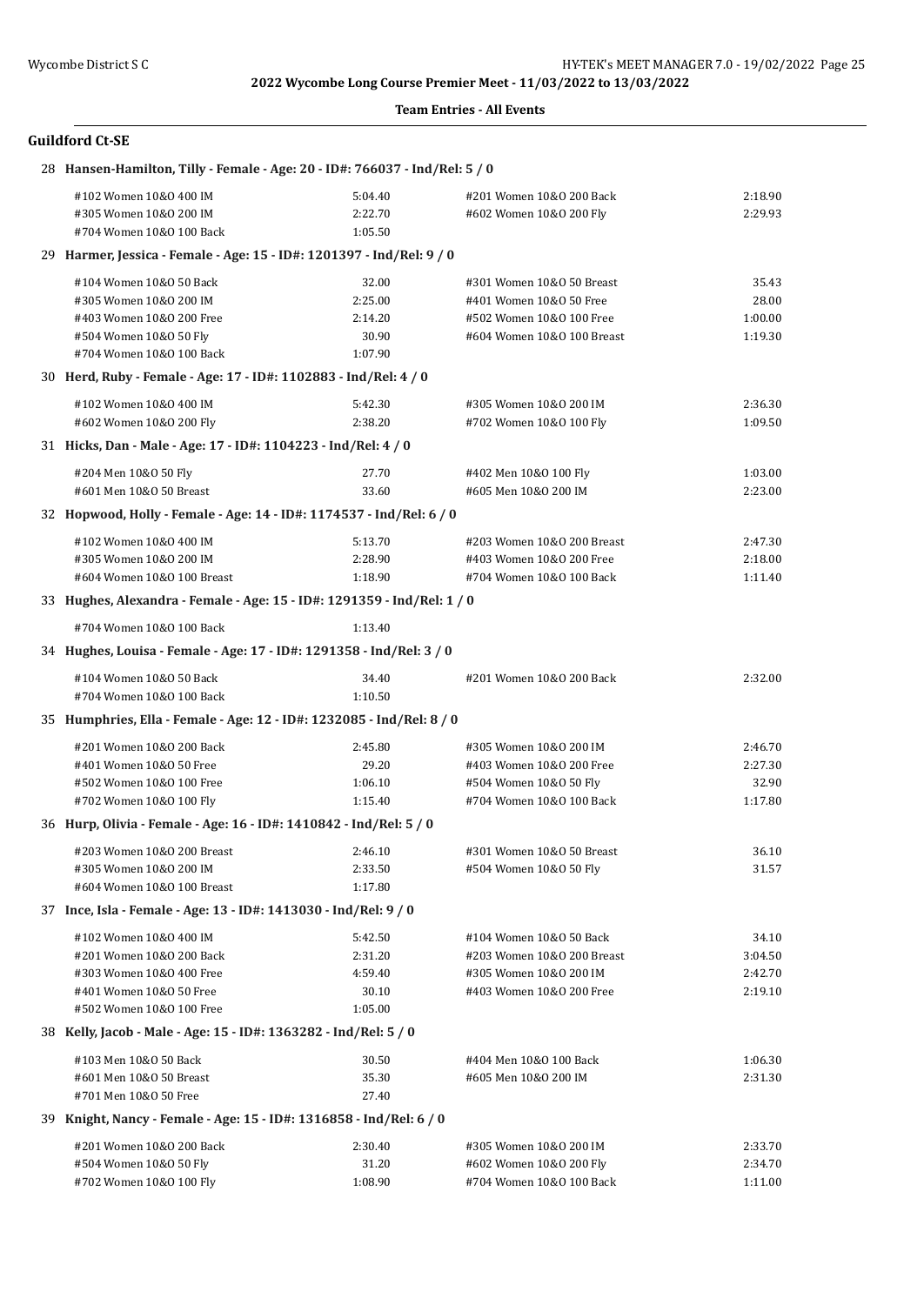2022 Wycombe Long Course Premier Meet - 11/03/2022 to 13/03/2022

**Team Entries - All Events**

### Guildford Ct-SE

**28 Hansen-Hamilton, Tilly - Female - Age: 20 - ID#: 766037 - Ind/Rel: 5 / 0**

| Event | Time | Event | Time |
|---|---|---|---|
| #102 Women 10&O 400 IM | 5:04.40 | #201 Women 10&O 200 Back | 2:18.90 |
| #305 Women 10&O 200 IM | 2:22.70 | #602 Women 10&O 200 Fly | 2:29.93 |
| #704 Women 10&O 100 Back | 1:05.50 | | |

**29 Harmer, Jessica - Female - Age: 15 - ID#: 1201397 - Ind/Rel: 9 / 0**

| Event | Time | Event | Time |
|---|---|---|---|
| #104 Women 10&O 50 Back | 32.00 | #301 Women 10&O 50 Breast | 35.43 |
| #305 Women 10&O 200 IM | 2:25.00 | #401 Women 10&O 50 Free | 28.00 |
| #403 Women 10&O 200 Free | 2:14.20 | #502 Women 10&O 100 Free | 1:00.00 |
| #504 Women 10&O 50 Fly | 30.90 | #604 Women 10&O 100 Breast | 1:19.30 |
| #704 Women 10&O 100 Back | 1:07.90 | | |

**30 Herd, Ruby - Female - Age: 17 - ID#: 1102883 - Ind/Rel: 4 / 0**

| Event | Time | Event | Time |
|---|---|---|---|
| #102 Women 10&O 400 IM | 5:42.30 | #305 Women 10&O 200 IM | 2:36.30 |
| #602 Women 10&O 200 Fly | 2:38.20 | #702 Women 10&O 100 Fly | 1:09.50 |

**31 Hicks, Dan - Male - Age: 17 - ID#: 1104223 - Ind/Rel: 4 / 0**

| Event | Time | Event | Time |
|---|---|---|---|
| #204 Men 10&O 50 Fly | 27.70 | #402 Men 10&O 100 Fly | 1:03.00 |
| #601 Men 10&O 50 Breast | 33.60 | #605 Men 10&O 200 IM | 2:23.00 |

**32 Hopwood, Holly - Female - Age: 14 - ID#: 1174537 - Ind/Rel: 6 / 0**

| Event | Time | Event | Time |
|---|---|---|---|
| #102 Women 10&O 400 IM | 5:13.70 | #203 Women 10&O 200 Breast | 2:47.30 |
| #305 Women 10&O 200 IM | 2:28.90 | #403 Women 10&O 200 Free | 2:18.00 |
| #604 Women 10&O 100 Breast | 1:18.90 | #704 Women 10&O 100 Back | 1:11.40 |

**33 Hughes, Alexandra - Female - Age: 15 - ID#: 1291359 - Ind/Rel: 1 / 0**

| Event | Time | Event | Time |
|---|---|---|---|
| #704 Women 10&O 100 Back | 1:13.40 | | |

**34 Hughes, Louisa - Female - Age: 17 - ID#: 1291358 - Ind/Rel: 3 / 0**

| Event | Time | Event | Time |
|---|---|---|---|
| #104 Women 10&O 50 Back | 34.40 | #201 Women 10&O 200 Back | 2:32.00 |
| #704 Women 10&O 100 Back | 1:10.50 | | |

**35 Humphries, Ella - Female - Age: 12 - ID#: 1232085 - Ind/Rel: 8 / 0**

| Event | Time | Event | Time |
|---|---|---|---|
| #201 Women 10&O 200 Back | 2:45.80 | #305 Women 10&O 200 IM | 2:46.70 |
| #401 Women 10&O 50 Free | 29.20 | #403 Women 10&O 200 Free | 2:27.30 |
| #502 Women 10&O 100 Free | 1:06.10 | #504 Women 10&O 50 Fly | 32.90 |
| #702 Women 10&O 100 Fly | 1:15.40 | #704 Women 10&O 100 Back | 1:17.80 |

**36 Hurp, Olivia - Female - Age: 16 - ID#: 1410842 - Ind/Rel: 5 / 0**

| Event | Time | Event | Time |
|---|---|---|---|
| #203 Women 10&O 200 Breast | 2:46.10 | #301 Women 10&O 50 Breast | 36.10 |
| #305 Women 10&O 200 IM | 2:33.50 | #504 Women 10&O 50 Fly | 31.57 |
| #604 Women 10&O 100 Breast | 1:17.80 | | |

**37 Ince, Isla - Female - Age: 13 - ID#: 1413030 - Ind/Rel: 9 / 0**

| Event | Time | Event | Time |
|---|---|---|---|
| #102 Women 10&O 400 IM | 5:42.50 | #104 Women 10&O 50 Back | 34.10 |
| #201 Women 10&O 200 Back | 2:31.20 | #203 Women 10&O 200 Breast | 3:04.50 |
| #303 Women 10&O 400 Free | 4:59.40 | #305 Women 10&O 200 IM | 2:42.70 |
| #401 Women 10&O 50 Free | 30.10 | #403 Women 10&O 200 Free | 2:19.10 |
| #502 Women 10&O 100 Free | 1:05.00 | | |

**38 Kelly, Jacob - Male - Age: 15 - ID#: 1363282 - Ind/Rel: 5 / 0**

| Event | Time | Event | Time |
|---|---|---|---|
| #103 Men 10&O 50 Back | 30.50 | #404 Men 10&O 100 Back | 1:06.30 |
| #601 Men 10&O 50 Breast | 35.30 | #605 Men 10&O 200 IM | 2:31.30 |
| #701 Men 10&O 50 Free | 27.40 | | |

**39 Knight, Nancy - Female - Age: 15 - ID#: 1316858 - Ind/Rel: 6 / 0**

| Event | Time | Event | Time |
|---|---|---|---|
| #201 Women 10&O 200 Back | 2:30.40 | #305 Women 10&O 200 IM | 2:33.70 |
| #504 Women 10&O 50 Fly | 31.20 | #602 Women 10&O 200 Fly | 2:34.70 |
| #702 Women 10&O 100 Fly | 1:08.90 | #704 Women 10&O 100 Back | 1:11.00 |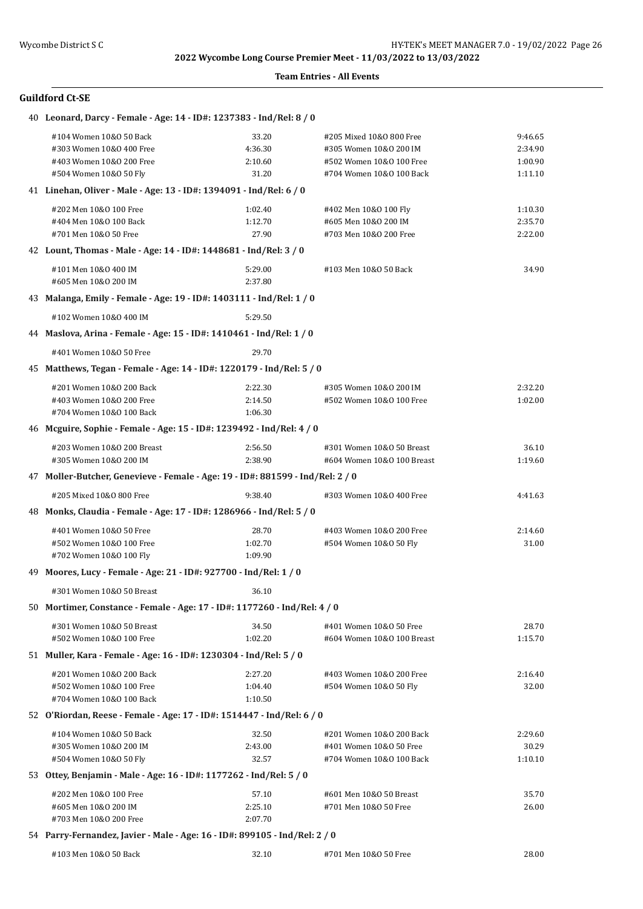2022 Wycombe Long Course Premier Meet - 11/03/2022 to 13/03/2022

**Team Entries - All Events**

### Guildford Ct-SE

**40 Leonard, Darcy - Female - Age: 14 - ID#: 1237383 - Ind/Rel: 8 / 0**

| Event | Time | Event | Time |
|---|---|---|---|
| #104 Women 10&O 50 Back | 33.20 | #205 Mixed 10&O 800 Free | 9:46.65 |
| #303 Women 10&O 400 Free | 4:36.30 | #305 Women 10&O 200 IM | 2:34.90 |
| #403 Women 10&O 200 Free | 2:10.60 | #502 Women 10&O 100 Free | 1:00.90 |
| #504 Women 10&O 50 Fly | 31.20 | #704 Women 10&O 100 Back | 1:11.10 |

**41 Linehan, Oliver - Male - Age: 13 - ID#: 1394091 - Ind/Rel: 6 / 0**

| Event | Time | Event | Time |
|---|---|---|---|
| #202 Men 10&O 100 Free | 1:02.40 | #402 Men 10&O 100 Fly | 1:10.30 |
| #404 Men 10&O 100 Back | 1:12.70 | #605 Men 10&O 200 IM | 2:35.70 |
| #701 Men 10&O 50 Free | 27.90 | #703 Men 10&O 200 Free | 2:22.00 |

**42 Lount, Thomas - Male - Age: 14 - ID#: 1448681 - Ind/Rel: 3 / 0**

| Event | Time | Event | Time |
|---|---|---|---|
| #101 Men 10&O 400 IM | 5:29.00 | #103 Men 10&O 50 Back | 34.90 |
| #605 Men 10&O 200 IM | 2:37.80 | | |

**43 Malanga, Emily - Female - Age: 19 - ID#: 1403111 - Ind/Rel: 1 / 0**

| Event | Time | Event | Time |
|---|---|---|---|
| #102 Women 10&O 400 IM | 5:29.50 | | |

**44 Maslova, Arina - Female - Age: 15 - ID#: 1410461 - Ind/Rel: 1 / 0**

| Event | Time | Event | Time |
|---|---|---|---|
| #401 Women 10&O 50 Free | 29.70 | | |

**45 Matthews, Tegan - Female - Age: 14 - ID#: 1220179 - Ind/Rel: 5 / 0**

| Event | Time | Event | Time |
|---|---|---|---|
| #201 Women 10&O 200 Back | 2:22.30 | #305 Women 10&O 200 IM | 2:32.20 |
| #403 Women 10&O 200 Free | 2:14.50 | #502 Women 10&O 100 Free | 1:02.00 |
| #704 Women 10&O 100 Back | 1:06.30 | | |

**46 Mcguire, Sophie - Female - Age: 15 - ID#: 1239492 - Ind/Rel: 4 / 0**

| Event | Time | Event | Time |
|---|---|---|---|
| #203 Women 10&O 200 Breast | 2:56.50 | #301 Women 10&O 50 Breast | 36.10 |
| #305 Women 10&O 200 IM | 2:38.90 | #604 Women 10&O 100 Breast | 1:19.60 |

**47 Moller-Butcher, Genevieve - Female - Age: 19 - ID#: 881599 - Ind/Rel: 2 / 0**

| Event | Time | Event | Time |
|---|---|---|---|
| #205 Mixed 10&O 800 Free | 9:38.40 | #303 Women 10&O 400 Free | 4:41.63 |

**48 Monks, Claudia - Female - Age: 17 - ID#: 1286966 - Ind/Rel: 5 / 0**

| Event | Time | Event | Time |
|---|---|---|---|
| #401 Women 10&O 50 Free | 28.70 | #403 Women 10&O 200 Free | 2:14.60 |
| #502 Women 10&O 100 Free | 1:02.70 | #504 Women 10&O 50 Fly | 31.00 |
| #702 Women 10&O 100 Fly | 1:09.90 | | |

**49 Moores, Lucy - Female - Age: 21 - ID#: 927700 - Ind/Rel: 1 / 0**

| Event | Time | Event | Time |
|---|---|---|---|
| #301 Women 10&O 50 Breast | 36.10 | | |

**50 Mortimer, Constance - Female - Age: 17 - ID#: 1177260 - Ind/Rel: 4 / 0**

| Event | Time | Event | Time |
|---|---|---|---|
| #301 Women 10&O 50 Breast | 34.50 | #401 Women 10&O 50 Free | 28.70 |
| #502 Women 10&O 100 Free | 1:02.20 | #604 Women 10&O 100 Breast | 1:15.70 |

**51 Muller, Kara - Female - Age: 16 - ID#: 1230304 - Ind/Rel: 5 / 0**

| Event | Time | Event | Time |
|---|---|---|---|
| #201 Women 10&O 200 Back | 2:27.20 | #403 Women 10&O 200 Free | 2:16.40 |
| #502 Women 10&O 100 Free | 1:04.40 | #504 Women 10&O 50 Fly | 32.00 |
| #704 Women 10&O 100 Back | 1:10.50 | | |

**52 O'Riordan, Reese - Female - Age: 17 - ID#: 1514447 - Ind/Rel: 6 / 0**

| Event | Time | Event | Time |
|---|---|---|---|
| #104 Women 10&O 50 Back | 32.50 | #201 Women 10&O 200 Back | 2:29.60 |
| #305 Women 10&O 200 IM | 2:43.00 | #401 Women 10&O 50 Free | 30.29 |
| #504 Women 10&O 50 Fly | 32.57 | #704 Women 10&O 100 Back | 1:10.10 |

**53 Ottey, Benjamin - Male - Age: 16 - ID#: 1177262 - Ind/Rel: 5 / 0**

| Event | Time | Event | Time |
|---|---|---|---|
| #202 Men 10&O 100 Free | 57.10 | #601 Men 10&O 50 Breast | 35.70 |
| #605 Men 10&O 200 IM | 2:25.10 | #701 Men 10&O 50 Free | 26.00 |
| #703 Men 10&O 200 Free | 2:07.70 | | |

**54 Parry-Fernandez, Javier - Male - Age: 16 - ID#: 899105 - Ind/Rel: 2 / 0**

| Event | Time | Event | Time |
|---|---|---|---|
| #103 Men 10&O 50 Back | 32.10 | #701 Men 10&O 50 Free | 28.00 |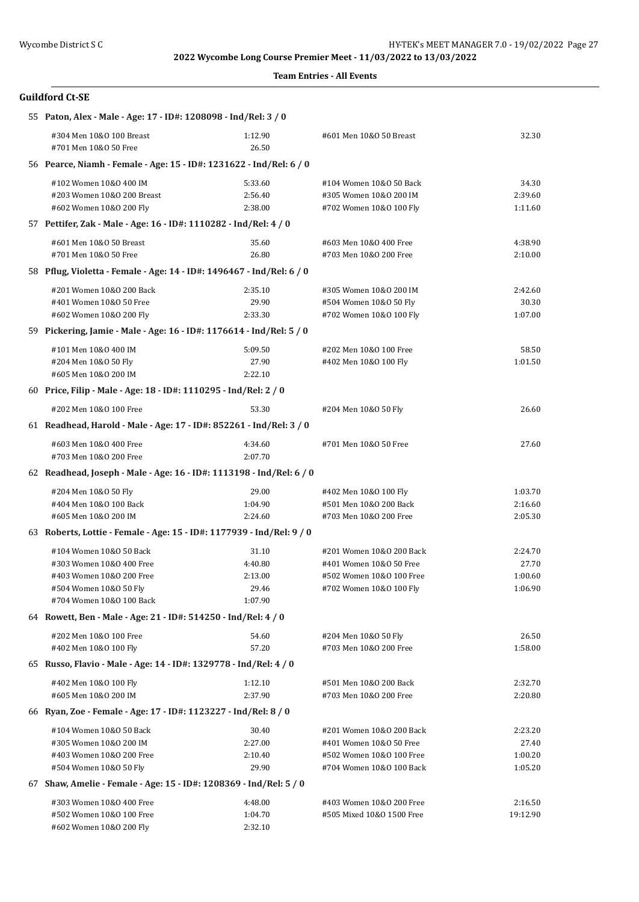2022 Wycombe Long Course Premier Meet - 11/03/2022 to 13/03/2022

**Team Entries - All Events**

### Guildford Ct-SE

**55 Paton, Alex - Male - Age: 17 - ID#: 1208098 - Ind/Rel: 3 / 0**

| Event | Time | Event | Time |
|---|---|---|---|
| #304 Men 10&O 100 Breast | 1:12.90 | #601 Men 10&O 50 Breast | 32.30 |
| #701 Men 10&O 50 Free | 26.50 | | |

**56 Pearce, Niamh - Female - Age: 15 - ID#: 1231622 - Ind/Rel: 6 / 0**

| Event | Time | Event | Time |
|---|---|---|---|
| #102 Women 10&O 400 IM | 5:33.60 | #104 Women 10&O 50 Back | 34.30 |
| #203 Women 10&O 200 Breast | 2:56.40 | #305 Women 10&O 200 IM | 2:39.60 |
| #602 Women 10&O 200 Fly | 2:38.00 | #702 Women 10&O 100 Fly | 1:11.60 |

**57 Pettifer, Zak - Male - Age: 16 - ID#: 1110282 - Ind/Rel: 4 / 0**

| Event | Time | Event | Time |
|---|---|---|---|
| #601 Men 10&O 50 Breast | 35.60 | #603 Men 10&O 400 Free | 4:38.90 |
| #701 Men 10&O 50 Free | 26.80 | #703 Men 10&O 200 Free | 2:10.00 |

**58 Pflug, Violetta - Female - Age: 14 - ID#: 1496467 - Ind/Rel: 6 / 0**

| Event | Time | Event | Time |
|---|---|---|---|
| #201 Women 10&O 200 Back | 2:35.10 | #305 Women 10&O 200 IM | 2:42.60 |
| #401 Women 10&O 50 Free | 29.90 | #504 Women 10&O 50 Fly | 30.30 |
| #602 Women 10&O 200 Fly | 2:33.30 | #702 Women 10&O 100 Fly | 1:07.00 |

**59 Pickering, Jamie - Male - Age: 16 - ID#: 1176614 - Ind/Rel: 5 / 0**

| Event | Time | Event | Time |
|---|---|---|---|
| #101 Men 10&O 400 IM | 5:09.50 | #202 Men 10&O 100 Free | 58.50 |
| #204 Men 10&O 50 Fly | 27.90 | #402 Men 10&O 100 Fly | 1:01.50 |
| #605 Men 10&O 200 IM | 2:22.10 | | |

**60 Price, Filip - Male - Age: 18 - ID#: 1110295 - Ind/Rel: 2 / 0**

| Event | Time | Event | Time |
|---|---|---|---|
| #202 Men 10&O 100 Free | 53.30 | #204 Men 10&O 50 Fly | 26.60 |

**61 Readhead, Harold - Male - Age: 17 - ID#: 852261 - Ind/Rel: 3 / 0**

| Event | Time | Event | Time |
|---|---|---|---|
| #603 Men 10&O 400 Free | 4:34.60 | #701 Men 10&O 50 Free | 27.60 |
| #703 Men 10&O 200 Free | 2:07.70 | | |

**62 Readhead, Joseph - Male - Age: 16 - ID#: 1113198 - Ind/Rel: 6 / 0**

| Event | Time | Event | Time |
|---|---|---|---|
| #204 Men 10&O 50 Fly | 29.00 | #402 Men 10&O 100 Fly | 1:03.70 |
| #404 Men 10&O 100 Back | 1:04.90 | #501 Men 10&O 200 Back | 2:16.60 |
| #605 Men 10&O 200 IM | 2:24.60 | #703 Men 10&O 200 Free | 2:05.30 |

**63 Roberts, Lottie - Female - Age: 15 - ID#: 1177939 - Ind/Rel: 9 / 0**

| Event | Time | Event | Time |
|---|---|---|---|
| #104 Women 10&O 50 Back | 31.10 | #201 Women 10&O 200 Back | 2:24.70 |
| #303 Women 10&O 400 Free | 4:40.80 | #401 Women 10&O 50 Free | 27.70 |
| #403 Women 10&O 200 Free | 2:13.00 | #502 Women 10&O 100 Free | 1:00.60 |
| #504 Women 10&O 50 Fly | 29.46 | #702 Women 10&O 100 Fly | 1:06.90 |
| #704 Women 10&O 100 Back | 1:07.90 | | |

**64 Rowett, Ben - Male - Age: 21 - ID#: 514250 - Ind/Rel: 4 / 0**

| Event | Time | Event | Time |
|---|---|---|---|
| #202 Men 10&O 100 Free | 54.60 | #204 Men 10&O 50 Fly | 26.50 |
| #402 Men 10&O 100 Fly | 57.20 | #703 Men 10&O 200 Free | 1:58.00 |

**65 Russo, Flavio - Male - Age: 14 - ID#: 1329778 - Ind/Rel: 4 / 0**

| Event | Time | Event | Time |
|---|---|---|---|
| #402 Men 10&O 100 Fly | 1:12.10 | #501 Men 10&O 200 Back | 2:32.70 |
| #605 Men 10&O 200 IM | 2:37.90 | #703 Men 10&O 200 Free | 2:20.80 |

**66 Ryan, Zoe - Female - Age: 17 - ID#: 1123227 - Ind/Rel: 8 / 0**

| Event | Time | Event | Time |
|---|---|---|---|
| #104 Women 10&O 50 Back | 30.40 | #201 Women 10&O 200 Back | 2:23.20 |
| #305 Women 10&O 200 IM | 2:27.00 | #401 Women 10&O 50 Free | 27.40 |
| #403 Women 10&O 200 Free | 2:10.40 | #502 Women 10&O 100 Free | 1:00.20 |
| #504 Women 10&O 50 Fly | 29.90 | #704 Women 10&O 100 Back | 1:05.20 |

**67 Shaw, Amelie - Female - Age: 15 - ID#: 1208369 - Ind/Rel: 5 / 0**

| Event | Time | Event | Time |
|---|---|---|---|
| #303 Women 10&O 400 Free | 4:48.00 | #403 Women 10&O 200 Free | 2:16.50 |
| #502 Women 10&O 100 Free | 1:04.70 | #505 Mixed 10&O 1500 Free | 19:12.90 |
| #602 Women 10&O 200 Fly | 2:32.10 | | |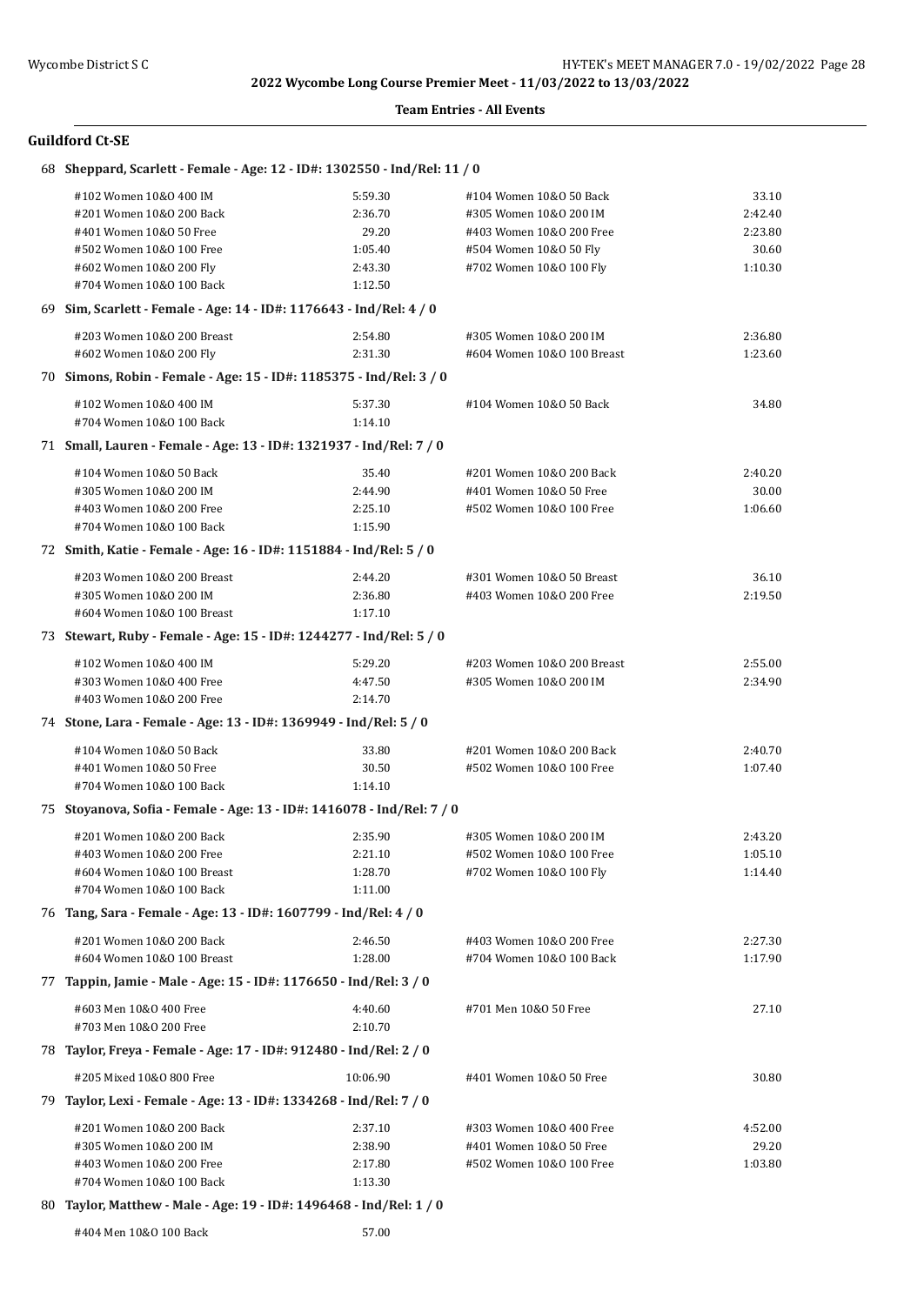## Team Entries - All Events

### Guildford Ct-SE

**68 Sheppard, Scarlett - Female - Age: 12 - ID#: 1302550 - Ind/Rel: 11 / 0**

| Event | Time | Event | Time |
|---|---|---|---|
| #102 Women 10&O 400 IM | 5:59.30 | #104 Women 10&O 50 Back | 33.10 |
| #201 Women 10&O 200 Back | 2:36.70 | #305 Women 10&O 200 IM | 2:42.40 |
| #401 Women 10&O 50 Free | 29.20 | #403 Women 10&O 200 Free | 2:23.80 |
| #502 Women 10&O 100 Free | 1:05.40 | #504 Women 10&O 50 Fly | 30.60 |
| #602 Women 10&O 200 Fly | 2:43.30 | #702 Women 10&O 100 Fly | 1:10.30 |
| #704 Women 10&O 100 Back | 1:12.50 | | |

**69 Sim, Scarlett - Female - Age: 14 - ID#: 1176643 - Ind/Rel: 4 / 0**

| Event | Time | Event | Time |
|---|---|---|---|
| #203 Women 10&O 200 Breast | 2:54.80 | #305 Women 10&O 200 IM | 2:36.80 |
| #602 Women 10&O 200 Fly | 2:31.30 | #604 Women 10&O 100 Breast | 1:23.60 |

**70 Simons, Robin - Female - Age: 15 - ID#: 1185375 - Ind/Rel: 3 / 0**

| Event | Time | Event | Time |
|---|---|---|---|
| #102 Women 10&O 400 IM | 5:37.30 | #104 Women 10&O 50 Back | 34.80 |
| #704 Women 10&O 100 Back | 1:14.10 | | |

**71 Small, Lauren - Female - Age: 13 - ID#: 1321937 - Ind/Rel: 7 / 0**

| Event | Time | Event | Time |
|---|---|---|---|
| #104 Women 10&O 50 Back | 35.40 | #201 Women 10&O 200 Back | 2:40.20 |
| #305 Women 10&O 200 IM | 2:44.90 | #401 Women 10&O 50 Free | 30.00 |
| #403 Women 10&O 200 Free | 2:25.10 | #502 Women 10&O 100 Free | 1:06.60 |
| #704 Women 10&O 100 Back | 1:15.90 | | |

**72 Smith, Katie - Female - Age: 16 - ID#: 1151884 - Ind/Rel: 5 / 0**

| Event | Time | Event | Time |
|---|---|---|---|
| #203 Women 10&O 200 Breast | 2:44.20 | #301 Women 10&O 50 Breast | 36.10 |
| #305 Women 10&O 200 IM | 2:36.80 | #403 Women 10&O 200 Free | 2:19.50 |
| #604 Women 10&O 100 Breast | 1:17.10 | | |

**73 Stewart, Ruby - Female - Age: 15 - ID#: 1244277 - Ind/Rel: 5 / 0**

| Event | Time | Event | Time |
|---|---|---|---|
| #102 Women 10&O 400 IM | 5:29.20 | #203 Women 10&O 200 Breast | 2:55.00 |
| #303 Women 10&O 400 Free | 4:47.50 | #305 Women 10&O 200 IM | 2:34.90 |
| #403 Women 10&O 200 Free | 2:14.70 | | |

**74 Stone, Lara - Female - Age: 13 - ID#: 1369949 - Ind/Rel: 5 / 0**

| Event | Time | Event | Time |
|---|---|---|---|
| #104 Women 10&O 50 Back | 33.80 | #201 Women 10&O 200 Back | 2:40.70 |
| #401 Women 10&O 50 Free | 30.50 | #502 Women 10&O 100 Free | 1:07.40 |
| #704 Women 10&O 100 Back | 1:14.10 | | |

**75 Stoyanova, Sofia - Female - Age: 13 - ID#: 1416078 - Ind/Rel: 7 / 0**

| Event | Time | Event | Time |
|---|---|---|---|
| #201 Women 10&O 200 Back | 2:35.90 | #305 Women 10&O 200 IM | 2:43.20 |
| #403 Women 10&O 200 Free | 2:21.10 | #502 Women 10&O 100 Free | 1:05.10 |
| #604 Women 10&O 100 Breast | 1:28.70 | #702 Women 10&O 100 Fly | 1:14.40 |
| #704 Women 10&O 100 Back | 1:11.00 | | |

**76 Tang, Sara - Female - Age: 13 - ID#: 1607799 - Ind/Rel: 4 / 0**

| Event | Time | Event | Time |
|---|---|---|---|
| #201 Women 10&O 200 Back | 2:46.50 | #403 Women 10&O 200 Free | 2:27.30 |
| #604 Women 10&O 100 Breast | 1:28.00 | #704 Women 10&O 100 Back | 1:17.90 |

**77 Tappin, Jamie - Male - Age: 15 - ID#: 1176650 - Ind/Rel: 3 / 0**

| Event | Time | Event | Time |
|---|---|---|---|
| #603 Men 10&O 400 Free | 4:40.60 | #701 Men 10&O 50 Free | 27.10 |
| #703 Men 10&O 200 Free | 2:10.70 | | |

**78 Taylor, Freya - Female - Age: 17 - ID#: 912480 - Ind/Rel: 2 / 0**

| Event | Time | Event | Time |
|---|---|---|---|
| #205 Mixed 10&O 800 Free | 10:06.90 | #401 Women 10&O 50 Free | 30.80 |

**79 Taylor, Lexi - Female - Age: 13 - ID#: 1334268 - Ind/Rel: 7 / 0**

| Event | Time | Event | Time |
|---|---|---|---|
| #201 Women 10&O 200 Back | 2:37.10 | #303 Women 10&O 400 Free | 4:52.00 |
| #305 Women 10&O 200 IM | 2:38.90 | #401 Women 10&O 50 Free | 29.20 |
| #403 Women 10&O 200 Free | 2:17.80 | #502 Women 10&O 100 Free | 1:03.80 |
| #704 Women 10&O 100 Back | 1:13.30 | | |

**80 Taylor, Matthew - Male - Age: 19 - ID#: 1496468 - Ind/Rel: 1 / 0**

| Event | Time |
|---|---|
| #404 Men 10&O 100 Back | 57.00 |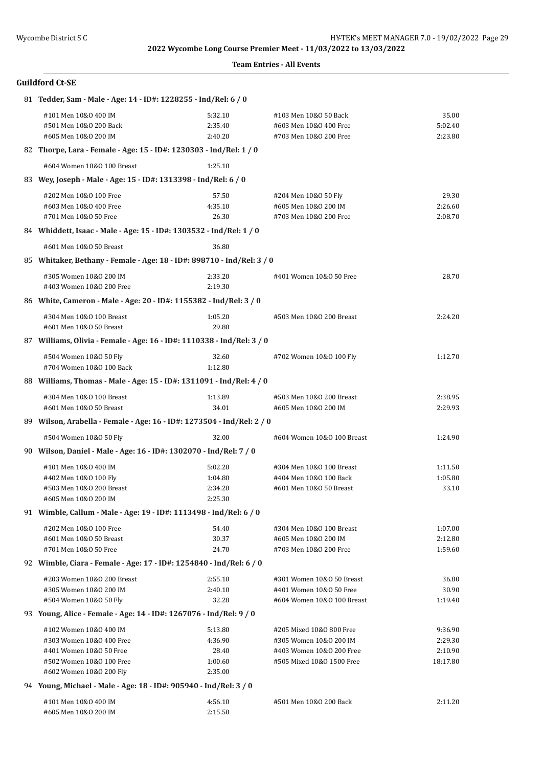2022 Wycombe Long Course Premier Meet - 11/03/2022 to 13/03/2022

**Team Entries - All Events**

### Guildford Ct-SE

**81 Tedder, Sam - Male - Age: 14 - ID#: 1228255 - Ind/Rel: 6 / 0**

| Event | Time | Event | Time |
|---|---|---|---|
| #101 Men 10&O 400 IM | 5:32.10 | #103 Men 10&O 50 Back | 35.00 |
| #501 Men 10&O 200 Back | 2:35.40 | #603 Men 10&O 400 Free | 5:02.40 |
| #605 Men 10&O 200 IM | 2:40.20 | #703 Men 10&O 200 Free | 2:23.80 |

**82 Thorpe, Lara - Female - Age: 15 - ID#: 1230303 - Ind/Rel: 1 / 0**

| Event | Time | Event | Time |
|---|---|---|---|
| #604 Women 10&O 100 Breast | 1:25.10 | | |

**83 Wey, Joseph - Male - Age: 15 - ID#: 1313398 - Ind/Rel: 6 / 0**

| Event | Time | Event | Time |
|---|---|---|---|
| #202 Men 10&O 100 Free | 57.50 | #204 Men 10&O 50 Fly | 29.30 |
| #603 Men 10&O 400 Free | 4:35.10 | #605 Men 10&O 200 IM | 2:26.60 |
| #701 Men 10&O 50 Free | 26.30 | #703 Men 10&O 200 Free | 2:08.70 |

**84 Whiddett, Isaac - Male - Age: 15 - ID#: 1303532 - Ind/Rel: 1 / 0**

| Event | Time | Event | Time |
|---|---|---|---|
| #601 Men 10&O 50 Breast | 36.80 | | |

**85 Whitaker, Bethany - Female - Age: 18 - ID#: 898710 - Ind/Rel: 3 / 0**

| Event | Time | Event | Time |
|---|---|---|---|
| #305 Women 10&O 200 IM | 2:33.20 | #401 Women 10&O 50 Free | 28.70 |
| #403 Women 10&O 200 Free | 2:19.30 | | |

**86 White, Cameron - Male - Age: 20 - ID#: 1155382 - Ind/Rel: 3 / 0**

| Event | Time | Event | Time |
|---|---|---|---|
| #304 Men 10&O 100 Breast | 1:05.20 | #503 Men 10&O 200 Breast | 2:24.20 |
| #601 Men 10&O 50 Breast | 29.80 | | |

**87 Williams, Olivia - Female - Age: 16 - ID#: 1110338 - Ind/Rel: 3 / 0**

| Event | Time | Event | Time |
|---|---|---|---|
| #504 Women 10&O 50 Fly | 32.60 | #702 Women 10&O 100 Fly | 1:12.70 |
| #704 Women 10&O 100 Back | 1:12.80 | | |

**88 Williams, Thomas - Male - Age: 15 - ID#: 1311091 - Ind/Rel: 4 / 0**

| Event | Time | Event | Time |
|---|---|---|---|
| #304 Men 10&O 100 Breast | 1:13.89 | #503 Men 10&O 200 Breast | 2:38.95 |
| #601 Men 10&O 50 Breast | 34.01 | #605 Men 10&O 200 IM | 2:29.93 |

**89 Wilson, Arabella - Female - Age: 16 - ID#: 1273504 - Ind/Rel: 2 / 0**

| Event | Time | Event | Time |
|---|---|---|---|
| #504 Women 10&O 50 Fly | 32.00 | #604 Women 10&O 100 Breast | 1:24.90 |

**90 Wilson, Daniel - Male - Age: 16 - ID#: 1302070 - Ind/Rel: 7 / 0**

| Event | Time | Event | Time |
|---|---|---|---|
| #101 Men 10&O 400 IM | 5:02.20 | #304 Men 10&O 100 Breast | 1:11.50 |
| #402 Men 10&O 100 Fly | 1:04.80 | #404 Men 10&O 100 Back | 1:05.80 |
| #503 Men 10&O 200 Breast | 2:34.20 | #601 Men 10&O 50 Breast | 33.10 |
| #605 Men 10&O 200 IM | 2:25.30 | | |

**91 Wimble, Callum - Male - Age: 19 - ID#: 1113498 - Ind/Rel: 6 / 0**

| Event | Time | Event | Time |
|---|---|---|---|
| #202 Men 10&O 100 Free | 54.40 | #304 Men 10&O 100 Breast | 1:07.00 |
| #601 Men 10&O 50 Breast | 30.37 | #605 Men 10&O 200 IM | 2:12.80 |
| #701 Men 10&O 50 Free | 24.70 | #703 Men 10&O 200 Free | 1:59.60 |

**92 Wimble, Ciara - Female - Age: 17 - ID#: 1254840 - Ind/Rel: 6 / 0**

| Event | Time | Event | Time |
|---|---|---|---|
| #203 Women 10&O 200 Breast | 2:55.10 | #301 Women 10&O 50 Breast | 36.80 |
| #305 Women 10&O 200 IM | 2:40.10 | #401 Women 10&O 50 Free | 30.90 |
| #504 Women 10&O 50 Fly | 32.28 | #604 Women 10&O 100 Breast | 1:19.40 |

**93 Young, Alice - Female - Age: 14 - ID#: 1267076 - Ind/Rel: 9 / 0**

| Event | Time | Event | Time |
|---|---|---|---|
| #102 Women 10&O 400 IM | 5:13.80 | #205 Mixed 10&O 800 Free | 9:36.90 |
| #303 Women 10&O 400 Free | 4:36.90 | #305 Women 10&O 200 IM | 2:29.30 |
| #401 Women 10&O 50 Free | 28.40 | #403 Women 10&O 200 Free | 2:10.90 |
| #502 Women 10&O 100 Free | 1:00.60 | #505 Mixed 10&O 1500 Free | 18:17.80 |
| #602 Women 10&O 200 Fly | 2:35.00 | | |

**94 Young, Michael - Male - Age: 18 - ID#: 905940 - Ind/Rel: 3 / 0**

| Event | Time | Event | Time |
|---|---|---|---|
| #101 Men 10&O 400 IM | 4:56.10 | #501 Men 10&O 200 Back | 2:11.20 |
| #605 Men 10&O 200 IM | 2:15.50 | | |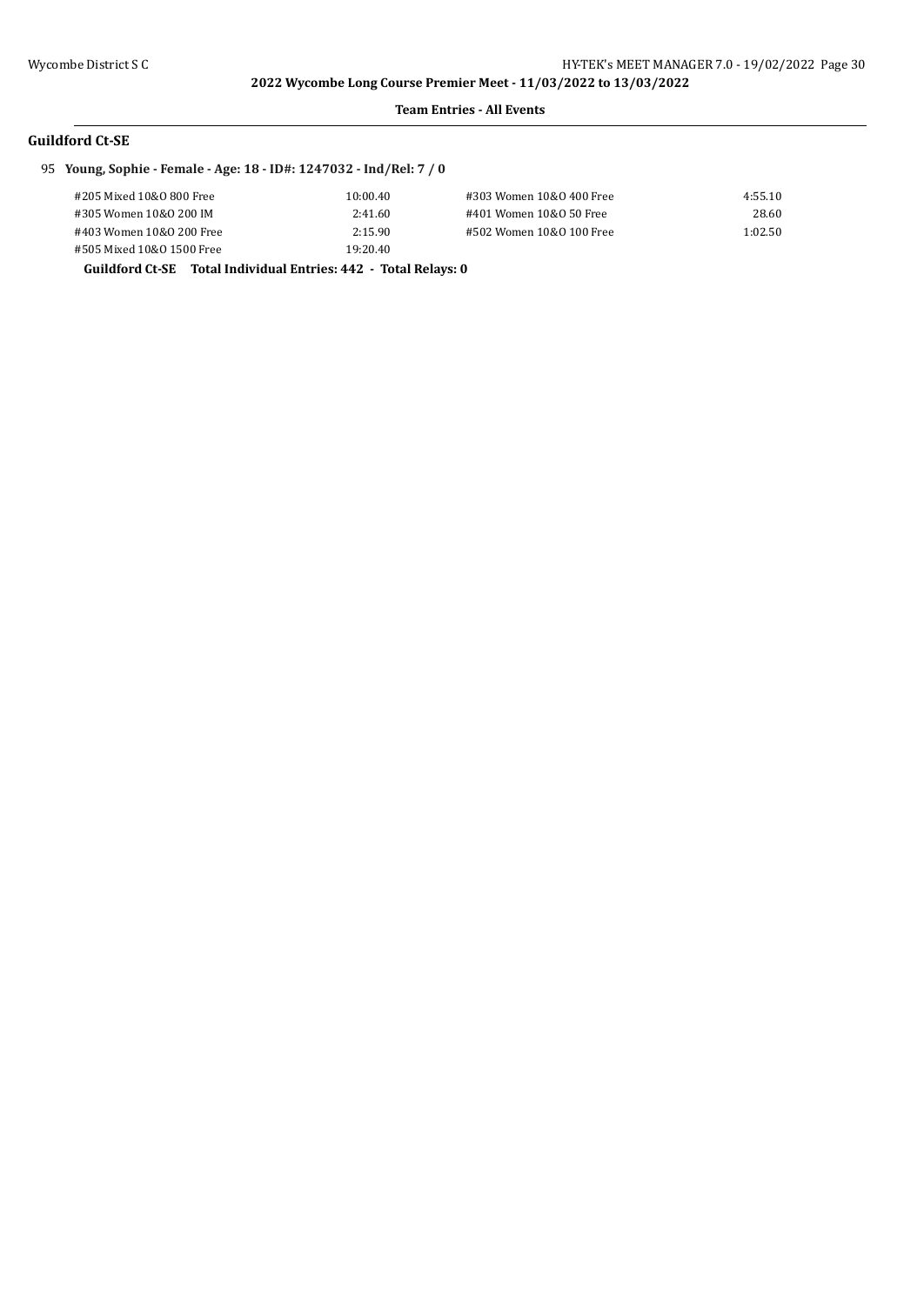## Team Entries - All Events

### Guildford Ct-SE

95 **Young, Sophie - Female - Age: 18 - ID#: 1247032 - Ind/Rel: 7 / 0**

| Event | Time | Event | Time |
|---|---|---|---|
| #205 Mixed 10&O 800 Free | 10:00.40 | #303 Women 10&O 400 Free | 4:55.10 |
| #305 Women 10&O 200 IM | 2:41.60 | #401 Women 10&O 50 Free | 28.60 |
| #403 Women 10&O 200 Free | 2:15.90 | #502 Women 10&O 100 Free | 1:02.50 |
| #505 Mixed 10&O 1500 Free | 19:20.40 | | |

**Guildford Ct-SE Total Individual Entries: 442 - Total Relays: 0**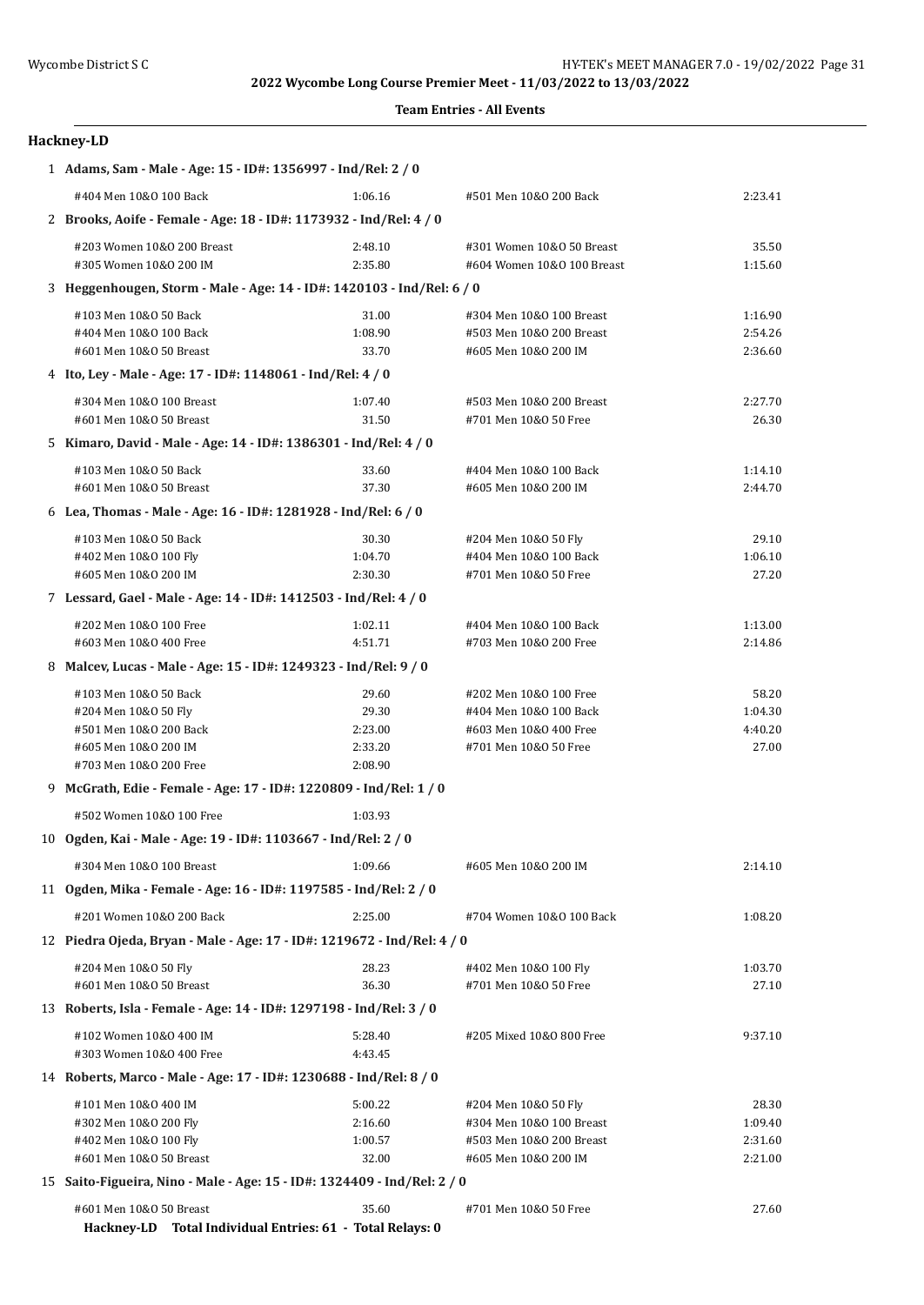2022 Wycombe Long Course Premier Meet - 11/03/2022 to 13/03/2022

**Team Entries - All Events**

## Hackney-LD

**1 Adams, Sam - Male - Age: 15 - ID#: 1356997 - Ind/Rel: 2 / 0**

| | | | |
|---|---|---|---|
| #404 Men 10&O 100 Back | 1:06.16 | #501 Men 10&O 200 Back | 2:23.41 |

**2 Brooks, Aoife - Female - Age: 18 - ID#: 1173932 - Ind/Rel: 4 / 0**

| | | | |
|---|---|---|---|
| #203 Women 10&O 200 Breast | 2:48.10 | #301 Women 10&O 50 Breast | 35.50 |
| #305 Women 10&O 200 IM | 2:35.80 | #604 Women 10&O 100 Breast | 1:15.60 |

**3 Heggenhougen, Storm - Male - Age: 14 - ID#: 1420103 - Ind/Rel: 6 / 0**

| | | | |
|---|---|---|---|
| #103 Men 10&O 50 Back | 31.00 | #304 Men 10&O 100 Breast | 1:16.90 |
| #404 Men 10&O 100 Back | 1:08.90 | #503 Men 10&O 200 Breast | 2:54.26 |
| #601 Men 10&O 50 Breast | 33.70 | #605 Men 10&O 200 IM | 2:36.60 |

**4 Ito, Ley - Male - Age: 17 - ID#: 1148061 - Ind/Rel: 4 / 0**

| | | | |
|---|---|---|---|
| #304 Men 10&O 100 Breast | 1:07.40 | #503 Men 10&O 200 Breast | 2:27.70 |
| #601 Men 10&O 50 Breast | 31.50 | #701 Men 10&O 50 Free | 26.30 |

**5 Kimaro, David - Male - Age: 14 - ID#: 1386301 - Ind/Rel: 4 / 0**

| | | | |
|---|---|---|---|
| #103 Men 10&O 50 Back | 33.60 | #404 Men 10&O 100 Back | 1:14.10 |
| #601 Men 10&O 50 Breast | 37.30 | #605 Men 10&O 200 IM | 2:44.70 |

**6 Lea, Thomas - Male - Age: 16 - ID#: 1281928 - Ind/Rel: 6 / 0**

| | | | |
|---|---|---|---|
| #103 Men 10&O 50 Back | 30.30 | #204 Men 10&O 50 Fly | 29.10 |
| #402 Men 10&O 100 Fly | 1:04.70 | #404 Men 10&O 100 Back | 1:06.10 |
| #605 Men 10&O 200 IM | 2:30.30 | #701 Men 10&O 50 Free | 27.20 |

**7 Lessard, Gael - Male - Age: 14 - ID#: 1412503 - Ind/Rel: 4 / 0**

| | | | |
|---|---|---|---|
| #202 Men 10&O 100 Free | 1:02.11 | #404 Men 10&O 100 Back | 1:13.00 |
| #603 Men 10&O 400 Free | 4:51.71 | #703 Men 10&O 200 Free | 2:14.86 |

**8 Malcev, Lucas - Male - Age: 15 - ID#: 1249323 - Ind/Rel: 9 / 0**

| | | | |
|---|---|---|---|
| #103 Men 10&O 50 Back | 29.60 | #202 Men 10&O 100 Free | 58.20 |
| #204 Men 10&O 50 Fly | 29.30 | #404 Men 10&O 100 Back | 1:04.30 |
| #501 Men 10&O 200 Back | 2:23.00 | #603 Men 10&O 400 Free | 4:40.20 |
| #605 Men 10&O 200 IM | 2:33.20 | #701 Men 10&O 50 Free | 27.00 |
| #703 Men 10&O 200 Free | 2:08.90 | | |

**9 McGrath, Edie - Female - Age: 17 - ID#: 1220809 - Ind/Rel: 1 / 0**

| | | | |
|---|---|---|---|
| #502 Women 10&O 100 Free | 1:03.93 | | |

**10 Ogden, Kai - Male - Age: 19 - ID#: 1103667 - Ind/Rel: 2 / 0**

| | | | |
|---|---|---|---|
| #304 Men 10&O 100 Breast | 1:09.66 | #605 Men 10&O 200 IM | 2:14.10 |

**11 Ogden, Mika - Female - Age: 16 - ID#: 1197585 - Ind/Rel: 2 / 0**

| | | | |
|---|---|---|---|
| #201 Women 10&O 200 Back | 2:25.00 | #704 Women 10&O 100 Back | 1:08.20 |

**12 Piedra Ojeda, Bryan - Male - Age: 17 - ID#: 1219672 - Ind/Rel: 4 / 0**

| | | | |
|---|---|---|---|
| #204 Men 10&O 50 Fly | 28.23 | #402 Men 10&O 100 Fly | 1:03.70 |
| #601 Men 10&O 50 Breast | 36.30 | #701 Men 10&O 50 Free | 27.10 |

**13 Roberts, Isla - Female - Age: 14 - ID#: 1297198 - Ind/Rel: 3 / 0**

| | | | |
|---|---|---|---|
| #102 Women 10&O 400 IM | 5:28.40 | #205 Mixed 10&O 800 Free | 9:37.10 |
| #303 Women 10&O 400 Free | 4:43.45 | | |

**14 Roberts, Marco - Male - Age: 17 - ID#: 1230688 - Ind/Rel: 8 / 0**

| | | | |
|---|---|---|---|
| #101 Men 10&O 400 IM | 5:00.22 | #204 Men 10&O 50 Fly | 28.30 |
| #302 Men 10&O 200 Fly | 2:16.60 | #304 Men 10&O 100 Breast | 1:09.40 |
| #402 Men 10&O 100 Fly | 1:00.57 | #503 Men 10&O 200 Breast | 2:31.60 |
| #601 Men 10&O 50 Breast | 32.00 | #605 Men 10&O 200 IM | 2:21.00 |

**15 Saito-Figueira, Nino - Male - Age: 15 - ID#: 1324409 - Ind/Rel: 2 / 0**

| | | | |
|---|---|---|---|
| #601 Men 10&O 50 Breast | 35.60 | #701 Men 10&O 50 Free | 27.60 |

**Hackney-LD Total Individual Entries: 61 - Total Relays: 0**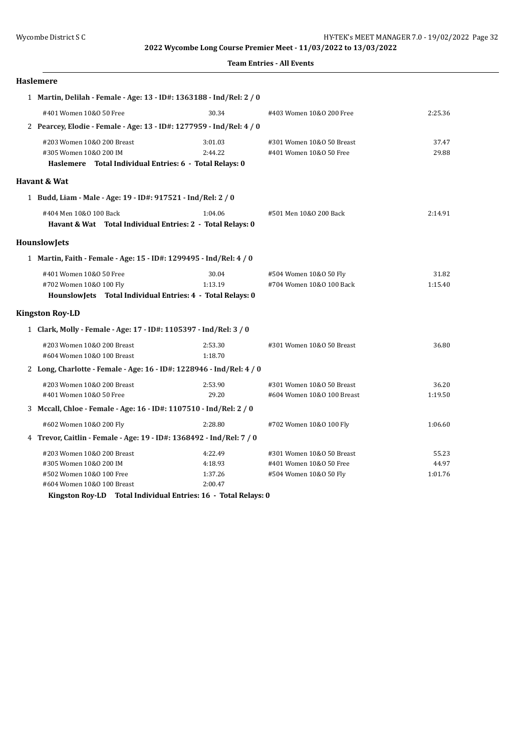**2022 Wycombe Long Course Premier Meet - 11/03/2022 to 13/03/2022**

**Team Entries - All Events**

## Haslemere

1 **Martin, Delilah - Female - Age: 13 - ID#: 1363188 - Ind/Rel: 2 / 0**

| | | | |
|---|---|---|---|
| #401 Women 10&O 50 Free | 30.34 | #403 Women 10&O 200 Free | 2:25.36 |

2 **Pearcey, Elodie - Female - Age: 13 - ID#: 1277959 - Ind/Rel: 4 / 0**

| | | | |
|---|---|---|---|
| #203 Women 10&O 200 Breast | 3:01.03 | #301 Women 10&O 50 Breast | 37.47 |
| #305 Women 10&O 200 IM | 2:44.22 | #401 Women 10&O 50 Free | 29.88 |

**Haslemere Total Individual Entries: 6 - Total Relays: 0**

## Havant & Wat

1 **Budd, Liam - Male - Age: 19 - ID#: 917521 - Ind/Rel: 2 / 0**

| | | | |
|---|---|---|---|
| #404 Men 10&O 100 Back | 1:04.06 | #501 Men 10&O 200 Back | 2:14.91 |

**Havant & Wat Total Individual Entries: 2 - Total Relays: 0**

## HounslowJets

1 **Martin, Faith - Female - Age: 15 - ID#: 1299495 - Ind/Rel: 4 / 0**

| | | | |
|---|---|---|---|
| #401 Women 10&O 50 Free | 30.04 | #504 Women 10&O 50 Fly | 31.82 |
| #702 Women 10&O 100 Fly | 1:13.19 | #704 Women 10&O 100 Back | 1:15.40 |

**HounslowJets Total Individual Entries: 4 - Total Relays: 0**

## Kingston Roy-LD

1 **Clark, Molly - Female - Age: 17 - ID#: 1105397 - Ind/Rel: 3 / 0**

| | | | |
|---|---|---|---|
| #203 Women 10&O 200 Breast | 2:53.30 | #301 Women 10&O 50 Breast | 36.80 |
| #604 Women 10&O 100 Breast | 1:18.70 | | |

2 **Long, Charlotte - Female - Age: 16 - ID#: 1228946 - Ind/Rel: 4 / 0**

| | | | |
|---|---|---|---|
| #203 Women 10&O 200 Breast | 2:53.90 | #301 Women 10&O 50 Breast | 36.20 |
| #401 Women 10&O 50 Free | 29.20 | #604 Women 10&O 100 Breast | 1:19.50 |

3 **Mccall, Chloe - Female - Age: 16 - ID#: 1107510 - Ind/Rel: 2 / 0**

| | | | |
|---|---|---|---|
| #602 Women 10&O 200 Fly | 2:28.80 | #702 Women 10&O 100 Fly | 1:06.60 |

4 **Trevor, Caitlin - Female - Age: 19 - ID#: 1368492 - Ind/Rel: 7 / 0**

| | | | |
|---|---|---|---|
| #203 Women 10&O 200 Breast | 4:22.49 | #301 Women 10&O 50 Breast | 55.23 |
| #305 Women 10&O 200 IM | 4:18.93 | #401 Women 10&O 50 Free | 44.97 |
| #502 Women 10&O 100 Free | 1:37.26 | #504 Women 10&O 50 Fly | 1:01.76 |
| #604 Women 10&O 100 Breast | 2:00.47 | | |

**Kingston Roy-LD Total Individual Entries: 16 - Total Relays: 0**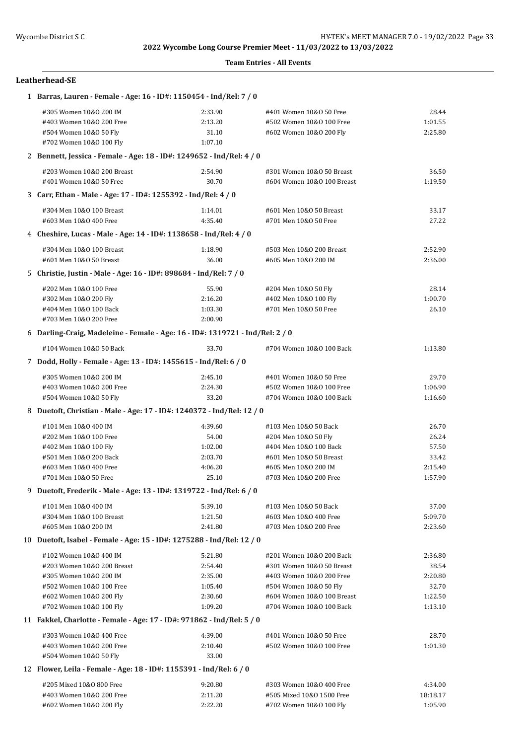2022 Wycombe Long Course Premier Meet - 11/03/2022 to 13/03/2022

**Team Entries - All Events**

## Leatherhead-SE

**1 Barras, Lauren - Female - Age: 16 - ID#: 1150454 - Ind/Rel: 7 / 0**

| | | | |
|---|---|---|---|
| #305 Women 10&O 200 IM | 2:33.90 | #401 Women 10&O 50 Free | 28.44 |
| #403 Women 10&O 200 Free | 2:13.20 | #502 Women 10&O 100 Free | 1:01.55 |
| #504 Women 10&O 50 Fly | 31.10 | #602 Women 10&O 200 Fly | 2:25.80 |
| #702 Women 10&O 100 Fly | 1:07.10 | | |

**2 Bennett, Jessica - Female - Age: 18 - ID#: 1249652 - Ind/Rel: 4 / 0**

| | | | |
|---|---|---|---|
| #203 Women 10&O 200 Breast | 2:54.90 | #301 Women 10&O 50 Breast | 36.50 |
| #401 Women 10&O 50 Free | 30.70 | #604 Women 10&O 100 Breast | 1:19.50 |

**3 Carr, Ethan - Male - Age: 17 - ID#: 1255392 - Ind/Rel: 4 / 0**

| | | | |
|---|---|---|---|
| #304 Men 10&O 100 Breast | 1:14.01 | #601 Men 10&O 50 Breast | 33.17 |
| #603 Men 10&O 400 Free | 4:35.40 | #701 Men 10&O 50 Free | 27.22 |

**4 Cheshire, Lucas - Male - Age: 14 - ID#: 1138658 - Ind/Rel: 4 / 0**

| | | | |
|---|---|---|---|
| #304 Men 10&O 100 Breast | 1:18.90 | #503 Men 10&O 200 Breast | 2:52.90 |
| #601 Men 10&O 50 Breast | 36.00 | #605 Men 10&O 200 IM | 2:36.00 |

**5 Christie, Justin - Male - Age: 16 - ID#: 898684 - Ind/Rel: 7 / 0**

| | | | |
|---|---|---|---|
| #202 Men 10&O 100 Free | 55.90 | #204 Men 10&O 50 Fly | 28.14 |
| #302 Men 10&O 200 Fly | 2:16.20 | #402 Men 10&O 100 Fly | 1:00.70 |
| #404 Men 10&O 100 Back | 1:03.30 | #701 Men 10&O 50 Free | 26.10 |
| #703 Men 10&O 200 Free | 2:00.90 | | |

**6 Darling-Craig, Madeleine - Female - Age: 16 - ID#: 1319721 - Ind/Rel: 2 / 0**

| | | | |
|---|---|---|---|
| #104 Women 10&O 50 Back | 33.70 | #704 Women 10&O 100 Back | 1:13.80 |

**7 Dodd, Holly - Female - Age: 13 - ID#: 1455615 - Ind/Rel: 6 / 0**

| | | | |
|---|---|---|---|
| #305 Women 10&O 200 IM | 2:45.10 | #401 Women 10&O 50 Free | 29.70 |
| #403 Women 10&O 200 Free | 2:24.30 | #502 Women 10&O 100 Free | 1:06.90 |
| #504 Women 10&O 50 Fly | 33.20 | #704 Women 10&O 100 Back | 1:16.60 |

**8 Duetoft, Christian - Male - Age: 17 - ID#: 1240372 - Ind/Rel: 12 / 0**

| | | | |
|---|---|---|---|
| #101 Men 10&O 400 IM | 4:39.60 | #103 Men 10&O 50 Back | 26.70 |
| #202 Men 10&O 100 Free | 54.00 | #204 Men 10&O 50 Fly | 26.24 |
| #402 Men 10&O 100 Fly | 1:02.00 | #404 Men 10&O 100 Back | 57.50 |
| #501 Men 10&O 200 Back | 2:03.70 | #601 Men 10&O 50 Breast | 33.42 |
| #603 Men 10&O 400 Free | 4:06.20 | #605 Men 10&O 200 IM | 2:15.40 |
| #701 Men 10&O 50 Free | 25.10 | #703 Men 10&O 200 Free | 1:57.90 |

**9 Duetoft, Frederik - Male - Age: 13 - ID#: 1319722 - Ind/Rel: 6 / 0**

| | | | |
|---|---|---|---|
| #101 Men 10&O 400 IM | 5:39.10 | #103 Men 10&O 50 Back | 37.00 |
| #304 Men 10&O 100 Breast | 1:21.50 | #603 Men 10&O 400 Free | 5:09.70 |
| #605 Men 10&O 200 IM | 2:41.80 | #703 Men 10&O 200 Free | 2:23.60 |

**10 Duetoft, Isabel - Female - Age: 15 - ID#: 1275288 - Ind/Rel: 12 / 0**

| | | | |
|---|---|---|---|
| #102 Women 10&O 400 IM | 5:21.80 | #201 Women 10&O 200 Back | 2:36.80 |
| #203 Women 10&O 200 Breast | 2:54.40 | #301 Women 10&O 50 Breast | 38.54 |
| #305 Women 10&O 200 IM | 2:35.00 | #403 Women 10&O 200 Free | 2:20.80 |
| #502 Women 10&O 100 Free | 1:05.40 | #504 Women 10&O 50 Fly | 32.70 |
| #602 Women 10&O 200 Fly | 2:30.60 | #604 Women 10&O 100 Breast | 1:22.50 |
| #702 Women 10&O 100 Fly | 1:09.20 | #704 Women 10&O 100 Back | 1:13.10 |

**11 Fakkel, Charlotte - Female - Age: 17 - ID#: 971862 - Ind/Rel: 5 / 0**

| | | | |
|---|---|---|---|
| #303 Women 10&O 400 Free | 4:39.00 | #401 Women 10&O 50 Free | 28.70 |
| #403 Women 10&O 200 Free | 2:10.40 | #502 Women 10&O 100 Free | 1:01.30 |
| #504 Women 10&O 50 Fly | 33.00 | | |

**12 Flower, Leila - Female - Age: 18 - ID#: 1155391 - Ind/Rel: 6 / 0**

| | | | |
|---|---|---|---|
| #205 Mixed 10&O 800 Free | 9:20.80 | #303 Women 10&O 400 Free | 4:34.00 |
| #403 Women 10&O 200 Free | 2:11.20 | #505 Mixed 10&O 1500 Free | 18:18.17 |
| #602 Women 10&O 200 Fly | 2:22.20 | #702 Women 10&O 100 Fly | 1:05.90 |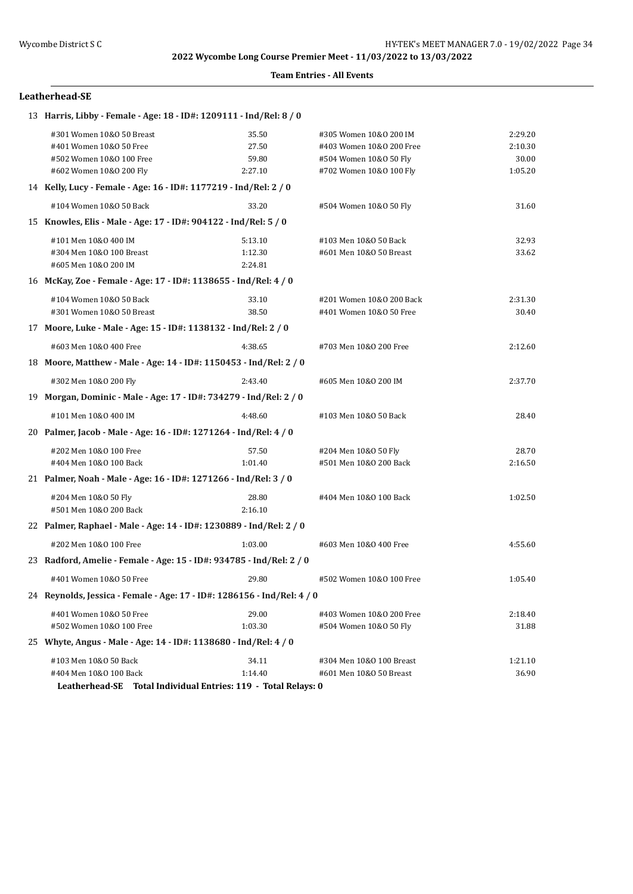**2022 Wycombe Long Course Premier Meet - 11/03/2022 to 13/03/2022**

**Team Entries - All Events**

## Leatherhead-SE

**13 Harris, Libby - Female - Age: 18 - ID#: 1209111 - Ind/Rel: 8 / 0**

| Event | Time | Event | Time |
|---|---|---|---|
| #301 Women 10&O 50 Breast | 35.50 | #305 Women 10&O 200 IM | 2:29.20 |
| #401 Women 10&O 50 Free | 27.50 | #403 Women 10&O 200 Free | 2:10.30 |
| #502 Women 10&O 100 Free | 59.80 | #504 Women 10&O 50 Fly | 30.00 |
| #602 Women 10&O 200 Fly | 2:27.10 | #702 Women 10&O 100 Fly | 1:05.20 |

**14 Kelly, Lucy - Female - Age: 16 - ID#: 1177219 - Ind/Rel: 2 / 0**

| Event | Time | Event | Time |
|---|---|---|---|
| #104 Women 10&O 50 Back | 33.20 | #504 Women 10&O 50 Fly | 31.60 |

**15 Knowles, Elis - Male - Age: 17 - ID#: 904122 - Ind/Rel: 5 / 0**

| Event | Time | Event | Time |
|---|---|---|---|
| #101 Men 10&O 400 IM | 5:13.10 | #103 Men 10&O 50 Back | 32.93 |
| #304 Men 10&O 100 Breast | 1:12.30 | #601 Men 10&O 50 Breast | 33.62 |
| #605 Men 10&O 200 IM | 2:24.81 | | |

**16 McKay, Zoe - Female - Age: 17 - ID#: 1138655 - Ind/Rel: 4 / 0**

| Event | Time | Event | Time |
|---|---|---|---|
| #104 Women 10&O 50 Back | 33.10 | #201 Women 10&O 200 Back | 2:31.30 |
| #301 Women 10&O 50 Breast | 38.50 | #401 Women 10&O 50 Free | 30.40 |

**17 Moore, Luke - Male - Age: 15 - ID#: 1138132 - Ind/Rel: 2 / 0**

| Event | Time | Event | Time |
|---|---|---|---|
| #603 Men 10&O 400 Free | 4:38.65 | #703 Men 10&O 200 Free | 2:12.60 |

**18 Moore, Matthew - Male - Age: 14 - ID#: 1150453 - Ind/Rel: 2 / 0**

| Event | Time | Event | Time |
|---|---|---|---|
| #302 Men 10&O 200 Fly | 2:43.40 | #605 Men 10&O 200 IM | 2:37.70 |

**19 Morgan, Dominic - Male - Age: 17 - ID#: 734279 - Ind/Rel: 2 / 0**

| Event | Time | Event | Time |
|---|---|---|---|
| #101 Men 10&O 400 IM | 4:48.60 | #103 Men 10&O 50 Back | 28.40 |

**20 Palmer, Jacob - Male - Age: 16 - ID#: 1271264 - Ind/Rel: 4 / 0**

| Event | Time | Event | Time |
|---|---|---|---|
| #202 Men 10&O 100 Free | 57.50 | #204 Men 10&O 50 Fly | 28.70 |
| #404 Men 10&O 100 Back | 1:01.40 | #501 Men 10&O 200 Back | 2:16.50 |

**21 Palmer, Noah - Male - Age: 16 - ID#: 1271266 - Ind/Rel: 3 / 0**

| Event | Time | Event | Time |
|---|---|---|---|
| #204 Men 10&O 50 Fly | 28.80 | #404 Men 10&O 100 Back | 1:02.50 |
| #501 Men 10&O 200 Back | 2:16.10 | | |

**22 Palmer, Raphael - Male - Age: 14 - ID#: 1230889 - Ind/Rel: 2 / 0**

| Event | Time | Event | Time |
|---|---|---|---|
| #202 Men 10&O 100 Free | 1:03.00 | #603 Men 10&O 400 Free | 4:55.60 |

**23 Radford, Amelie - Female - Age: 15 - ID#: 934785 - Ind/Rel: 2 / 0**

| Event | Time | Event | Time |
|---|---|---|---|
| #401 Women 10&O 50 Free | 29.80 | #502 Women 10&O 100 Free | 1:05.40 |

**24 Reynolds, Jessica - Female - Age: 17 - ID#: 1286156 - Ind/Rel: 4 / 0**

| Event | Time | Event | Time |
|---|---|---|---|
| #401 Women 10&O 50 Free | 29.00 | #403 Women 10&O 200 Free | 2:18.40 |
| #502 Women 10&O 100 Free | 1:03.30 | #504 Women 10&O 50 Fly | 31.88 |

**25 Whyte, Angus - Male - Age: 14 - ID#: 1138680 - Ind/Rel: 4 / 0**

| Event | Time | Event | Time |
|---|---|---|---|
| #103 Men 10&O 50 Back | 34.11 | #304 Men 10&O 100 Breast | 1:21.10 |
| #404 Men 10&O 100 Back | 1:14.40 | #601 Men 10&O 50 Breast | 36.90 |

**Leatherhead-SE Total Individual Entries: 119 - Total Relays: 0**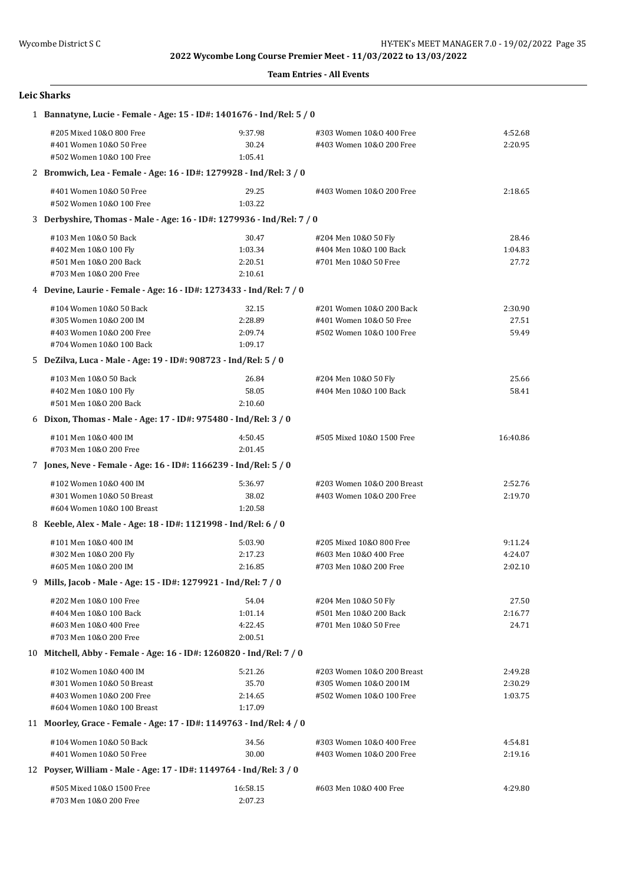**2022 Wycombe Long Course Premier Meet - 11/03/2022 to 13/03/2022**

**Team Entries - All Events**

## Leic Sharks

1 **Bannatyne, Lucie - Female - Age: 15 - ID#: 1401676 - Ind/Rel: 5 / 0**

| | | | |
|---|---|---|---|
| #205 Mixed 10&O 800 Free | 9:37.98 | #303 Women 10&O 400 Free | 4:52.68 |
| #401 Women 10&O 50 Free | 30.24 | #403 Women 10&O 200 Free | 2:20.95 |
| #502 Women 10&O 100 Free | 1:05.41 | | |

2 **Bromwich, Lea - Female - Age: 16 - ID#: 1279928 - Ind/Rel: 3 / 0**

| | | | |
|---|---|---|---|
| #401 Women 10&O 50 Free | 29.25 | #403 Women 10&O 200 Free | 2:18.65 |
| #502 Women 10&O 100 Free | 1:03.22 | | |

3 **Derbyshire, Thomas - Male - Age: 16 - ID#: 1279936 - Ind/Rel: 7 / 0**

| | | | |
|---|---|---|---|
| #103 Men 10&O 50 Back | 30.47 | #204 Men 10&O 50 Fly | 28.46 |
| #402 Men 10&O 100 Fly | 1:03.34 | #404 Men 10&O 100 Back | 1:04.83 |
| #501 Men 10&O 200 Back | 2:20.51 | #701 Men 10&O 50 Free | 27.72 |
| #703 Men 10&O 200 Free | 2:10.61 | | |

4 **Devine, Laurie - Female - Age: 16 - ID#: 1273433 - Ind/Rel: 7 / 0**

| | | | |
|---|---|---|---|
| #104 Women 10&O 50 Back | 32.15 | #201 Women 10&O 200 Back | 2:30.90 |
| #305 Women 10&O 200 IM | 2:28.89 | #401 Women 10&O 50 Free | 27.51 |
| #403 Women 10&O 200 Free | 2:09.74 | #502 Women 10&O 100 Free | 59.49 |
| #704 Women 10&O 100 Back | 1:09.17 | | |

5 **DeZilva, Luca - Male - Age: 19 - ID#: 908723 - Ind/Rel: 5 / 0**

| | | | |
|---|---|---|---|
| #103 Men 10&O 50 Back | 26.84 | #204 Men 10&O 50 Fly | 25.66 |
| #402 Men 10&O 100 Fly | 58.05 | #404 Men 10&O 100 Back | 58.41 |
| #501 Men 10&O 200 Back | 2:10.60 | | |

6 **Dixon, Thomas - Male - Age: 17 - ID#: 975480 - Ind/Rel: 3 / 0**

| | | | |
|---|---|---|---|
| #101 Men 10&O 400 IM | 4:50.45 | #505 Mixed 10&O 1500 Free | 16:40.86 |
| #703 Men 10&O 200 Free | 2:01.45 | | |

7 **Jones, Neve - Female - Age: 16 - ID#: 1166239 - Ind/Rel: 5 / 0**

| | | | |
|---|---|---|---|
| #102 Women 10&O 400 IM | 5:36.97 | #203 Women 10&O 200 Breast | 2:52.76 |
| #301 Women 10&O 50 Breast | 38.02 | #403 Women 10&O 200 Free | 2:19.70 |
| #604 Women 10&O 100 Breast | 1:20.58 | | |

8 **Keeble, Alex - Male - Age: 18 - ID#: 1121998 - Ind/Rel: 6 / 0**

| | | | |
|---|---|---|---|
| #101 Men 10&O 400 IM | 5:03.90 | #205 Mixed 10&O 800 Free | 9:11.24 |
| #302 Men 10&O 200 Fly | 2:17.23 | #603 Men 10&O 400 Free | 4:24.07 |
| #605 Men 10&O 200 IM | 2:16.85 | #703 Men 10&O 200 Free | 2:02.10 |

9 **Mills, Jacob - Male - Age: 15 - ID#: 1279921 - Ind/Rel: 7 / 0**

| | | | |
|---|---|---|---|
| #202 Men 10&O 100 Free | 54.04 | #204 Men 10&O 50 Fly | 27.50 |
| #404 Men 10&O 100 Back | 1:01.14 | #501 Men 10&O 200 Back | 2:16.77 |
| #603 Men 10&O 400 Free | 4:22.45 | #701 Men 10&O 50 Free | 24.71 |
| #703 Men 10&O 200 Free | 2:00.51 | | |

10 **Mitchell, Abby - Female - Age: 16 - ID#: 1260820 - Ind/Rel: 7 / 0**

| | | | |
|---|---|---|---|
| #102 Women 10&O 400 IM | 5:21.26 | #203 Women 10&O 200 Breast | 2:49.28 |
| #301 Women 10&O 50 Breast | 35.70 | #305 Women 10&O 200 IM | 2:30.29 |
| #403 Women 10&O 200 Free | 2:14.65 | #502 Women 10&O 100 Free | 1:03.75 |
| #604 Women 10&O 100 Breast | 1:17.09 | | |

11 **Moorley, Grace - Female - Age: 17 - ID#: 1149763 - Ind/Rel: 4 / 0**

| | | | |
|---|---|---|---|
| #104 Women 10&O 50 Back | 34.56 | #303 Women 10&O 400 Free | 4:54.81 |
| #401 Women 10&O 50 Free | 30.00 | #403 Women 10&O 200 Free | 2:19.16 |

12 **Poyser, William - Male - Age: 17 - ID#: 1149764 - Ind/Rel: 3 / 0**

| | | | |
|---|---|---|---|
| #505 Mixed 10&O 1500 Free | 16:58.15 | #603 Men 10&O 400 Free | 4:29.80 |
| #703 Men 10&O 200 Free | 2:07.23 | | |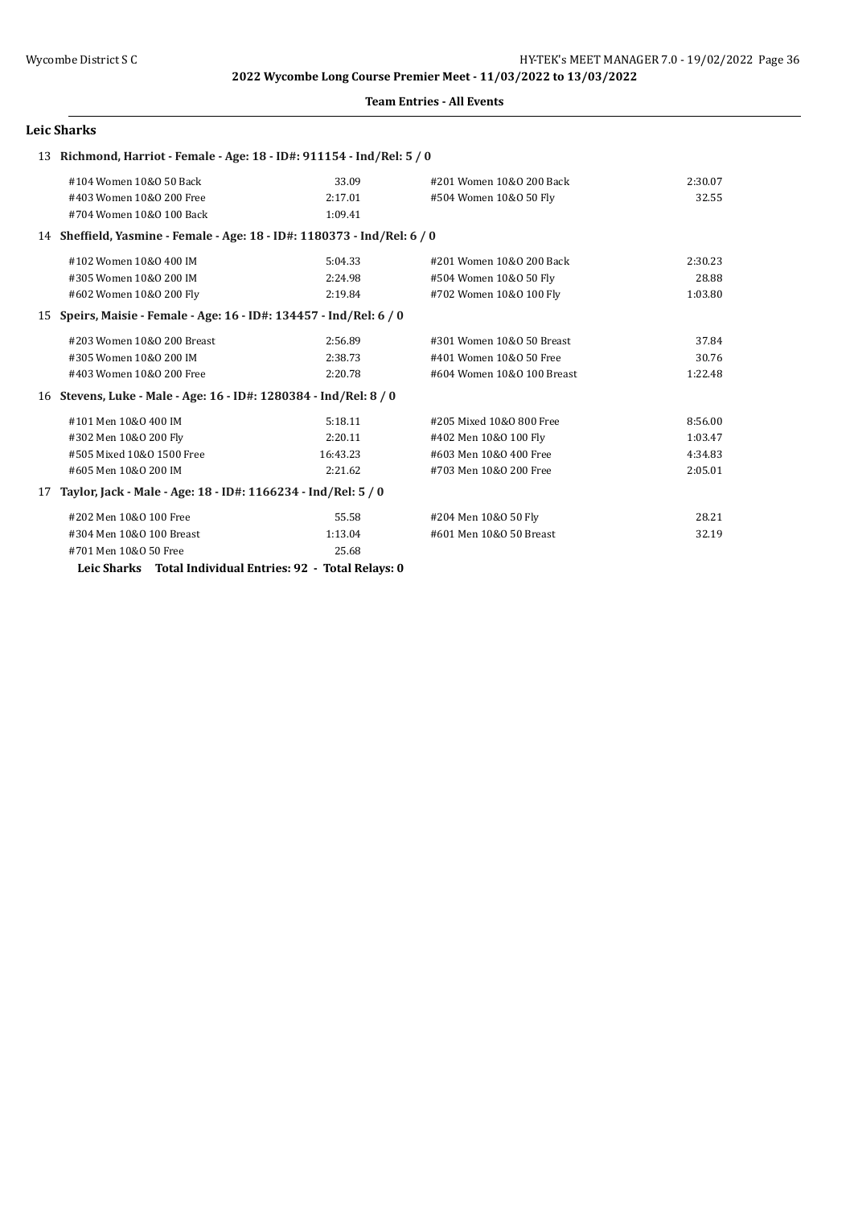2022 Wycombe Long Course Premier Meet - 11/03/2022 to 13/03/2022

**Team Entries - All Events**

## Leic Sharks

### 13 Richmond, Harriot - Female - Age: 18 - ID#: 911154 - Ind/Rel: 5 / 0

| | | | |
|---|---|---|---|
| #104 Women 10&O 50 Back | 33.09 | #201 Women 10&O 200 Back | 2:30.07 |
| #403 Women 10&O 200 Free | 2:17.01 | #504 Women 10&O 50 Fly | 32.55 |
| #704 Women 10&O 100 Back | 1:09.41 | | |

### 14 Sheffield, Yasmine - Female - Age: 18 - ID#: 1180373 - Ind/Rel: 6 / 0

| | | | |
|---|---|---|---|
| #102 Women 10&O 400 IM | 5:04.33 | #201 Women 10&O 200 Back | 2:30.23 |
| #305 Women 10&O 200 IM | 2:24.98 | #504 Women 10&O 50 Fly | 28.88 |
| #602 Women 10&O 200 Fly | 2:19.84 | #702 Women 10&O 100 Fly | 1:03.80 |

### 15 Speirs, Maisie - Female - Age: 16 - ID#: 134457 - Ind/Rel: 6 / 0

| | | | |
|---|---|---|---|
| #203 Women 10&O 200 Breast | 2:56.89 | #301 Women 10&O 50 Breast | 37.84 |
| #305 Women 10&O 200 IM | 2:38.73 | #401 Women 10&O 50 Free | 30.76 |
| #403 Women 10&O 200 Free | 2:20.78 | #604 Women 10&O 100 Breast | 1:22.48 |

### 16 Stevens, Luke - Male - Age: 16 - ID#: 1280384 - Ind/Rel: 8 / 0

| | | | |
|---|---|---|---|
| #101 Men 10&O 400 IM | 5:18.11 | #205 Mixed 10&O 800 Free | 8:56.00 |
| #302 Men 10&O 200 Fly | 2:20.11 | #402 Men 10&O 100 Fly | 1:03.47 |
| #505 Mixed 10&O 1500 Free | 16:43.23 | #603 Men 10&O 400 Free | 4:34.83 |
| #605 Men 10&O 200 IM | 2:21.62 | #703 Men 10&O 200 Free | 2:05.01 |

### 17 Taylor, Jack - Male - Age: 18 - ID#: 1166234 - Ind/Rel: 5 / 0

| | | | |
|---|---|---|---|
| #202 Men 10&O 100 Free | 55.58 | #204 Men 10&O 50 Fly | 28.21 |
| #304 Men 10&O 100 Breast | 1:13.04 | #601 Men 10&O 50 Breast | 32.19 |
| #701 Men 10&O 50 Free | 25.68 | | |

**Leic Sharks Total Individual Entries: 92 - Total Relays: 0**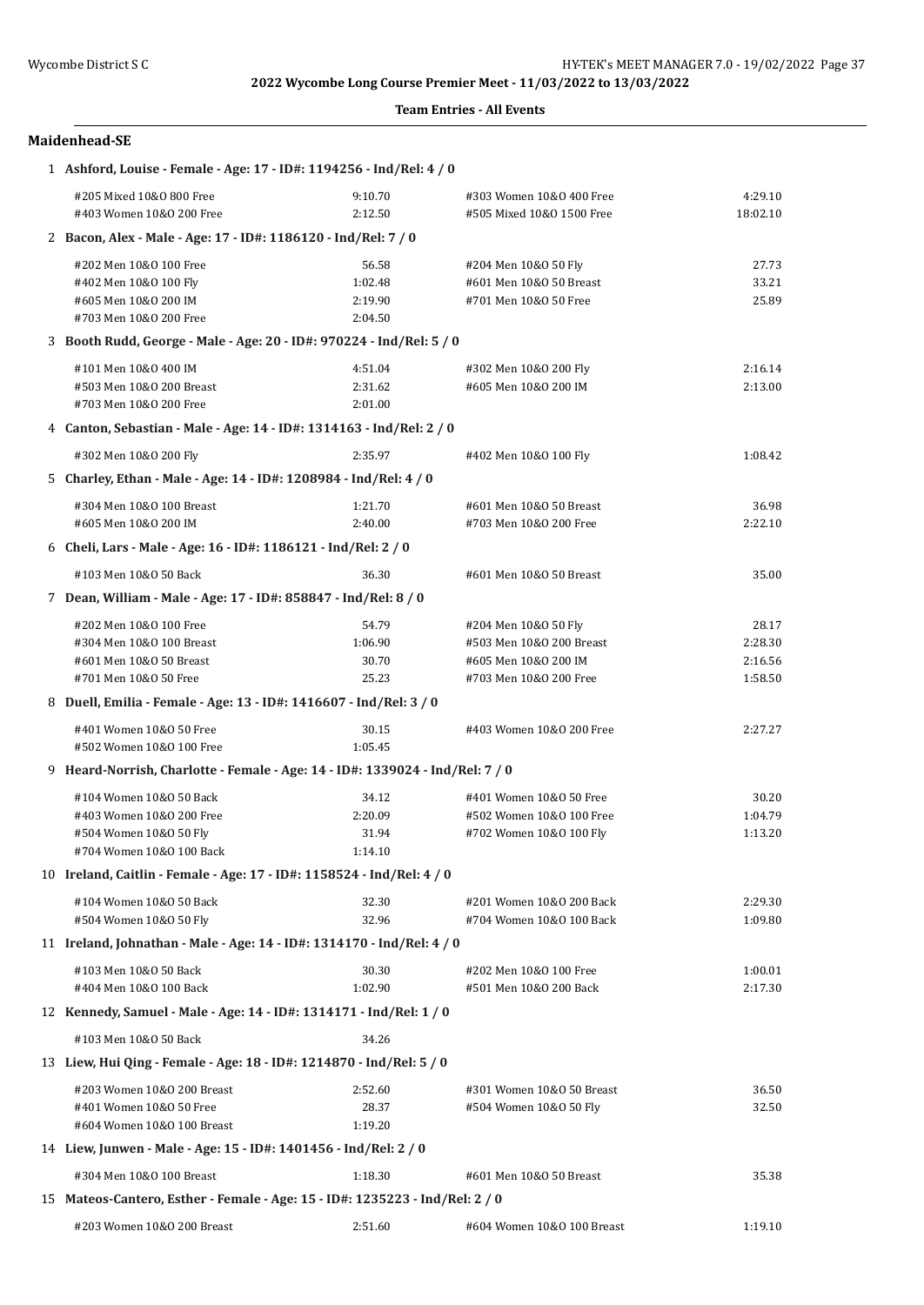2022 Wycombe Long Course Premier Meet - 11/03/2022 to 13/03/2022

**Team Entries - All Events**

## Maidenhead-SE

**1 Ashford, Louise - Female - Age: 17 - ID#: 1194256 - Ind/Rel: 4 / 0**

| | | | |
|---|---|---|---|
| #205 Mixed 10&O 800 Free | 9:10.70 | #303 Women 10&O 400 Free | 4:29.10 |
| #403 Women 10&O 200 Free | 2:12.50 | #505 Mixed 10&O 1500 Free | 18:02.10 |

**2 Bacon, Alex - Male - Age: 17 - ID#: 1186120 - Ind/Rel: 7 / 0**

| | | | |
|---|---|---|---|
| #202 Men 10&O 100 Free | 56.58 | #204 Men 10&O 50 Fly | 27.73 |
| #402 Men 10&O 100 Fly | 1:02.48 | #601 Men 10&O 50 Breast | 33.21 |
| #605 Men 10&O 200 IM | 2:19.90 | #701 Men 10&O 50 Free | 25.89 |
| #703 Men 10&O 200 Free | 2:04.50 | | |

**3 Booth Rudd, George - Male - Age: 20 - ID#: 970224 - Ind/Rel: 5 / 0**

| | | | |
|---|---|---|---|
| #101 Men 10&O 400 IM | 4:51.04 | #302 Men 10&O 200 Fly | 2:16.14 |
| #503 Men 10&O 200 Breast | 2:31.62 | #605 Men 10&O 200 IM | 2:13.00 |
| #703 Men 10&O 200 Free | 2:01.00 | | |

**4 Canton, Sebastian - Male - Age: 14 - ID#: 1314163 - Ind/Rel: 2 / 0**

| | | | |
|---|---|---|---|
| #302 Men 10&O 200 Fly | 2:35.97 | #402 Men 10&O 100 Fly | 1:08.42 |

**5 Charley, Ethan - Male - Age: 14 - ID#: 1208984 - Ind/Rel: 4 / 0**

| | | | |
|---|---|---|---|
| #304 Men 10&O 100 Breast | 1:21.70 | #601 Men 10&O 50 Breast | 36.98 |
| #605 Men 10&O 200 IM | 2:40.00 | #703 Men 10&O 200 Free | 2:22.10 |

**6 Cheli, Lars - Male - Age: 16 - ID#: 1186121 - Ind/Rel: 2 / 0**

| | | | |
|---|---|---|---|
| #103 Men 10&O 50 Back | 36.30 | #601 Men 10&O 50 Breast | 35.00 |

**7 Dean, William - Male - Age: 17 - ID#: 858847 - Ind/Rel: 8 / 0**

| | | | |
|---|---|---|---|
| #202 Men 10&O 100 Free | 54.79 | #204 Men 10&O 50 Fly | 28.17 |
| #304 Men 10&O 100 Breast | 1:06.90 | #503 Men 10&O 200 Breast | 2:28.30 |
| #601 Men 10&O 50 Breast | 30.70 | #605 Men 10&O 200 IM | 2:16.56 |
| #701 Men 10&O 50 Free | 25.23 | #703 Men 10&O 200 Free | 1:58.50 |

**8 Duell, Emilia - Female - Age: 13 - ID#: 1416607 - Ind/Rel: 3 / 0**

| | | | |
|---|---|---|---|
| #401 Women 10&O 50 Free | 30.15 | #403 Women 10&O 200 Free | 2:27.27 |
| #502 Women 10&O 100 Free | 1:05.45 | | |

**9 Heard-Norrish, Charlotte - Female - Age: 14 - ID#: 1339024 - Ind/Rel: 7 / 0**

| | | | |
|---|---|---|---|
| #104 Women 10&O 50 Back | 34.12 | #401 Women 10&O 50 Free | 30.20 |
| #403 Women 10&O 200 Free | 2:20.09 | #502 Women 10&O 100 Free | 1:04.79 |
| #504 Women 10&O 50 Fly | 31.94 | #702 Women 10&O 100 Fly | 1:13.20 |
| #704 Women 10&O 100 Back | 1:14.10 | | |

**10 Ireland, Caitlin - Female - Age: 17 - ID#: 1158524 - Ind/Rel: 4 / 0**

| | | | |
|---|---|---|---|
| #104 Women 10&O 50 Back | 32.30 | #201 Women 10&O 200 Back | 2:29.30 |
| #504 Women 10&O 50 Fly | 32.96 | #704 Women 10&O 100 Back | 1:09.80 |

**11 Ireland, Johnathan - Male - Age: 14 - ID#: 1314170 - Ind/Rel: 4 / 0**

| | | | |
|---|---|---|---|
| #103 Men 10&O 50 Back | 30.30 | #202 Men 10&O 100 Free | 1:00.01 |
| #404 Men 10&O 100 Back | 1:02.90 | #501 Men 10&O 200 Back | 2:17.30 |

**12 Kennedy, Samuel - Male - Age: 14 - ID#: 1314171 - Ind/Rel: 1 / 0**

| | | | |
|---|---|---|---|
| #103 Men 10&O 50 Back | 34.26 | | |

**13 Liew, Hui Qing - Female - Age: 18 - ID#: 1214870 - Ind/Rel: 5 / 0**

| | | | |
|---|---|---|---|
| #203 Women 10&O 200 Breast | 2:52.60 | #301 Women 10&O 50 Breast | 36.50 |
| #401 Women 10&O 50 Free | 28.37 | #504 Women 10&O 50 Fly | 32.50 |
| #604 Women 10&O 100 Breast | 1:19.20 | | |

**14 Liew, Junwen - Male - Age: 15 - ID#: 1401456 - Ind/Rel: 2 / 0**

| | | | |
|---|---|---|---|
| #304 Men 10&O 100 Breast | 1:18.30 | #601 Men 10&O 50 Breast | 35.38 |

**15 Mateos-Cantero, Esther - Female - Age: 15 - ID#: 1235223 - Ind/Rel: 2 / 0**

| | | | |
|---|---|---|---|
| #203 Women 10&O 200 Breast | 2:51.60 | #604 Women 10&O 100 Breast | 1:19.10 |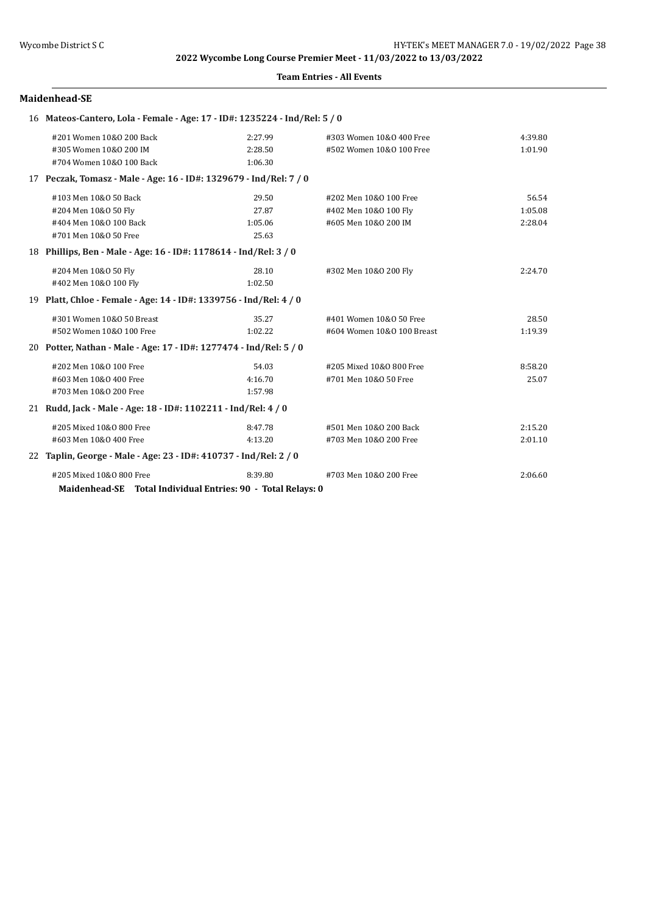2022 Wycombe Long Course Premier Meet - 11/03/2022 to 13/03/2022

**Team Entries - All Events**

## Maidenhead-SE

**16 Mateos-Cantero, Lola - Female - Age: 17 - ID#: 1235224 - Ind/Rel: 5 / 0**

| Event | Time | Event | Time |
|---|---|---|---|
| #201 Women 10&O 200 Back | 2:27.99 | #303 Women 10&O 400 Free | 4:39.80 |
| #305 Women 10&O 200 IM | 2:28.50 | #502 Women 10&O 100 Free | 1:01.90 |
| #704 Women 10&O 100 Back | 1:06.30 | | |

**17 Peczak, Tomasz - Male - Age: 16 - ID#: 1329679 - Ind/Rel: 7 / 0**

| Event | Time | Event | Time |
|---|---|---|---|
| #103 Men 10&O 50 Back | 29.50 | #202 Men 10&O 100 Free | 56.54 |
| #204 Men 10&O 50 Fly | 27.87 | #402 Men 10&O 100 Fly | 1:05.08 |
| #404 Men 10&O 100 Back | 1:05.06 | #605 Men 10&O 200 IM | 2:28.04 |
| #701 Men 10&O 50 Free | 25.63 | | |

**18 Phillips, Ben - Male - Age: 16 - ID#: 1178614 - Ind/Rel: 3 / 0**

| Event | Time | Event | Time |
|---|---|---|---|
| #204 Men 10&O 50 Fly | 28.10 | #302 Men 10&O 200 Fly | 2:24.70 |
| #402 Men 10&O 100 Fly | 1:02.50 | | |

**19 Platt, Chloe - Female - Age: 14 - ID#: 1339756 - Ind/Rel: 4 / 0**

| Event | Time | Event | Time |
|---|---|---|---|
| #301 Women 10&O 50 Breast | 35.27 | #401 Women 10&O 50 Free | 28.50 |
| #502 Women 10&O 100 Free | 1:02.22 | #604 Women 10&O 100 Breast | 1:19.39 |

**20 Potter, Nathan - Male - Age: 17 - ID#: 1277474 - Ind/Rel: 5 / 0**

| Event | Time | Event | Time |
|---|---|---|---|
| #202 Men 10&O 100 Free | 54.03 | #205 Mixed 10&O 800 Free | 8:58.20 |
| #603 Men 10&O 400 Free | 4:16.70 | #701 Men 10&O 50 Free | 25.07 |
| #703 Men 10&O 200 Free | 1:57.98 | | |

**21 Rudd, Jack - Male - Age: 18 - ID#: 1102211 - Ind/Rel: 4 / 0**

| Event | Time | Event | Time |
|---|---|---|---|
| #205 Mixed 10&O 800 Free | 8:47.78 | #501 Men 10&O 200 Back | 2:15.20 |
| #603 Men 10&O 400 Free | 4:13.20 | #703 Men 10&O 200 Free | 2:01.10 |

**22 Taplin, George - Male - Age: 23 - ID#: 410737 - Ind/Rel: 2 / 0**

| Event | Time | Event | Time |
|---|---|---|---|
| #205 Mixed 10&O 800 Free | 8:39.80 | #703 Men 10&O 200 Free | 2:06.60 |

**Maidenhead-SE Total Individual Entries: 90 - Total Relays: 0**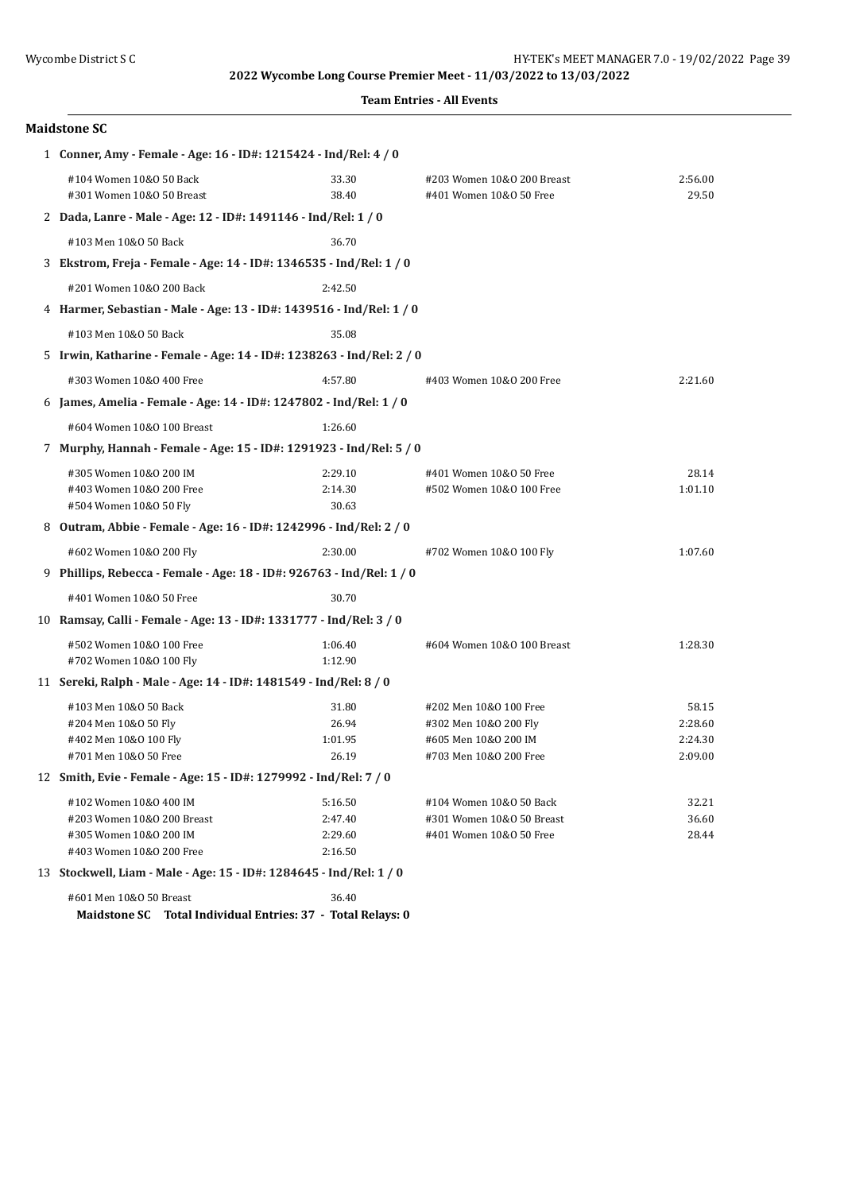2022 Wycombe Long Course Premier Meet - 11/03/2022 to 13/03/2022

**Team Entries - All Events**

## Maidstone SC

**1 Conner, Amy - Female - Age: 16 - ID#: 1215424 - Ind/Rel: 4 / 0**

| | | | |
|---|---|---|---|
| #104 Women 10&O 50 Back | 33.30 | #203 Women 10&O 200 Breast | 2:56.00 |
| #301 Women 10&O 50 Breast | 38.40 | #401 Women 10&O 50 Free | 29.50 |

**2 Dada, Lanre - Male - Age: 12 - ID#: 1491146 - Ind/Rel: 1 / 0**

| | |
|---|---|
| #103 Men 10&O 50 Back | 36.70 |

**3 Ekstrom, Freja - Female - Age: 14 - ID#: 1346535 - Ind/Rel: 1 / 0**

| | |
|---|---|
| #201 Women 10&O 200 Back | 2:42.50 |

**4 Harmer, Sebastian - Male - Age: 13 - ID#: 1439516 - Ind/Rel: 1 / 0**

| | |
|---|---|
| #103 Men 10&O 50 Back | 35.08 |

**5 Irwin, Katharine - Female - Age: 14 - ID#: 1238263 - Ind/Rel: 2 / 0**

| | | | |
|---|---|---|---|
| #303 Women 10&O 400 Free | 4:57.80 | #403 Women 10&O 200 Free | 2:21.60 |

**6 James, Amelia - Female - Age: 14 - ID#: 1247802 - Ind/Rel: 1 / 0**

| | |
|---|---|
| #604 Women 10&O 100 Breast | 1:26.60 |

**7 Murphy, Hannah - Female - Age: 15 - ID#: 1291923 - Ind/Rel: 5 / 0**

| | | | |
|---|---|---|---|
| #305 Women 10&O 200 IM | 2:29.10 | #401 Women 10&O 50 Free | 28.14 |
| #403 Women 10&O 200 Free | 2:14.30 | #502 Women 10&O 100 Free | 1:01.10 |
| #504 Women 10&O 50 Fly | 30.63 | | |

**8 Outram, Abbie - Female - Age: 16 - ID#: 1242996 - Ind/Rel: 2 / 0**

| | | | |
|---|---|---|---|
| #602 Women 10&O 200 Fly | 2:30.00 | #702 Women 10&O 100 Fly | 1:07.60 |

**9 Phillips, Rebecca - Female - Age: 18 - ID#: 926763 - Ind/Rel: 1 / 0**

| | |
|---|---|
| #401 Women 10&O 50 Free | 30.70 |

**10 Ramsay, Calli - Female - Age: 13 - ID#: 1331777 - Ind/Rel: 3 / 0**

| | | | |
|---|---|---|---|
| #502 Women 10&O 100 Free | 1:06.40 | #604 Women 10&O 100 Breast | 1:28.30 |
| #702 Women 10&O 100 Fly | 1:12.90 | | |

**11 Sereki, Ralph - Male - Age: 14 - ID#: 1481549 - Ind/Rel: 8 / 0**

| | | | |
|---|---|---|---|
| #103 Men 10&O 50 Back | 31.80 | #202 Men 10&O 100 Free | 58.15 |
| #204 Men 10&O 50 Fly | 26.94 | #302 Men 10&O 200 Fly | 2:28.60 |
| #402 Men 10&O 100 Fly | 1:01.95 | #605 Men 10&O 200 IM | 2:24.30 |
| #701 Men 10&O 50 Free | 26.19 | #703 Men 10&O 200 Free | 2:09.00 |

**12 Smith, Evie - Female - Age: 15 - ID#: 1279992 - Ind/Rel: 7 / 0**

| | | | |
|---|---|---|---|
| #102 Women 10&O 400 IM | 5:16.50 | #104 Women 10&O 50 Back | 32.21 |
| #203 Women 10&O 200 Breast | 2:47.40 | #301 Women 10&O 50 Breast | 36.60 |
| #305 Women 10&O 200 IM | 2:29.60 | #401 Women 10&O 50 Free | 28.44 |
| #403 Women 10&O 200 Free | 2:16.50 | | |

**13 Stockwell, Liam - Male - Age: 15 - ID#: 1284645 - Ind/Rel: 1 / 0**

| | |
|---|---|
| #601 Men 10&O 50 Breast | 36.40 |

**Maidstone SC Total Individual Entries: 37 - Total Relays: 0**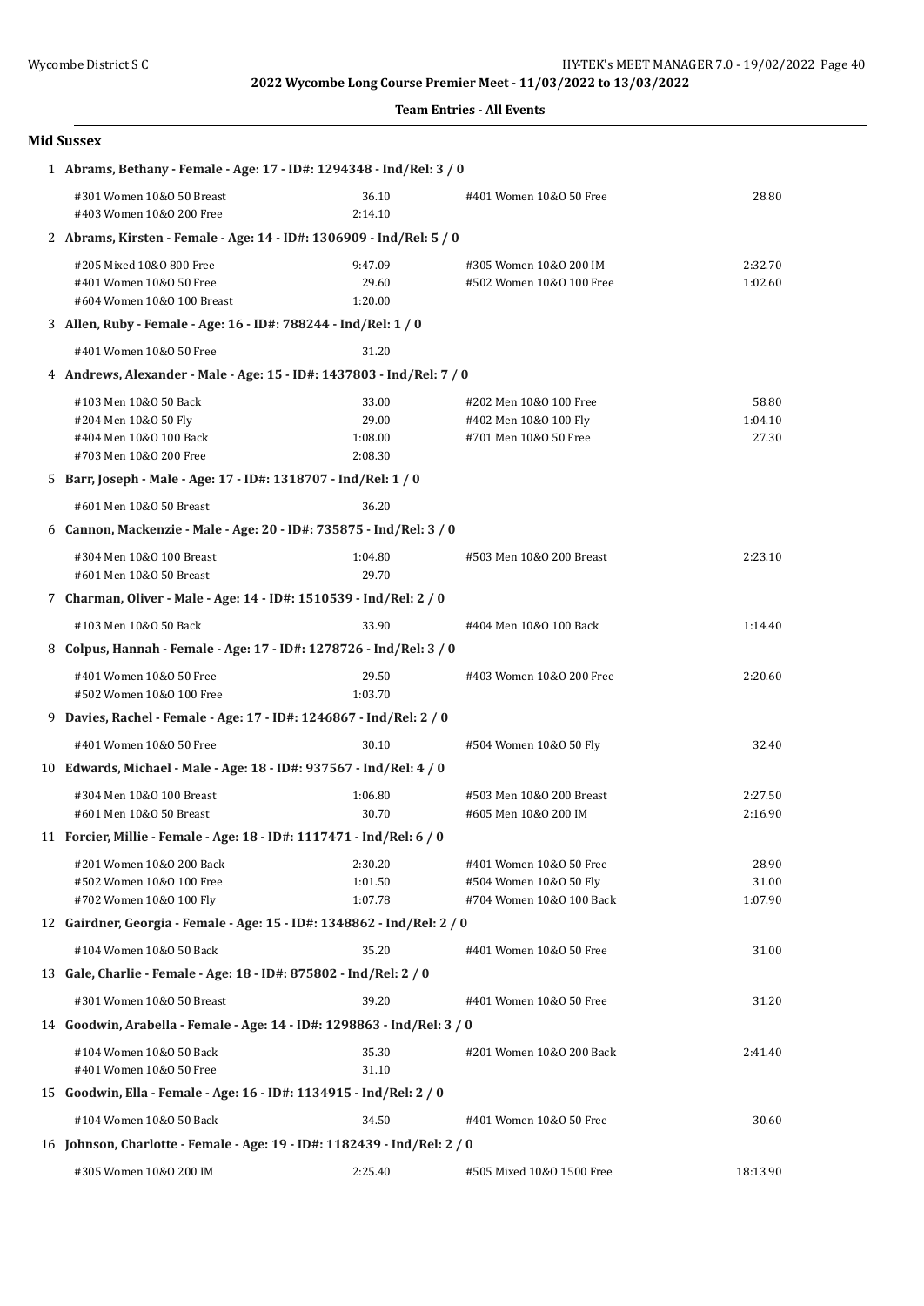## 2022 Wycombe Long Course Premier Meet - 11/03/2022 to 13/03/2022

**Team Entries - All Events**

### Mid Sussex

**1 Abrams, Bethany - Female - Age: 17 - ID#: 1294348 - Ind/Rel: 3 / 0**

| Event | Time | Event | Time |
|---|---|---|---|
| #301 Women 10&O 50 Breast | 36.10 | #401 Women 10&O 50 Free | 28.80 |
| #403 Women 10&O 200 Free | 2:14.10 | | |

**2 Abrams, Kirsten - Female - Age: 14 - ID#: 1306909 - Ind/Rel: 5 / 0**

| Event | Time | Event | Time |
|---|---|---|---|
| #205 Mixed 10&O 800 Free | 9:47.09 | #305 Women 10&O 200 IM | 2:32.70 |
| #401 Women 10&O 50 Free | 29.60 | #502 Women 10&O 100 Free | 1:02.60 |
| #604 Women 10&O 100 Breast | 1:20.00 | | |

**3 Allen, Ruby - Female - Age: 16 - ID#: 788244 - Ind/Rel: 1 / 0**

| Event | Time | Event | Time |
|---|---|---|---|
| #401 Women 10&O 50 Free | 31.20 | | |

**4 Andrews, Alexander - Male - Age: 15 - ID#: 1437803 - Ind/Rel: 7 / 0**

| Event | Time | Event | Time |
|---|---|---|---|
| #103 Men 10&O 50 Back | 33.00 | #202 Men 10&O 100 Free | 58.80 |
| #204 Men 10&O 50 Fly | 29.00 | #402 Men 10&O 100 Fly | 1:04.10 |
| #404 Men 10&O 100 Back | 1:08.00 | #701 Men 10&O 50 Free | 27.30 |
| #703 Men 10&O 200 Free | 2:08.30 | | |

**5 Barr, Joseph - Male - Age: 17 - ID#: 1318707 - Ind/Rel: 1 / 0**

| Event | Time | Event | Time |
|---|---|---|---|
| #601 Men 10&O 50 Breast | 36.20 | | |

**6 Cannon, Mackenzie - Male - Age: 20 - ID#: 735875 - Ind/Rel: 3 / 0**

| Event | Time | Event | Time |
|---|---|---|---|
| #304 Men 10&O 100 Breast | 1:04.80 | #503 Men 10&O 200 Breast | 2:23.10 |
| #601 Men 10&O 50 Breast | 29.70 | | |

**7 Charman, Oliver - Male - Age: 14 - ID#: 1510539 - Ind/Rel: 2 / 0**

| Event | Time | Event | Time |
|---|---|---|---|
| #103 Men 10&O 50 Back | 33.90 | #404 Men 10&O 100 Back | 1:14.40 |

**8 Colpus, Hannah - Female - Age: 17 - ID#: 1278726 - Ind/Rel: 3 / 0**

| Event | Time | Event | Time |
|---|---|---|---|
| #401 Women 10&O 50 Free | 29.50 | #403 Women 10&O 200 Free | 2:20.60 |
| #502 Women 10&O 100 Free | 1:03.70 | | |

**9 Davies, Rachel - Female - Age: 17 - ID#: 1246867 - Ind/Rel: 2 / 0**

| Event | Time | Event | Time |
|---|---|---|---|
| #401 Women 10&O 50 Free | 30.10 | #504 Women 10&O 50 Fly | 32.40 |

**10 Edwards, Michael - Male - Age: 18 - ID#: 937567 - Ind/Rel: 4 / 0**

| Event | Time | Event | Time |
|---|---|---|---|
| #304 Men 10&O 100 Breast | 1:06.80 | #503 Men 10&O 200 Breast | 2:27.50 |
| #601 Men 10&O 50 Breast | 30.70 | #605 Men 10&O 200 IM | 2:16.90 |

**11 Forcier, Millie - Female - Age: 18 - ID#: 1117471 - Ind/Rel: 6 / 0**

| Event | Time | Event | Time |
|---|---|---|---|
| #201 Women 10&O 200 Back | 2:30.20 | #401 Women 10&O 50 Free | 28.90 |
| #502 Women 10&O 100 Free | 1:01.50 | #504 Women 10&O 50 Fly | 31.00 |
| #702 Women 10&O 100 Fly | 1:07.78 | #704 Women 10&O 100 Back | 1:07.90 |

**12 Gairdner, Georgia - Female - Age: 15 - ID#: 1348862 - Ind/Rel: 2 / 0**

| Event | Time | Event | Time |
|---|---|---|---|
| #104 Women 10&O 50 Back | 35.20 | #401 Women 10&O 50 Free | 31.00 |

**13 Gale, Charlie - Female - Age: 18 - ID#: 875802 - Ind/Rel: 2 / 0**

| Event | Time | Event | Time |
|---|---|---|---|
| #301 Women 10&O 50 Breast | 39.20 | #401 Women 10&O 50 Free | 31.20 |

**14 Goodwin, Arabella - Female - Age: 14 - ID#: 1298863 - Ind/Rel: 3 / 0**

| Event | Time | Event | Time |
|---|---|---|---|
| #104 Women 10&O 50 Back | 35.30 | #201 Women 10&O 200 Back | 2:41.40 |
| #401 Women 10&O 50 Free | 31.10 | | |

**15 Goodwin, Ella - Female - Age: 16 - ID#: 1134915 - Ind/Rel: 2 / 0**

| Event | Time | Event | Time |
|---|---|---|---|
| #104 Women 10&O 50 Back | 34.50 | #401 Women 10&O 50 Free | 30.60 |

**16 Johnson, Charlotte - Female - Age: 19 - ID#: 1182439 - Ind/Rel: 2 / 0**

| Event | Time | Event | Time |
|---|---|---|---|
| #305 Women 10&O 200 IM | 2:25.40 | #505 Mixed 10&O 1500 Free | 18:13.90 |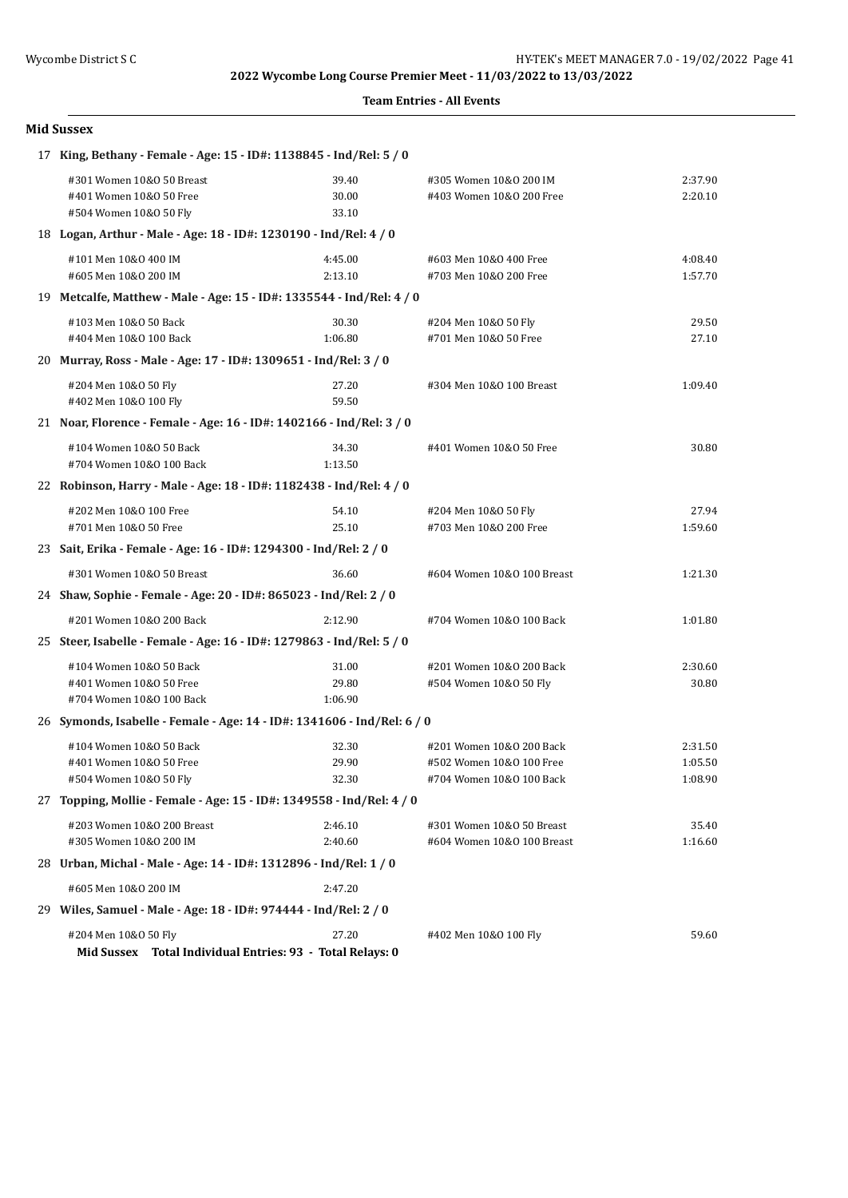## Team Entries - All Events

### Mid Sussex

**17 King, Bethany - Female - Age: 15 - ID#: 1138845 - Ind/Rel: 5 / 0**

| Event | Time | Event | Time |
|---|---|---|---|
| #301 Women 10&O 50 Breast | 39.40 | #305 Women 10&O 200 IM | 2:37.90 |
| #401 Women 10&O 50 Free | 30.00 | #403 Women 10&O 200 Free | 2:20.10 |
| #504 Women 10&O 50 Fly | 33.10 | | |

**18 Logan, Arthur - Male - Age: 18 - ID#: 1230190 - Ind/Rel: 4 / 0**

| Event | Time | Event | Time |
|---|---|---|---|
| #101 Men 10&O 400 IM | 4:45.00 | #603 Men 10&O 400 Free | 4:08.40 |
| #605 Men 10&O 200 IM | 2:13.10 | #703 Men 10&O 200 Free | 1:57.70 |

**19 Metcalfe, Matthew - Male - Age: 15 - ID#: 1335544 - Ind/Rel: 4 / 0**

| Event | Time | Event | Time |
|---|---|---|---|
| #103 Men 10&O 50 Back | 30.30 | #204 Men 10&O 50 Fly | 29.50 |
| #404 Men 10&O 100 Back | 1:06.80 | #701 Men 10&O 50 Free | 27.10 |

**20 Murray, Ross - Male - Age: 17 - ID#: 1309651 - Ind/Rel: 3 / 0**

| Event | Time | Event | Time |
|---|---|---|---|
| #204 Men 10&O 50 Fly | 27.20 | #304 Men 10&O 100 Breast | 1:09.40 |
| #402 Men 10&O 100 Fly | 59.50 | | |

**21 Noar, Florence - Female - Age: 16 - ID#: 1402166 - Ind/Rel: 3 / 0**

| Event | Time | Event | Time |
|---|---|---|---|
| #104 Women 10&O 50 Back | 34.30 | #401 Women 10&O 50 Free | 30.80 |
| #704 Women 10&O 100 Back | 1:13.50 | | |

**22 Robinson, Harry - Male - Age: 18 - ID#: 1182438 - Ind/Rel: 4 / 0**

| Event | Time | Event | Time |
|---|---|---|---|
| #202 Men 10&O 100 Free | 54.10 | #204 Men 10&O 50 Fly | 27.94 |
| #701 Men 10&O 50 Free | 25.10 | #703 Men 10&O 200 Free | 1:59.60 |

**23 Sait, Erika - Female - Age: 16 - ID#: 1294300 - Ind/Rel: 2 / 0**

| Event | Time | Event | Time |
|---|---|---|---|
| #301 Women 10&O 50 Breast | 36.60 | #604 Women 10&O 100 Breast | 1:21.30 |

**24 Shaw, Sophie - Female - Age: 20 - ID#: 865023 - Ind/Rel: 2 / 0**

| Event | Time | Event | Time |
|---|---|---|---|
| #201 Women 10&O 200 Back | 2:12.90 | #704 Women 10&O 100 Back | 1:01.80 |

**25 Steer, Isabelle - Female - Age: 16 - ID#: 1279863 - Ind/Rel: 5 / 0**

| Event | Time | Event | Time |
|---|---|---|---|
| #104 Women 10&O 50 Back | 31.00 | #201 Women 10&O 200 Back | 2:30.60 |
| #401 Women 10&O 50 Free | 29.80 | #504 Women 10&O 50 Fly | 30.80 |
| #704 Women 10&O 100 Back | 1:06.90 | | |

**26 Symonds, Isabelle - Female - Age: 14 - ID#: 1341606 - Ind/Rel: 6 / 0**

| Event | Time | Event | Time |
|---|---|---|---|
| #104 Women 10&O 50 Back | 32.30 | #201 Women 10&O 200 Back | 2:31.50 |
| #401 Women 10&O 50 Free | 29.90 | #502 Women 10&O 100 Free | 1:05.50 |
| #504 Women 10&O 50 Fly | 32.30 | #704 Women 10&O 100 Back | 1:08.90 |

**27 Topping, Mollie - Female - Age: 15 - ID#: 1349558 - Ind/Rel: 4 / 0**

| Event | Time | Event | Time |
|---|---|---|---|
| #203 Women 10&O 200 Breast | 2:46.10 | #301 Women 10&O 50 Breast | 35.40 |
| #305 Women 10&O 200 IM | 2:40.60 | #604 Women 10&O 100 Breast | 1:16.60 |

**28 Urban, Michal - Male - Age: 14 - ID#: 1312896 - Ind/Rel: 1 / 0**

| Event | Time | Event | Time |
|---|---|---|---|
| #605 Men 10&O 200 IM | 2:47.20 | | |

**29 Wiles, Samuel - Male - Age: 18 - ID#: 974444 - Ind/Rel: 2 / 0**

| Event | Time | Event | Time |
|---|---|---|---|
| #204 Men 10&O 50 Fly | 27.20 | #402 Men 10&O 100 Fly | 59.60 |

**Mid Sussex Total Individual Entries: 93 - Total Relays: 0**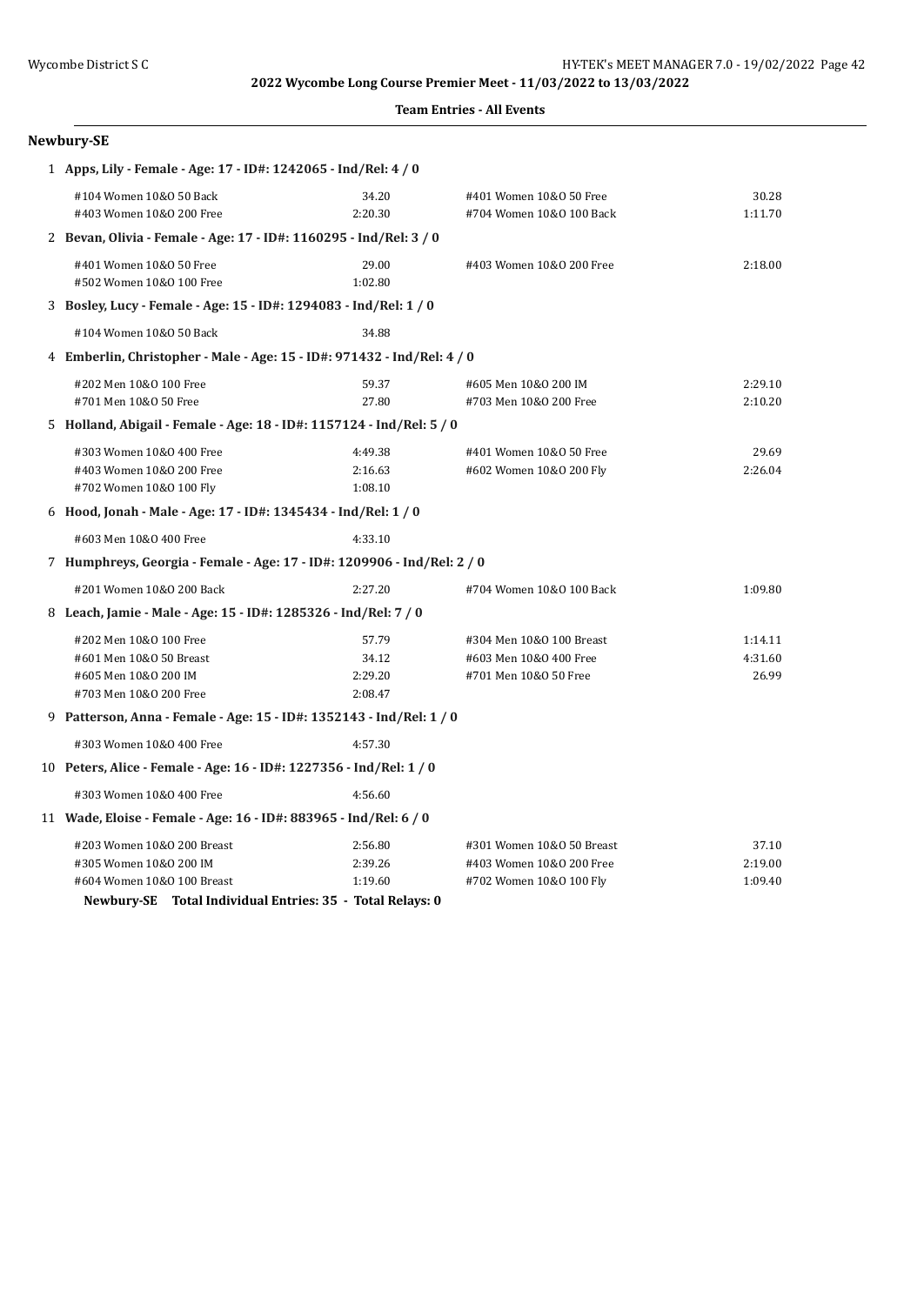## 2022 Wycombe Long Course Premier Meet - 11/03/2022 to 13/03/2022

### Team Entries - All Events

### Newbury-SE

**1 Apps, Lily - Female - Age: 17 - ID#: 1242065 - Ind/Rel: 4 / 0**

| Event | Time | Event | Time |
|---|---|---|---|
| #104 Women 10&O 50 Back | 34.20 | #401 Women 10&O 50 Free | 30.28 |
| #403 Women 10&O 200 Free | 2:20.30 | #704 Women 10&O 100 Back | 1:11.70 |

**2 Bevan, Olivia - Female - Age: 17 - ID#: 1160295 - Ind/Rel: 3 / 0**

| Event | Time | Event | Time |
|---|---|---|---|
| #401 Women 10&O 50 Free | 29.00 | #403 Women 10&O 200 Free | 2:18.00 |
| #502 Women 10&O 100 Free | 1:02.80 | | |

**3 Bosley, Lucy - Female - Age: 15 - ID#: 1294083 - Ind/Rel: 1 / 0**

| Event | Time | Event | Time |
|---|---|---|---|
| #104 Women 10&O 50 Back | 34.88 | | |

**4 Emberlin, Christopher - Male - Age: 15 - ID#: 971432 - Ind/Rel: 4 / 0**

| Event | Time | Event | Time |
|---|---|---|---|
| #202 Men 10&O 100 Free | 59.37 | #605 Men 10&O 200 IM | 2:29.10 |
| #701 Men 10&O 50 Free | 27.80 | #703 Men 10&O 200 Free | 2:10.20 |

**5 Holland, Abigail - Female - Age: 18 - ID#: 1157124 - Ind/Rel: 5 / 0**

| Event | Time | Event | Time |
|---|---|---|---|
| #303 Women 10&O 400 Free | 4:49.38 | #401 Women 10&O 50 Free | 29.69 |
| #403 Women 10&O 200 Free | 2:16.63 | #602 Women 10&O 200 Fly | 2:26.04 |
| #702 Women 10&O 100 Fly | 1:08.10 | | |

**6 Hood, Jonah - Male - Age: 17 - ID#: 1345434 - Ind/Rel: 1 / 0**

| Event | Time | Event | Time |
|---|---|---|---|
| #603 Men 10&O 400 Free | 4:33.10 | | |

**7 Humphreys, Georgia - Female - Age: 17 - ID#: 1209906 - Ind/Rel: 2 / 0**

| Event | Time | Event | Time |
|---|---|---|---|
| #201 Women 10&O 200 Back | 2:27.20 | #704 Women 10&O 100 Back | 1:09.80 |

**8 Leach, Jamie - Male - Age: 15 - ID#: 1285326 - Ind/Rel: 7 / 0**

| Event | Time | Event | Time |
|---|---|---|---|
| #202 Men 10&O 100 Free | 57.79 | #304 Men 10&O 100 Breast | 1:14.11 |
| #601 Men 10&O 50 Breast | 34.12 | #603 Men 10&O 400 Free | 4:31.60 |
| #605 Men 10&O 200 IM | 2:29.20 | #701 Men 10&O 50 Free | 26.99 |
| #703 Men 10&O 200 Free | 2:08.47 | | |

**9 Patterson, Anna - Female - Age: 15 - ID#: 1352143 - Ind/Rel: 1 / 0**

| Event | Time | Event | Time |
|---|---|---|---|
| #303 Women 10&O 400 Free | 4:57.30 | | |

**10 Peters, Alice - Female - Age: 16 - ID#: 1227356 - Ind/Rel: 1 / 0**

| Event | Time | Event | Time |
|---|---|---|---|
| #303 Women 10&O 400 Free | 4:56.60 | | |

**11 Wade, Eloise - Female - Age: 16 - ID#: 883965 - Ind/Rel: 6 / 0**

| Event | Time | Event | Time |
|---|---|---|---|
| #203 Women 10&O 200 Breast | 2:56.80 | #301 Women 10&O 50 Breast | 37.10 |
| #305 Women 10&O 200 IM | 2:39.26 | #403 Women 10&O 200 Free | 2:19.00 |
| #604 Women 10&O 100 Breast | 1:19.60 | #702 Women 10&O 100 Fly | 1:09.40 |

**Newbury-SE Total Individual Entries: 35 - Total Relays: 0**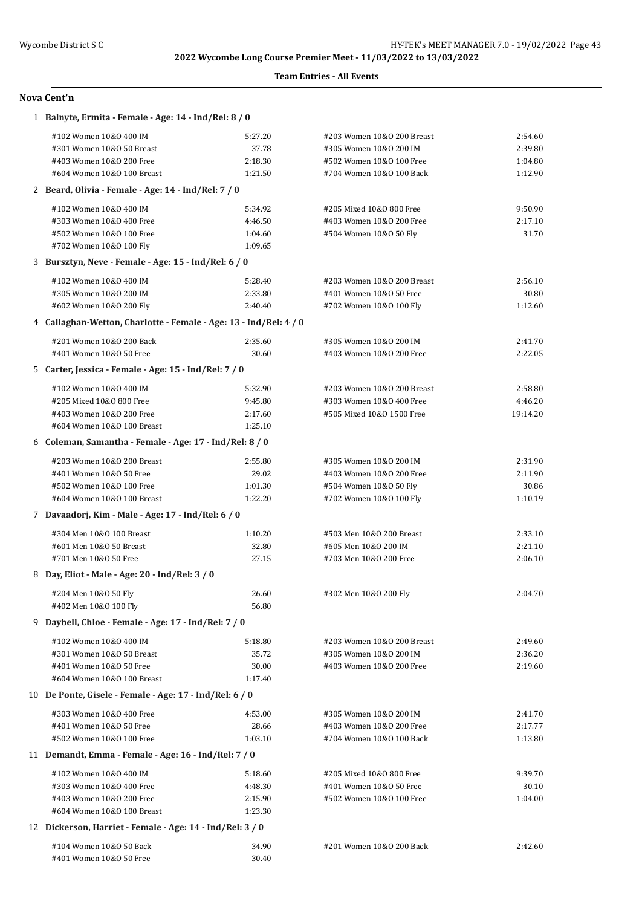2022 Wycombe Long Course Premier Meet - 11/03/2022 to 13/03/2022

**Team Entries - All Events**

## Nova Cent'n

1 **Balnyte, Ermita - Female - Age: 14 - Ind/Rel: 8 / 0**

| Event | Time | Event | Time |
|---|---|---|---|
| #102 Women 10&O 400 IM | 5:27.20 | #203 Women 10&O 200 Breast | 2:54.60 |
| #301 Women 10&O 50 Breast | 37.78 | #305 Women 10&O 200 IM | 2:39.80 |
| #403 Women 10&O 200 Free | 2:18.30 | #502 Women 10&O 100 Free | 1:04.80 |
| #604 Women 10&O 100 Breast | 1:21.50 | #704 Women 10&O 100 Back | 1:12.90 |

2 **Beard, Olivia - Female - Age: 14 - Ind/Rel: 7 / 0**

| Event | Time | Event | Time |
|---|---|---|---|
| #102 Women 10&O 400 IM | 5:34.92 | #205 Mixed 10&O 800 Free | 9:50.90 |
| #303 Women 10&O 400 Free | 4:46.50 | #403 Women 10&O 200 Free | 2:17.10 |
| #502 Women 10&O 100 Free | 1:04.60 | #504 Women 10&O 50 Fly | 31.70 |
| #702 Women 10&O 100 Fly | 1:09.65 | | |

3 **Bursztyn, Neve - Female - Age: 15 - Ind/Rel: 6 / 0**

| Event | Time | Event | Time |
|---|---|---|---|
| #102 Women 10&O 400 IM | 5:28.40 | #203 Women 10&O 200 Breast | 2:56.10 |
| #305 Women 10&O 200 IM | 2:33.80 | #401 Women 10&O 50 Free | 30.80 |
| #602 Women 10&O 200 Fly | 2:40.40 | #702 Women 10&O 100 Fly | 1:12.60 |

4 **Callaghan-Wetton, Charlotte - Female - Age: 13 - Ind/Rel: 4 / 0**

| Event | Time | Event | Time |
|---|---|---|---|
| #201 Women 10&O 200 Back | 2:35.60 | #305 Women 10&O 200 IM | 2:41.70 |
| #401 Women 10&O 50 Free | 30.60 | #403 Women 10&O 200 Free | 2:22.05 |

5 **Carter, Jessica - Female - Age: 15 - Ind/Rel: 7 / 0**

| Event | Time | Event | Time |
|---|---|---|---|
| #102 Women 10&O 400 IM | 5:32.90 | #203 Women 10&O 200 Breast | 2:58.80 |
| #205 Mixed 10&O 800 Free | 9:45.80 | #303 Women 10&O 400 Free | 4:46.20 |
| #403 Women 10&O 200 Free | 2:17.60 | #505 Mixed 10&O 1500 Free | 19:14.20 |
| #604 Women 10&O 100 Breast | 1:25.10 | | |

6 **Coleman, Samantha - Female - Age: 17 - Ind/Rel: 8 / 0**

| Event | Time | Event | Time |
|---|---|---|---|
| #203 Women 10&O 200 Breast | 2:55.80 | #305 Women 10&O 200 IM | 2:31.90 |
| #401 Women 10&O 50 Free | 29.02 | #403 Women 10&O 200 Free | 2:11.90 |
| #502 Women 10&O 100 Free | 1:01.30 | #504 Women 10&O 50 Fly | 30.86 |
| #604 Women 10&O 100 Breast | 1:22.20 | #702 Women 10&O 100 Fly | 1:10.19 |

7 **Davaadorj, Kim - Male - Age: 17 - Ind/Rel: 6 / 0**

| Event | Time | Event | Time |
|---|---|---|---|
| #304 Men 10&O 100 Breast | 1:10.20 | #503 Men 10&O 200 Breast | 2:33.10 |
| #601 Men 10&O 50 Breast | 32.80 | #605 Men 10&O 200 IM | 2:21.10 |
| #701 Men 10&O 50 Free | 27.15 | #703 Men 10&O 200 Free | 2:06.10 |

8 **Day, Eliot - Male - Age: 20 - Ind/Rel: 3 / 0**

| Event | Time | Event | Time |
|---|---|---|---|
| #204 Men 10&O 50 Fly | 26.60 | #302 Men 10&O 200 Fly | 2:04.70 |
| #402 Men 10&O 100 Fly | 56.80 | | |

9 **Daybell, Chloe - Female - Age: 17 - Ind/Rel: 7 / 0**

| Event | Time | Event | Time |
|---|---|---|---|
| #102 Women 10&O 400 IM | 5:18.80 | #203 Women 10&O 200 Breast | 2:49.60 |
| #301 Women 10&O 50 Breast | 35.72 | #305 Women 10&O 200 IM | 2:36.20 |
| #401 Women 10&O 50 Free | 30.00 | #403 Women 10&O 200 Free | 2:19.60 |
| #604 Women 10&O 100 Breast | 1:17.40 | | |

10 **De Ponte, Gisele - Female - Age: 17 - Ind/Rel: 6 / 0**

| Event | Time | Event | Time |
|---|---|---|---|
| #303 Women 10&O 400 Free | 4:53.00 | #305 Women 10&O 200 IM | 2:41.70 |
| #401 Women 10&O 50 Free | 28.66 | #403 Women 10&O 200 Free | 2:17.77 |
| #502 Women 10&O 100 Free | 1:03.10 | #704 Women 10&O 100 Back | 1:13.80 |

11 **Demandt, Emma - Female - Age: 16 - Ind/Rel: 7 / 0**

| Event | Time | Event | Time |
|---|---|---|---|
| #102 Women 10&O 400 IM | 5:18.60 | #205 Mixed 10&O 800 Free | 9:39.70 |
| #303 Women 10&O 400 Free | 4:48.30 | #401 Women 10&O 50 Free | 30.10 |
| #403 Women 10&O 200 Free | 2:15.90 | #502 Women 10&O 100 Free | 1:04.00 |
| #604 Women 10&O 100 Breast | 1:23.30 | | |

12 **Dickerson, Harriet - Female - Age: 14 - Ind/Rel: 3 / 0**

| Event | Time | Event | Time |
|---|---|---|---|
| #104 Women 10&O 50 Back | 34.90 | #201 Women 10&O 200 Back | 2:42.60 |
| #401 Women 10&O 50 Free | 30.40 | | |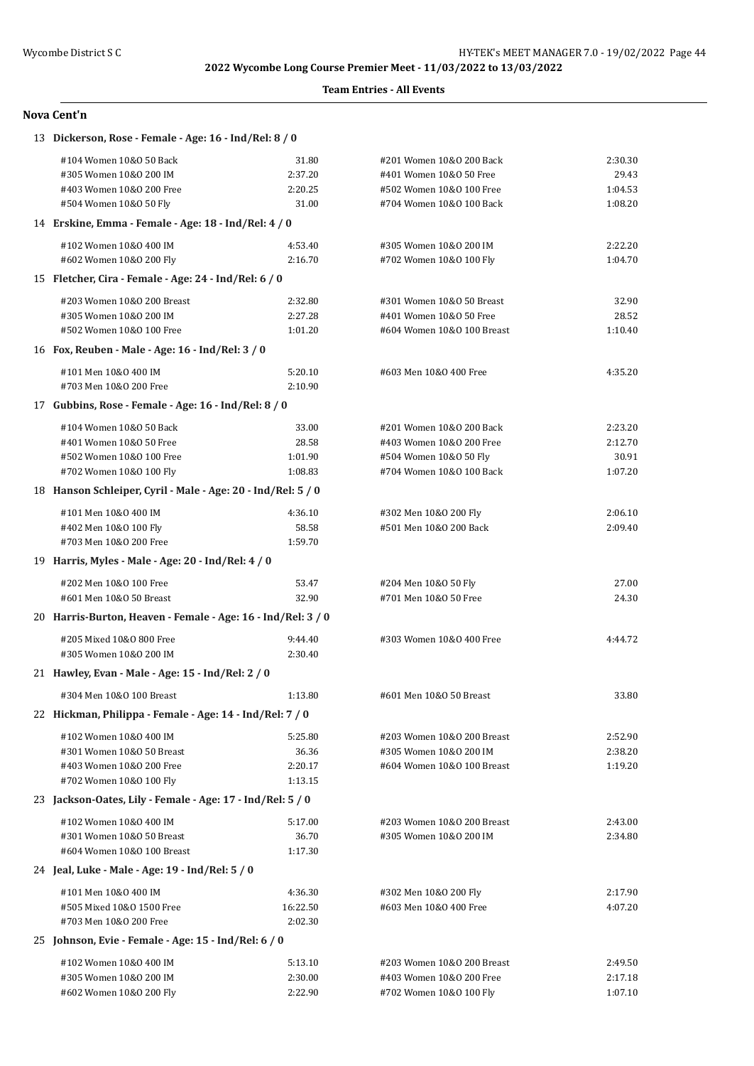2022 Wycombe Long Course Premier Meet - 11/03/2022 to 13/03/2022

**Team Entries - All Events**

## Nova Cent'n

**13 Dickerson, Rose - Female - Age: 16 - Ind/Rel: 8 / 0**

| Event | Time | Event | Time |
|---|---|---|---|
| #104 Women 10&O 50 Back | 31.80 | #201 Women 10&O 200 Back | 2:30.30 |
| #305 Women 10&O 200 IM | 2:37.20 | #401 Women 10&O 50 Free | 29.43 |
| #403 Women 10&O 200 Free | 2:20.25 | #502 Women 10&O 100 Free | 1:04.53 |
| #504 Women 10&O 50 Fly | 31.00 | #704 Women 10&O 100 Back | 1:08.20 |

**14 Erskine, Emma - Female - Age: 18 - Ind/Rel: 4 / 0**

| Event | Time | Event | Time |
|---|---|---|---|
| #102 Women 10&O 400 IM | 4:53.40 | #305 Women 10&O 200 IM | 2:22.20 |
| #602 Women 10&O 200 Fly | 2:16.70 | #702 Women 10&O 100 Fly | 1:04.70 |

**15 Fletcher, Cira - Female - Age: 24 - Ind/Rel: 6 / 0**

| Event | Time | Event | Time |
|---|---|---|---|
| #203 Women 10&O 200 Breast | 2:32.80 | #301 Women 10&O 50 Breast | 32.90 |
| #305 Women 10&O 200 IM | 2:27.28 | #401 Women 10&O 50 Free | 28.52 |
| #502 Women 10&O 100 Free | 1:01.20 | #604 Women 10&O 100 Breast | 1:10.40 |

**16 Fox, Reuben - Male - Age: 16 - Ind/Rel: 3 / 0**

| Event | Time | Event | Time |
|---|---|---|---|
| #101 Men 10&O 400 IM | 5:20.10 | #603 Men 10&O 400 Free | 4:35.20 |
| #703 Men 10&O 200 Free | 2:10.90 | | |

**17 Gubbins, Rose - Female - Age: 16 - Ind/Rel: 8 / 0**

| Event | Time | Event | Time |
|---|---|---|---|
| #104 Women 10&O 50 Back | 33.00 | #201 Women 10&O 200 Back | 2:23.20 |
| #401 Women 10&O 50 Free | 28.58 | #403 Women 10&O 200 Free | 2:12.70 |
| #502 Women 10&O 100 Free | 1:01.90 | #504 Women 10&O 50 Fly | 30.91 |
| #702 Women 10&O 100 Fly | 1:08.83 | #704 Women 10&O 100 Back | 1:07.20 |

**18 Hanson Schleiper, Cyril - Male - Age: 20 - Ind/Rel: 5 / 0**

| Event | Time | Event | Time |
|---|---|---|---|
| #101 Men 10&O 400 IM | 4:36.10 | #302 Men 10&O 200 Fly | 2:06.10 |
| #402 Men 10&O 100 Fly | 58.58 | #501 Men 10&O 200 Back | 2:09.40 |
| #703 Men 10&O 200 Free | 1:59.70 | | |

**19 Harris, Myles - Male - Age: 20 - Ind/Rel: 4 / 0**

| Event | Time | Event | Time |
|---|---|---|---|
| #202 Men 10&O 100 Free | 53.47 | #204 Men 10&O 50 Fly | 27.00 |
| #601 Men 10&O 50 Breast | 32.90 | #701 Men 10&O 50 Free | 24.30 |

**20 Harris-Burton, Heaven - Female - Age: 16 - Ind/Rel: 3 / 0**

| Event | Time | Event | Time |
|---|---|---|---|
| #205 Mixed 10&O 800 Free | 9:44.40 | #303 Women 10&O 400 Free | 4:44.72 |
| #305 Women 10&O 200 IM | 2:30.40 | | |

**21 Hawley, Evan - Male - Age: 15 - Ind/Rel: 2 / 0**

| Event | Time | Event | Time |
|---|---|---|---|
| #304 Men 10&O 100 Breast | 1:13.80 | #601 Men 10&O 50 Breast | 33.80 |

**22 Hickman, Philippa - Female - Age: 14 - Ind/Rel: 7 / 0**

| Event | Time | Event | Time |
|---|---|---|---|
| #102 Women 10&O 400 IM | 5:25.80 | #203 Women 10&O 200 Breast | 2:52.90 |
| #301 Women 10&O 50 Breast | 36.36 | #305 Women 10&O 200 IM | 2:38.20 |
| #403 Women 10&O 200 Free | 2:20.17 | #604 Women 10&O 100 Breast | 1:19.20 |
| #702 Women 10&O 100 Fly | 1:13.15 | | |

**23 Jackson-Oates, Lily - Female - Age: 17 - Ind/Rel: 5 / 0**

| Event | Time | Event | Time |
|---|---|---|---|
| #102 Women 10&O 400 IM | 5:17.00 | #203 Women 10&O 200 Breast | 2:43.00 |
| #301 Women 10&O 50 Breast | 36.70 | #305 Women 10&O 200 IM | 2:34.80 |
| #604 Women 10&O 100 Breast | 1:17.30 | | |

**24 Jeal, Luke - Male - Age: 19 - Ind/Rel: 5 / 0**

| Event | Time | Event | Time |
|---|---|---|---|
| #101 Men 10&O 400 IM | 4:36.30 | #302 Men 10&O 200 Fly | 2:17.90 |
| #505 Mixed 10&O 1500 Free | 16:22.50 | #603 Men 10&O 400 Free | 4:07.20 |
| #703 Men 10&O 200 Free | 2:02.30 | | |

**25 Johnson, Evie - Female - Age: 15 - Ind/Rel: 6 / 0**

| Event | Time | Event | Time |
|---|---|---|---|
| #102 Women 10&O 400 IM | 5:13.10 | #203 Women 10&O 200 Breast | 2:49.50 |
| #305 Women 10&O 200 IM | 2:30.00 | #403 Women 10&O 200 Free | 2:17.18 |
| #602 Women 10&O 200 Fly | 2:22.90 | #702 Women 10&O 100 Fly | 1:07.10 |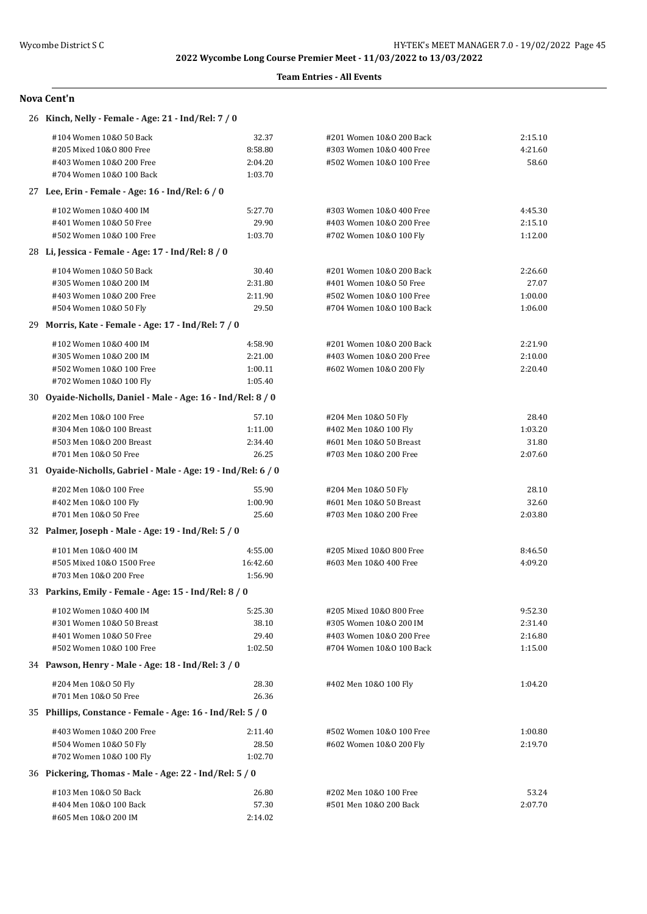2022 Wycombe Long Course Premier Meet - 11/03/2022 to 13/03/2022

**Team Entries - All Events**

## Nova Cent'n

### 26 Kinch, Nelly - Female - Age: 21 - Ind/Rel: 7 / 0

| Event | Time | Event | Time |
|---|---|---|---|
| #104 Women 10&O 50 Back | 32.37 | #201 Women 10&O 200 Back | 2:15.10 |
| #205 Mixed 10&O 800 Free | 8:58.80 | #303 Women 10&O 400 Free | 4:21.60 |
| #403 Women 10&O 200 Free | 2:04.20 | #502 Women 10&O 100 Free | 58.60 |
| #704 Women 10&O 100 Back | 1:03.70 | | |

### 27 Lee, Erin - Female - Age: 16 - Ind/Rel: 6 / 0

| Event | Time | Event | Time |
|---|---|---|---|
| #102 Women 10&O 400 IM | 5:27.70 | #303 Women 10&O 400 Free | 4:45.30 |
| #401 Women 10&O 50 Free | 29.90 | #403 Women 10&O 200 Free | 2:15.10 |
| #502 Women 10&O 100 Free | 1:03.70 | #702 Women 10&O 100 Fly | 1:12.00 |

### 28 Li, Jessica - Female - Age: 17 - Ind/Rel: 8 / 0

| Event | Time | Event | Time |
|---|---|---|---|
| #104 Women 10&O 50 Back | 30.40 | #201 Women 10&O 200 Back | 2:26.60 |
| #305 Women 10&O 200 IM | 2:31.80 | #401 Women 10&O 50 Free | 27.07 |
| #403 Women 10&O 200 Free | 2:11.90 | #502 Women 10&O 100 Free | 1:00.00 |
| #504 Women 10&O 50 Fly | 29.50 | #704 Women 10&O 100 Back | 1:06.00 |

### 29 Morris, Kate - Female - Age: 17 - Ind/Rel: 7 / 0

| Event | Time | Event | Time |
|---|---|---|---|
| #102 Women 10&O 400 IM | 4:58.90 | #201 Women 10&O 200 Back | 2:21.90 |
| #305 Women 10&O 200 IM | 2:21.00 | #403 Women 10&O 200 Free | 2:10.00 |
| #502 Women 10&O 100 Free | 1:00.11 | #602 Women 10&O 200 Fly | 2:20.40 |
| #702 Women 10&O 100 Fly | 1:05.40 | | |

### 30 Oyaide-Nicholls, Daniel - Male - Age: 16 - Ind/Rel: 8 / 0

| Event | Time | Event | Time |
|---|---|---|---|
| #202 Men 10&O 100 Free | 57.10 | #204 Men 10&O 50 Fly | 28.40 |
| #304 Men 10&O 100 Breast | 1:11.00 | #402 Men 10&O 100 Fly | 1:03.20 |
| #503 Men 10&O 200 Breast | 2:34.40 | #601 Men 10&O 50 Breast | 31.80 |
| #701 Men 10&O 50 Free | 26.25 | #703 Men 10&O 200 Free | 2:07.60 |

### 31 Oyaide-Nicholls, Gabriel - Male - Age: 19 - Ind/Rel: 6 / 0

| Event | Time | Event | Time |
|---|---|---|---|
| #202 Men 10&O 100 Free | 55.90 | #204 Men 10&O 50 Fly | 28.10 |
| #402 Men 10&O 100 Fly | 1:00.90 | #601 Men 10&O 50 Breast | 32.60 |
| #701 Men 10&O 50 Free | 25.60 | #703 Men 10&O 200 Free | 2:03.80 |

### 32 Palmer, Joseph - Male - Age: 19 - Ind/Rel: 5 / 0

| Event | Time | Event | Time |
|---|---|---|---|
| #101 Men 10&O 400 IM | 4:55.00 | #205 Mixed 10&O 800 Free | 8:46.50 |
| #505 Mixed 10&O 1500 Free | 16:42.60 | #603 Men 10&O 400 Free | 4:09.20 |
| #703 Men 10&O 200 Free | 1:56.90 | | |

### 33 Parkins, Emily - Female - Age: 15 - Ind/Rel: 8 / 0

| Event | Time | Event | Time |
|---|---|---|---|
| #102 Women 10&O 400 IM | 5:25.30 | #205 Mixed 10&O 800 Free | 9:52.30 |
| #301 Women 10&O 50 Breast | 38.10 | #305 Women 10&O 200 IM | 2:31.40 |
| #401 Women 10&O 50 Free | 29.40 | #403 Women 10&O 200 Free | 2:16.80 |
| #502 Women 10&O 100 Free | 1:02.50 | #704 Women 10&O 100 Back | 1:15.00 |

### 34 Pawson, Henry - Male - Age: 18 - Ind/Rel: 3 / 0

| Event | Time | Event | Time |
|---|---|---|---|
| #204 Men 10&O 50 Fly | 28.30 | #402 Men 10&O 100 Fly | 1:04.20 |
| #701 Men 10&O 50 Free | 26.36 | | |

### 35 Phillips, Constance - Female - Age: 16 - Ind/Rel: 5 / 0

| Event | Time | Event | Time |
|---|---|---|---|
| #403 Women 10&O 200 Free | 2:11.40 | #502 Women 10&O 100 Free | 1:00.80 |
| #504 Women 10&O 50 Fly | 28.50 | #602 Women 10&O 200 Fly | 2:19.70 |
| #702 Women 10&O 100 Fly | 1:02.70 | | |

### 36 Pickering, Thomas - Male - Age: 22 - Ind/Rel: 5 / 0

| Event | Time | Event | Time |
|---|---|---|---|
| #103 Men 10&O 50 Back | 26.80 | #202 Men 10&O 100 Free | 53.24 |
| #404 Men 10&O 100 Back | 57.30 | #501 Men 10&O 200 Back | 2:07.70 |
| #605 Men 10&O 200 IM | 2:14.02 | | |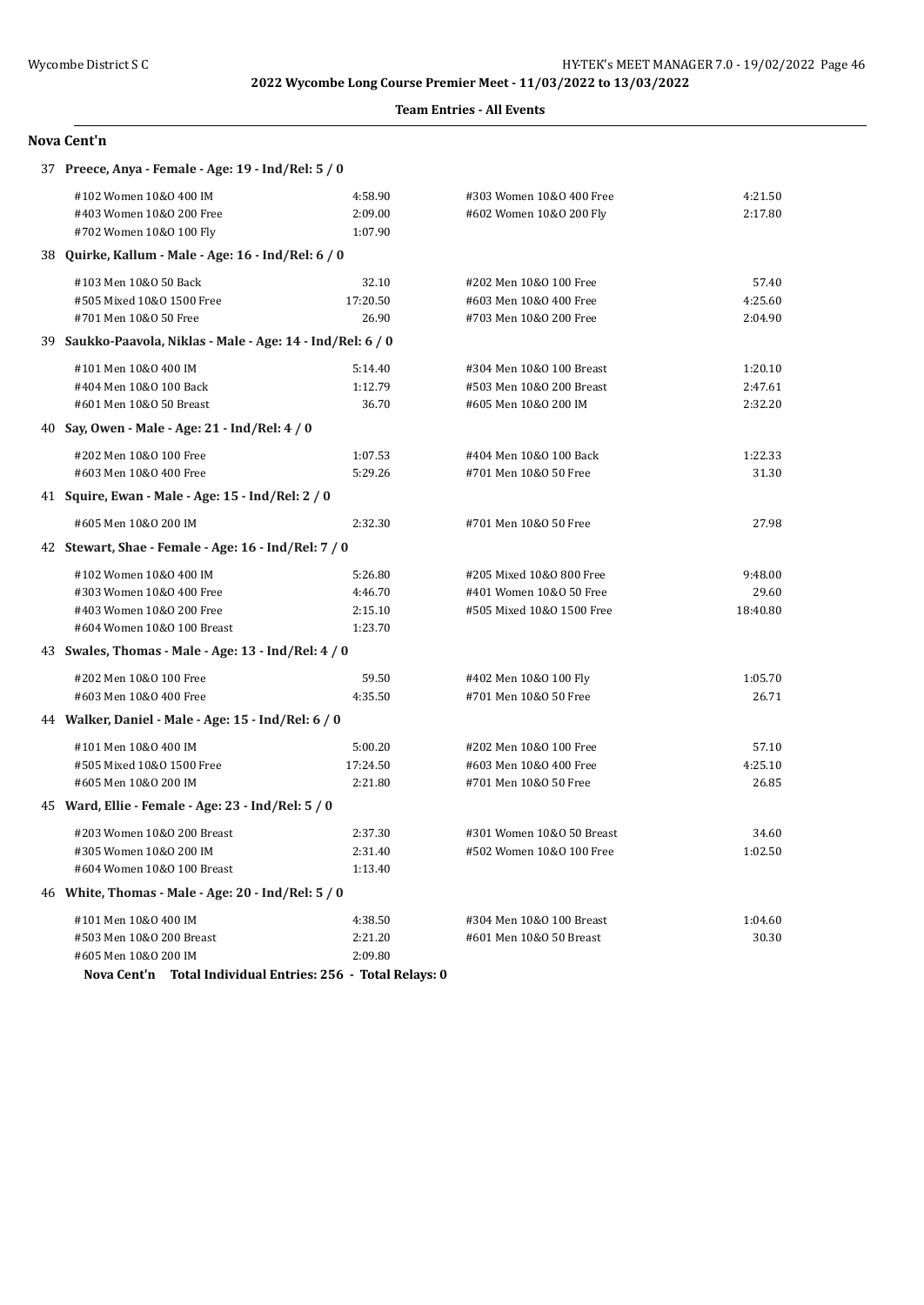2022 Wycombe Long Course Premier Meet - 11/03/2022 to 13/03/2022

**Team Entries - All Events**

## Nova Cent'n

**37 Preece, Anya - Female - Age: 19 - Ind/Rel: 5 / 0**

| Event | Time | Event | Time |
|---|---|---|---|
| #102 Women 10&O 400 IM | 4:58.90 | #303 Women 10&O 400 Free | 4:21.50 |
| #403 Women 10&O 200 Free | 2:09.00 | #602 Women 10&O 200 Fly | 2:17.80 |
| #702 Women 10&O 100 Fly | 1:07.90 | | |

**38 Quirke, Kallum - Male - Age: 16 - Ind/Rel: 6 / 0**

| Event | Time | Event | Time |
|---|---|---|---|
| #103 Men 10&O 50 Back | 32.10 | #202 Men 10&O 100 Free | 57.40 |
| #505 Mixed 10&O 1500 Free | 17:20.50 | #603 Men 10&O 400 Free | 4:25.60 |
| #701 Men 10&O 50 Free | 26.90 | #703 Men 10&O 200 Free | 2:04.90 |

**39 Saukko-Paavola, Niklas - Male - Age: 14 - Ind/Rel: 6 / 0**

| Event | Time | Event | Time |
|---|---|---|---|
| #101 Men 10&O 400 IM | 5:14.40 | #304 Men 10&O 100 Breast | 1:20.10 |
| #404 Men 10&O 100 Back | 1:12.79 | #503 Men 10&O 200 Breast | 2:47.61 |
| #601 Men 10&O 50 Breast | 36.70 | #605 Men 10&O 200 IM | 2:32.20 |

**40 Say, Owen - Male - Age: 21 - Ind/Rel: 4 / 0**

| Event | Time | Event | Time |
|---|---|---|---|
| #202 Men 10&O 100 Free | 1:07.53 | #404 Men 10&O 100 Back | 1:22.33 |
| #603 Men 10&O 400 Free | 5:29.26 | #701 Men 10&O 50 Free | 31.30 |

**41 Squire, Ewan - Male - Age: 15 - Ind/Rel: 2 / 0**

| Event | Time | Event | Time |
|---|---|---|---|
| #605 Men 10&O 200 IM | 2:32.30 | #701 Men 10&O 50 Free | 27.98 |

**42 Stewart, Shae - Female - Age: 16 - Ind/Rel: 7 / 0**

| Event | Time | Event | Time |
|---|---|---|---|
| #102 Women 10&O 400 IM | 5:26.80 | #205 Mixed 10&O 800 Free | 9:48.00 |
| #303 Women 10&O 400 Free | 4:46.70 | #401 Women 10&O 50 Free | 29.60 |
| #403 Women 10&O 200 Free | 2:15.10 | #505 Mixed 10&O 1500 Free | 18:40.80 |
| #604 Women 10&O 100 Breast | 1:23.70 | | |

**43 Swales, Thomas - Male - Age: 13 - Ind/Rel: 4 / 0**

| Event | Time | Event | Time |
|---|---|---|---|
| #202 Men 10&O 100 Free | 59.50 | #402 Men 10&O 100 Fly | 1:05.70 |
| #603 Men 10&O 400 Free | 4:35.50 | #701 Men 10&O 50 Free | 26.71 |

**44 Walker, Daniel - Male - Age: 15 - Ind/Rel: 6 / 0**

| Event | Time | Event | Time |
|---|---|---|---|
| #101 Men 10&O 400 IM | 5:00.20 | #202 Men 10&O 100 Free | 57.10 |
| #505 Mixed 10&O 1500 Free | 17:24.50 | #603 Men 10&O 400 Free | 4:25.10 |
| #605 Men 10&O 200 IM | 2:21.80 | #701 Men 10&O 50 Free | 26.85 |

**45 Ward, Ellie - Female - Age: 23 - Ind/Rel: 5 / 0**

| Event | Time | Event | Time |
|---|---|---|---|
| #203 Women 10&O 200 Breast | 2:37.30 | #301 Women 10&O 50 Breast | 34.60 |
| #305 Women 10&O 200 IM | 2:31.40 | #502 Women 10&O 100 Free | 1:02.50 |
| #604 Women 10&O 100 Breast | 1:13.40 | | |

**46 White, Thomas - Male - Age: 20 - Ind/Rel: 5 / 0**

| Event | Time | Event | Time |
|---|---|---|---|
| #101 Men 10&O 400 IM | 4:38.50 | #304 Men 10&O 100 Breast | 1:04.60 |
| #503 Men 10&O 200 Breast | 2:21.20 | #601 Men 10&O 50 Breast | 30.30 |
| #605 Men 10&O 200 IM | 2:09.80 | | |

**Nova Cent'n Total Individual Entries: 256 - Total Relays: 0**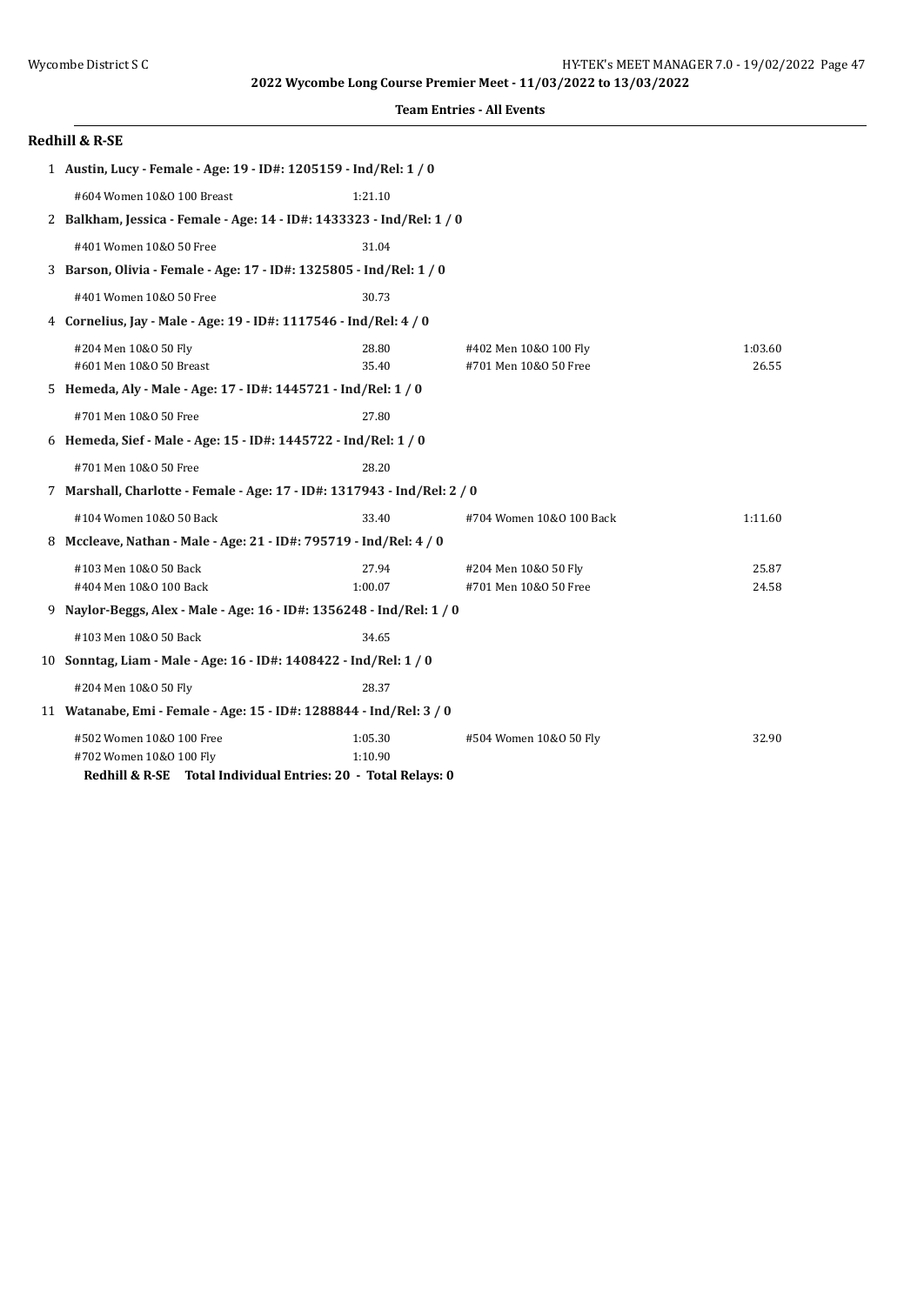2022 Wycombe Long Course Premier Meet - 11/03/2022 to 13/03/2022

**Team Entries - All Events**

## Redhill & R-SE

**1 Austin, Lucy - Female - Age: 19 - ID#: 1205159 - Ind/Rel: 1 / 0**

| Event | Time | Event | Time |
|---|---|---|---|
| #604 Women 10&O 100 Breast | 1:21.10 | | |

**2 Balkham, Jessica - Female - Age: 14 - ID#: 1433323 - Ind/Rel: 1 / 0**

| Event | Time | Event | Time |
|---|---|---|---|
| #401 Women 10&O 50 Free | 31.04 | | |

**3 Barson, Olivia - Female - Age: 17 - ID#: 1325805 - Ind/Rel: 1 / 0**

| Event | Time | Event | Time |
|---|---|---|---|
| #401 Women 10&O 50 Free | 30.73 | | |

**4 Cornelius, Jay - Male - Age: 19 - ID#: 1117546 - Ind/Rel: 4 / 0**

| Event | Time | Event | Time |
|---|---|---|---|
| #204 Men 10&O 50 Fly | 28.80 | #402 Men 10&O 100 Fly | 1:03.60 |
| #601 Men 10&O 50 Breast | 35.40 | #701 Men 10&O 50 Free | 26.55 |

**5 Hemeda, Aly - Male - Age: 17 - ID#: 1445721 - Ind/Rel: 1 / 0**

| Event | Time | Event | Time |
|---|---|---|---|
| #701 Men 10&O 50 Free | 27.80 | | |

**6 Hemeda, Sief - Male - Age: 15 - ID#: 1445722 - Ind/Rel: 1 / 0**

| Event | Time | Event | Time |
|---|---|---|---|
| #701 Men 10&O 50 Free | 28.20 | | |

**7 Marshall, Charlotte - Female - Age: 17 - ID#: 1317943 - Ind/Rel: 2 / 0**

| Event | Time | Event | Time |
|---|---|---|---|
| #104 Women 10&O 50 Back | 33.40 | #704 Women 10&O 100 Back | 1:11.60 |

**8 Mccleave, Nathan - Male - Age: 21 - ID#: 795719 - Ind/Rel: 4 / 0**

| Event | Time | Event | Time |
|---|---|---|---|
| #103 Men 10&O 50 Back | 27.94 | #204 Men 10&O 50 Fly | 25.87 |
| #404 Men 10&O 100 Back | 1:00.07 | #701 Men 10&O 50 Free | 24.58 |

**9 Naylor-Beggs, Alex - Male - Age: 16 - ID#: 1356248 - Ind/Rel: 1 / 0**

| Event | Time | Event | Time |
|---|---|---|---|
| #103 Men 10&O 50 Back | 34.65 | | |

**10 Sonntag, Liam - Male - Age: 16 - ID#: 1408422 - Ind/Rel: 1 / 0**

| Event | Time | Event | Time |
|---|---|---|---|
| #204 Men 10&O 50 Fly | 28.37 | | |

**11 Watanabe, Emi - Female - Age: 15 - ID#: 1288844 - Ind/Rel: 3 / 0**

| Event | Time | Event | Time |
|---|---|---|---|
| #502 Women 10&O 100 Free | 1:05.30 | #504 Women 10&O 50 Fly | 32.90 |
| #702 Women 10&O 100 Fly | 1:10.90 | | |

**Redhill & R-SE Total Individual Entries: 20 - Total Relays: 0**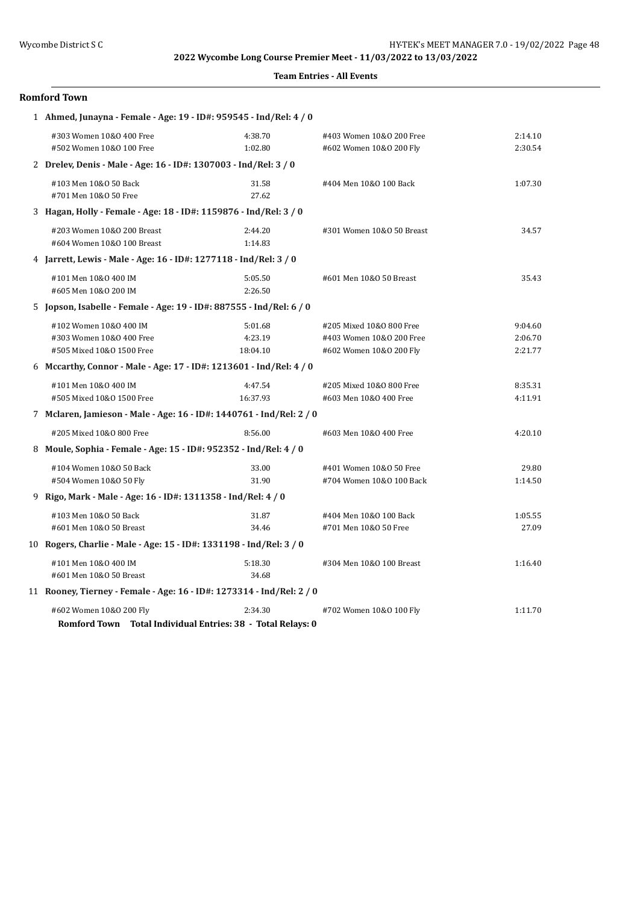2022 Wycombe Long Course Premier Meet - 11/03/2022 to 13/03/2022

**Team Entries - All Events**

### Romford Town

**1 Ahmed, Junayna - Female - Age: 19 - ID#: 959545 - Ind/Rel: 4 / 0**

| Event | Time | Event | Time |
|---|---|---|---|
| #303 Women 10&O 400 Free | 4:38.70 | #403 Women 10&O 200 Free | 2:14.10 |
| #502 Women 10&O 100 Free | 1:02.80 | #602 Women 10&O 200 Fly | 2:30.54 |

**2 Drelev, Denis - Male - Age: 16 - ID#: 1307003 - Ind/Rel: 3 / 0**

| Event | Time | Event | Time |
|---|---|---|---|
| #103 Men 10&O 50 Back | 31.58 | #404 Men 10&O 100 Back | 1:07.30 |
| #701 Men 10&O 50 Free | 27.62 | | |

**3 Hagan, Holly - Female - Age: 18 - ID#: 1159876 - Ind/Rel: 3 / 0**

| Event | Time | Event | Time |
|---|---|---|---|
| #203 Women 10&O 200 Breast | 2:44.20 | #301 Women 10&O 50 Breast | 34.57 |
| #604 Women 10&O 100 Breast | 1:14.83 | | |

**4 Jarrett, Lewis - Male - Age: 16 - ID#: 1277118 - Ind/Rel: 3 / 0**

| Event | Time | Event | Time |
|---|---|---|---|
| #101 Men 10&O 400 IM | 5:05.50 | #601 Men 10&O 50 Breast | 35.43 |
| #605 Men 10&O 200 IM | 2:26.50 | | |

**5 Jopson, Isabelle - Female - Age: 19 - ID#: 887555 - Ind/Rel: 6 / 0**

| Event | Time | Event | Time |
|---|---|---|---|
| #102 Women 10&O 400 IM | 5:01.68 | #205 Mixed 10&O 800 Free | 9:04.60 |
| #303 Women 10&O 400 Free | 4:23.19 | #403 Women 10&O 200 Free | 2:06.70 |
| #505 Mixed 10&O 1500 Free | 18:04.10 | #602 Women 10&O 200 Fly | 2:21.77 |

**6 Mccarthy, Connor - Male - Age: 17 - ID#: 1213601 - Ind/Rel: 4 / 0**

| Event | Time | Event | Time |
|---|---|---|---|
| #101 Men 10&O 400 IM | 4:47.54 | #205 Mixed 10&O 800 Free | 8:35.31 |
| #505 Mixed 10&O 1500 Free | 16:37.93 | #603 Men 10&O 400 Free | 4:11.91 |

**7 Mclaren, Jamieson - Male - Age: 16 - ID#: 1440761 - Ind/Rel: 2 / 0**

| Event | Time | Event | Time |
|---|---|---|---|
| #205 Mixed 10&O 800 Free | 8:56.00 | #603 Men 10&O 400 Free | 4:20.10 |

**8 Moule, Sophia - Female - Age: 15 - ID#: 952352 - Ind/Rel: 4 / 0**

| Event | Time | Event | Time |
|---|---|---|---|
| #104 Women 10&O 50 Back | 33.00 | #401 Women 10&O 50 Free | 29.80 |
| #504 Women 10&O 50 Fly | 31.90 | #704 Women 10&O 100 Back | 1:14.50 |

**9 Rigo, Mark - Male - Age: 16 - ID#: 1311358 - Ind/Rel: 4 / 0**

| Event | Time | Event | Time |
|---|---|---|---|
| #103 Men 10&O 50 Back | 31.87 | #404 Men 10&O 100 Back | 1:05.55 |
| #601 Men 10&O 50 Breast | 34.46 | #701 Men 10&O 50 Free | 27.09 |

**10 Rogers, Charlie - Male - Age: 15 - ID#: 1331198 - Ind/Rel: 3 / 0**

| Event | Time | Event | Time |
|---|---|---|---|
| #101 Men 10&O 400 IM | 5:18.30 | #304 Men 10&O 100 Breast | 1:16.40 |
| #601 Men 10&O 50 Breast | 34.68 | | |

**11 Rooney, Tierney - Female - Age: 16 - ID#: 1273314 - Ind/Rel: 2 / 0**

| Event | Time | Event | Time |
|---|---|---|---|
| #602 Women 10&O 200 Fly | 2:34.30 | #702 Women 10&O 100 Fly | 1:11.70 |

**Romford Town Total Individual Entries: 38 - Total Relays: 0**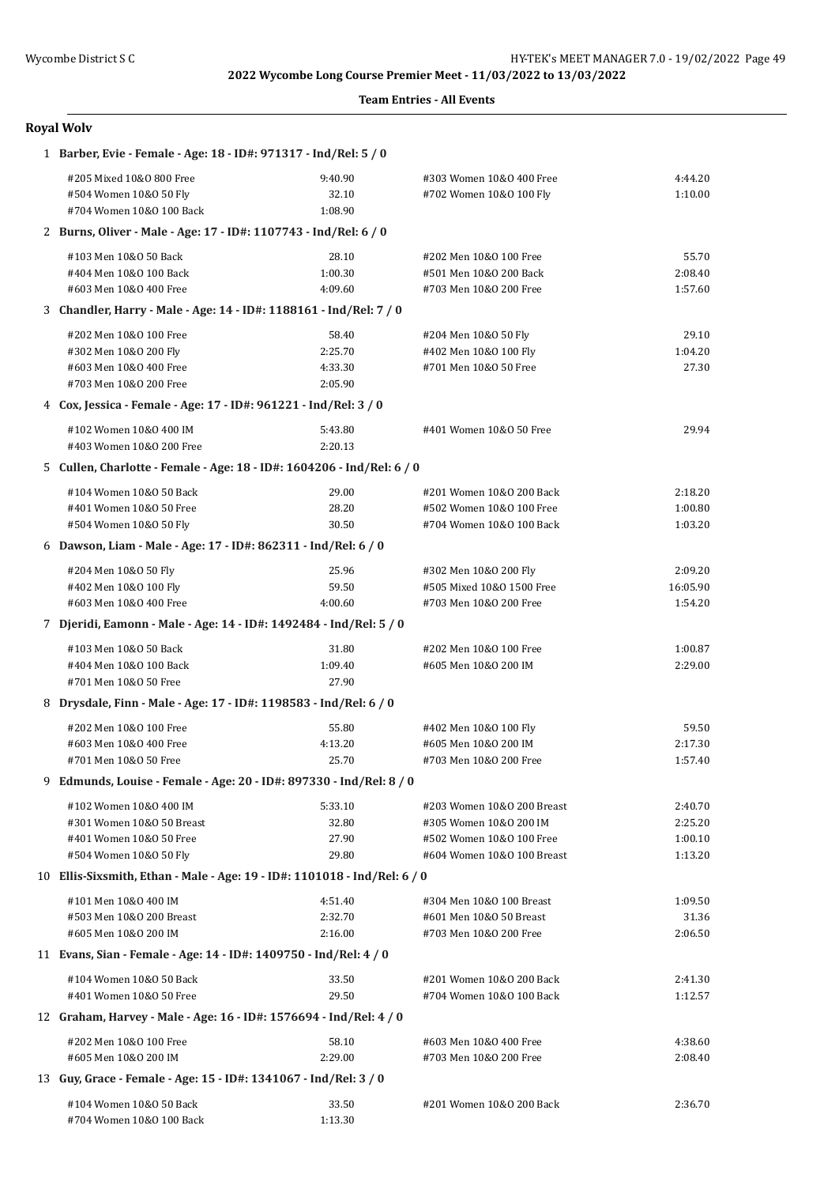**2022 Wycombe Long Course Premier Meet - 11/03/2022 to 13/03/2022**

**Team Entries - All Events**

## Royal Wolv

**1 Barber, Evie - Female - Age: 18 - ID#: 971317 - Ind/Rel: 5 / 0**

| Event | Time | Event | Time |
|---|---|---|---|
| #205 Mixed 10&O 800 Free | 9:40.90 | #303 Women 10&O 400 Free | 4:44.20 |
| #504 Women 10&O 50 Fly | 32.10 | #702 Women 10&O 100 Fly | 1:10.00 |
| #704 Women 10&O 100 Back | 1:08.90 | | |

**2 Burns, Oliver - Male - Age: 17 - ID#: 1107743 - Ind/Rel: 6 / 0**

| Event | Time | Event | Time |
|---|---|---|---|
| #103 Men 10&O 50 Back | 28.10 | #202 Men 10&O 100 Free | 55.70 |
| #404 Men 10&O 100 Back | 1:00.30 | #501 Men 10&O 200 Back | 2:08.40 |
| #603 Men 10&O 400 Free | 4:09.60 | #703 Men 10&O 200 Free | 1:57.60 |

**3 Chandler, Harry - Male - Age: 14 - ID#: 1188161 - Ind/Rel: 7 / 0**

| Event | Time | Event | Time |
|---|---|---|---|
| #202 Men 10&O 100 Free | 58.40 | #204 Men 10&O 50 Fly | 29.10 |
| #302 Men 10&O 200 Fly | 2:25.70 | #402 Men 10&O 100 Fly | 1:04.20 |
| #603 Men 10&O 400 Free | 4:33.30 | #701 Men 10&O 50 Free | 27.30 |
| #703 Men 10&O 200 Free | 2:05.90 | | |

**4 Cox, Jessica - Female - Age: 17 - ID#: 961221 - Ind/Rel: 3 / 0**

| Event | Time | Event | Time |
|---|---|---|---|
| #102 Women 10&O 400 IM | 5:43.80 | #401 Women 10&O 50 Free | 29.94 |
| #403 Women 10&O 200 Free | 2:20.13 | | |

**5 Cullen, Charlotte - Female - Age: 18 - ID#: 1604206 - Ind/Rel: 6 / 0**

| Event | Time | Event | Time |
|---|---|---|---|
| #104 Women 10&O 50 Back | 29.00 | #201 Women 10&O 200 Back | 2:18.20 |
| #401 Women 10&O 50 Free | 28.20 | #502 Women 10&O 100 Free | 1:00.80 |
| #504 Women 10&O 50 Fly | 30.50 | #704 Women 10&O 100 Back | 1:03.20 |

**6 Dawson, Liam - Male - Age: 17 - ID#: 862311 - Ind/Rel: 6 / 0**

| Event | Time | Event | Time |
|---|---|---|---|
| #204 Men 10&O 50 Fly | 25.96 | #302 Men 10&O 200 Fly | 2:09.20 |
| #402 Men 10&O 100 Fly | 59.50 | #505 Mixed 10&O 1500 Free | 16:05.90 |
| #603 Men 10&O 400 Free | 4:00.60 | #703 Men 10&O 200 Free | 1:54.20 |

**7 Djeridi, Eamonn - Male - Age: 14 - ID#: 1492484 - Ind/Rel: 5 / 0**

| Event | Time | Event | Time |
|---|---|---|---|
| #103 Men 10&O 50 Back | 31.80 | #202 Men 10&O 100 Free | 1:00.87 |
| #404 Men 10&O 100 Back | 1:09.40 | #605 Men 10&O 200 IM | 2:29.00 |
| #701 Men 10&O 50 Free | 27.90 | | |

**8 Drysdale, Finn - Male - Age: 17 - ID#: 1198583 - Ind/Rel: 6 / 0**

| Event | Time | Event | Time |
|---|---|---|---|
| #202 Men 10&O 100 Free | 55.80 | #402 Men 10&O 100 Fly | 59.50 |
| #603 Men 10&O 400 Free | 4:13.20 | #605 Men 10&O 200 IM | 2:17.30 |
| #701 Men 10&O 50 Free | 25.70 | #703 Men 10&O 200 Free | 1:57.40 |

**9 Edmunds, Louise - Female - Age: 20 - ID#: 897330 - Ind/Rel: 8 / 0**

| Event | Time | Event | Time |
|---|---|---|---|
| #102 Women 10&O 400 IM | 5:33.10 | #203 Women 10&O 200 Breast | 2:40.70 |
| #301 Women 10&O 50 Breast | 32.80 | #305 Women 10&O 200 IM | 2:25.20 |
| #401 Women 10&O 50 Free | 27.90 | #502 Women 10&O 100 Free | 1:00.10 |
| #504 Women 10&O 50 Fly | 29.80 | #604 Women 10&O 100 Breast | 1:13.20 |

**10 Ellis-Sixsmith, Ethan - Male - Age: 19 - ID#: 1101018 - Ind/Rel: 6 / 0**

| Event | Time | Event | Time |
|---|---|---|---|
| #101 Men 10&O 400 IM | 4:51.40 | #304 Men 10&O 100 Breast | 1:09.50 |
| #503 Men 10&O 200 Breast | 2:32.70 | #601 Men 10&O 50 Breast | 31.36 |
| #605 Men 10&O 200 IM | 2:16.00 | #703 Men 10&O 200 Free | 2:06.50 |

**11 Evans, Sian - Female - Age: 14 - ID#: 1409750 - Ind/Rel: 4 / 0**

| Event | Time | Event | Time |
|---|---|---|---|
| #104 Women 10&O 50 Back | 33.50 | #201 Women 10&O 200 Back | 2:41.30 |
| #401 Women 10&O 50 Free | 29.50 | #704 Women 10&O 100 Back | 1:12.57 |

**12 Graham, Harvey - Male - Age: 16 - ID#: 1576694 - Ind/Rel: 4 / 0**

| Event | Time | Event | Time |
|---|---|---|---|
| #202 Men 10&O 100 Free | 58.10 | #603 Men 10&O 400 Free | 4:38.60 |
| #605 Men 10&O 200 IM | 2:29.00 | #703 Men 10&O 200 Free | 2:08.40 |

**13 Guy, Grace - Female - Age: 15 - ID#: 1341067 - Ind/Rel: 3 / 0**

| Event | Time | Event | Time |
|---|---|---|---|
| #104 Women 10&O 50 Back | 33.50 | #201 Women 10&O 200 Back | 2:36.70 |
| #704 Women 10&O 100 Back | 1:13.30 | | |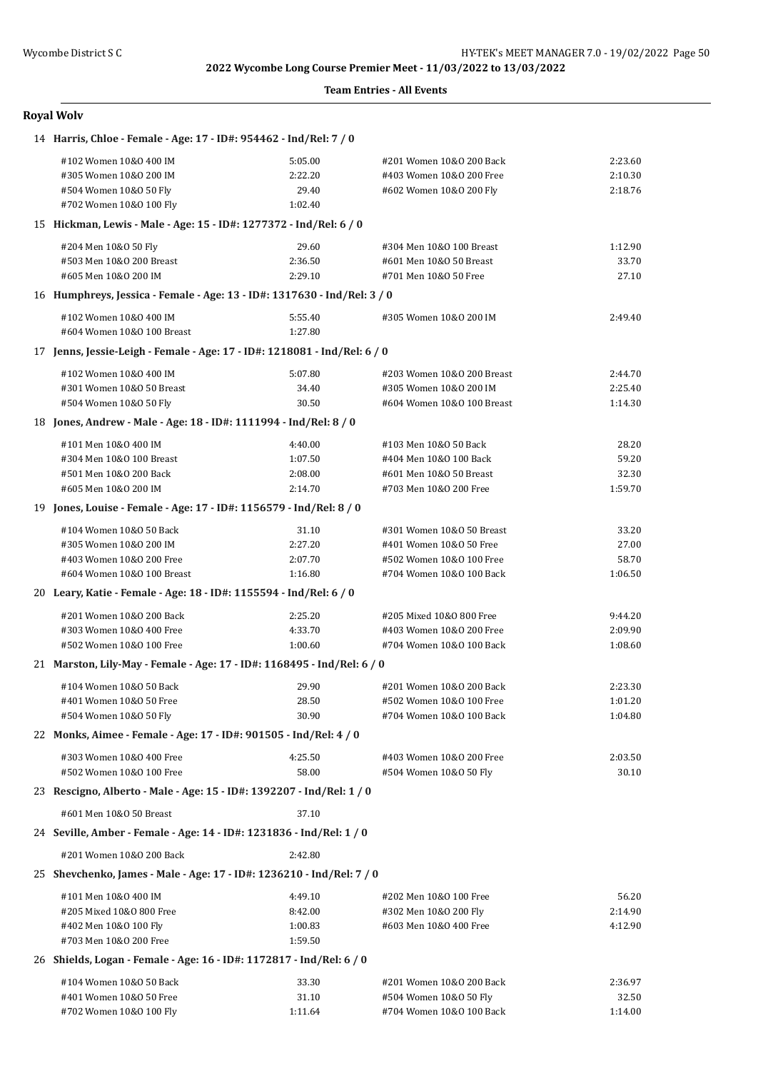**2022 Wycombe Long Course Premier Meet - 11/03/2022 to 13/03/2022**

**Team Entries - All Events**

## Royal Wolv

### 14 Harris, Chloe - Female - Age: 17 - ID#: 954462 - Ind/Rel: 7 / 0

| Event | Time | Event | Time |
|---|---|---|---|
| #102 Women 10&O 400 IM | 5:05.00 | #201 Women 10&O 200 Back | 2:23.60 |
| #305 Women 10&O 200 IM | 2:22.20 | #403 Women 10&O 200 Free | 2:10.30 |
| #504 Women 10&O 50 Fly | 29.40 | #602 Women 10&O 200 Fly | 2:18.76 |
| #702 Women 10&O 100 Fly | 1:02.40 | | |

### 15 Hickman, Lewis - Male - Age: 15 - ID#: 1277372 - Ind/Rel: 6 / 0

| Event | Time | Event | Time |
|---|---|---|---|
| #204 Men 10&O 50 Fly | 29.60 | #304 Men 10&O 100 Breast | 1:12.90 |
| #503 Men 10&O 200 Breast | 2:36.50 | #601 Men 10&O 50 Breast | 33.70 |
| #605 Men 10&O 200 IM | 2:29.10 | #701 Men 10&O 50 Free | 27.10 |

### 16 Humphreys, Jessica - Female - Age: 13 - ID#: 1317630 - Ind/Rel: 3 / 0

| Event | Time | Event | Time |
|---|---|---|---|
| #102 Women 10&O 400 IM | 5:55.40 | #305 Women 10&O 200 IM | 2:49.40 |
| #604 Women 10&O 100 Breast | 1:27.80 | | |

### 17 Jenns, Jessie-Leigh - Female - Age: 17 - ID#: 1218081 - Ind/Rel: 6 / 0

| Event | Time | Event | Time |
|---|---|---|---|
| #102 Women 10&O 400 IM | 5:07.80 | #203 Women 10&O 200 Breast | 2:44.70 |
| #301 Women 10&O 50 Breast | 34.40 | #305 Women 10&O 200 IM | 2:25.40 |
| #504 Women 10&O 50 Fly | 30.50 | #604 Women 10&O 100 Breast | 1:14.30 |

### 18 Jones, Andrew - Male - Age: 18 - ID#: 1111994 - Ind/Rel: 8 / 0

| Event | Time | Event | Time |
|---|---|---|---|
| #101 Men 10&O 400 IM | 4:40.00 | #103 Men 10&O 50 Back | 28.20 |
| #304 Men 10&O 100 Breast | 1:07.50 | #404 Men 10&O 100 Back | 59.20 |
| #501 Men 10&O 200 Back | 2:08.00 | #601 Men 10&O 50 Breast | 32.30 |
| #605 Men 10&O 200 IM | 2:14.70 | #703 Men 10&O 200 Free | 1:59.70 |

### 19 Jones, Louise - Female - Age: 17 - ID#: 1156579 - Ind/Rel: 8 / 0

| Event | Time | Event | Time |
|---|---|---|---|
| #104 Women 10&O 50 Back | 31.10 | #301 Women 10&O 50 Breast | 33.20 |
| #305 Women 10&O 200 IM | 2:27.20 | #401 Women 10&O 50 Free | 27.00 |
| #403 Women 10&O 200 Free | 2:07.70 | #502 Women 10&O 100 Free | 58.70 |
| #604 Women 10&O 100 Breast | 1:16.80 | #704 Women 10&O 100 Back | 1:06.50 |

### 20 Leary, Katie - Female - Age: 18 - ID#: 1155594 - Ind/Rel: 6 / 0

| Event | Time | Event | Time |
|---|---|---|---|
| #201 Women 10&O 200 Back | 2:25.20 | #205 Mixed 10&O 800 Free | 9:44.20 |
| #303 Women 10&O 400 Free | 4:33.70 | #403 Women 10&O 200 Free | 2:09.90 |
| #502 Women 10&O 100 Free | 1:00.60 | #704 Women 10&O 100 Back | 1:08.60 |

### 21 Marston, Lily-May - Female - Age: 17 - ID#: 1168495 - Ind/Rel: 6 / 0

| Event | Time | Event | Time |
|---|---|---|---|
| #104 Women 10&O 50 Back | 29.90 | #201 Women 10&O 200 Back | 2:23.30 |
| #401 Women 10&O 50 Free | 28.50 | #502 Women 10&O 100 Free | 1:01.20 |
| #504 Women 10&O 50 Fly | 30.90 | #704 Women 10&O 100 Back | 1:04.80 |

### 22 Monks, Aimee - Female - Age: 17 - ID#: 901505 - Ind/Rel: 4 / 0

| Event | Time | Event | Time |
|---|---|---|---|
| #303 Women 10&O 400 Free | 4:25.50 | #403 Women 10&O 200 Free | 2:03.50 |
| #502 Women 10&O 100 Free | 58.00 | #504 Women 10&O 50 Fly | 30.10 |

### 23 Rescigno, Alberto - Male - Age: 15 - ID#: 1392207 - Ind/Rel: 1 / 0

| Event | Time |
|---|---|
| #601 Men 10&O 50 Breast | 37.10 |

### 24 Seville, Amber - Female - Age: 14 - ID#: 1231836 - Ind/Rel: 1 / 0

| Event | Time |
|---|---|
| #201 Women 10&O 200 Back | 2:42.80 |

### 25 Shevchenko, James - Male - Age: 17 - ID#: 1236210 - Ind/Rel: 7 / 0

| Event | Time | Event | Time |
|---|---|---|---|
| #101 Men 10&O 400 IM | 4:49.10 | #202 Men 10&O 100 Free | 56.20 |
| #205 Mixed 10&O 800 Free | 8:42.00 | #302 Men 10&O 200 Fly | 2:14.90 |
| #402 Men 10&O 100 Fly | 1:00.83 | #603 Men 10&O 400 Free | 4:12.90 |
| #703 Men 10&O 200 Free | 1:59.50 | | |

### 26 Shields, Logan - Female - Age: 16 - ID#: 1172817 - Ind/Rel: 6 / 0

| Event | Time | Event | Time |
|---|---|---|---|
| #104 Women 10&O 50 Back | 33.30 | #201 Women 10&O 200 Back | 2:36.97 |
| #401 Women 10&O 50 Free | 31.10 | #504 Women 10&O 50 Fly | 32.50 |
| #702 Women 10&O 100 Fly | 1:11.64 | #704 Women 10&O 100 Back | 1:14.00 |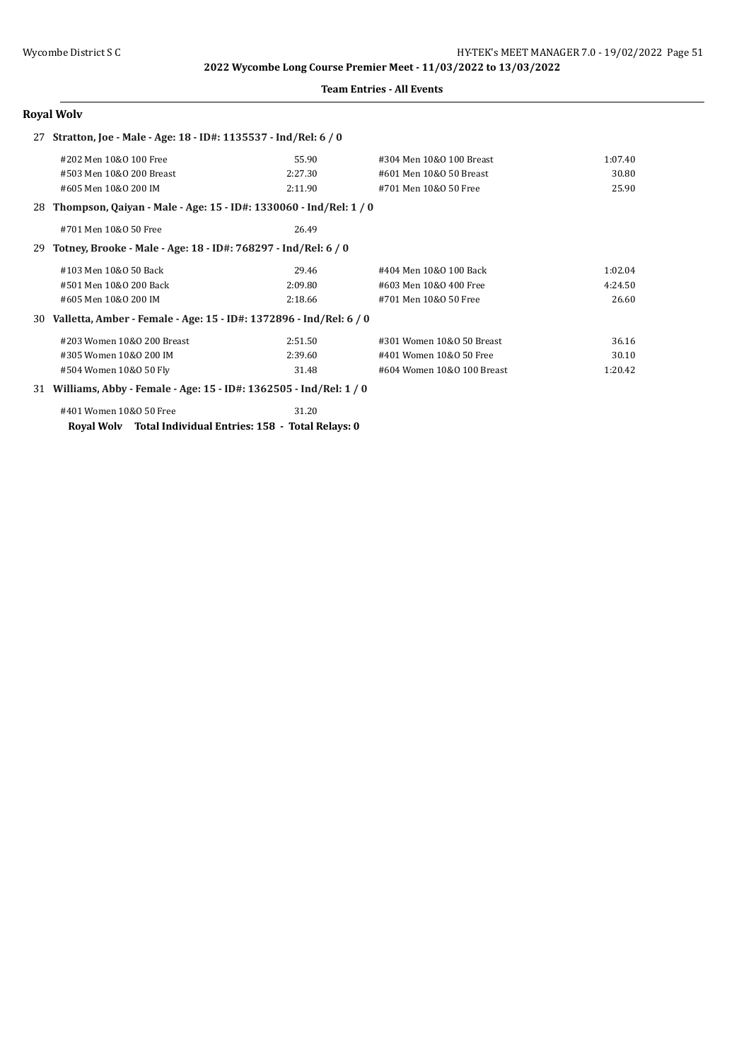## Team Entries - All Events

### Royal Wolv

**27 Stratton, Joe - Male - Age: 18 - ID#: 1135537 - Ind/Rel: 6 / 0**

| Event | Time | Event | Time |
|---|---|---|---|
| #202 Men 10&O 100 Free | 55.90 | #304 Men 10&O 100 Breast | 1:07.40 |
| #503 Men 10&O 200 Breast | 2:27.30 | #601 Men 10&O 50 Breast | 30.80 |
| #605 Men 10&O 200 IM | 2:11.90 | #701 Men 10&O 50 Free | 25.90 |

**28 Thompson, Qaiyan - Male - Age: 15 - ID#: 1330060 - Ind/Rel: 1 / 0**

| Event | Time |
|---|---|
| #701 Men 10&O 50 Free | 26.49 |

**29 Totney, Brooke - Male - Age: 18 - ID#: 768297 - Ind/Rel: 6 / 0**

| Event | Time | Event | Time |
|---|---|---|---|
| #103 Men 10&O 50 Back | 29.46 | #404 Men 10&O 100 Back | 1:02.04 |
| #501 Men 10&O 200 Back | 2:09.80 | #603 Men 10&O 400 Free | 4:24.50 |
| #605 Men 10&O 200 IM | 2:18.66 | #701 Men 10&O 50 Free | 26.60 |

**30 Valletta, Amber - Female - Age: 15 - ID#: 1372896 - Ind/Rel: 6 / 0**

| Event | Time | Event | Time |
|---|---|---|---|
| #203 Women 10&O 200 Breast | 2:51.50 | #301 Women 10&O 50 Breast | 36.16 |
| #305 Women 10&O 200 IM | 2:39.60 | #401 Women 10&O 50 Free | 30.10 |
| #504 Women 10&O 50 Fly | 31.48 | #604 Women 10&O 100 Breast | 1:20.42 |

**31 Williams, Abby - Female - Age: 15 - ID#: 1362505 - Ind/Rel: 1 / 0**

| Event | Time |
|---|---|
| #401 Women 10&O 50 Free | 31.20 |

**Royal Wolv Total Individual Entries: 158 - Total Relays: 0**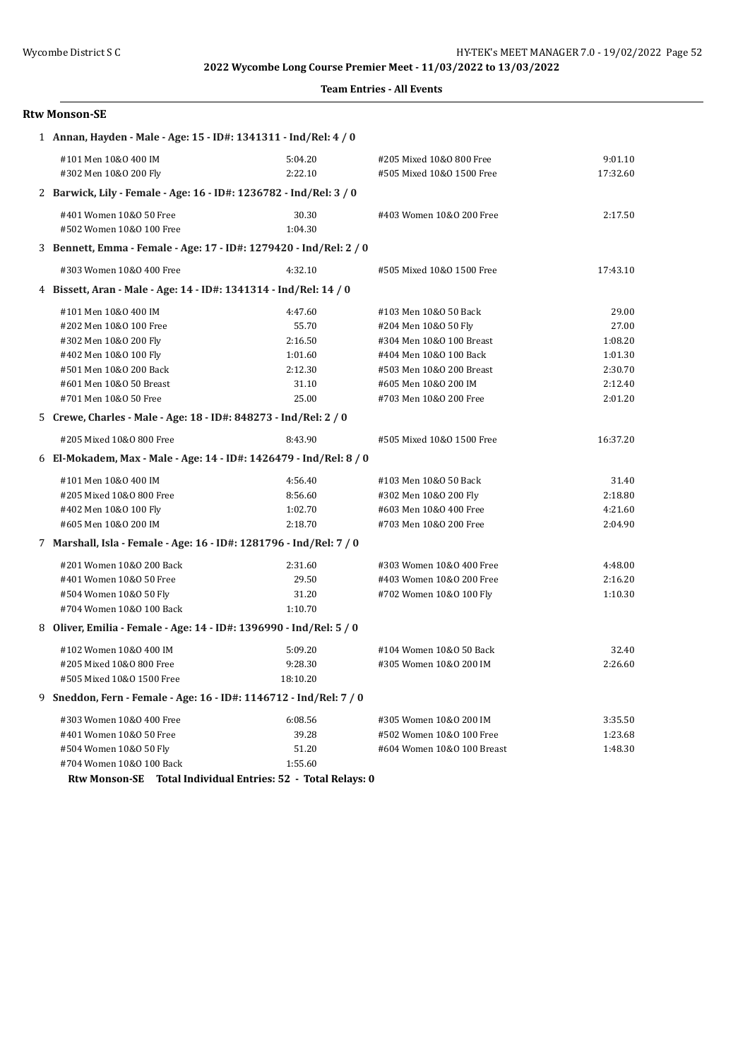2022 Wycombe Long Course Premier Meet - 11/03/2022 to 13/03/2022

**Team Entries - All Events**

## Rtw Monson-SE

**1 Annan, Hayden - Male - Age: 15 - ID#: 1341311 - Ind/Rel: 4 / 0**

| Event | Time | Event | Time |
|---|---|---|---|
| #101 Men 10&O 400 IM | 5:04.20 | #205 Mixed 10&O 800 Free | 9:01.10 |
| #302 Men 10&O 200 Fly | 2:22.10 | #505 Mixed 10&O 1500 Free | 17:32.60 |

**2 Barwick, Lily - Female - Age: 16 - ID#: 1236782 - Ind/Rel: 3 / 0**

| Event | Time | Event | Time |
|---|---|---|---|
| #401 Women 10&O 50 Free | 30.30 | #403 Women 10&O 200 Free | 2:17.50 |
| #502 Women 10&O 100 Free | 1:04.30 | | |

**3 Bennett, Emma - Female - Age: 17 - ID#: 1279420 - Ind/Rel: 2 / 0**

| Event | Time | Event | Time |
|---|---|---|---|
| #303 Women 10&O 400 Free | 4:32.10 | #505 Mixed 10&O 1500 Free | 17:43.10 |

**4 Bissett, Aran - Male - Age: 14 - ID#: 1341314 - Ind/Rel: 14 / 0**

| Event | Time | Event | Time |
|---|---|---|---|
| #101 Men 10&O 400 IM | 4:47.60 | #103 Men 10&O 50 Back | 29.00 |
| #202 Men 10&O 100 Free | 55.70 | #204 Men 10&O 50 Fly | 27.00 |
| #302 Men 10&O 200 Fly | 2:16.50 | #304 Men 10&O 100 Breast | 1:08.20 |
| #402 Men 10&O 100 Fly | 1:01.60 | #404 Men 10&O 100 Back | 1:01.30 |
| #501 Men 10&O 200 Back | 2:12.30 | #503 Men 10&O 200 Breast | 2:30.70 |
| #601 Men 10&O 50 Breast | 31.10 | #605 Men 10&O 200 IM | 2:12.40 |
| #701 Men 10&O 50 Free | 25.00 | #703 Men 10&O 200 Free | 2:01.20 |

**5 Crewe, Charles - Male - Age: 18 - ID#: 848273 - Ind/Rel: 2 / 0**

| Event | Time | Event | Time |
|---|---|---|---|
| #205 Mixed 10&O 800 Free | 8:43.90 | #505 Mixed 10&O 1500 Free | 16:37.20 |

**6 El-Mokadem, Max - Male - Age: 14 - ID#: 1426479 - Ind/Rel: 8 / 0**

| Event | Time | Event | Time |
|---|---|---|---|
| #101 Men 10&O 400 IM | 4:56.40 | #103 Men 10&O 50 Back | 31.40 |
| #205 Mixed 10&O 800 Free | 8:56.60 | #302 Men 10&O 200 Fly | 2:18.80 |
| #402 Men 10&O 100 Fly | 1:02.70 | #603 Men 10&O 400 Free | 4:21.60 |
| #605 Men 10&O 200 IM | 2:18.70 | #703 Men 10&O 200 Free | 2:04.90 |

**7 Marshall, Isla - Female - Age: 16 - ID#: 1281796 - Ind/Rel: 7 / 0**

| Event | Time | Event | Time |
|---|---|---|---|
| #201 Women 10&O 200 Back | 2:31.60 | #303 Women 10&O 400 Free | 4:48.00 |
| #401 Women 10&O 50 Free | 29.50 | #403 Women 10&O 200 Free | 2:16.20 |
| #504 Women 10&O 50 Fly | 31.20 | #702 Women 10&O 100 Fly | 1:10.30 |
| #704 Women 10&O 100 Back | 1:10.70 | | |

**8 Oliver, Emilia - Female - Age: 14 - ID#: 1396990 - Ind/Rel: 5 / 0**

| Event | Time | Event | Time |
|---|---|---|---|
| #102 Women 10&O 400 IM | 5:09.20 | #104 Women 10&O 50 Back | 32.40 |
| #205 Mixed 10&O 800 Free | 9:28.30 | #305 Women 10&O 200 IM | 2:26.60 |
| #505 Mixed 10&O 1500 Free | 18:10.20 | | |

**9 Sneddon, Fern - Female - Age: 16 - ID#: 1146712 - Ind/Rel: 7 / 0**

| Event | Time | Event | Time |
|---|---|---|---|
| #303 Women 10&O 400 Free | 6:08.56 | #305 Women 10&O 200 IM | 3:35.50 |
| #401 Women 10&O 50 Free | 39.28 | #502 Women 10&O 100 Free | 1:23.68 |
| #504 Women 10&O 50 Fly | 51.20 | #604 Women 10&O 100 Breast | 1:48.30 |
| #704 Women 10&O 100 Back | 1:55.60 | | |

**Rtw Monson-SE Total Individual Entries: 52 - Total Relays: 0**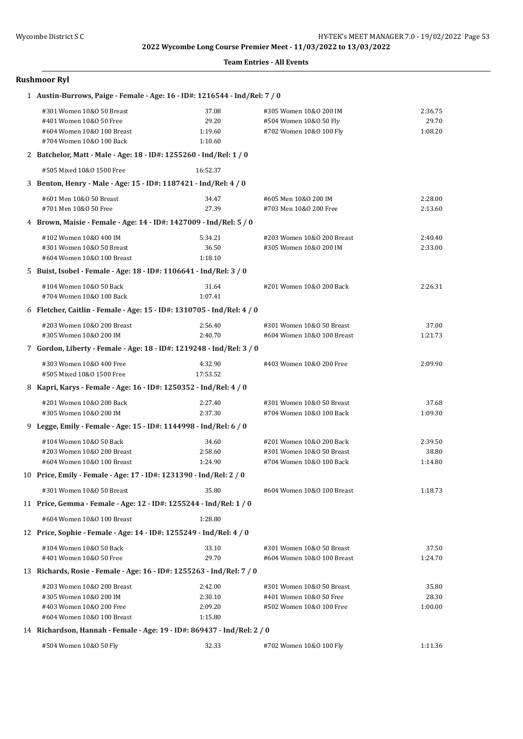**2022 Wycombe Long Course Premier Meet - 11/03/2022 to 13/03/2022**

**Team Entries - All Events**

## Rushmoor Ryl

**1 Austin-Burrows, Paige - Female - Age: 16 - ID#: 1216544 - Ind/Rel: 7 / 0**

| | | | |
|---|---|---|---|
| #301 Women 10&O 50 Breast | 37.08 | #305 Women 10&O 200 IM | 2:36.75 |
| #401 Women 10&O 50 Free | 29.20 | #504 Women 10&O 50 Fly | 29.70 |
| #604 Women 10&O 100 Breast | 1:19.60 | #702 Women 10&O 100 Fly | 1:08.20 |
| #704 Women 10&O 100 Back | 1:10.60 | | |

**2 Batchelor, Matt - Male - Age: 18 - ID#: 1255260 - Ind/Rel: 1 / 0**

| | | | |
|---|---|---|---|
| #505 Mixed 10&O 1500 Free | 16:52.37 | | |

**3 Benton, Henry - Male - Age: 15 - ID#: 1187421 - Ind/Rel: 4 / 0**

| | | | |
|---|---|---|---|
| #601 Men 10&O 50 Breast | 34.47 | #605 Men 10&O 200 IM | 2:28.00 |
| #701 Men 10&O 50 Free | 27.39 | #703 Men 10&O 200 Free | 2:13.60 |

**4 Brown, Maisie - Female - Age: 14 - ID#: 1427009 - Ind/Rel: 5 / 0**

| | | | |
|---|---|---|---|
| #102 Women 10&O 400 IM | 5:34.21 | #203 Women 10&O 200 Breast | 2:40.40 |
| #301 Women 10&O 50 Breast | 36.50 | #305 Women 10&O 200 IM | 2:33.00 |
| #604 Women 10&O 100 Breast | 1:18.10 | | |

**5 Buist, Isobel - Female - Age: 18 - ID#: 1106641 - Ind/Rel: 3 / 0**

| | | | |
|---|---|---|---|
| #104 Women 10&O 50 Back | 31.64 | #201 Women 10&O 200 Back | 2:26.31 |
| #704 Women 10&O 100 Back | 1:07.41 | | |

**6 Fletcher, Caitlin - Female - Age: 15 - ID#: 1310705 - Ind/Rel: 4 / 0**

| | | | |
|---|---|---|---|
| #203 Women 10&O 200 Breast | 2:56.40 | #301 Women 10&O 50 Breast | 37.00 |
| #305 Women 10&O 200 IM | 2:40.70 | #604 Women 10&O 100 Breast | 1:21.73 |

**7 Gordon, Liberty - Female - Age: 18 - ID#: 1219248 - Ind/Rel: 3 / 0**

| | | | |
|---|---|---|---|
| #303 Women 10&O 400 Free | 4:32.90 | #403 Women 10&O 200 Free | 2:09.90 |
| #505 Mixed 10&O 1500 Free | 17:53.52 | | |

**8 Kapri, Karys - Female - Age: 16 - ID#: 1250352 - Ind/Rel: 4 / 0**

| | | | |
|---|---|---|---|
| #201 Women 10&O 200 Back | 2:27.40 | #301 Women 10&O 50 Breast | 37.68 |
| #305 Women 10&O 200 IM | 2:37.30 | #704 Women 10&O 100 Back | 1:09.30 |

**9 Legge, Emily - Female - Age: 15 - ID#: 1144998 - Ind/Rel: 6 / 0**

| | | | |
|---|---|---|---|
| #104 Women 10&O 50 Back | 34.60 | #201 Women 10&O 200 Back | 2:39.50 |
| #203 Women 10&O 200 Breast | 2:58.60 | #301 Women 10&O 50 Breast | 38.80 |
| #604 Women 10&O 100 Breast | 1:24.90 | #704 Women 10&O 100 Back | 1:14.80 |

**10 Price, Emily - Female - Age: 17 - ID#: 1231390 - Ind/Rel: 2 / 0**

| | | | |
|---|---|---|---|
| #301 Women 10&O 50 Breast | 35.80 | #604 Women 10&O 100 Breast | 1:18.73 |

**11 Price, Gemma - Female - Age: 12 - ID#: 1255244 - Ind/Rel: 1 / 0**

| | | | |
|---|---|---|---|
| #604 Women 10&O 100 Breast | 1:28.80 | | |

**12 Price, Sophie - Female - Age: 14 - ID#: 1255249 - Ind/Rel: 4 / 0**

| | | | |
|---|---|---|---|
| #104 Women 10&O 50 Back | 33.10 | #301 Women 10&O 50 Breast | 37.50 |
| #401 Women 10&O 50 Free | 29.70 | #604 Women 10&O 100 Breast | 1:24.70 |

**13 Richards, Rosie - Female - Age: 16 - ID#: 1255263 - Ind/Rel: 7 / 0**

| | | | |
|---|---|---|---|
| #203 Women 10&O 200 Breast | 2:42.00 | #301 Women 10&O 50 Breast | 35.80 |
| #305 Women 10&O 200 IM | 2:30.10 | #401 Women 10&O 50 Free | 28.30 |
| #403 Women 10&O 200 Free | 2:09.20 | #502 Women 10&O 100 Free | 1:00.00 |
| #604 Women 10&O 100 Breast | 1:15.80 | | |

**14 Richardson, Hannah - Female - Age: 19 - ID#: 869437 - Ind/Rel: 2 / 0**

| | | | |
|---|---|---|---|
| #504 Women 10&O 50 Fly | 32.33 | #702 Women 10&O 100 Fly | 1:11.36 |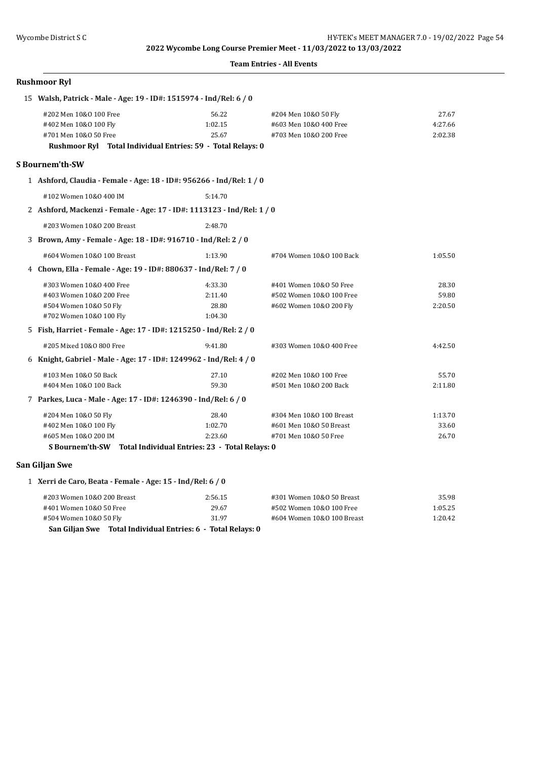**Team Entries - All Events**

## Rushmoor Ryl

### 15 Walsh, Patrick - Male - Age: 19 - ID#: 1515974 - Ind/Rel: 6 / 0

| Event | Time | Event | Time |
|---|---|---|---|
| #202 Men 10&O 100 Free | 56.22 | #204 Men 10&O 50 Fly | 27.67 |
| #402 Men 10&O 100 Fly | 1:02.15 | #603 Men 10&O 400 Free | 4:27.66 |
| #701 Men 10&O 50 Free | 25.67 | #703 Men 10&O 200 Free | 2:02.38 |

**Rushmoor Ryl Total Individual Entries: 59 - Total Relays: 0**

## S Bournem'th-SW

### 1 Ashford, Claudia - Female - Age: 18 - ID#: 956266 - Ind/Rel: 1 / 0

| Event | Time | Event | Time |
|---|---|---|---|
| #102 Women 10&O 400 IM | 5:14.70 | | |

### 2 Ashford, Mackenzi - Female - Age: 17 - ID#: 1113123 - Ind/Rel: 1 / 0

| Event | Time | Event | Time |
|---|---|---|---|
| #203 Women 10&O 200 Breast | 2:48.70 | | |

### 3 Brown, Amy - Female - Age: 18 - ID#: 916710 - Ind/Rel: 2 / 0

| Event | Time | Event | Time |
|---|---|---|---|
| #604 Women 10&O 100 Breast | 1:13.90 | #704 Women 10&O 100 Back | 1:05.50 |

### 4 Chown, Ella - Female - Age: 19 - ID#: 880637 - Ind/Rel: 7 / 0

| Event | Time | Event | Time |
|---|---|---|---|
| #303 Women 10&O 400 Free | 4:33.30 | #401 Women 10&O 50 Free | 28.30 |
| #403 Women 10&O 200 Free | 2:11.40 | #502 Women 10&O 100 Free | 59.80 |
| #504 Women 10&O 50 Fly | 28.80 | #602 Women 10&O 200 Fly | 2:20.50 |
| #702 Women 10&O 100 Fly | 1:04.30 | | |

### 5 Fish, Harriet - Female - Age: 17 - ID#: 1215250 - Ind/Rel: 2 / 0

| Event | Time | Event | Time |
|---|---|---|---|
| #205 Mixed 10&O 800 Free | 9:41.80 | #303 Women 10&O 400 Free | 4:42.50 |

### 6 Knight, Gabriel - Male - Age: 17 - ID#: 1249962 - Ind/Rel: 4 / 0

| Event | Time | Event | Time |
|---|---|---|---|
| #103 Men 10&O 50 Back | 27.10 | #202 Men 10&O 100 Free | 55.70 |
| #404 Men 10&O 100 Back | 59.30 | #501 Men 10&O 200 Back | 2:11.80 |

### 7 Parkes, Luca - Male - Age: 17 - ID#: 1246390 - Ind/Rel: 6 / 0

| Event | Time | Event | Time |
|---|---|---|---|
| #204 Men 10&O 50 Fly | 28.40 | #304 Men 10&O 100 Breast | 1:13.70 |
| #402 Men 10&O 100 Fly | 1:02.70 | #601 Men 10&O 50 Breast | 33.60 |
| #605 Men 10&O 200 IM | 2:23.60 | #701 Men 10&O 50 Free | 26.70 |

**S Bournem'th-SW Total Individual Entries: 23 - Total Relays: 0**

## San Giljan Swe

### 1 Xerri de Caro, Beata - Female - Age: 15 - Ind/Rel: 6 / 0

| Event | Time | Event | Time |
|---|---|---|---|
| #203 Women 10&O 200 Breast | 2:56.15 | #301 Women 10&O 50 Breast | 35.98 |
| #401 Women 10&O 50 Free | 29.67 | #502 Women 10&O 100 Free | 1:05.25 |
| #504 Women 10&O 50 Fly | 31.97 | #604 Women 10&O 100 Breast | 1:20.42 |

**San Giljan Swe Total Individual Entries: 6 - Total Relays: 0**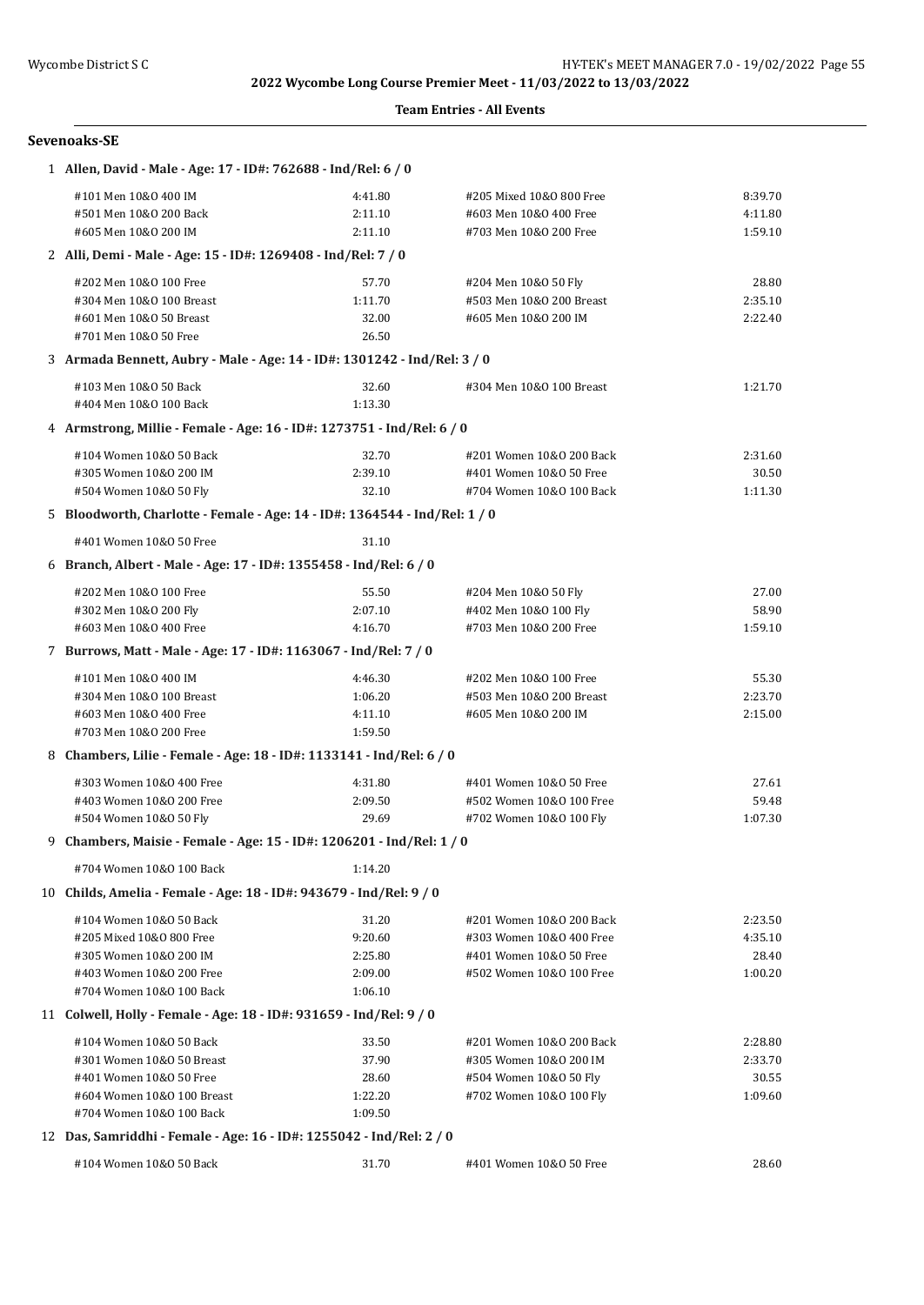**Team Entries - All Events**

## Sevenoaks-SE

**1 Allen, David - Male - Age: 17 - ID#: 762688 - Ind/Rel: 6 / 0**

| Event | Time | Event | Time |
|---|---|---|---|
| #101 Men 10&O 400 IM | 4:41.80 | #205 Mixed 10&O 800 Free | 8:39.70 |
| #501 Men 10&O 200 Back | 2:11.10 | #603 Men 10&O 400 Free | 4:11.80 |
| #605 Men 10&O 200 IM | 2:11.10 | #703 Men 10&O 200 Free | 1:59.10 |

**2 Alli, Demi - Male - Age: 15 - ID#: 1269408 - Ind/Rel: 7 / 0**

| Event | Time | Event | Time |
|---|---|---|---|
| #202 Men 10&O 100 Free | 57.70 | #204 Men 10&O 50 Fly | 28.80 |
| #304 Men 10&O 100 Breast | 1:11.70 | #503 Men 10&O 200 Breast | 2:35.10 |
| #601 Men 10&O 50 Breast | 32.00 | #605 Men 10&O 200 IM | 2:22.40 |
| #701 Men 10&O 50 Free | 26.50 | | |

**3 Armada Bennett, Aubry - Male - Age: 14 - ID#: 1301242 - Ind/Rel: 3 / 0**

| Event | Time | Event | Time |
|---|---|---|---|
| #103 Men 10&O 50 Back | 32.60 | #304 Men 10&O 100 Breast | 1:21.70 |
| #404 Men 10&O 100 Back | 1:13.30 | | |

**4 Armstrong, Millie - Female - Age: 16 - ID#: 1273751 - Ind/Rel: 6 / 0**

| Event | Time | Event | Time |
|---|---|---|---|
| #104 Women 10&O 50 Back | 32.70 | #201 Women 10&O 200 Back | 2:31.60 |
| #305 Women 10&O 200 IM | 2:39.10 | #401 Women 10&O 50 Free | 30.50 |
| #504 Women 10&O 50 Fly | 32.10 | #704 Women 10&O 100 Back | 1:11.30 |

**5 Bloodworth, Charlotte - Female - Age: 14 - ID#: 1364544 - Ind/Rel: 1 / 0**

| Event | Time | Event | Time |
|---|---|---|---|
| #401 Women 10&O 50 Free | 31.10 | | |

**6 Branch, Albert - Male - Age: 17 - ID#: 1355458 - Ind/Rel: 6 / 0**

| Event | Time | Event | Time |
|---|---|---|---|
| #202 Men 10&O 100 Free | 55.50 | #204 Men 10&O 50 Fly | 27.00 |
| #302 Men 10&O 200 Fly | 2:07.10 | #402 Men 10&O 100 Fly | 58.90 |
| #603 Men 10&O 400 Free | 4:16.70 | #703 Men 10&O 200 Free | 1:59.10 |

**7 Burrows, Matt - Male - Age: 17 - ID#: 1163067 - Ind/Rel: 7 / 0**

| Event | Time | Event | Time |
|---|---|---|---|
| #101 Men 10&O 400 IM | 4:46.30 | #202 Men 10&O 100 Free | 55.30 |
| #304 Men 10&O 100 Breast | 1:06.20 | #503 Men 10&O 200 Breast | 2:23.70 |
| #603 Men 10&O 400 Free | 4:11.10 | #605 Men 10&O 200 IM | 2:15.00 |
| #703 Men 10&O 200 Free | 1:59.50 | | |

**8 Chambers, Lilie - Female - Age: 18 - ID#: 1133141 - Ind/Rel: 6 / 0**

| Event | Time | Event | Time |
|---|---|---|---|
| #303 Women 10&O 400 Free | 4:31.80 | #401 Women 10&O 50 Free | 27.61 |
| #403 Women 10&O 200 Free | 2:09.50 | #502 Women 10&O 100 Free | 59.48 |
| #504 Women 10&O 50 Fly | 29.69 | #702 Women 10&O 100 Fly | 1:07.30 |

**9 Chambers, Maisie - Female - Age: 15 - ID#: 1206201 - Ind/Rel: 1 / 0**

| Event | Time | Event | Time |
|---|---|---|---|
| #704 Women 10&O 100 Back | 1:14.20 | | |

**10 Childs, Amelia - Female - Age: 18 - ID#: 943679 - Ind/Rel: 9 / 0**

| Event | Time | Event | Time |
|---|---|---|---|
| #104 Women 10&O 50 Back | 31.20 | #201 Women 10&O 200 Back | 2:23.50 |
| #205 Mixed 10&O 800 Free | 9:20.60 | #303 Women 10&O 400 Free | 4:35.10 |
| #305 Women 10&O 200 IM | 2:25.80 | #401 Women 10&O 50 Free | 28.40 |
| #403 Women 10&O 200 Free | 2:09.00 | #502 Women 10&O 100 Free | 1:00.20 |
| #704 Women 10&O 100 Back | 1:06.10 | | |

**11 Colwell, Holly - Female - Age: 18 - ID#: 931659 - Ind/Rel: 9 / 0**

| Event | Time | Event | Time |
|---|---|---|---|
| #104 Women 10&O 50 Back | 33.50 | #201 Women 10&O 200 Back | 2:28.80 |
| #301 Women 10&O 50 Breast | 37.90 | #305 Women 10&O 200 IM | 2:33.70 |
| #401 Women 10&O 50 Free | 28.60 | #504 Women 10&O 50 Fly | 30.55 |
| #604 Women 10&O 100 Breast | 1:22.20 | #702 Women 10&O 100 Fly | 1:09.60 |
| #704 Women 10&O 100 Back | 1:09.50 | | |

**12 Das, Samriddhi - Female - Age: 16 - ID#: 1255042 - Ind/Rel: 2 / 0**

| Event | Time | Event | Time |
|---|---|---|---|
| #104 Women 10&O 50 Back | 31.70 | #401 Women 10&O 50 Free | 28.60 |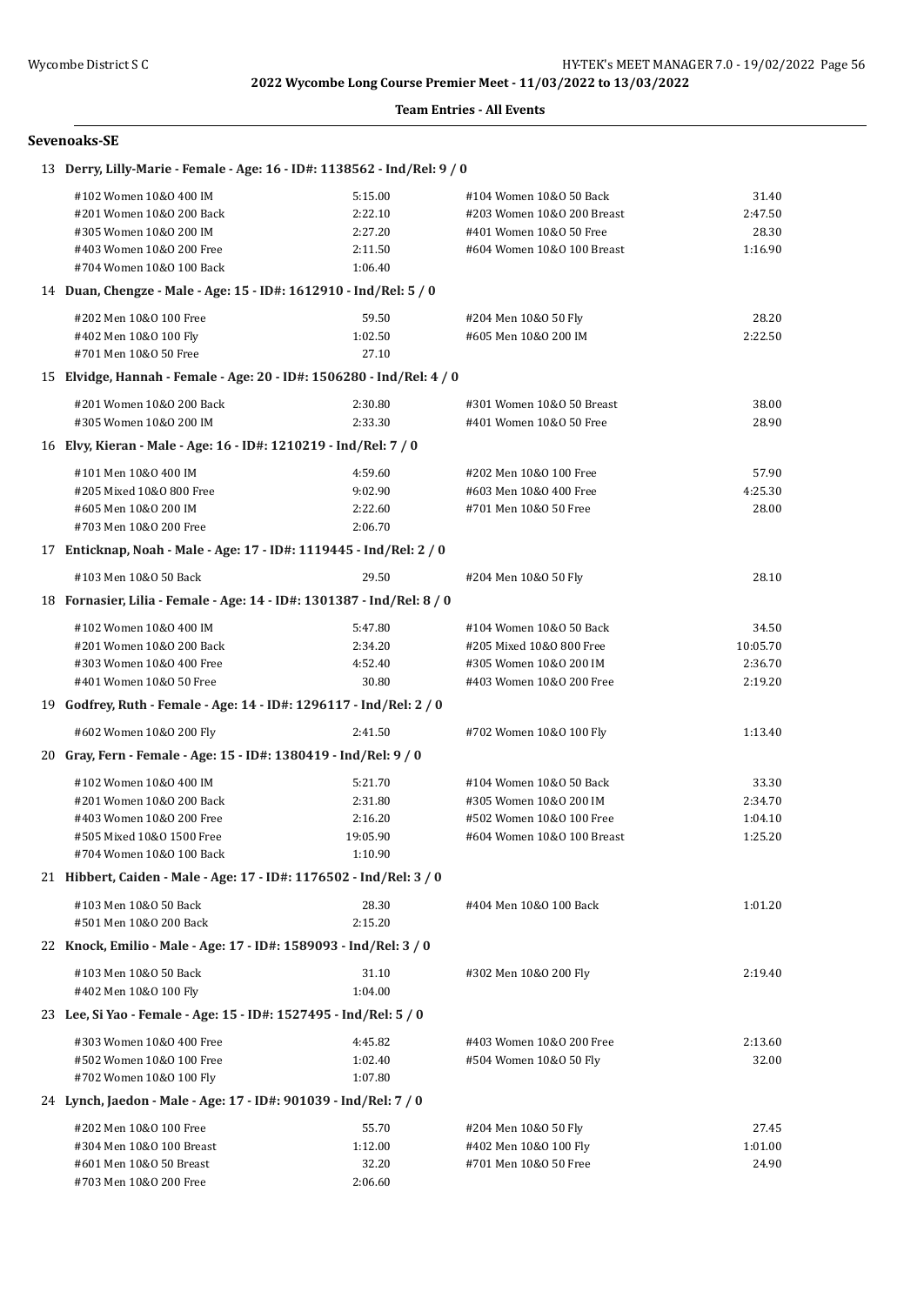**Team Entries - All Events**

### Sevenoaks-SE

**13 Derry, Lilly-Marie - Female - Age: 16 - ID#: 1138562 - Ind/Rel: 9 / 0**

| Event | Time | Event | Time |
|---|---|---|---|
| #102 Women 10&O 400 IM | 5:15.00 | #104 Women 10&O 50 Back | 31.40 |
| #201 Women 10&O 200 Back | 2:22.10 | #203 Women 10&O 200 Breast | 2:47.50 |
| #305 Women 10&O 200 IM | 2:27.20 | #401 Women 10&O 50 Free | 28.30 |
| #403 Women 10&O 200 Free | 2:11.50 | #604 Women 10&O 100 Breast | 1:16.90 |
| #704 Women 10&O 100 Back | 1:06.40 | | |

**14 Duan, Chengze - Male - Age: 15 - ID#: 1612910 - Ind/Rel: 5 / 0**

| Event | Time | Event | Time |
|---|---|---|---|
| #202 Men 10&O 100 Free | 59.50 | #204 Men 10&O 50 Fly | 28.20 |
| #402 Men 10&O 100 Fly | 1:02.50 | #605 Men 10&O 200 IM | 2:22.50 |
| #701 Men 10&O 50 Free | 27.10 | | |

**15 Elvidge, Hannah - Female - Age: 20 - ID#: 1506280 - Ind/Rel: 4 / 0**

| Event | Time | Event | Time |
|---|---|---|---|
| #201 Women 10&O 200 Back | 2:30.80 | #301 Women 10&O 50 Breast | 38.00 |
| #305 Women 10&O 200 IM | 2:33.30 | #401 Women 10&O 50 Free | 28.90 |

**16 Elvy, Kieran - Male - Age: 16 - ID#: 1210219 - Ind/Rel: 7 / 0**

| Event | Time | Event | Time |
|---|---|---|---|
| #101 Men 10&O 400 IM | 4:59.60 | #202 Men 10&O 100 Free | 57.90 |
| #205 Mixed 10&O 800 Free | 9:02.90 | #603 Men 10&O 400 Free | 4:25.30 |
| #605 Men 10&O 200 IM | 2:22.60 | #701 Men 10&O 50 Free | 28.00 |
| #703 Men 10&O 200 Free | 2:06.70 | | |

**17 Enticknap, Noah - Male - Age: 17 - ID#: 1119445 - Ind/Rel: 2 / 0**

| Event | Time | Event | Time |
|---|---|---|---|
| #103 Men 10&O 50 Back | 29.50 | #204 Men 10&O 50 Fly | 28.10 |

**18 Fornasier, Lilia - Female - Age: 14 - ID#: 1301387 - Ind/Rel: 8 / 0**

| Event | Time | Event | Time |
|---|---|---|---|
| #102 Women 10&O 400 IM | 5:47.80 | #104 Women 10&O 50 Back | 34.50 |
| #201 Women 10&O 200 Back | 2:34.20 | #205 Mixed 10&O 800 Free | 10:05.70 |
| #303 Women 10&O 400 Free | 4:52.40 | #305 Women 10&O 200 IM | 2:36.70 |
| #401 Women 10&O 50 Free | 30.80 | #403 Women 10&O 200 Free | 2:19.20 |

**19 Godfrey, Ruth - Female - Age: 14 - ID#: 1296117 - Ind/Rel: 2 / 0**

| Event | Time | Event | Time |
|---|---|---|---|
| #602 Women 10&O 200 Fly | 2:41.50 | #702 Women 10&O 100 Fly | 1:13.40 |

**20 Gray, Fern - Female - Age: 15 - ID#: 1380419 - Ind/Rel: 9 / 0**

| Event | Time | Event | Time |
|---|---|---|---|
| #102 Women 10&O 400 IM | 5:21.70 | #104 Women 10&O 50 Back | 33.30 |
| #201 Women 10&O 200 Back | 2:31.80 | #305 Women 10&O 200 IM | 2:34.70 |
| #403 Women 10&O 200 Free | 2:16.20 | #502 Women 10&O 100 Free | 1:04.10 |
| #505 Mixed 10&O 1500 Free | 19:05.90 | #604 Women 10&O 100 Breast | 1:25.20 |
| #704 Women 10&O 100 Back | 1:10.90 | | |

**21 Hibbert, Caiden - Male - Age: 17 - ID#: 1176502 - Ind/Rel: 3 / 0**

| Event | Time | Event | Time |
|---|---|---|---|
| #103 Men 10&O 50 Back | 28.30 | #404 Men 10&O 100 Back | 1:01.20 |
| #501 Men 10&O 200 Back | 2:15.20 | | |

**22 Knock, Emilio - Male - Age: 17 - ID#: 1589093 - Ind/Rel: 3 / 0**

| Event | Time | Event | Time |
|---|---|---|---|
| #103 Men 10&O 50 Back | 31.10 | #302 Men 10&O 200 Fly | 2:19.40 |
| #402 Men 10&O 100 Fly | 1:04.00 | | |

**23 Lee, Si Yao - Female - Age: 15 - ID#: 1527495 - Ind/Rel: 5 / 0**

| Event | Time | Event | Time |
|---|---|---|---|
| #303 Women 10&O 400 Free | 4:45.82 | #403 Women 10&O 200 Free | 2:13.60 |
| #502 Women 10&O 100 Free | 1:02.40 | #504 Women 10&O 50 Fly | 32.00 |
| #702 Women 10&O 100 Fly | 1:07.80 | | |

**24 Lynch, Jaedon - Male - Age: 17 - ID#: 901039 - Ind/Rel: 7 / 0**

| Event | Time | Event | Time |
|---|---|---|---|
| #202 Men 10&O 100 Free | 55.70 | #204 Men 10&O 50 Fly | 27.45 |
| #304 Men 10&O 100 Breast | 1:12.00 | #402 Men 10&O 100 Fly | 1:01.00 |
| #601 Men 10&O 50 Breast | 32.20 | #701 Men 10&O 50 Free | 24.90 |
| #703 Men 10&O 200 Free | 2:06.60 | | |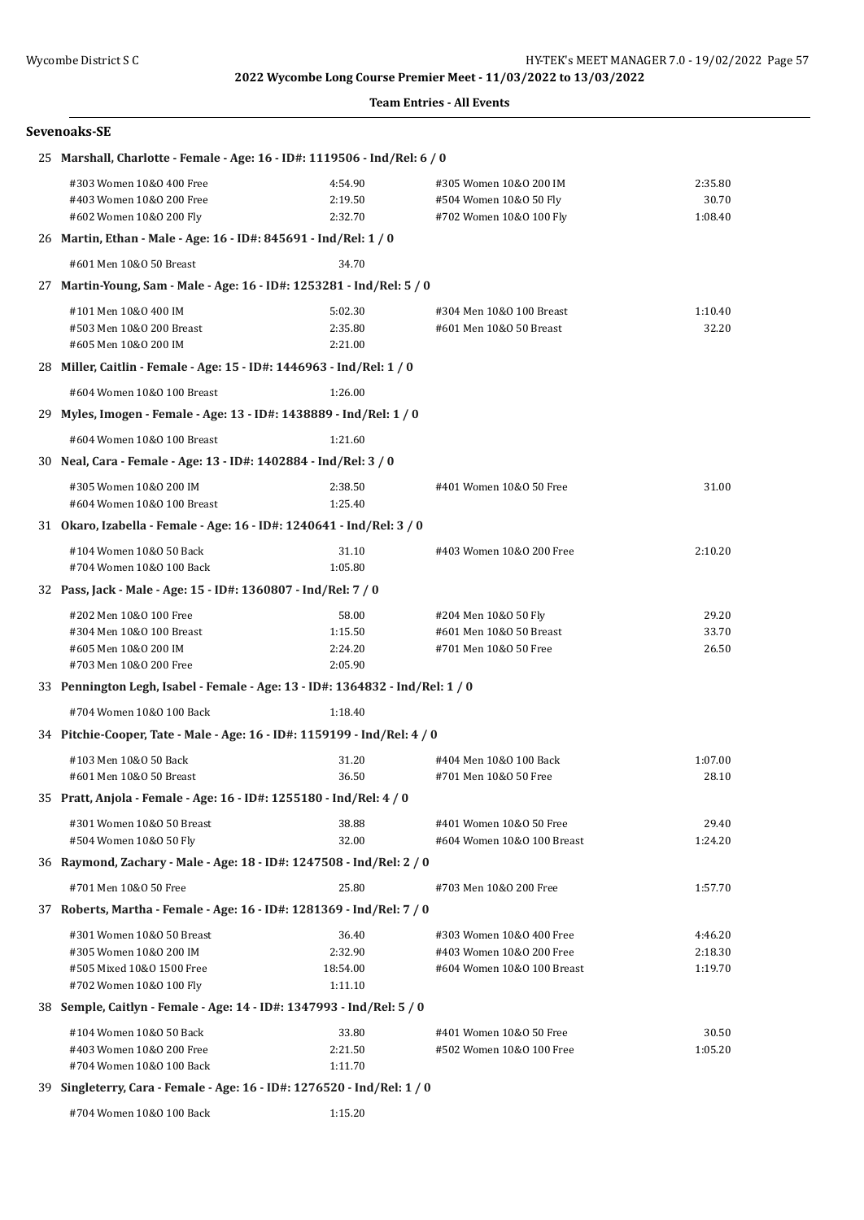## 2022 Wycombe Long Course Premier Meet - 11/03/2022 to 13/03/2022

### Team Entries - All Events

### Sevenoaks-SE

**25 Marshall, Charlotte - Female - Age: 16 - ID#: 1119506 - Ind/Rel: 6 / 0**

| Event | Time | Event | Time |
|---|---|---|---|
| #303 Women 10&O 400 Free | 4:54.90 | #305 Women 10&O 200 IM | 2:35.80 |
| #403 Women 10&O 200 Free | 2:19.50 | #504 Women 10&O 50 Fly | 30.70 |
| #602 Women 10&O 200 Fly | 2:32.70 | #702 Women 10&O 100 Fly | 1:08.40 |

**26 Martin, Ethan - Male - Age: 16 - ID#: 845691 - Ind/Rel: 1 / 0**

| Event | Time | Event | Time |
|---|---|---|---|
| #601 Men 10&O 50 Breast | 34.70 | | |

**27 Martin-Young, Sam - Male - Age: 16 - ID#: 1253281 - Ind/Rel: 5 / 0**

| Event | Time | Event | Time |
|---|---|---|---|
| #101 Men 10&O 400 IM | 5:02.30 | #304 Men 10&O 100 Breast | 1:10.40 |
| #503 Men 10&O 200 Breast | 2:35.80 | #601 Men 10&O 50 Breast | 32.20 |
| #605 Men 10&O 200 IM | 2:21.00 | | |

**28 Miller, Caitlin - Female - Age: 15 - ID#: 1446963 - Ind/Rel: 1 / 0**

| Event | Time | Event | Time |
|---|---|---|---|
| #604 Women 10&O 100 Breast | 1:26.00 | | |

**29 Myles, Imogen - Female - Age: 13 - ID#: 1438889 - Ind/Rel: 1 / 0**

| Event | Time | Event | Time |
|---|---|---|---|
| #604 Women 10&O 100 Breast | 1:21.60 | | |

**30 Neal, Cara - Female - Age: 13 - ID#: 1402884 - Ind/Rel: 3 / 0**

| Event | Time | Event | Time |
|---|---|---|---|
| #305 Women 10&O 200 IM | 2:38.50 | #401 Women 10&O 50 Free | 31.00 |
| #604 Women 10&O 100 Breast | 1:25.40 | | |

**31 Okaro, Izabella - Female - Age: 16 - ID#: 1240641 - Ind/Rel: 3 / 0**

| Event | Time | Event | Time |
|---|---|---|---|
| #104 Women 10&O 50 Back | 31.10 | #403 Women 10&O 200 Free | 2:10.20 |
| #704 Women 10&O 100 Back | 1:05.80 | | |

**32 Pass, Jack - Male - Age: 15 - ID#: 1360807 - Ind/Rel: 7 / 0**

| Event | Time | Event | Time |
|---|---|---|---|
| #202 Men 10&O 100 Free | 58.00 | #204 Men 10&O 50 Fly | 29.20 |
| #304 Men 10&O 100 Breast | 1:15.50 | #601 Men 10&O 50 Breast | 33.70 |
| #605 Men 10&O 200 IM | 2:24.20 | #701 Men 10&O 50 Free | 26.50 |
| #703 Men 10&O 200 Free | 2:05.90 | | |

**33 Pennington Legh, Isabel - Female - Age: 13 - ID#: 1364832 - Ind/Rel: 1 / 0**

| Event | Time | Event | Time |
|---|---|---|---|
| #704 Women 10&O 100 Back | 1:18.40 | | |

**34 Pitchie-Cooper, Tate - Male - Age: 16 - ID#: 1159199 - Ind/Rel: 4 / 0**

| Event | Time | Event | Time |
|---|---|---|---|
| #103 Men 10&O 50 Back | 31.20 | #404 Men 10&O 100 Back | 1:07.00 |
| #601 Men 10&O 50 Breast | 36.50 | #701 Men 10&O 50 Free | 28.10 |

**35 Pratt, Anjola - Female - Age: 16 - ID#: 1255180 - Ind/Rel: 4 / 0**

| Event | Time | Event | Time |
|---|---|---|---|
| #301 Women 10&O 50 Breast | 38.88 | #401 Women 10&O 50 Free | 29.40 |
| #504 Women 10&O 50 Fly | 32.00 | #604 Women 10&O 100 Breast | 1:24.20 |

**36 Raymond, Zachary - Male - Age: 18 - ID#: 1247508 - Ind/Rel: 2 / 0**

| Event | Time | Event | Time |
|---|---|---|---|
| #701 Men 10&O 50 Free | 25.80 | #703 Men 10&O 200 Free | 1:57.70 |

**37 Roberts, Martha - Female - Age: 16 - ID#: 1281369 - Ind/Rel: 7 / 0**

| Event | Time | Event | Time |
|---|---|---|---|
| #301 Women 10&O 50 Breast | 36.40 | #303 Women 10&O 400 Free | 4:46.20 |
| #305 Women 10&O 200 IM | 2:32.90 | #403 Women 10&O 200 Free | 2:18.30 |
| #505 Mixed 10&O 1500 Free | 18:54.00 | #604 Women 10&O 100 Breast | 1:19.70 |
| #702 Women 10&O 100 Fly | 1:11.10 | | |

**38 Semple, Caitlyn - Female - Age: 14 - ID#: 1347993 - Ind/Rel: 5 / 0**

| Event | Time | Event | Time |
|---|---|---|---|
| #104 Women 10&O 50 Back | 33.80 | #401 Women 10&O 50 Free | 30.50 |
| #403 Women 10&O 200 Free | 2:21.50 | #502 Women 10&O 100 Free | 1:05.20 |
| #704 Women 10&O 100 Back | 1:11.70 | | |

**39 Singleterry, Cara - Female - Age: 16 - ID#: 1276520 - Ind/Rel: 1 / 0**

| Event | Time | Event | Time |
|---|---|---|---|
| #704 Women 10&O 100 Back | 1:15.20 | | |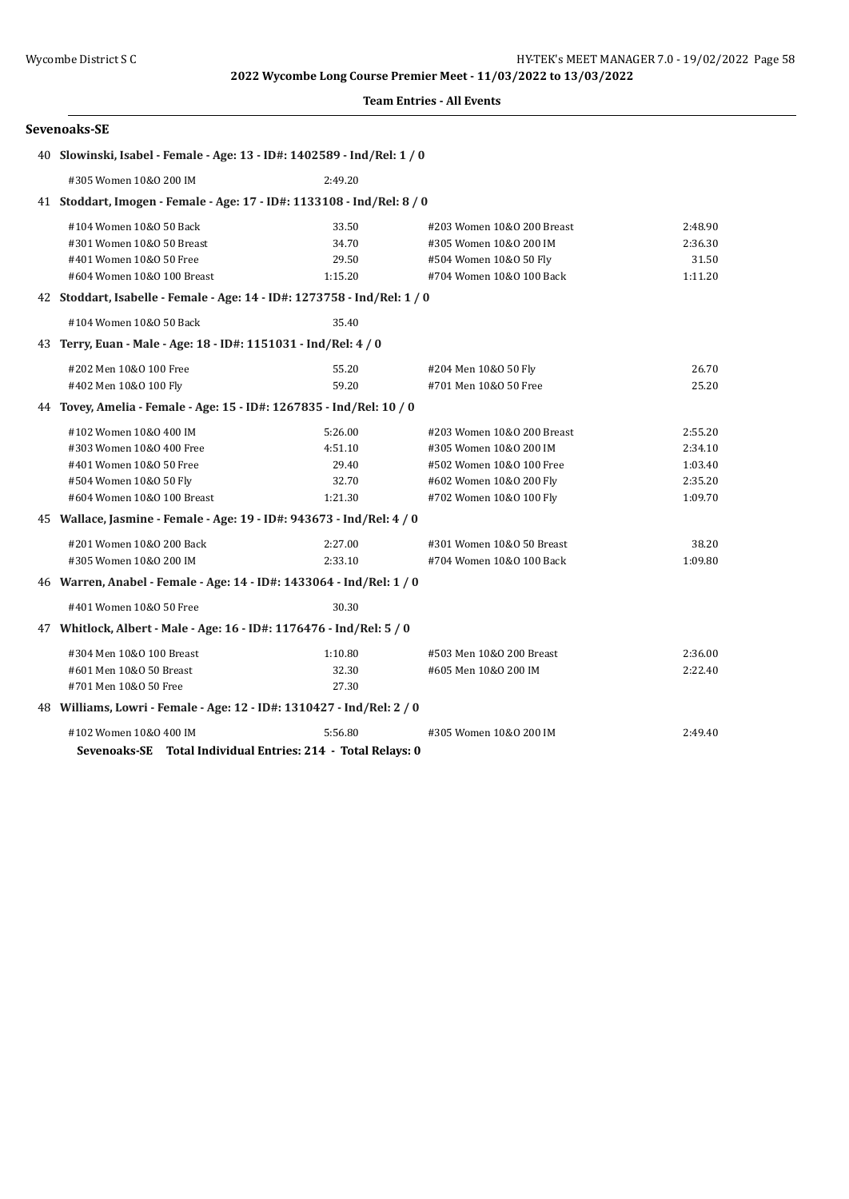**2022 Wycombe Long Course Premier Meet - 11/03/2022 to 13/03/2022**

**Team Entries - All Events**

### Sevenoaks-SE

**40 Slowinski, Isabel - Female - Age: 13 - ID#: 1402589 - Ind/Rel: 1 / 0**

| | | | |
|---|---|---|---|
| #305 Women 10&O 200 IM | 2:49.20 | | |

**41 Stoddart, Imogen - Female - Age: 17 - ID#: 1133108 - Ind/Rel: 8 / 0**

| | | | |
|---|---|---|---|
| #104 Women 10&O 50 Back | 33.50 | #203 Women 10&O 200 Breast | 2:48.90 |
| #301 Women 10&O 50 Breast | 34.70 | #305 Women 10&O 200 IM | 2:36.30 |
| #401 Women 10&O 50 Free | 29.50 | #504 Women 10&O 50 Fly | 31.50 |
| #604 Women 10&O 100 Breast | 1:15.20 | #704 Women 10&O 100 Back | 1:11.20 |

**42 Stoddart, Isabelle - Female - Age: 14 - ID#: 1273758 - Ind/Rel: 1 / 0**

| | | | |
|---|---|---|---|
| #104 Women 10&O 50 Back | 35.40 | | |

**43 Terry, Euan - Male - Age: 18 - ID#: 1151031 - Ind/Rel: 4 / 0**

| | | | |
|---|---|---|---|
| #202 Men 10&O 100 Free | 55.20 | #204 Men 10&O 50 Fly | 26.70 |
| #402 Men 10&O 100 Fly | 59.20 | #701 Men 10&O 50 Free | 25.20 |

**44 Tovey, Amelia - Female - Age: 15 - ID#: 1267835 - Ind/Rel: 10 / 0**

| | | | |
|---|---|---|---|
| #102 Women 10&O 400 IM | 5:26.00 | #203 Women 10&O 200 Breast | 2:55.20 |
| #303 Women 10&O 400 Free | 4:51.10 | #305 Women 10&O 200 IM | 2:34.10 |
| #401 Women 10&O 50 Free | 29.40 | #502 Women 10&O 100 Free | 1:03.40 |
| #504 Women 10&O 50 Fly | 32.70 | #602 Women 10&O 200 Fly | 2:35.20 |
| #604 Women 10&O 100 Breast | 1:21.30 | #702 Women 10&O 100 Fly | 1:09.70 |

**45 Wallace, Jasmine - Female - Age: 19 - ID#: 943673 - Ind/Rel: 4 / 0**

| | | | |
|---|---|---|---|
| #201 Women 10&O 200 Back | 2:27.00 | #301 Women 10&O 50 Breast | 38.20 |
| #305 Women 10&O 200 IM | 2:33.10 | #704 Women 10&O 100 Back | 1:09.80 |

**46 Warren, Anabel - Female - Age: 14 - ID#: 1433064 - Ind/Rel: 1 / 0**

| | | | |
|---|---|---|---|
| #401 Women 10&O 50 Free | 30.30 | | |

**47 Whitlock, Albert - Male - Age: 16 - ID#: 1176476 - Ind/Rel: 5 / 0**

| | | | |
|---|---|---|---|
| #304 Men 10&O 100 Breast | 1:10.80 | #503 Men 10&O 200 Breast | 2:36.00 |
| #601 Men 10&O 50 Breast | 32.30 | #605 Men 10&O 200 IM | 2:22.40 |
| #701 Men 10&O 50 Free | 27.30 | | |

**48 Williams, Lowri - Female - Age: 12 - ID#: 1310427 - Ind/Rel: 2 / 0**

| | | | |
|---|---|---|---|
| #102 Women 10&O 400 IM | 5:56.80 | #305 Women 10&O 200 IM | 2:49.40 |

**Sevenoaks-SE Total Individual Entries: 214 - Total Relays: 0**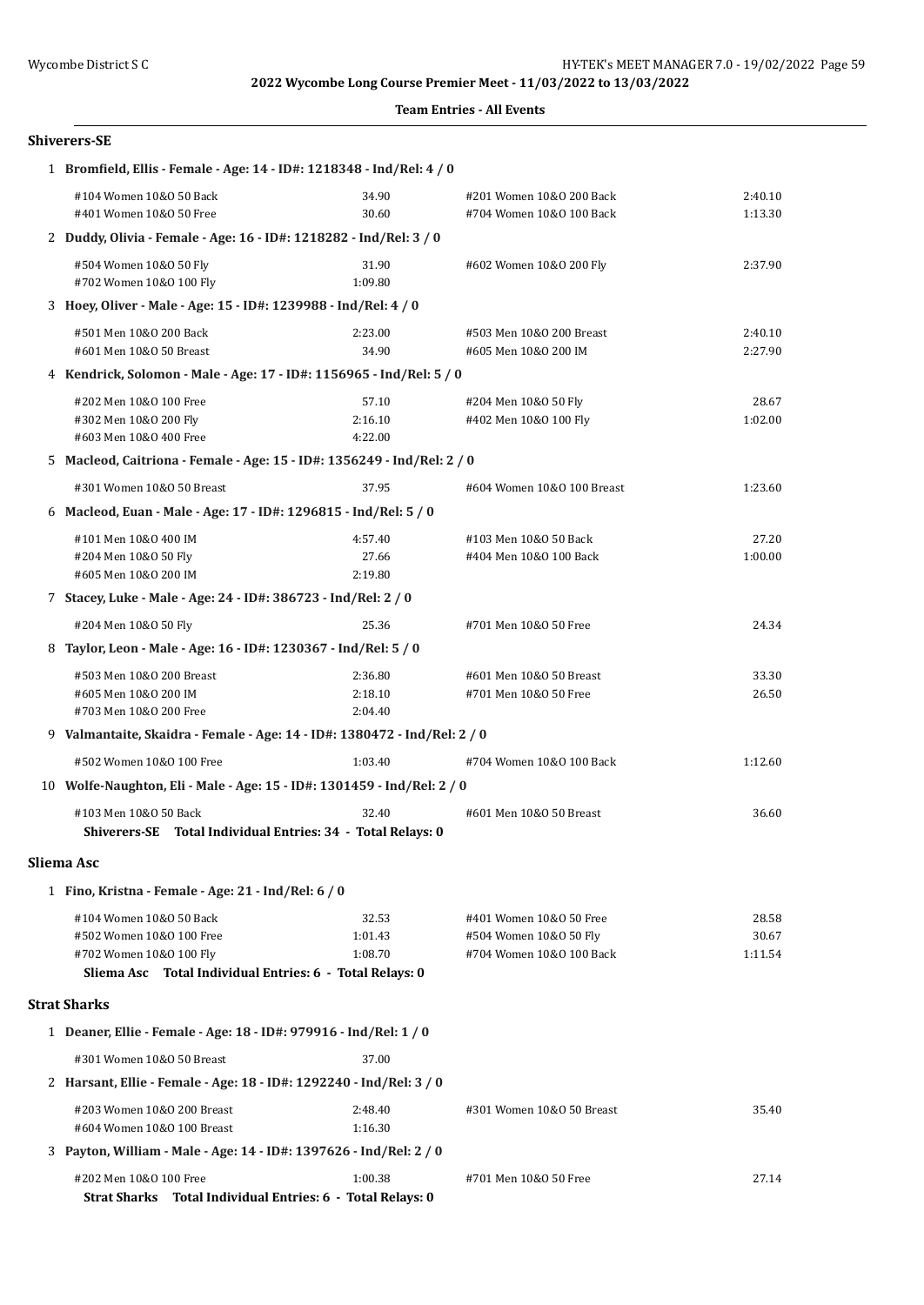**2022 Wycombe Long Course Premier Meet - 11/03/2022 to 13/03/2022**

**Team Entries - All Events**

### Shiverers-SE

1 **Bromfield, Ellis - Female - Age: 14 - ID#: 1218348 - Ind/Rel: 4 / 0**

| | | | |
|---|---|---|---|
| #104 Women 10&O 50 Back | 34.90 | #201 Women 10&O 200 Back | 2:40.10 |
| #401 Women 10&O 50 Free | 30.60 | #704 Women 10&O 100 Back | 1:13.30 |

2 **Duddy, Olivia - Female - Age: 16 - ID#: 1218282 - Ind/Rel: 3 / 0**

| | | | |
|---|---|---|---|
| #504 Women 10&O 50 Fly | 31.90 | #602 Women 10&O 200 Fly | 2:37.90 |
| #702 Women 10&O 100 Fly | 1:09.80 | | |

3 **Hoey, Oliver - Male - Age: 15 - ID#: 1239988 - Ind/Rel: 4 / 0**

| | | | |
|---|---|---|---|
| #501 Men 10&O 200 Back | 2:23.00 | #503 Men 10&O 200 Breast | 2:40.10 |
| #601 Men 10&O 50 Breast | 34.90 | #605 Men 10&O 200 IM | 2:27.90 |

4 **Kendrick, Solomon - Male - Age: 17 - ID#: 1156965 - Ind/Rel: 5 / 0**

| | | | |
|---|---|---|---|
| #202 Men 10&O 100 Free | 57.10 | #204 Men 10&O 50 Fly | 28.67 |
| #302 Men 10&O 200 Fly | 2:16.10 | #402 Men 10&O 100 Fly | 1:02.00 |
| #603 Men 10&O 400 Free | 4:22.00 | | |

5 **Macleod, Caitriona - Female - Age: 15 - ID#: 1356249 - Ind/Rel: 2 / 0**

| | | | |
|---|---|---|---|
| #301 Women 10&O 50 Breast | 37.95 | #604 Women 10&O 100 Breast | 1:23.60 |

6 **Macleod, Euan - Male - Age: 17 - ID#: 1296815 - Ind/Rel: 5 / 0**

| | | | |
|---|---|---|---|
| #101 Men 10&O 400 IM | 4:57.40 | #103 Men 10&O 50 Back | 27.20 |
| #204 Men 10&O 50 Fly | 27.66 | #404 Men 10&O 100 Back | 1:00.00 |
| #605 Men 10&O 200 IM | 2:19.80 | | |

7 **Stacey, Luke - Male - Age: 24 - ID#: 386723 - Ind/Rel: 2 / 0**

| | | | |
|---|---|---|---|
| #204 Men 10&O 50 Fly | 25.36 | #701 Men 10&O 50 Free | 24.34 |

8 **Taylor, Leon - Male - Age: 16 - ID#: 1230367 - Ind/Rel: 5 / 0**

| | | | |
|---|---|---|---|
| #503 Men 10&O 200 Breast | 2:36.80 | #601 Men 10&O 50 Breast | 33.30 |
| #605 Men 10&O 200 IM | 2:18.10 | #701 Men 10&O 50 Free | 26.50 |
| #703 Men 10&O 200 Free | 2:04.40 | | |

9 **Valmantaite, Skaidra - Female - Age: 14 - ID#: 1380472 - Ind/Rel: 2 / 0**

| | | | |
|---|---|---|---|
| #502 Women 10&O 100 Free | 1:03.40 | #704 Women 10&O 100 Back | 1:12.60 |

10 **Wolfe-Naughton, Eli - Male - Age: 15 - ID#: 1301459 - Ind/Rel: 2 / 0**

| | | | |
|---|---|---|---|
| #103 Men 10&O 50 Back | 32.40 | #601 Men 10&O 50 Breast | 36.60 |

**Shiverers-SE Total Individual Entries: 34 - Total Relays: 0**

### Sliema Asc

1 **Fino, Kristna - Female - Age: 21 - Ind/Rel: 6 / 0**

| | | | |
|---|---|---|---|
| #104 Women 10&O 50 Back | 32.53 | #401 Women 10&O 50 Free | 28.58 |
| #502 Women 10&O 100 Free | 1:01.43 | #504 Women 10&O 50 Fly | 30.67 |
| #702 Women 10&O 100 Fly | 1:08.70 | #704 Women 10&O 100 Back | 1:11.54 |

**Sliema Asc Total Individual Entries: 6 - Total Relays: 0**

### Strat Sharks

1 **Deaner, Ellie - Female - Age: 18 - ID#: 979916 - Ind/Rel: 1 / 0**

| | | | |
|---|---|---|---|
| #301 Women 10&O 50 Breast | 37.00 | | |

2 **Harsant, Ellie - Female - Age: 18 - ID#: 1292240 - Ind/Rel: 3 / 0**

| | | | |
|---|---|---|---|
| #203 Women 10&O 200 Breast | 2:48.40 | #301 Women 10&O 50 Breast | 35.40 |
| #604 Women 10&O 100 Breast | 1:16.30 | | |

3 **Payton, William - Male - Age: 14 - ID#: 1397626 - Ind/Rel: 2 / 0**

| | | | |
|---|---|---|---|
| #202 Men 10&O 100 Free | 1:00.38 | #701 Men 10&O 50 Free | 27.14 |

**Strat Sharks Total Individual Entries: 6 - Total Relays: 0**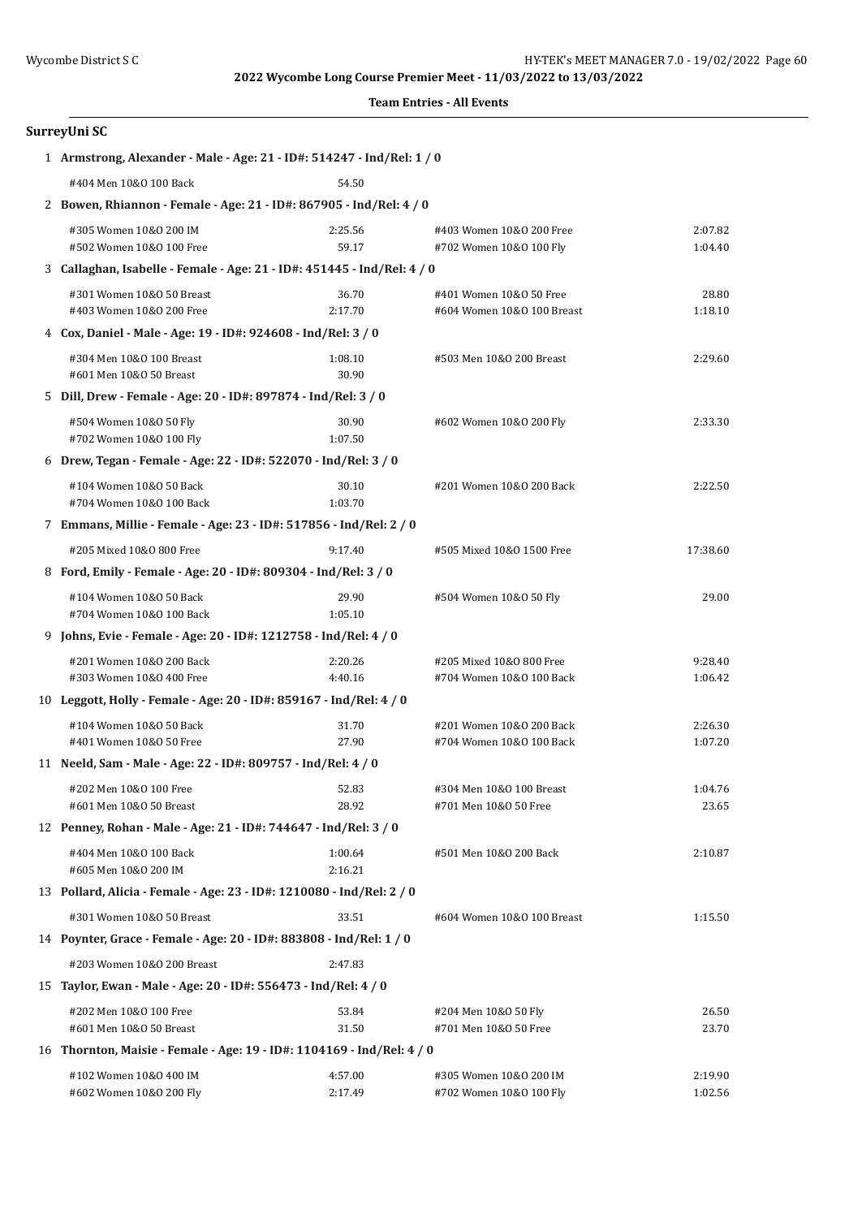2022 Wycombe Long Course Premier Meet - 11/03/2022 to 13/03/2022

**Team Entries - All Events**

## SurreyUni SC

**1 Armstrong, Alexander - Male - Age: 21 - ID#: 514247 - Ind/Rel: 1 / 0**

| Event | Time | Event | Time |
|---|---|---|---|
| #404 Men 10&O 100 Back | 54.50 | | |

**2 Bowen, Rhiannon - Female - Age: 21 - ID#: 867905 - Ind/Rel: 4 / 0**

| Event | Time | Event | Time |
|---|---|---|---|
| #305 Women 10&O 200 IM | 2:25.56 | #403 Women 10&O 200 Free | 2:07.82 |
| #502 Women 10&O 100 Free | 59.17 | #702 Women 10&O 100 Fly | 1:04.40 |

**3 Callaghan, Isabelle - Female - Age: 21 - ID#: 451445 - Ind/Rel: 4 / 0**

| Event | Time | Event | Time |
|---|---|---|---|
| #301 Women 10&O 50 Breast | 36.70 | #401 Women 10&O 50 Free | 28.80 |
| #403 Women 10&O 200 Free | 2:17.70 | #604 Women 10&O 100 Breast | 1:18.10 |

**4 Cox, Daniel - Male - Age: 19 - ID#: 924608 - Ind/Rel: 3 / 0**

| Event | Time | Event | Time |
|---|---|---|---|
| #304 Men 10&O 100 Breast | 1:08.10 | #503 Men 10&O 200 Breast | 2:29.60 |
| #601 Men 10&O 50 Breast | 30.90 | | |

**5 Dill, Drew - Female - Age: 20 - ID#: 897874 - Ind/Rel: 3 / 0**

| Event | Time | Event | Time |
|---|---|---|---|
| #504 Women 10&O 50 Fly | 30.90 | #602 Women 10&O 200 Fly | 2:33.30 |
| #702 Women 10&O 100 Fly | 1:07.50 | | |

**6 Drew, Tegan - Female - Age: 22 - ID#: 522070 - Ind/Rel: 3 / 0**

| Event | Time | Event | Time |
|---|---|---|---|
| #104 Women 10&O 50 Back | 30.10 | #201 Women 10&O 200 Back | 2:22.50 |
| #704 Women 10&O 100 Back | 1:03.70 | | |

**7 Emmans, Millie - Female - Age: 23 - ID#: 517856 - Ind/Rel: 2 / 0**

| Event | Time | Event | Time |
|---|---|---|---|
| #205 Mixed 10&O 800 Free | 9:17.40 | #505 Mixed 10&O 1500 Free | 17:38.60 |

**8 Ford, Emily - Female - Age: 20 - ID#: 809304 - Ind/Rel: 3 / 0**

| Event | Time | Event | Time |
|---|---|---|---|
| #104 Women 10&O 50 Back | 29.90 | #504 Women 10&O 50 Fly | 29.00 |
| #704 Women 10&O 100 Back | 1:05.10 | | |

**9 Johns, Evie - Female - Age: 20 - ID#: 1212758 - Ind/Rel: 4 / 0**

| Event | Time | Event | Time |
|---|---|---|---|
| #201 Women 10&O 200 Back | 2:20.26 | #205 Mixed 10&O 800 Free | 9:28.40 |
| #303 Women 10&O 400 Free | 4:40.16 | #704 Women 10&O 100 Back | 1:06.42 |

**10 Leggott, Holly - Female - Age: 20 - ID#: 859167 - Ind/Rel: 4 / 0**

| Event | Time | Event | Time |
|---|---|---|---|
| #104 Women 10&O 50 Back | 31.70 | #201 Women 10&O 200 Back | 2:26.30 |
| #401 Women 10&O 50 Free | 27.90 | #704 Women 10&O 100 Back | 1:07.20 |

**11 Neeld, Sam - Male - Age: 22 - ID#: 809757 - Ind/Rel: 4 / 0**

| Event | Time | Event | Time |
|---|---|---|---|
| #202 Men 10&O 100 Free | 52.83 | #304 Men 10&O 100 Breast | 1:04.76 |
| #601 Men 10&O 50 Breast | 28.92 | #701 Men 10&O 50 Free | 23.65 |

**12 Penney, Rohan - Male - Age: 21 - ID#: 744647 - Ind/Rel: 3 / 0**

| Event | Time | Event | Time |
|---|---|---|---|
| #404 Men 10&O 100 Back | 1:00.64 | #501 Men 10&O 200 Back | 2:10.87 |
| #605 Men 10&O 200 IM | 2:16.21 | | |

**13 Pollard, Alicia - Female - Age: 23 - ID#: 1210080 - Ind/Rel: 2 / 0**

| Event | Time | Event | Time |
|---|---|---|---|
| #301 Women 10&O 50 Breast | 33.51 | #604 Women 10&O 100 Breast | 1:15.50 |

**14 Poynter, Grace - Female - Age: 20 - ID#: 883808 - Ind/Rel: 1 / 0**

| Event | Time | Event | Time |
|---|---|---|---|
| #203 Women 10&O 200 Breast | 2:47.83 | | |

**15 Taylor, Ewan - Male - Age: 20 - ID#: 556473 - Ind/Rel: 4 / 0**

| Event | Time | Event | Time |
|---|---|---|---|
| #202 Men 10&O 100 Free | 53.84 | #204 Men 10&O 50 Fly | 26.50 |
| #601 Men 10&O 50 Breast | 31.50 | #701 Men 10&O 50 Free | 23.70 |

**16 Thornton, Maisie - Female - Age: 19 - ID#: 1104169 - Ind/Rel: 4 / 0**

| Event | Time | Event | Time |
|---|---|---|---|
| #102 Women 10&O 400 IM | 4:57.00 | #305 Women 10&O 200 IM | 2:19.90 |
| #602 Women 10&O 200 Fly | 2:17.49 | #702 Women 10&O 100 Fly | 1:02.56 |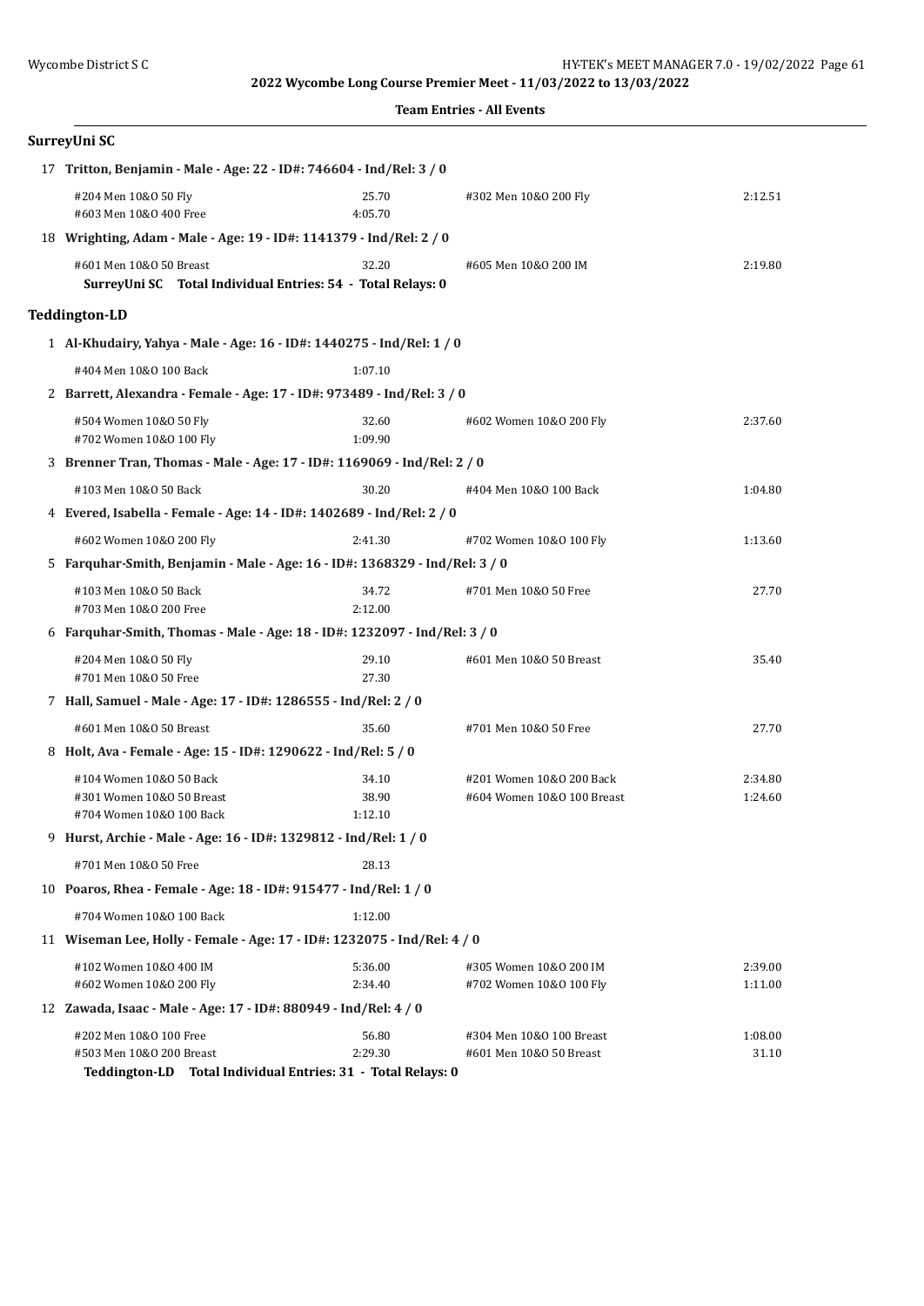2022 Wycombe Long Course Premier Meet - 11/03/2022 to 13/03/2022

**Team Entries - All Events**

## SurreyUni SC

**17 Tritton, Benjamin - Male - Age: 22 - ID#: 746604 - Ind/Rel: 3 / 0**

| | | | |
|---|---|---|---|
| #204 Men 10&O 50 Fly | 25.70 | #302 Men 10&O 200 Fly | 2:12.51 |
| #603 Men 10&O 400 Free | 4:05.70 | | |

**18 Wrighting, Adam - Male - Age: 19 - ID#: 1141379 - Ind/Rel: 2 / 0**

| | | | |
|---|---|---|---|
| #601 Men 10&O 50 Breast | 32.20 | #605 Men 10&O 200 IM | 2:19.80 |

**SurreyUni SC Total Individual Entries: 54 - Total Relays: 0**

## Teddington-LD

**1 Al-Khudairy, Yahya - Male - Age: 16 - ID#: 1440275 - Ind/Rel: 1 / 0**

| | | | |
|---|---|---|---|
| #404 Men 10&O 100 Back | 1:07.10 | | |

**2 Barrett, Alexandra - Female - Age: 17 - ID#: 973489 - Ind/Rel: 3 / 0**

| | | | |
|---|---|---|---|
| #504 Women 10&O 50 Fly | 32.60 | #602 Women 10&O 200 Fly | 2:37.60 |
| #702 Women 10&O 100 Fly | 1:09.90 | | |

**3 Brenner Tran, Thomas - Male - Age: 17 - ID#: 1169069 - Ind/Rel: 2 / 0**

| | | | |
|---|---|---|---|
| #103 Men 10&O 50 Back | 30.20 | #404 Men 10&O 100 Back | 1:04.80 |

**4 Evered, Isabella - Female - Age: 14 - ID#: 1402689 - Ind/Rel: 2 / 0**

| | | | |
|---|---|---|---|
| #602 Women 10&O 200 Fly | 2:41.30 | #702 Women 10&O 100 Fly | 1:13.60 |

**5 Farquhar-Smith, Benjamin - Male - Age: 16 - ID#: 1368329 - Ind/Rel: 3 / 0**

| | | | |
|---|---|---|---|
| #103 Men 10&O 50 Back | 34.72 | #701 Men 10&O 50 Free | 27.70 |
| #703 Men 10&O 200 Free | 2:12.00 | | |

**6 Farquhar-Smith, Thomas - Male - Age: 18 - ID#: 1232097 - Ind/Rel: 3 / 0**

| | | | |
|---|---|---|---|
| #204 Men 10&O 50 Fly | 29.10 | #601 Men 10&O 50 Breast | 35.40 |
| #701 Men 10&O 50 Free | 27.30 | | |

**7 Hall, Samuel - Male - Age: 17 - ID#: 1286555 - Ind/Rel: 2 / 0**

| | | | |
|---|---|---|---|
| #601 Men 10&O 50 Breast | 35.60 | #701 Men 10&O 50 Free | 27.70 |

**8 Holt, Ava - Female - Age: 15 - ID#: 1290622 - Ind/Rel: 5 / 0**

| | | | |
|---|---|---|---|
| #104 Women 10&O 50 Back | 34.10 | #201 Women 10&O 200 Back | 2:34.80 |
| #301 Women 10&O 50 Breast | 38.90 | #604 Women 10&O 100 Breast | 1:24.60 |
| #704 Women 10&O 100 Back | 1:12.10 | | |

**9 Hurst, Archie - Male - Age: 16 - ID#: 1329812 - Ind/Rel: 1 / 0**

| | | | |
|---|---|---|---|
| #701 Men 10&O 50 Free | 28.13 | | |

**10 Poaros, Rhea - Female - Age: 18 - ID#: 915477 - Ind/Rel: 1 / 0**

| | | | |
|---|---|---|---|
| #704 Women 10&O 100 Back | 1:12.00 | | |

**11 Wiseman Lee, Holly - Female - Age: 17 - ID#: 1232075 - Ind/Rel: 4 / 0**

| | | | |
|---|---|---|---|
| #102 Women 10&O 400 IM | 5:36.00 | #305 Women 10&O 200 IM | 2:39.00 |
| #602 Women 10&O 200 Fly | 2:34.40 | #702 Women 10&O 100 Fly | 1:11.00 |

**12 Zawada, Isaac - Male - Age: 17 - ID#: 880949 - Ind/Rel: 4 / 0**

| | | | |
|---|---|---|---|
| #202 Men 10&O 100 Free | 56.80 | #304 Men 10&O 100 Breast | 1:08.00 |
| #503 Men 10&O 200 Breast | 2:29.30 | #601 Men 10&O 50 Breast | 31.10 |

**Teddington-LD Total Individual Entries: 31 - Total Relays: 0**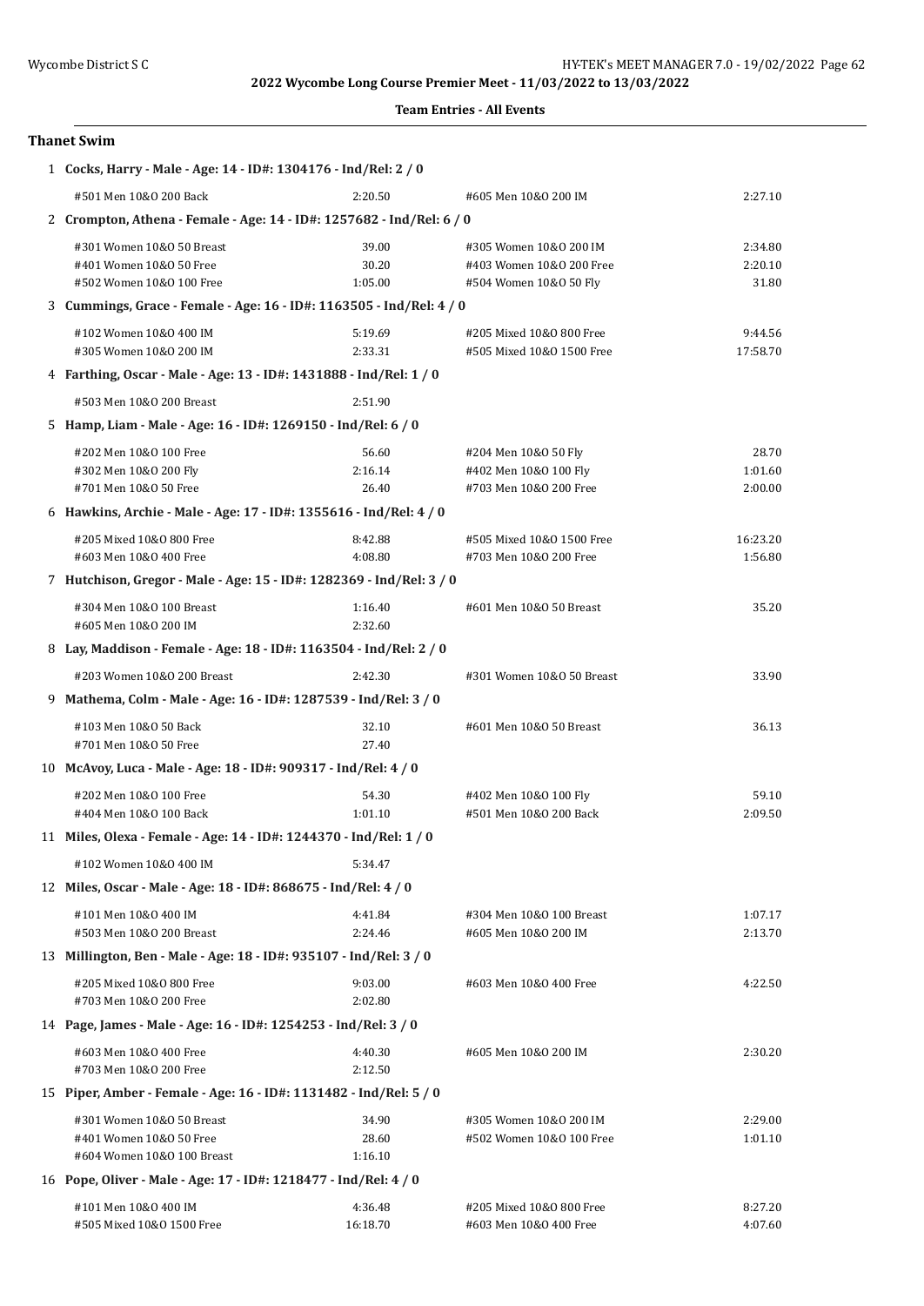**2022 Wycombe Long Course Premier Meet - 11/03/2022 to 13/03/2022**

**Team Entries - All Events**

## Thanet Swim

**1 Cocks, Harry - Male - Age: 14 - ID#: 1304176 - Ind/Rel: 2 / 0**

| | | | |
|---|---|---|---|
| #501 Men 10&O 200 Back | 2:20.50 | #605 Men 10&O 200 IM | 2:27.10 |

**2 Crompton, Athena - Female - Age: 14 - ID#: 1257682 - Ind/Rel: 6 / 0**

| | | | |
|---|---|---|---|
| #301 Women 10&O 50 Breast | 39.00 | #305 Women 10&O 200 IM | 2:34.80 |
| #401 Women 10&O 50 Free | 30.20 | #403 Women 10&O 200 Free | 2:20.10 |
| #502 Women 10&O 100 Free | 1:05.00 | #504 Women 10&O 50 Fly | 31.80 |

**3 Cummings, Grace - Female - Age: 16 - ID#: 1163505 - Ind/Rel: 4 / 0**

| | | | |
|---|---|---|---|
| #102 Women 10&O 400 IM | 5:19.69 | #205 Mixed 10&O 800 Free | 9:44.56 |
| #305 Women 10&O 200 IM | 2:33.31 | #505 Mixed 10&O 1500 Free | 17:58.70 |

**4 Farthing, Oscar - Male - Age: 13 - ID#: 1431888 - Ind/Rel: 1 / 0**

| | | | |
|---|---|---|---|
| #503 Men 10&O 200 Breast | 2:51.90 | | |

**5 Hamp, Liam - Male - Age: 16 - ID#: 1269150 - Ind/Rel: 6 / 0**

| | | | |
|---|---|---|---|
| #202 Men 10&O 100 Free | 56.60 | #204 Men 10&O 50 Fly | 28.70 |
| #302 Men 10&O 200 Fly | 2:16.14 | #402 Men 10&O 100 Fly | 1:01.60 |
| #701 Men 10&O 50 Free | 26.40 | #703 Men 10&O 200 Free | 2:00.00 |

**6 Hawkins, Archie - Male - Age: 17 - ID#: 1355616 - Ind/Rel: 4 / 0**

| | | | |
|---|---|---|---|
| #205 Mixed 10&O 800 Free | 8:42.88 | #505 Mixed 10&O 1500 Free | 16:23.20 |
| #603 Men 10&O 400 Free | 4:08.80 | #703 Men 10&O 200 Free | 1:56.80 |

**7 Hutchison, Gregor - Male - Age: 15 - ID#: 1282369 - Ind/Rel: 3 / 0**

| | | | |
|---|---|---|---|
| #304 Men 10&O 100 Breast | 1:16.40 | #601 Men 10&O 50 Breast | 35.20 |
| #605 Men 10&O 200 IM | 2:32.60 | | |

**8 Lay, Maddison - Female - Age: 18 - ID#: 1163504 - Ind/Rel: 2 / 0**

| | | | |
|---|---|---|---|
| #203 Women 10&O 200 Breast | 2:42.30 | #301 Women 10&O 50 Breast | 33.90 |

**9 Mathema, Colm - Male - Age: 16 - ID#: 1287539 - Ind/Rel: 3 / 0**

| | | | |
|---|---|---|---|
| #103 Men 10&O 50 Back | 32.10 | #601 Men 10&O 50 Breast | 36.13 |
| #701 Men 10&O 50 Free | 27.40 | | |

**10 McAvoy, Luca - Male - Age: 18 - ID#: 909317 - Ind/Rel: 4 / 0**

| | | | |
|---|---|---|---|
| #202 Men 10&O 100 Free | 54.30 | #402 Men 10&O 100 Fly | 59.10 |
| #404 Men 10&O 100 Back | 1:01.10 | #501 Men 10&O 200 Back | 2:09.50 |

**11 Miles, Olexa - Female - Age: 14 - ID#: 1244370 - Ind/Rel: 1 / 0**

| | | | |
|---|---|---|---|
| #102 Women 10&O 400 IM | 5:34.47 | | |

**12 Miles, Oscar - Male - Age: 18 - ID#: 868675 - Ind/Rel: 4 / 0**

| | | | |
|---|---|---|---|
| #101 Men 10&O 400 IM | 4:41.84 | #304 Men 10&O 100 Breast | 1:07.17 |
| #503 Men 10&O 200 Breast | 2:24.46 | #605 Men 10&O 200 IM | 2:13.70 |

**13 Millington, Ben - Male - Age: 18 - ID#: 935107 - Ind/Rel: 3 / 0**

| | | | |
|---|---|---|---|
| #205 Mixed 10&O 800 Free | 9:03.00 | #603 Men 10&O 400 Free | 4:22.50 |
| #703 Men 10&O 200 Free | 2:02.80 | | |

**14 Page, James - Male - Age: 16 - ID#: 1254253 - Ind/Rel: 3 / 0**

| | | | |
|---|---|---|---|
| #603 Men 10&O 400 Free | 4:40.30 | #605 Men 10&O 200 IM | 2:30.20 |
| #703 Men 10&O 200 Free | 2:12.50 | | |

**15 Piper, Amber - Female - Age: 16 - ID#: 1131482 - Ind/Rel: 5 / 0**

| | | | |
|---|---|---|---|
| #301 Women 10&O 50 Breast | 34.90 | #305 Women 10&O 200 IM | 2:29.00 |
| #401 Women 10&O 50 Free | 28.60 | #502 Women 10&O 100 Free | 1:01.10 |
| #604 Women 10&O 100 Breast | 1:16.10 | | |

**16 Pope, Oliver - Male - Age: 17 - ID#: 1218477 - Ind/Rel: 4 / 0**

| | | | |
|---|---|---|---|
| #101 Men 10&O 400 IM | 4:36.48 | #205 Mixed 10&O 800 Free | 8:27.20 |
| #505 Mixed 10&O 1500 Free | 16:18.70 | #603 Men 10&O 400 Free | 4:07.60 |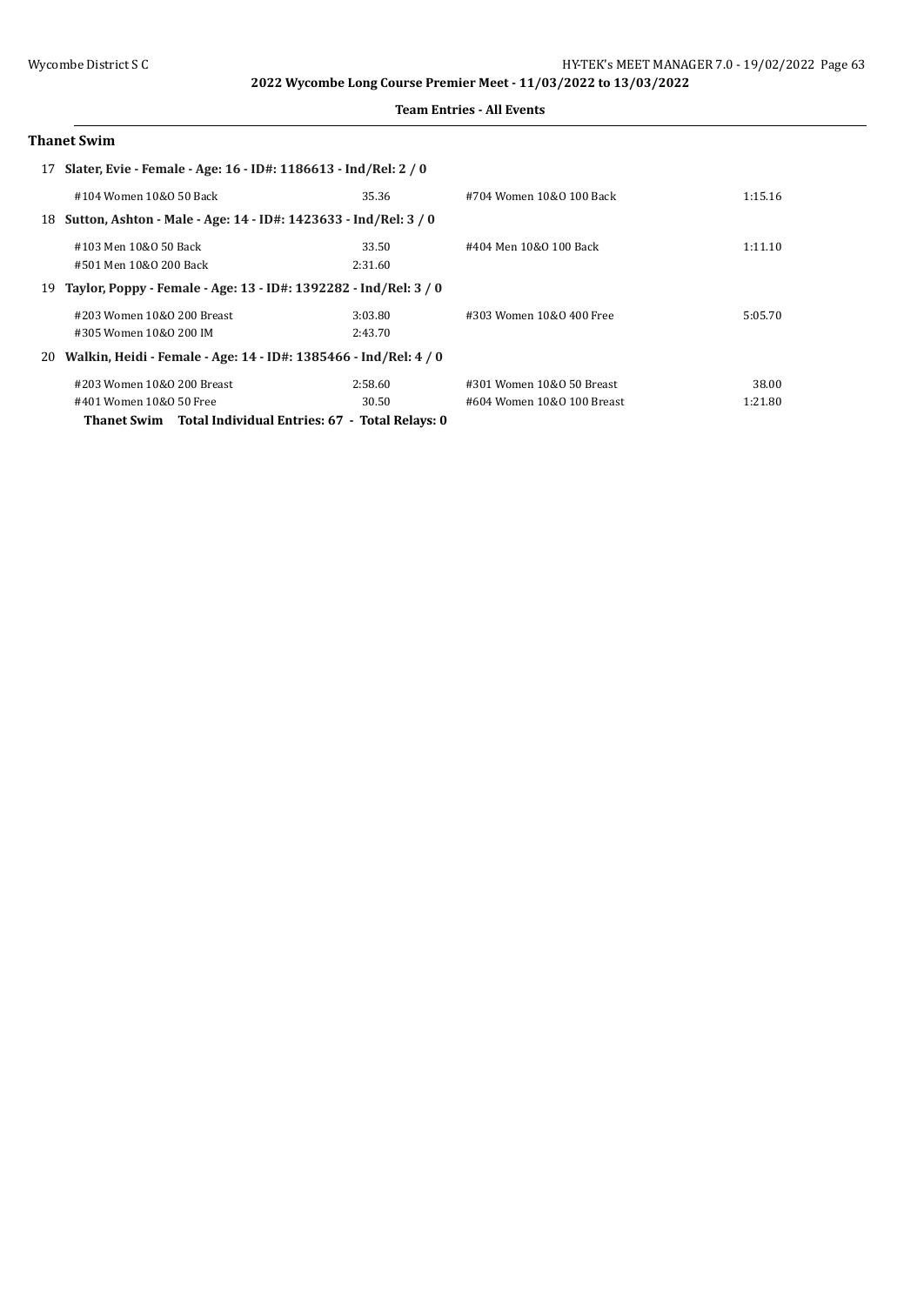**Team Entries - All Events**

### Thanet Swim

**17 Slater, Evie - Female - Age: 16 - ID#: 1186613 - Ind/Rel: 2 / 0**

| | | | |
|---|---|---|---|
| #104 Women 10&O 50 Back | 35.36 | #704 Women 10&O 100 Back | 1:15.16 |

**18 Sutton, Ashton - Male - Age: 14 - ID#: 1423633 - Ind/Rel: 3 / 0**

| | | | |
|---|---|---|---|
| #103 Men 10&O 50 Back | 33.50 | #404 Men 10&O 100 Back | 1:11.10 |
| #501 Men 10&O 200 Back | 2:31.60 | | |

**19 Taylor, Poppy - Female - Age: 13 - ID#: 1392282 - Ind/Rel: 3 / 0**

| | | | |
|---|---|---|---|
| #203 Women 10&O 200 Breast | 3:03.80 | #303 Women 10&O 400 Free | 5:05.70 |
| #305 Women 10&O 200 IM | 2:43.70 | | |

**20 Walkin, Heidi - Female - Age: 14 - ID#: 1385466 - Ind/Rel: 4 / 0**

| | | | |
|---|---|---|---|
| #203 Women 10&O 200 Breast | 2:58.60 | #301 Women 10&O 50 Breast | 38.00 |
| #401 Women 10&O 50 Free | 30.50 | #604 Women 10&O 100 Breast | 1:21.80 |

**Thanet Swim Total Individual Entries: 67 - Total Relays: 0**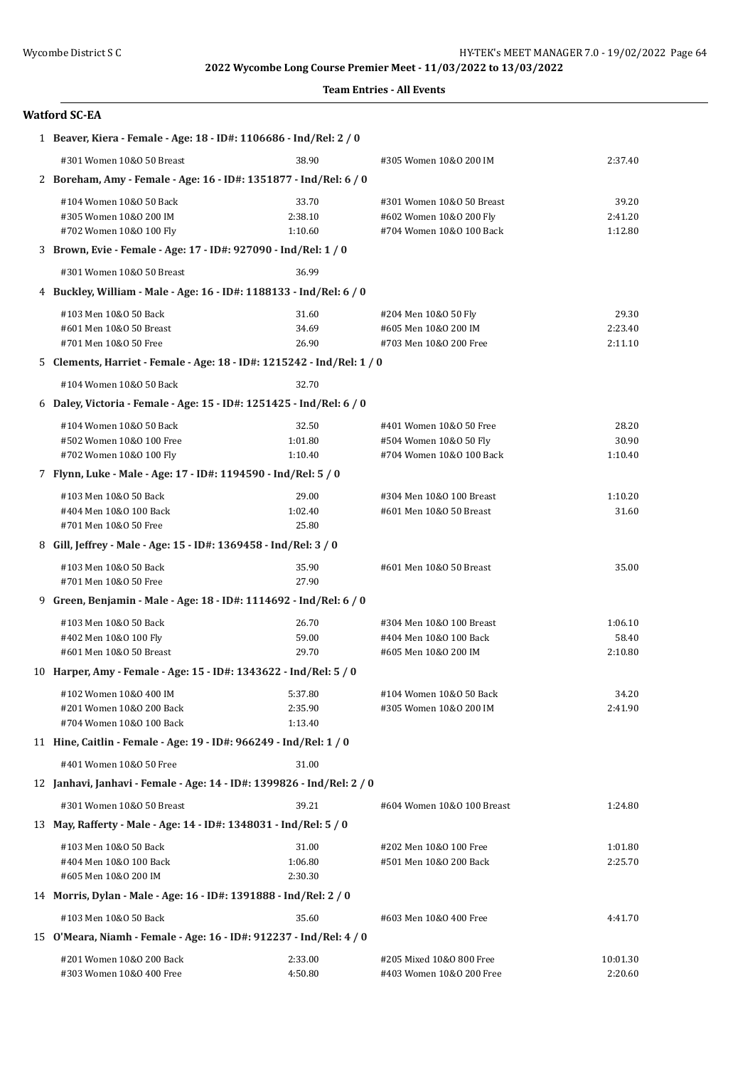**2022 Wycombe Long Course Premier Meet - 11/03/2022 to 13/03/2022**

**Team Entries - All Events**

## Watford SC-EA

**1 Beaver, Kiera - Female - Age: 18 - ID#: 1106686 - Ind/Rel: 2 / 0**

| Event | Time | Event | Time |
|---|---|---|---|
| #301 Women 10&O 50 Breast | 38.90 | #305 Women 10&O 200 IM | 2:37.40 |

**2 Boreham, Amy - Female - Age: 16 - ID#: 1351877 - Ind/Rel: 6 / 0**

| Event | Time | Event | Time |
|---|---|---|---|
| #104 Women 10&O 50 Back | 33.70 | #301 Women 10&O 50 Breast | 39.20 |
| #305 Women 10&O 200 IM | 2:38.10 | #602 Women 10&O 200 Fly | 2:41.20 |
| #702 Women 10&O 100 Fly | 1:10.60 | #704 Women 10&O 100 Back | 1:12.80 |

**3 Brown, Evie - Female - Age: 17 - ID#: 927090 - Ind/Rel: 1 / 0**

| Event | Time | Event | Time |
|---|---|---|---|
| #301 Women 10&O 50 Breast | 36.99 | | |

**4 Buckley, William - Male - Age: 16 - ID#: 1188133 - Ind/Rel: 6 / 0**

| Event | Time | Event | Time |
|---|---|---|---|
| #103 Men 10&O 50 Back | 31.60 | #204 Men 10&O 50 Fly | 29.30 |
| #601 Men 10&O 50 Breast | 34.69 | #605 Men 10&O 200 IM | 2:23.40 |
| #701 Men 10&O 50 Free | 26.90 | #703 Men 10&O 200 Free | 2:11.10 |

**5 Clements, Harriet - Female - Age: 18 - ID#: 1215242 - Ind/Rel: 1 / 0**

| Event | Time | Event | Time |
|---|---|---|---|
| #104 Women 10&O 50 Back | 32.70 | | |

**6 Daley, Victoria - Female - Age: 15 - ID#: 1251425 - Ind/Rel: 6 / 0**

| Event | Time | Event | Time |
|---|---|---|---|
| #104 Women 10&O 50 Back | 32.50 | #401 Women 10&O 50 Free | 28.20 |
| #502 Women 10&O 100 Free | 1:01.80 | #504 Women 10&O 50 Fly | 30.90 |
| #702 Women 10&O 100 Fly | 1:10.40 | #704 Women 10&O 100 Back | 1:10.40 |

**7 Flynn, Luke - Male - Age: 17 - ID#: 1194590 - Ind/Rel: 5 / 0**

| Event | Time | Event | Time |
|---|---|---|---|
| #103 Men 10&O 50 Back | 29.00 | #304 Men 10&O 100 Breast | 1:10.20 |
| #404 Men 10&O 100 Back | 1:02.40 | #601 Men 10&O 50 Breast | 31.60 |
| #701 Men 10&O 50 Free | 25.80 | | |

**8 Gill, Jeffrey - Male - Age: 15 - ID#: 1369458 - Ind/Rel: 3 / 0**

| Event | Time | Event | Time |
|---|---|---|---|
| #103 Men 10&O 50 Back | 35.90 | #601 Men 10&O 50 Breast | 35.00 |
| #701 Men 10&O 50 Free | 27.90 | | |

**9 Green, Benjamin - Male - Age: 18 - ID#: 1114692 - Ind/Rel: 6 / 0**

| Event | Time | Event | Time |
|---|---|---|---|
| #103 Men 10&O 50 Back | 26.70 | #304 Men 10&O 100 Breast | 1:06.10 |
| #402 Men 10&O 100 Fly | 59.00 | #404 Men 10&O 100 Back | 58.40 |
| #601 Men 10&O 50 Breast | 29.70 | #605 Men 10&O 200 IM | 2:10.80 |

**10 Harper, Amy - Female - Age: 15 - ID#: 1343622 - Ind/Rel: 5 / 0**

| Event | Time | Event | Time |
|---|---|---|---|
| #102 Women 10&O 400 IM | 5:37.80 | #104 Women 10&O 50 Back | 34.20 |
| #201 Women 10&O 200 Back | 2:35.90 | #305 Women 10&O 200 IM | 2:41.90 |
| #704 Women 10&O 100 Back | 1:13.40 | | |

**11 Hine, Caitlin - Female - Age: 19 - ID#: 966249 - Ind/Rel: 1 / 0**

| Event | Time | Event | Time |
|---|---|---|---|
| #401 Women 10&O 50 Free | 31.00 | | |

**12 Janhavi, Janhavi - Female - Age: 14 - ID#: 1399826 - Ind/Rel: 2 / 0**

| Event | Time | Event | Time |
|---|---|---|---|
| #301 Women 10&O 50 Breast | 39.21 | #604 Women 10&O 100 Breast | 1:24.80 |

**13 May, Rafferty - Male - Age: 14 - ID#: 1348031 - Ind/Rel: 5 / 0**

| Event | Time | Event | Time |
|---|---|---|---|
| #103 Men 10&O 50 Back | 31.00 | #202 Men 10&O 100 Free | 1:01.80 |
| #404 Men 10&O 100 Back | 1:06.80 | #501 Men 10&O 200 Back | 2:25.70 |
| #605 Men 10&O 200 IM | 2:30.30 | | |

**14 Morris, Dylan - Male - Age: 16 - ID#: 1391888 - Ind/Rel: 2 / 0**

| Event | Time | Event | Time |
|---|---|---|---|
| #103 Men 10&O 50 Back | 35.60 | #603 Men 10&O 400 Free | 4:41.70 |

**15 O'Meara, Niamh - Female - Age: 16 - ID#: 912237 - Ind/Rel: 4 / 0**

| Event | Time | Event | Time |
|---|---|---|---|
| #201 Women 10&O 200 Back | 2:33.00 | #205 Mixed 10&O 800 Free | 10:01.30 |
| #303 Women 10&O 400 Free | 4:50.80 | #403 Women 10&O 200 Free | 2:20.60 |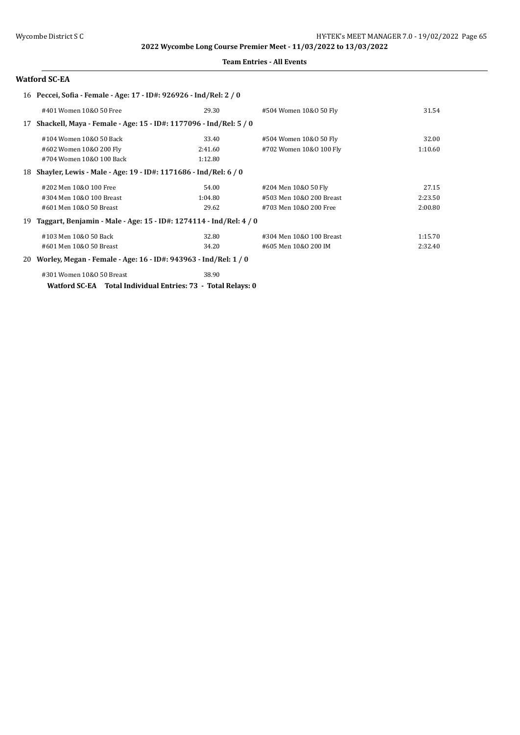**Team Entries - All Events**

## Watford SC-EA

### 16 Peccei, Sofia - Female - Age: 17 - ID#: 926926 - Ind/Rel: 2 / 0

| Event | Time | Event | Time |
|---|---|---|---|
| #401 Women 10&O 50 Free | 29.30 | #504 Women 10&O 50 Fly | 31.54 |

### 17 Shackell, Maya - Female - Age: 15 - ID#: 1177096 - Ind/Rel: 5 / 0

| Event | Time | Event | Time |
|---|---|---|---|
| #104 Women 10&O 50 Back | 33.40 | #504 Women 10&O 50 Fly | 32.00 |
| #602 Women 10&O 200 Fly | 2:41.60 | #702 Women 10&O 100 Fly | 1:10.60 |
| #704 Women 10&O 100 Back | 1:12.80 | | |

### 18 Shayler, Lewis - Male - Age: 19 - ID#: 1171686 - Ind/Rel: 6 / 0

| Event | Time | Event | Time |
|---|---|---|---|
| #202 Men 10&O 100 Free | 54.00 | #204 Men 10&O 50 Fly | 27.15 |
| #304 Men 10&O 100 Breast | 1:04.80 | #503 Men 10&O 200 Breast | 2:23.50 |
| #601 Men 10&O 50 Breast | 29.62 | #703 Men 10&O 200 Free | 2:00.80 |

### 19 Taggart, Benjamin - Male - Age: 15 - ID#: 1274114 - Ind/Rel: 4 / 0

| Event | Time | Event | Time |
|---|---|---|---|
| #103 Men 10&O 50 Back | 32.80 | #304 Men 10&O 100 Breast | 1:15.70 |
| #601 Men 10&O 50 Breast | 34.20 | #605 Men 10&O 200 IM | 2:32.40 |

### 20 Worley, Megan - Female - Age: 16 - ID#: 943963 - Ind/Rel: 1 / 0

| Event | Time |
|---|---|
| #301 Women 10&O 50 Breast | 38.90 |

**Watford SC-EA Total Individual Entries: 73 - Total Relays: 0**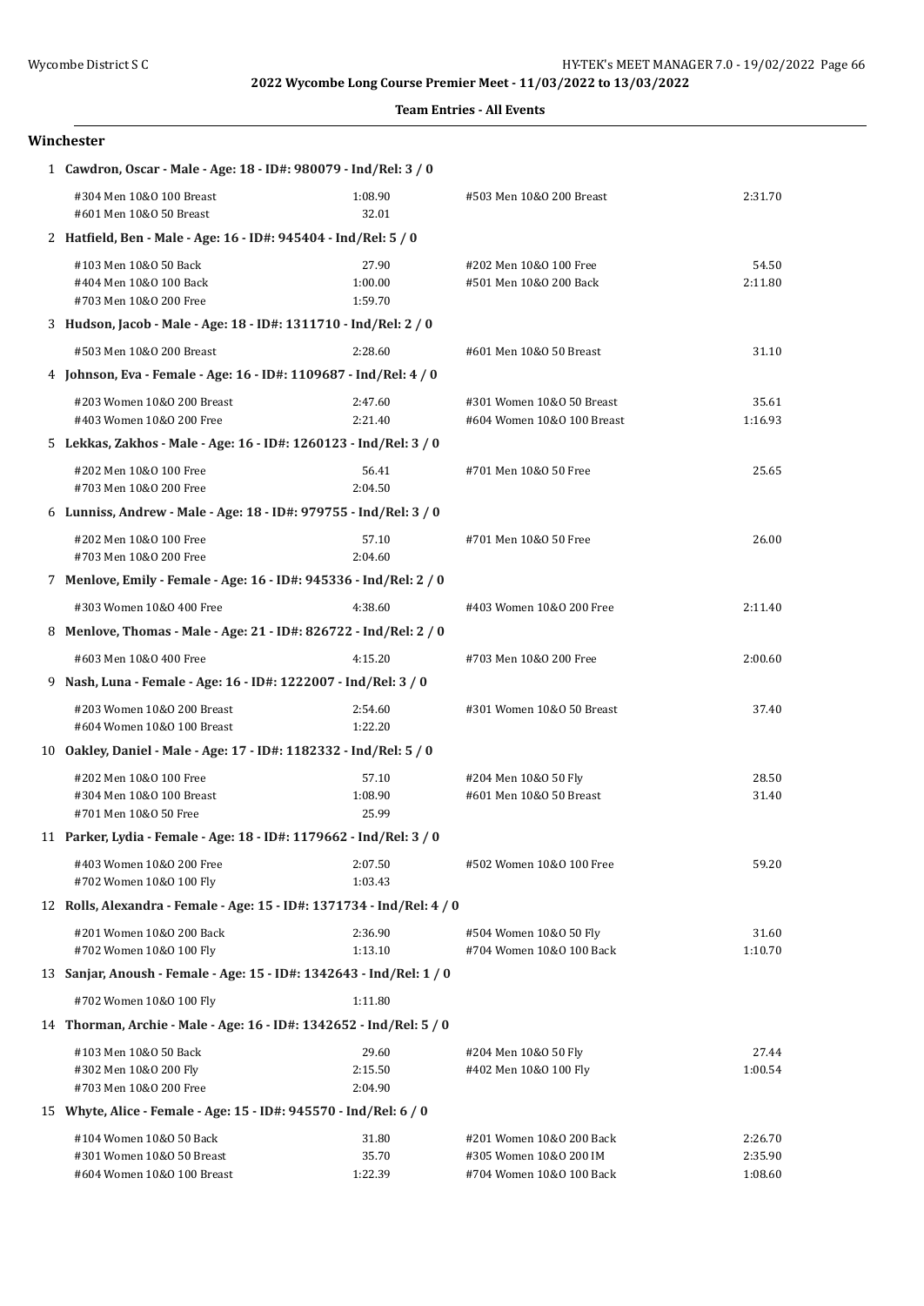2022 Wycombe Long Course Premier Meet - 11/03/2022 to 13/03/2022

**Team Entries - All Events**

## Winchester

**1 Cawdron, Oscar - Male - Age: 18 - ID#: 980079 - Ind/Rel: 3 / 0**

| Event | Time | Event | Time |
|---|---|---|---|
| #304 Men 10&O 100 Breast | 1:08.90 | #503 Men 10&O 200 Breast | 2:31.70 |
| #601 Men 10&O 50 Breast | 32.01 | | |

**2 Hatfield, Ben - Male - Age: 16 - ID#: 945404 - Ind/Rel: 5 / 0**

| Event | Time | Event | Time |
|---|---|---|---|
| #103 Men 10&O 50 Back | 27.90 | #202 Men 10&O 100 Free | 54.50 |
| #404 Men 10&O 100 Back | 1:00.00 | #501 Men 10&O 200 Back | 2:11.80 |
| #703 Men 10&O 200 Free | 1:59.70 | | |

**3 Hudson, Jacob - Male - Age: 18 - ID#: 1311710 - Ind/Rel: 2 / 0**

| Event | Time | Event | Time |
|---|---|---|---|
| #503 Men 10&O 200 Breast | 2:28.60 | #601 Men 10&O 50 Breast | 31.10 |

**4 Johnson, Eva - Female - Age: 16 - ID#: 1109687 - Ind/Rel: 4 / 0**

| Event | Time | Event | Time |
|---|---|---|---|
| #203 Women 10&O 200 Breast | 2:47.60 | #301 Women 10&O 50 Breast | 35.61 |
| #403 Women 10&O 200 Free | 2:21.40 | #604 Women 10&O 100 Breast | 1:16.93 |

**5 Lekkas, Zakhos - Male - Age: 16 - ID#: 1260123 - Ind/Rel: 3 / 0**

| Event | Time | Event | Time |
|---|---|---|---|
| #202 Men 10&O 100 Free | 56.41 | #701 Men 10&O 50 Free | 25.65 |
| #703 Men 10&O 200 Free | 2:04.50 | | |

**6 Lunniss, Andrew - Male - Age: 18 - ID#: 979755 - Ind/Rel: 3 / 0**

| Event | Time | Event | Time |
|---|---|---|---|
| #202 Men 10&O 100 Free | 57.10 | #701 Men 10&O 50 Free | 26.00 |
| #703 Men 10&O 200 Free | 2:04.60 | | |

**7 Menlove, Emily - Female - Age: 16 - ID#: 945336 - Ind/Rel: 2 / 0**

| Event | Time | Event | Time |
|---|---|---|---|
| #303 Women 10&O 400 Free | 4:38.60 | #403 Women 10&O 200 Free | 2:11.40 |

**8 Menlove, Thomas - Male - Age: 21 - ID#: 826722 - Ind/Rel: 2 / 0**

| Event | Time | Event | Time |
|---|---|---|---|
| #603 Men 10&O 400 Free | 4:15.20 | #703 Men 10&O 200 Free | 2:00.60 |

**9 Nash, Luna - Female - Age: 16 - ID#: 1222007 - Ind/Rel: 3 / 0**

| Event | Time | Event | Time |
|---|---|---|---|
| #203 Women 10&O 200 Breast | 2:54.60 | #301 Women 10&O 50 Breast | 37.40 |
| #604 Women 10&O 100 Breast | 1:22.20 | | |

**10 Oakley, Daniel - Male - Age: 17 - ID#: 1182332 - Ind/Rel: 5 / 0**

| Event | Time | Event | Time |
|---|---|---|---|
| #202 Men 10&O 100 Free | 57.10 | #204 Men 10&O 50 Fly | 28.50 |
| #304 Men 10&O 100 Breast | 1:08.90 | #601 Men 10&O 50 Breast | 31.40 |
| #701 Men 10&O 50 Free | 25.99 | | |

**11 Parker, Lydia - Female - Age: 18 - ID#: 1179662 - Ind/Rel: 3 / 0**

| Event | Time | Event | Time |
|---|---|---|---|
| #403 Women 10&O 200 Free | 2:07.50 | #502 Women 10&O 100 Free | 59.20 |
| #702 Women 10&O 100 Fly | 1:03.43 | | |

**12 Rolls, Alexandra - Female - Age: 15 - ID#: 1371734 - Ind/Rel: 4 / 0**

| Event | Time | Event | Time |
|---|---|---|---|
| #201 Women 10&O 200 Back | 2:36.90 | #504 Women 10&O 50 Fly | 31.60 |
| #702 Women 10&O 100 Fly | 1:13.10 | #704 Women 10&O 100 Back | 1:10.70 |

**13 Sanjar, Anoush - Female - Age: 15 - ID#: 1342643 - Ind/Rel: 1 / 0**

| Event | Time | Event | Time |
|---|---|---|---|
| #702 Women 10&O 100 Fly | 1:11.80 | | |

**14 Thorman, Archie - Male - Age: 16 - ID#: 1342652 - Ind/Rel: 5 / 0**

| Event | Time | Event | Time |
|---|---|---|---|
| #103 Men 10&O 50 Back | 29.60 | #204 Men 10&O 50 Fly | 27.44 |
| #302 Men 10&O 200 Fly | 2:15.50 | #402 Men 10&O 100 Fly | 1:00.54 |
| #703 Men 10&O 200 Free | 2:04.90 | | |

**15 Whyte, Alice - Female - Age: 15 - ID#: 945570 - Ind/Rel: 6 / 0**

| Event | Time | Event | Time |
|---|---|---|---|
| #104 Women 10&O 50 Back | 31.80 | #201 Women 10&O 200 Back | 2:26.70 |
| #301 Women 10&O 50 Breast | 35.70 | #305 Women 10&O 200 IM | 2:35.90 |
| #604 Women 10&O 100 Breast | 1:22.39 | #704 Women 10&O 100 Back | 1:08.60 |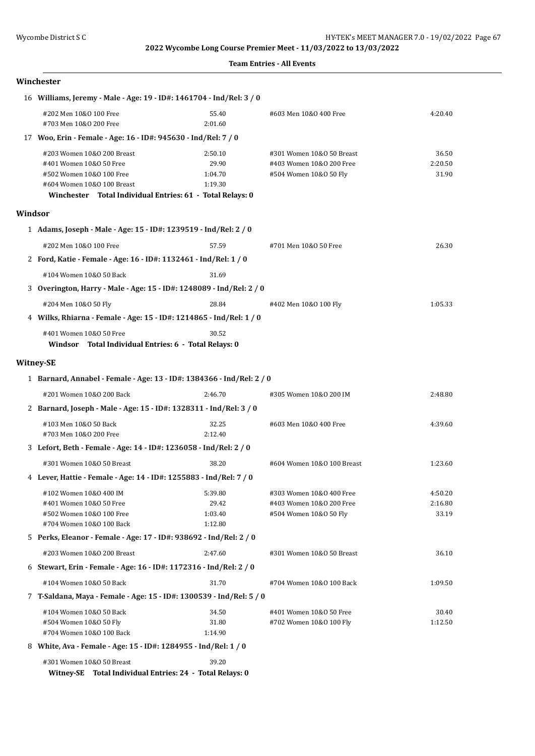**2022 Wycombe Long Course Premier Meet - 11/03/2022 to 13/03/2022**

**Team Entries - All Events**

## Winchester

**16 Williams, Jeremy - Male - Age: 19 - ID#: 1461704 - Ind/Rel: 3 / 0**

| | | | |
|---|---|---|---|
| #202 Men 10&O 100 Free | 55.40 | #603 Men 10&O 400 Free | 4:20.40 |
| #703 Men 10&O 200 Free | 2:01.60 | | |

**17 Woo, Erin - Female - Age: 16 - ID#: 945630 - Ind/Rel: 7 / 0**

| | | | |
|---|---|---|---|
| #203 Women 10&O 200 Breast | 2:50.10 | #301 Women 10&O 50 Breast | 36.50 |
| #401 Women 10&O 50 Free | 29.90 | #403 Women 10&O 200 Free | 2:20.50 |
| #502 Women 10&O 100 Free | 1:04.70 | #504 Women 10&O 50 Fly | 31.90 |
| #604 Women 10&O 100 Breast | 1:19.30 | | |

**Winchester Total Individual Entries: 61 - Total Relays: 0**

## Windsor

**1 Adams, Joseph - Male - Age: 15 - ID#: 1239519 - Ind/Rel: 2 / 0**

| | | | |
|---|---|---|---|
| #202 Men 10&O 100 Free | 57.59 | #701 Men 10&O 50 Free | 26.30 |

**2 Ford, Katie - Female - Age: 16 - ID#: 1132461 - Ind/Rel: 1 / 0**

| | | | |
|---|---|---|---|
| #104 Women 10&O 50 Back | 31.69 | | |

**3 Overington, Harry - Male - Age: 15 - ID#: 1248089 - Ind/Rel: 2 / 0**

| | | | |
|---|---|---|---|
| #204 Men 10&O 50 Fly | 28.84 | #402 Men 10&O 100 Fly | 1:05.33 |

**4 Wilks, Rhiarna - Female - Age: 15 - ID#: 1214865 - Ind/Rel: 1 / 0**

| | | | |
|---|---|---|---|
| #401 Women 10&O 50 Free | 30.52 | | |

**Windsor Total Individual Entries: 6 - Total Relays: 0**

## Witney-SE

**1 Barnard, Annabel - Female - Age: 13 - ID#: 1384366 - Ind/Rel: 2 / 0**

| | | | |
|---|---|---|---|
| #201 Women 10&O 200 Back | 2:46.70 | #305 Women 10&O 200 IM | 2:48.80 |

**2 Barnard, Joseph - Male - Age: 15 - ID#: 1328311 - Ind/Rel: 3 / 0**

| | | | |
|---|---|---|---|
| #103 Men 10&O 50 Back | 32.25 | #603 Men 10&O 400 Free | 4:39.60 |
| #703 Men 10&O 200 Free | 2:12.40 | | |

**3 Lefort, Beth - Female - Age: 14 - ID#: 1236058 - Ind/Rel: 2 / 0**

| | | | |
|---|---|---|---|
| #301 Women 10&O 50 Breast | 38.20 | #604 Women 10&O 100 Breast | 1:23.60 |

**4 Lever, Hattie - Female - Age: 14 - ID#: 1255883 - Ind/Rel: 7 / 0**

| | | | |
|---|---|---|---|
| #102 Women 10&O 400 IM | 5:39.80 | #303 Women 10&O 400 Free | 4:50.20 |
| #401 Women 10&O 50 Free | 29.42 | #403 Women 10&O 200 Free | 2:16.80 |
| #502 Women 10&O 100 Free | 1:03.40 | #504 Women 10&O 50 Fly | 33.19 |
| #704 Women 10&O 100 Back | 1:12.80 | | |

**5 Perks, Eleanor - Female - Age: 17 - ID#: 938692 - Ind/Rel: 2 / 0**

| | | | |
|---|---|---|---|
| #203 Women 10&O 200 Breast | 2:47.60 | #301 Women 10&O 50 Breast | 36.10 |

**6 Stewart, Erin - Female - Age: 16 - ID#: 1172316 - Ind/Rel: 2 / 0**

| | | | |
|---|---|---|---|
| #104 Women 10&O 50 Back | 31.70 | #704 Women 10&O 100 Back | 1:09.50 |

**7 T-Saldana, Maya - Female - Age: 15 - ID#: 1300539 - Ind/Rel: 5 / 0**

| | | | |
|---|---|---|---|
| #104 Women 10&O 50 Back | 34.50 | #401 Women 10&O 50 Free | 30.40 |
| #504 Women 10&O 50 Fly | 31.80 | #702 Women 10&O 100 Fly | 1:12.50 |
| #704 Women 10&O 100 Back | 1:14.90 | | |

**8 White, Ava - Female - Age: 15 - ID#: 1284955 - Ind/Rel: 1 / 0**

| | | | |
|---|---|---|---|
| #301 Women 10&O 50 Breast | 39.20 | | |

**Witney-SE Total Individual Entries: 24 - Total Relays: 0**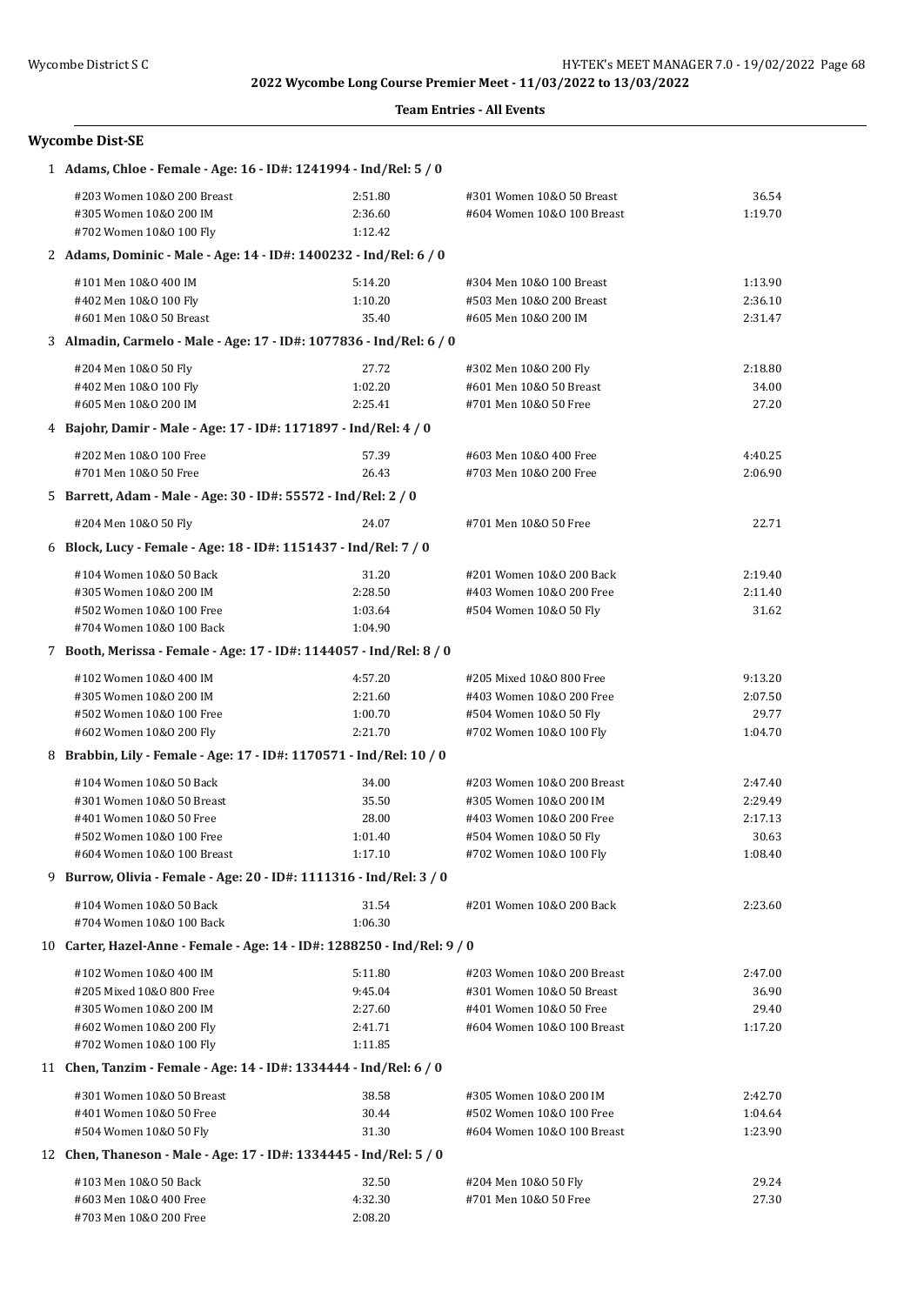2022 Wycombe Long Course Premier Meet - 11/03/2022 to 13/03/2022

**Team Entries - All Events**

## Wycombe Dist-SE

**1 Adams, Chloe - Female - Age: 16 - ID#: 1241994 - Ind/Rel: 5 / 0**

| | | | |
|---|---|---|---|
| #203 Women 10&O 200 Breast | 2:51.80 | #301 Women 10&O 50 Breast | 36.54 |
| #305 Women 10&O 200 IM | 2:36.60 | #604 Women 10&O 100 Breast | 1:19.70 |
| #702 Women 10&O 100 Fly | 1:12.42 | | |

**2 Adams, Dominic - Male - Age: 14 - ID#: 1400232 - Ind/Rel: 6 / 0**

| | | | |
|---|---|---|---|
| #101 Men 10&O 400 IM | 5:14.20 | #304 Men 10&O 100 Breast | 1:13.90 |
| #402 Men 10&O 100 Fly | 1:10.20 | #503 Men 10&O 200 Breast | 2:36.10 |
| #601 Men 10&O 50 Breast | 35.40 | #605 Men 10&O 200 IM | 2:31.47 |

**3 Almadin, Carmelo - Male - Age: 17 - ID#: 1077836 - Ind/Rel: 6 / 0**

| | | | |
|---|---|---|---|
| #204 Men 10&O 50 Fly | 27.72 | #302 Men 10&O 200 Fly | 2:18.80 |
| #402 Men 10&O 100 Fly | 1:02.20 | #601 Men 10&O 50 Breast | 34.00 |
| #605 Men 10&O 200 IM | 2:25.41 | #701 Men 10&O 50 Free | 27.20 |

**4 Bajohr, Damir - Male - Age: 17 - ID#: 1171897 - Ind/Rel: 4 / 0**

| | | | |
|---|---|---|---|
| #202 Men 10&O 100 Free | 57.39 | #603 Men 10&O 400 Free | 4:40.25 |
| #701 Men 10&O 50 Free | 26.43 | #703 Men 10&O 200 Free | 2:06.90 |

**5 Barrett, Adam - Male - Age: 30 - ID#: 55572 - Ind/Rel: 2 / 0**

| | | | |
|---|---|---|---|
| #204 Men 10&O 50 Fly | 24.07 | #701 Men 10&O 50 Free | 22.71 |

**6 Block, Lucy - Female - Age: 18 - ID#: 1151437 - Ind/Rel: 7 / 0**

| | | | |
|---|---|---|---|
| #104 Women 10&O 50 Back | 31.20 | #201 Women 10&O 200 Back | 2:19.40 |
| #305 Women 10&O 200 IM | 2:28.50 | #403 Women 10&O 200 Free | 2:11.40 |
| #502 Women 10&O 100 Free | 1:03.64 | #504 Women 10&O 50 Fly | 31.62 |
| #704 Women 10&O 100 Back | 1:04.90 | | |

**7 Booth, Merissa - Female - Age: 17 - ID#: 1144057 - Ind/Rel: 8 / 0**

| | | | |
|---|---|---|---|
| #102 Women 10&O 400 IM | 4:57.20 | #205 Mixed 10&O 800 Free | 9:13.20 |
| #305 Women 10&O 200 IM | 2:21.60 | #403 Women 10&O 200 Free | 2:07.50 |
| #502 Women 10&O 100 Free | 1:00.70 | #504 Women 10&O 50 Fly | 29.77 |
| #602 Women 10&O 200 Fly | 2:21.70 | #702 Women 10&O 100 Fly | 1:04.70 |

**8 Brabbin, Lily - Female - Age: 17 - ID#: 1170571 - Ind/Rel: 10 / 0**

| | | | |
|---|---|---|---|
| #104 Women 10&O 50 Back | 34.00 | #203 Women 10&O 200 Breast | 2:47.40 |
| #301 Women 10&O 50 Breast | 35.50 | #305 Women 10&O 200 IM | 2:29.49 |
| #401 Women 10&O 50 Free | 28.00 | #403 Women 10&O 200 Free | 2:17.13 |
| #502 Women 10&O 100 Free | 1:01.40 | #504 Women 10&O 50 Fly | 30.63 |
| #604 Women 10&O 100 Breast | 1:17.10 | #702 Women 10&O 100 Fly | 1:08.40 |

**9 Burrow, Olivia - Female - Age: 20 - ID#: 1111316 - Ind/Rel: 3 / 0**

| | | | |
|---|---|---|---|
| #104 Women 10&O 50 Back | 31.54 | #201 Women 10&O 200 Back | 2:23.60 |
| #704 Women 10&O 100 Back | 1:06.30 | | |

**10 Carter, Hazel-Anne - Female - Age: 14 - ID#: 1288250 - Ind/Rel: 9 / 0**

| | | | |
|---|---|---|---|
| #102 Women 10&O 400 IM | 5:11.80 | #203 Women 10&O 200 Breast | 2:47.00 |
| #205 Mixed 10&O 800 Free | 9:45.04 | #301 Women 10&O 50 Breast | 36.90 |
| #305 Women 10&O 200 IM | 2:27.60 | #401 Women 10&O 50 Free | 29.40 |
| #602 Women 10&O 200 Fly | 2:41.71 | #604 Women 10&O 100 Breast | 1:17.20 |
| #702 Women 10&O 100 Fly | 1:11.85 | | |

**11 Chen, Tanzim - Female - Age: 14 - ID#: 1334444 - Ind/Rel: 6 / 0**

| | | | |
|---|---|---|---|
| #301 Women 10&O 50 Breast | 38.58 | #305 Women 10&O 200 IM | 2:42.70 |
| #401 Women 10&O 50 Free | 30.44 | #502 Women 10&O 100 Free | 1:04.64 |
| #504 Women 10&O 50 Fly | 31.30 | #604 Women 10&O 100 Breast | 1:23.90 |

**12 Chen, Thaneson - Male - Age: 17 - ID#: 1334445 - Ind/Rel: 5 / 0**

| | | | |
|---|---|---|---|
| #103 Men 10&O 50 Back | 32.50 | #204 Men 10&O 50 Fly | 29.24 |
| #603 Men 10&O 400 Free | 4:32.30 | #701 Men 10&O 50 Free | 27.30 |
| #703 Men 10&O 200 Free | 2:08.20 | | |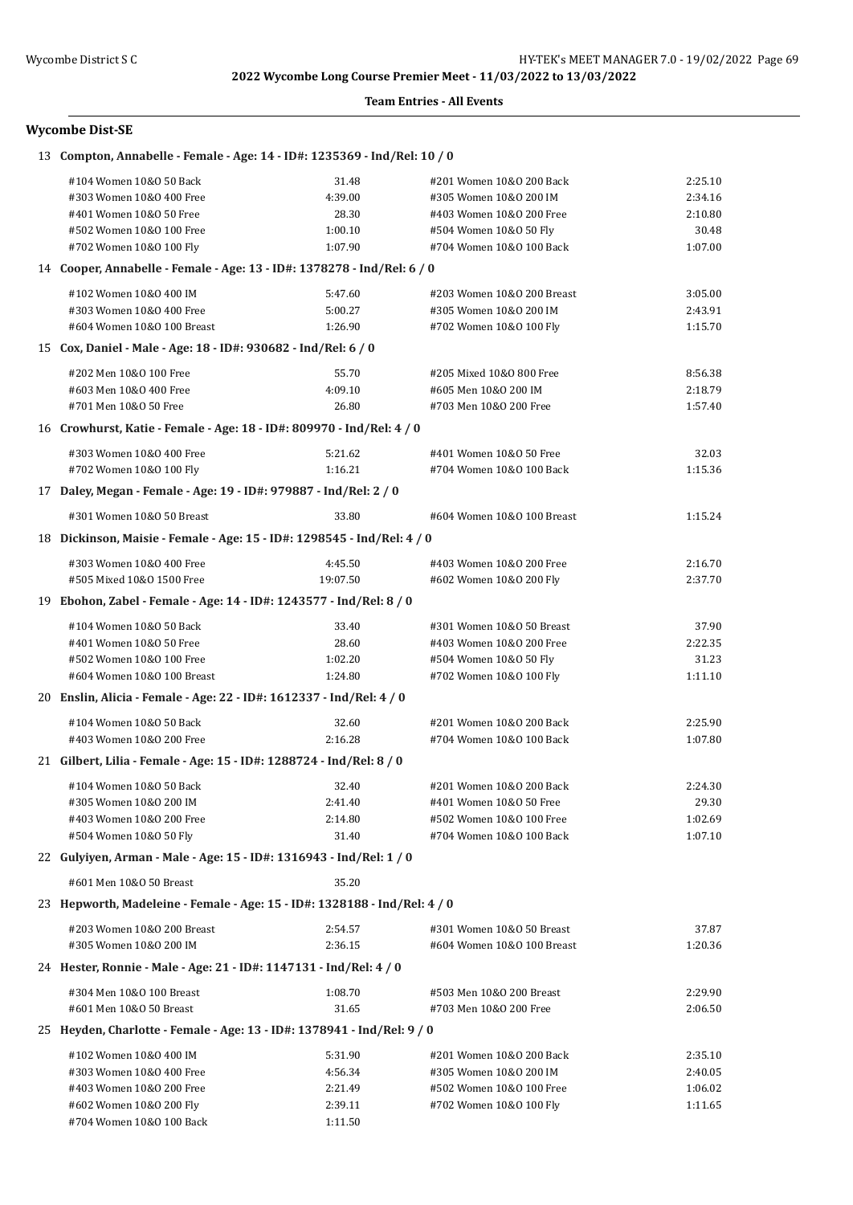**Team Entries - All Events**

## Wycombe Dist-SE

### 13 Compton, Annabelle - Female - Age: 14 - ID#: 1235369 - Ind/Rel: 10 / 0

| | | | |
|---|---|---|---|
| #104 Women 10&O 50 Back | 31.48 | #201 Women 10&O 200 Back | 2:25.10 |
| #303 Women 10&O 400 Free | 4:39.00 | #305 Women 10&O 200 IM | 2:34.16 |
| #401 Women 10&O 50 Free | 28.30 | #403 Women 10&O 200 Free | 2:10.80 |
| #502 Women 10&O 100 Free | 1:00.10 | #504 Women 10&O 50 Fly | 30.48 |
| #702 Women 10&O 100 Fly | 1:07.90 | #704 Women 10&O 100 Back | 1:07.00 |

### 14 Cooper, Annabelle - Female - Age: 13 - ID#: 1378278 - Ind/Rel: 6 / 0

| | | | |
|---|---|---|---|
| #102 Women 10&O 400 IM | 5:47.60 | #203 Women 10&O 200 Breast | 3:05.00 |
| #303 Women 10&O 400 Free | 5:00.27 | #305 Women 10&O 200 IM | 2:43.91 |
| #604 Women 10&O 100 Breast | 1:26.90 | #702 Women 10&O 100 Fly | 1:15.70 |

### 15 Cox, Daniel - Male - Age: 18 - ID#: 930682 - Ind/Rel: 6 / 0

| | | | |
|---|---|---|---|
| #202 Men 10&O 100 Free | 55.70 | #205 Mixed 10&O 800 Free | 8:56.38 |
| #603 Men 10&O 400 Free | 4:09.10 | #605 Men 10&O 200 IM | 2:18.79 |
| #701 Men 10&O 50 Free | 26.80 | #703 Men 10&O 200 Free | 1:57.40 |

### 16 Crowhurst, Katie - Female - Age: 18 - ID#: 809970 - Ind/Rel: 4 / 0

| | | | |
|---|---|---|---|
| #303 Women 10&O 400 Free | 5:21.62 | #401 Women 10&O 50 Free | 32.03 |
| #702 Women 10&O 100 Fly | 1:16.21 | #704 Women 10&O 100 Back | 1:15.36 |

### 17 Daley, Megan - Female - Age: 19 - ID#: 979887 - Ind/Rel: 2 / 0

| | | | |
|---|---|---|---|
| #301 Women 10&O 50 Breast | 33.80 | #604 Women 10&O 100 Breast | 1:15.24 |

### 18 Dickinson, Maisie - Female - Age: 15 - ID#: 1298545 - Ind/Rel: 4 / 0

| | | | |
|---|---|---|---|
| #303 Women 10&O 400 Free | 4:45.50 | #403 Women 10&O 200 Free | 2:16.70 |
| #505 Mixed 10&O 1500 Free | 19:07.50 | #602 Women 10&O 200 Fly | 2:37.70 |

### 19 Ebohon, Zabel - Female - Age: 14 - ID#: 1243577 - Ind/Rel: 8 / 0

| | | | |
|---|---|---|---|
| #104 Women 10&O 50 Back | 33.40 | #301 Women 10&O 50 Breast | 37.90 |
| #401 Women 10&O 50 Free | 28.60 | #403 Women 10&O 200 Free | 2:22.35 |
| #502 Women 10&O 100 Free | 1:02.20 | #504 Women 10&O 50 Fly | 31.23 |
| #604 Women 10&O 100 Breast | 1:24.80 | #702 Women 10&O 100 Fly | 1:11.10 |

### 20 Enslin, Alicia - Female - Age: 22 - ID#: 1612337 - Ind/Rel: 4 / 0

| | | | |
|---|---|---|---|
| #104 Women 10&O 50 Back | 32.60 | #201 Women 10&O 200 Back | 2:25.90 |
| #403 Women 10&O 200 Free | 2:16.28 | #704 Women 10&O 100 Back | 1:07.80 |

### 21 Gilbert, Lilia - Female - Age: 15 - ID#: 1288724 - Ind/Rel: 8 / 0

| | | | |
|---|---|---|---|
| #104 Women 10&O 50 Back | 32.40 | #201 Women 10&O 200 Back | 2:24.30 |
| #305 Women 10&O 200 IM | 2:41.40 | #401 Women 10&O 50 Free | 29.30 |
| #403 Women 10&O 200 Free | 2:14.80 | #502 Women 10&O 100 Free | 1:02.69 |
| #504 Women 10&O 50 Fly | 31.40 | #704 Women 10&O 100 Back | 1:07.10 |

### 22 Gulyiyen, Arman - Male - Age: 15 - ID#: 1316943 - Ind/Rel: 1 / 0

| | | | |
|---|---|---|---|
| #601 Men 10&O 50 Breast | 35.20 | | |

### 23 Hepworth, Madeleine - Female - Age: 15 - ID#: 1328188 - Ind/Rel: 4 / 0

| | | | |
|---|---|---|---|
| #203 Women 10&O 200 Breast | 2:54.57 | #301 Women 10&O 50 Breast | 37.87 |
| #305 Women 10&O 200 IM | 2:36.15 | #604 Women 10&O 100 Breast | 1:20.36 |

### 24 Hester, Ronnie - Male - Age: 21 - ID#: 1147131 - Ind/Rel: 4 / 0

| | | | |
|---|---|---|---|
| #304 Men 10&O 100 Breast | 1:08.70 | #503 Men 10&O 200 Breast | 2:29.90 |
| #601 Men 10&O 50 Breast | 31.65 | #703 Men 10&O 200 Free | 2:06.50 |

### 25 Heyden, Charlotte - Female - Age: 13 - ID#: 1378941 - Ind/Rel: 9 / 0

| | | | |
|---|---|---|---|
| #102 Women 10&O 400 IM | 5:31.90 | #201 Women 10&O 200 Back | 2:35.10 |
| #303 Women 10&O 400 Free | 4:56.34 | #305 Women 10&O 200 IM | 2:40.05 |
| #403 Women 10&O 200 Free | 2:21.49 | #502 Women 10&O 100 Free | 1:06.02 |
| #602 Women 10&O 200 Fly | 2:39.11 | #702 Women 10&O 100 Fly | 1:11.65 |
| #704 Women 10&O 100 Back | 1:11.50 | | |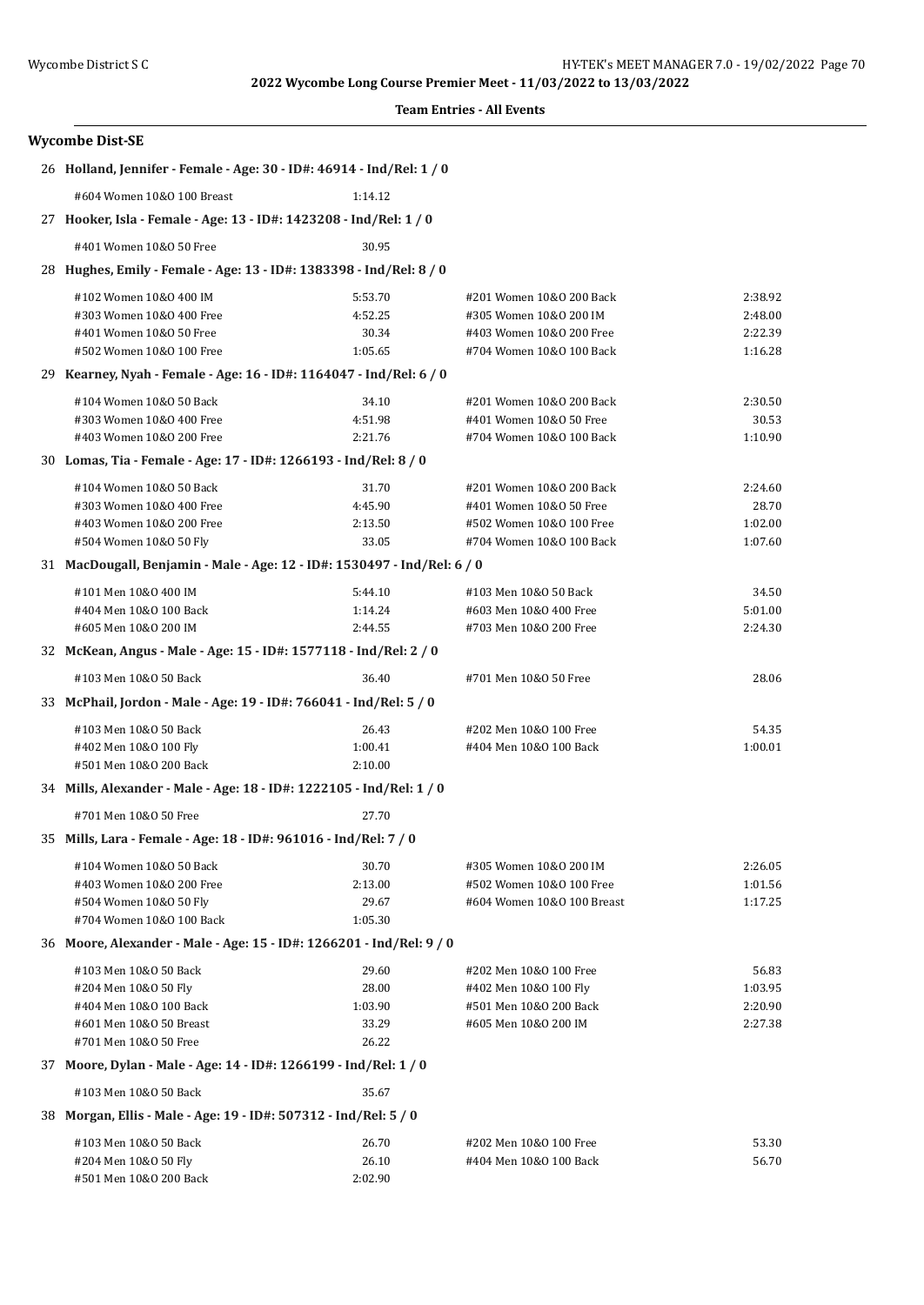**2022 Wycombe Long Course Premier Meet - 11/03/2022 to 13/03/2022**

**Team Entries - All Events**

### Wycombe Dist-SE

**26 Holland, Jennifer - Female - Age: 30 - ID#: 46914 - Ind/Rel: 1 / 0**

| | | | |
|---|---|---|---|
| #604 Women 10&O 100 Breast | 1:14.12 | | |

**27 Hooker, Isla - Female - Age: 13 - ID#: 1423208 - Ind/Rel: 1 / 0**

| | | | |
|---|---|---|---|
| #401 Women 10&O 50 Free | 30.95 | | |

**28 Hughes, Emily - Female - Age: 13 - ID#: 1383398 - Ind/Rel: 8 / 0**

| | | | |
|---|---|---|---|
| #102 Women 10&O 400 IM | 5:53.70 | #201 Women 10&O 200 Back | 2:38.92 |
| #303 Women 10&O 400 Free | 4:52.25 | #305 Women 10&O 200 IM | 2:48.00 |
| #401 Women 10&O 50 Free | 30.34 | #403 Women 10&O 200 Free | 2:22.39 |
| #502 Women 10&O 100 Free | 1:05.65 | #704 Women 10&O 100 Back | 1:16.28 |

**29 Kearney, Nyah - Female - Age: 16 - ID#: 1164047 - Ind/Rel: 6 / 0**

| | | | |
|---|---|---|---|
| #104 Women 10&O 50 Back | 34.10 | #201 Women 10&O 200 Back | 2:30.50 |
| #303 Women 10&O 400 Free | 4:51.98 | #401 Women 10&O 50 Free | 30.53 |
| #403 Women 10&O 200 Free | 2:21.76 | #704 Women 10&O 100 Back | 1:10.90 |

**30 Lomas, Tia - Female - Age: 17 - ID#: 1266193 - Ind/Rel: 8 / 0**

| | | | |
|---|---|---|---|
| #104 Women 10&O 50 Back | 31.70 | #201 Women 10&O 200 Back | 2:24.60 |
| #303 Women 10&O 400 Free | 4:45.90 | #401 Women 10&O 50 Free | 28.70 |
| #403 Women 10&O 200 Free | 2:13.50 | #502 Women 10&O 100 Free | 1:02.00 |
| #504 Women 10&O 50 Fly | 33.05 | #704 Women 10&O 100 Back | 1:07.60 |

**31 MacDougall, Benjamin - Male - Age: 12 - ID#: 1530497 - Ind/Rel: 6 / 0**

| | | | |
|---|---|---|---|
| #101 Men 10&O 400 IM | 5:44.10 | #103 Men 10&O 50 Back | 34.50 |
| #404 Men 10&O 100 Back | 1:14.24 | #603 Men 10&O 400 Free | 5:01.00 |
| #605 Men 10&O 200 IM | 2:44.55 | #703 Men 10&O 200 Free | 2:24.30 |

**32 McKean, Angus - Male - Age: 15 - ID#: 1577118 - Ind/Rel: 2 / 0**

| | | | |
|---|---|---|---|
| #103 Men 10&O 50 Back | 36.40 | #701 Men 10&O 50 Free | 28.06 |

**33 McPhail, Jordon - Male - Age: 19 - ID#: 766041 - Ind/Rel: 5 / 0**

| | | | |
|---|---|---|---|
| #103 Men 10&O 50 Back | 26.43 | #202 Men 10&O 100 Free | 54.35 |
| #402 Men 10&O 100 Fly | 1:00.41 | #404 Men 10&O 100 Back | 1:00.01 |
| #501 Men 10&O 200 Back | 2:10.00 | | |

**34 Mills, Alexander - Male - Age: 18 - ID#: 1222105 - Ind/Rel: 1 / 0**

| | | | |
|---|---|---|---|
| #701 Men 10&O 50 Free | 27.70 | | |

**35 Mills, Lara - Female - Age: 18 - ID#: 961016 - Ind/Rel: 7 / 0**

| | | | |
|---|---|---|---|
| #104 Women 10&O 50 Back | 30.70 | #305 Women 10&O 200 IM | 2:26.05 |
| #403 Women 10&O 200 Free | 2:13.00 | #502 Women 10&O 100 Free | 1:01.56 |
| #504 Women 10&O 50 Fly | 29.67 | #604 Women 10&O 100 Breast | 1:17.25 |
| #704 Women 10&O 100 Back | 1:05.30 | | |

**36 Moore, Alexander - Male - Age: 15 - ID#: 1266201 - Ind/Rel: 9 / 0**

| | | | |
|---|---|---|---|
| #103 Men 10&O 50 Back | 29.60 | #202 Men 10&O 100 Free | 56.83 |
| #204 Men 10&O 50 Fly | 28.00 | #402 Men 10&O 100 Fly | 1:03.95 |
| #404 Men 10&O 100 Back | 1:03.90 | #501 Men 10&O 200 Back | 2:20.90 |
| #601 Men 10&O 50 Breast | 33.29 | #605 Men 10&O 200 IM | 2:27.38 |
| #701 Men 10&O 50 Free | 26.22 | | |

**37 Moore, Dylan - Male - Age: 14 - ID#: 1266199 - Ind/Rel: 1 / 0**

| | | | |
|---|---|---|---|
| #103 Men 10&O 50 Back | 35.67 | | |

**38 Morgan, Ellis - Male - Age: 19 - ID#: 507312 - Ind/Rel: 5 / 0**

| | | | |
|---|---|---|---|
| #103 Men 10&O 50 Back | 26.70 | #202 Men 10&O 100 Free | 53.30 |
| #204 Men 10&O 50 Fly | 26.10 | #404 Men 10&O 100 Back | 56.70 |
| #501 Men 10&O 200 Back | 2:02.90 | | |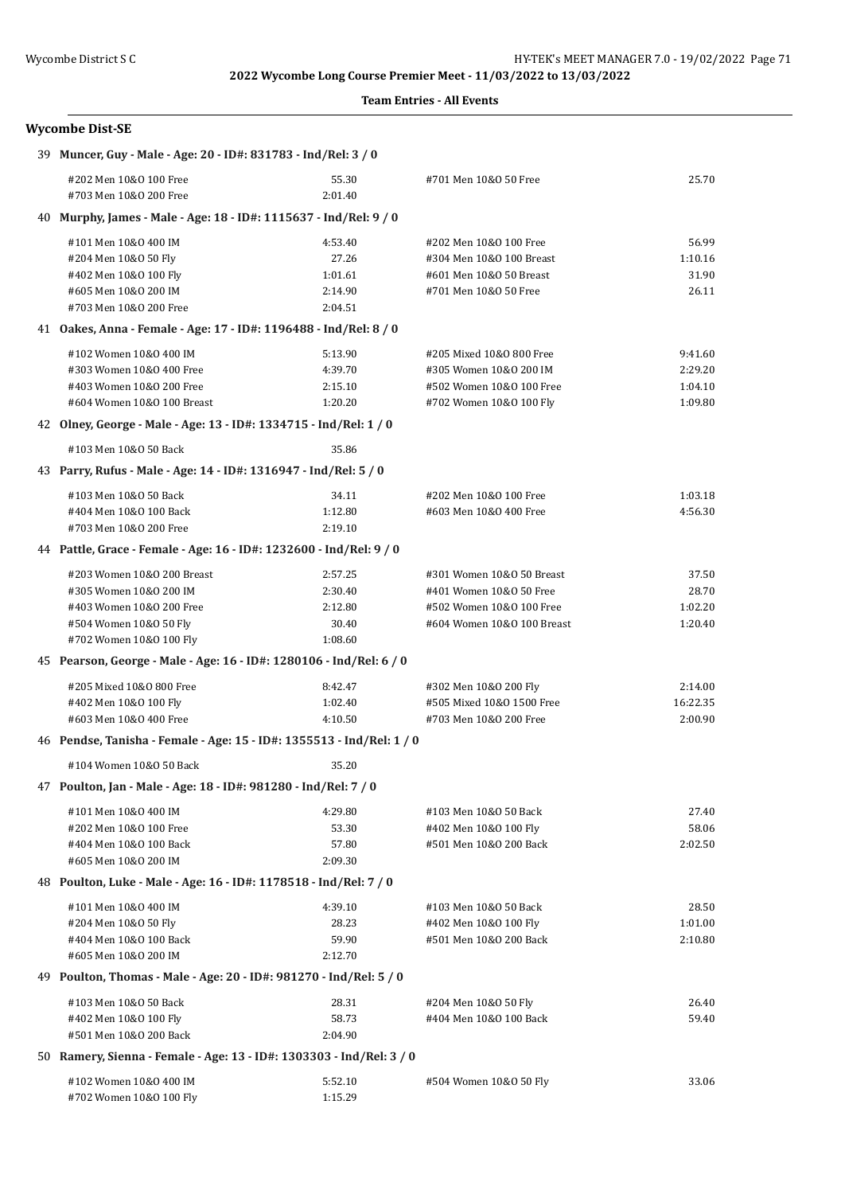2022 Wycombe Long Course Premier Meet - 11/03/2022 to 13/03/2022

**Team Entries - All Events**

## Wycombe Dist-SE

### 39 Muncer, Guy - Male - Age: 20 - ID#: 831783 - Ind/Rel: 3 / 0

| Event | Time | Event | Time |
|---|---|---|---|
| #202 Men 10&O 100 Free | 55.30 | #701 Men 10&O 50 Free | 25.70 |
| #703 Men 10&O 200 Free | 2:01.40 | | |

### 40 Murphy, James - Male - Age: 18 - ID#: 1115637 - Ind/Rel: 9 / 0

| Event | Time | Event | Time |
|---|---|---|---|
| #101 Men 10&O 400 IM | 4:53.40 | #202 Men 10&O 100 Free | 56.99 |
| #204 Men 10&O 50 Fly | 27.26 | #304 Men 10&O 100 Breast | 1:10.16 |
| #402 Men 10&O 100 Fly | 1:01.61 | #601 Men 10&O 50 Breast | 31.90 |
| #605 Men 10&O 200 IM | 2:14.90 | #701 Men 10&O 50 Free | 26.11 |
| #703 Men 10&O 200 Free | 2:04.51 | | |

### 41 Oakes, Anna - Female - Age: 17 - ID#: 1196488 - Ind/Rel: 8 / 0

| Event | Time | Event | Time |
|---|---|---|---|
| #102 Women 10&O 400 IM | 5:13.90 | #205 Mixed 10&O 800 Free | 9:41.60 |
| #303 Women 10&O 400 Free | 4:39.70 | #305 Women 10&O 200 IM | 2:29.20 |
| #403 Women 10&O 200 Free | 2:15.10 | #502 Women 10&O 100 Free | 1:04.10 |
| #604 Women 10&O 100 Breast | 1:20.20 | #702 Women 10&O 100 Fly | 1:09.80 |

### 42 Olney, George - Male - Age: 13 - ID#: 1334715 - Ind/Rel: 1 / 0

| Event | Time | Event | Time |
|---|---|---|---|
| #103 Men 10&O 50 Back | 35.86 | | |

### 43 Parry, Rufus - Male - Age: 14 - ID#: 1316947 - Ind/Rel: 5 / 0

| Event | Time | Event | Time |
|---|---|---|---|
| #103 Men 10&O 50 Back | 34.11 | #202 Men 10&O 100 Free | 1:03.18 |
| #404 Men 10&O 100 Back | 1:12.80 | #603 Men 10&O 400 Free | 4:56.30 |
| #703 Men 10&O 200 Free | 2:19.10 | | |

### 44 Pattle, Grace - Female - Age: 16 - ID#: 1232600 - Ind/Rel: 9 / 0

| Event | Time | Event | Time |
|---|---|---|---|
| #203 Women 10&O 200 Breast | 2:57.25 | #301 Women 10&O 50 Breast | 37.50 |
| #305 Women 10&O 200 IM | 2:30.40 | #401 Women 10&O 50 Free | 28.70 |
| #403 Women 10&O 200 Free | 2:12.80 | #502 Women 10&O 100 Free | 1:02.20 |
| #504 Women 10&O 50 Fly | 30.40 | #604 Women 10&O 100 Breast | 1:20.40 |
| #702 Women 10&O 100 Fly | 1:08.60 | | |

### 45 Pearson, George - Male - Age: 16 - ID#: 1280106 - Ind/Rel: 6 / 0

| Event | Time | Event | Time |
|---|---|---|---|
| #205 Mixed 10&O 800 Free | 8:42.47 | #302 Men 10&O 200 Fly | 2:14.00 |
| #402 Men 10&O 100 Fly | 1:02.40 | #505 Mixed 10&O 1500 Free | 16:22.35 |
| #603 Men 10&O 400 Free | 4:10.50 | #703 Men 10&O 200 Free | 2:00.90 |

### 46 Pendse, Tanisha - Female - Age: 15 - ID#: 1355513 - Ind/Rel: 1 / 0

| Event | Time | Event | Time |
|---|---|---|---|
| #104 Women 10&O 50 Back | 35.20 | | |

### 47 Poulton, Jan - Male - Age: 18 - ID#: 981280 - Ind/Rel: 7 / 0

| Event | Time | Event | Time |
|---|---|---|---|
| #101 Men 10&O 400 IM | 4:29.80 | #103 Men 10&O 50 Back | 27.40 |
| #202 Men 10&O 100 Free | 53.30 | #402 Men 10&O 100 Fly | 58.06 |
| #404 Men 10&O 100 Back | 57.80 | #501 Men 10&O 200 Back | 2:02.50 |
| #605 Men 10&O 200 IM | 2:09.30 | | |

### 48 Poulton, Luke - Male - Age: 16 - ID#: 1178518 - Ind/Rel: 7 / 0

| Event | Time | Event | Time |
|---|---|---|---|
| #101 Men 10&O 400 IM | 4:39.10 | #103 Men 10&O 50 Back | 28.50 |
| #204 Men 10&O 50 Fly | 28.23 | #402 Men 10&O 100 Fly | 1:01.00 |
| #404 Men 10&O 100 Back | 59.90 | #501 Men 10&O 200 Back | 2:10.80 |
| #605 Men 10&O 200 IM | 2:12.70 | | |

### 49 Poulton, Thomas - Male - Age: 20 - ID#: 981270 - Ind/Rel: 5 / 0

| Event | Time | Event | Time |
|---|---|---|---|
| #103 Men 10&O 50 Back | 28.31 | #204 Men 10&O 50 Fly | 26.40 |
| #402 Men 10&O 100 Fly | 58.73 | #404 Men 10&O 100 Back | 59.40 |
| #501 Men 10&O 200 Back | 2:04.90 | | |

### 50 Ramery, Sienna - Female - Age: 13 - ID#: 1303303 - Ind/Rel: 3 / 0

| Event | Time | Event | Time |
|---|---|---|---|
| #102 Women 10&O 400 IM | 5:52.10 | #504 Women 10&O 50 Fly | 33.06 |
| #702 Women 10&O 100 Fly | 1:15.29 | | |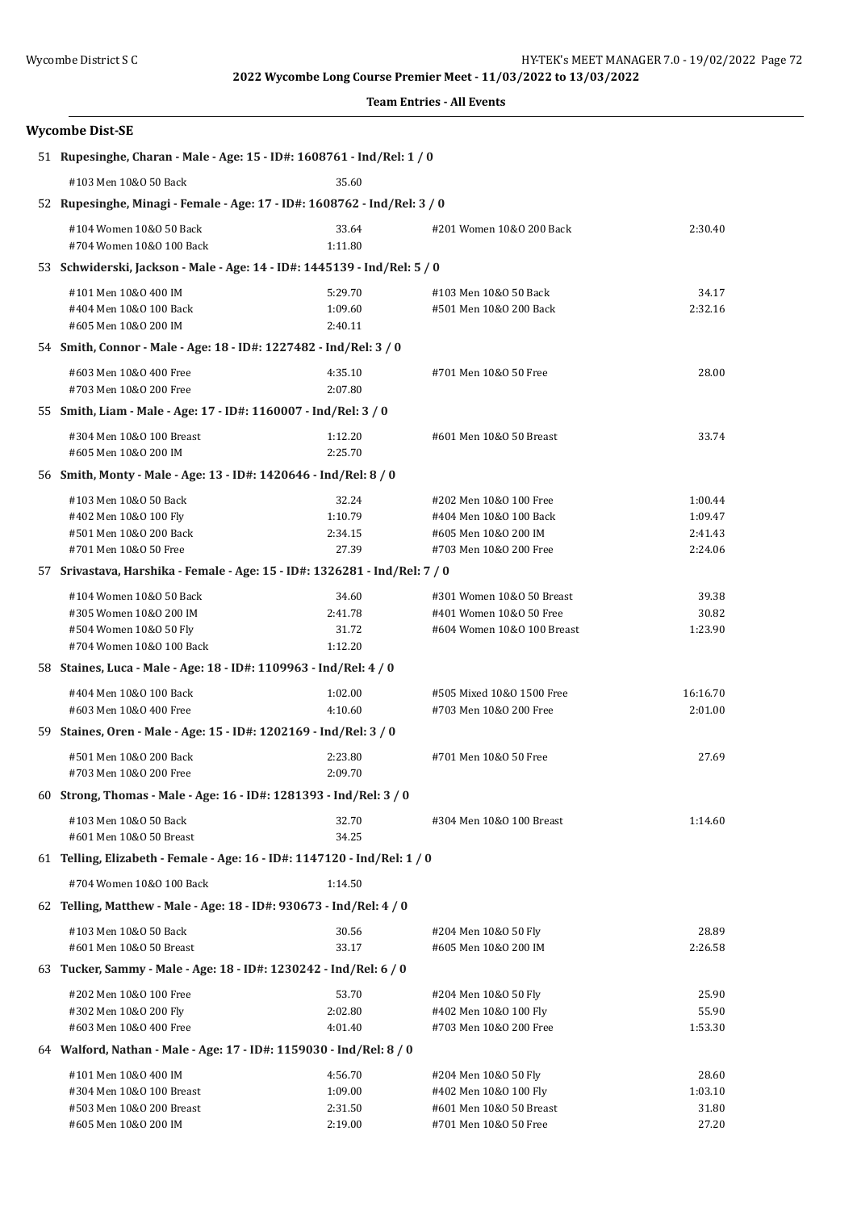**2022 Wycombe Long Course Premier Meet - 11/03/2022 to 13/03/2022**

**Team Entries - All Events**

## Wycombe Dist-SE

**51 Rupesinghe, Charan - Male - Age: 15 - ID#: 1608761 - Ind/Rel: 1 / 0**

| | | | |
|---|---|---|---|
| #103 Men 10&O 50 Back | 35.60 | | |

**52 Rupesinghe, Minagi - Female - Age: 17 - ID#: 1608762 - Ind/Rel: 3 / 0**

| | | | |
|---|---|---|---|
| #104 Women 10&O 50 Back | 33.64 | #201 Women 10&O 200 Back | 2:30.40 |
| #704 Women 10&O 100 Back | 1:11.80 | | |

**53 Schwiderski, Jackson - Male - Age: 14 - ID#: 1445139 - Ind/Rel: 5 / 0**

| | | | |
|---|---|---|---|
| #101 Men 10&O 400 IM | 5:29.70 | #103 Men 10&O 50 Back | 34.17 |
| #404 Men 10&O 100 Back | 1:09.60 | #501 Men 10&O 200 Back | 2:32.16 |
| #605 Men 10&O 200 IM | 2:40.11 | | |

**54 Smith, Connor - Male - Age: 18 - ID#: 1227482 - Ind/Rel: 3 / 0**

| | | | |
|---|---|---|---|
| #603 Men 10&O 400 Free | 4:35.10 | #701 Men 10&O 50 Free | 28.00 |
| #703 Men 10&O 200 Free | 2:07.80 | | |

**55 Smith, Liam - Male - Age: 17 - ID#: 1160007 - Ind/Rel: 3 / 0**

| | | | |
|---|---|---|---|
| #304 Men 10&O 100 Breast | 1:12.20 | #601 Men 10&O 50 Breast | 33.74 |
| #605 Men 10&O 200 IM | 2:25.70 | | |

**56 Smith, Monty - Male - Age: 13 - ID#: 1420646 - Ind/Rel: 8 / 0**

| | | | |
|---|---|---|---|
| #103 Men 10&O 50 Back | 32.24 | #202 Men 10&O 100 Free | 1:00.44 |
| #402 Men 10&O 100 Fly | 1:10.79 | #404 Men 10&O 100 Back | 1:09.47 |
| #501 Men 10&O 200 Back | 2:34.15 | #605 Men 10&O 200 IM | 2:41.43 |
| #701 Men 10&O 50 Free | 27.39 | #703 Men 10&O 200 Free | 2:24.06 |

**57 Srivastava, Harshika - Female - Age: 15 - ID#: 1326281 - Ind/Rel: 7 / 0**

| | | | |
|---|---|---|---|
| #104 Women 10&O 50 Back | 34.60 | #301 Women 10&O 50 Breast | 39.38 |
| #305 Women 10&O 200 IM | 2:41.78 | #401 Women 10&O 50 Free | 30.82 |
| #504 Women 10&O 50 Fly | 31.72 | #604 Women 10&O 100 Breast | 1:23.90 |
| #704 Women 10&O 100 Back | 1:12.20 | | |

**58 Staines, Luca - Male - Age: 18 - ID#: 1109963 - Ind/Rel: 4 / 0**

| | | | |
|---|---|---|---|
| #404 Men 10&O 100 Back | 1:02.00 | #505 Mixed 10&O 1500 Free | 16:16.70 |
| #603 Men 10&O 400 Free | 4:10.60 | #703 Men 10&O 200 Free | 2:01.00 |

**59 Staines, Oren - Male - Age: 15 - ID#: 1202169 - Ind/Rel: 3 / 0**

| | | | |
|---|---|---|---|
| #501 Men 10&O 200 Back | 2:23.80 | #701 Men 10&O 50 Free | 27.69 |
| #703 Men 10&O 200 Free | 2:09.70 | | |

**60 Strong, Thomas - Male - Age: 16 - ID#: 1281393 - Ind/Rel: 3 / 0**

| | | | |
|---|---|---|---|
| #103 Men 10&O 50 Back | 32.70 | #304 Men 10&O 100 Breast | 1:14.60 |
| #601 Men 10&O 50 Breast | 34.25 | | |

**61 Telling, Elizabeth - Female - Age: 16 - ID#: 1147120 - Ind/Rel: 1 / 0**

| | | | |
|---|---|---|---|
| #704 Women 10&O 100 Back | 1:14.50 | | |

**62 Telling, Matthew - Male - Age: 18 - ID#: 930673 - Ind/Rel: 4 / 0**

| | | | |
|---|---|---|---|
| #103 Men 10&O 50 Back | 30.56 | #204 Men 10&O 50 Fly | 28.89 |
| #601 Men 10&O 50 Breast | 33.17 | #605 Men 10&O 200 IM | 2:26.58 |

**63 Tucker, Sammy - Male - Age: 18 - ID#: 1230242 - Ind/Rel: 6 / 0**

| | | | |
|---|---|---|---|
| #202 Men 10&O 100 Free | 53.70 | #204 Men 10&O 50 Fly | 25.90 |
| #302 Men 10&O 200 Fly | 2:02.80 | #402 Men 10&O 100 Fly | 55.90 |
| #603 Men 10&O 400 Free | 4:01.40 | #703 Men 10&O 200 Free | 1:53.30 |

**64 Walford, Nathan - Male - Age: 17 - ID#: 1159030 - Ind/Rel: 8 / 0**

| | | | |
|---|---|---|---|
| #101 Men 10&O 400 IM | 4:56.70 | #204 Men 10&O 50 Fly | 28.60 |
| #304 Men 10&O 100 Breast | 1:09.00 | #402 Men 10&O 100 Fly | 1:03.10 |
| #503 Men 10&O 200 Breast | 2:31.50 | #601 Men 10&O 50 Breast | 31.80 |
| #605 Men 10&O 200 IM | 2:19.00 | #701 Men 10&O 50 Free | 27.20 |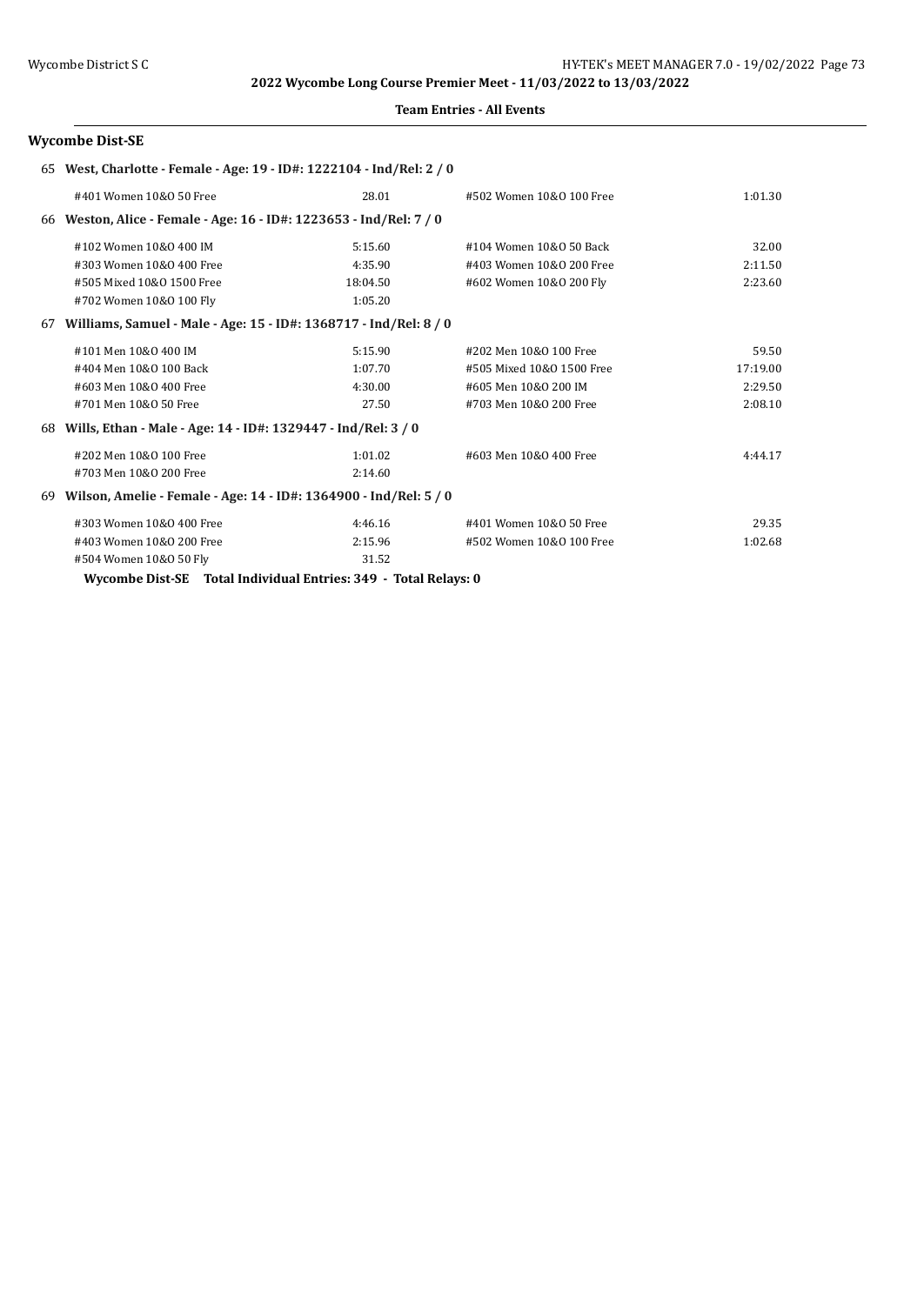**Team Entries - All Events**

## Wycombe Dist-SE

### 65 West, Charlotte - Female - Age: 19 - ID#: 1222104 - Ind/Rel: 2 / 0

| | | | |
|---|---|---|---|
| #401 Women 10&O 50 Free | 28.01 | #502 Women 10&O 100 Free | 1:01.30 |

### 66 Weston, Alice - Female - Age: 16 - ID#: 1223653 - Ind/Rel: 7 / 0

| | | | |
|---|---|---|---|
| #102 Women 10&O 400 IM | 5:15.60 | #104 Women 10&O 50 Back | 32.00 |
| #303 Women 10&O 400 Free | 4:35.90 | #403 Women 10&O 200 Free | 2:11.50 |
| #505 Mixed 10&O 1500 Free | 18:04.50 | #602 Women 10&O 200 Fly | 2:23.60 |
| #702 Women 10&O 100 Fly | 1:05.20 | | |

### 67 Williams, Samuel - Male - Age: 15 - ID#: 1368717 - Ind/Rel: 8 / 0

| | | | |
|---|---|---|---|
| #101 Men 10&O 400 IM | 5:15.90 | #202 Men 10&O 100 Free | 59.50 |
| #404 Men 10&O 100 Back | 1:07.70 | #505 Mixed 10&O 1500 Free | 17:19.00 |
| #603 Men 10&O 400 Free | 4:30.00 | #605 Men 10&O 200 IM | 2:29.50 |
| #701 Men 10&O 50 Free | 27.50 | #703 Men 10&O 200 Free | 2:08.10 |

### 68 Wills, Ethan - Male - Age: 14 - ID#: 1329447 - Ind/Rel: 3 / 0

| | | | |
|---|---|---|---|
| #202 Men 10&O 100 Free | 1:01.02 | #603 Men 10&O 400 Free | 4:44.17 |
| #703 Men 10&O 200 Free | 2:14.60 | | |

### 69 Wilson, Amelie - Female - Age: 14 - ID#: 1364900 - Ind/Rel: 5 / 0

| | | | |
|---|---|---|---|
| #303 Women 10&O 400 Free | 4:46.16 | #401 Women 10&O 50 Free | 29.35 |
| #403 Women 10&O 200 Free | 2:15.96 | #502 Women 10&O 100 Free | 1:02.68 |
| #504 Women 10&O 50 Fly | 31.52 | | |

**Wycombe Dist-SE Total Individual Entries: 349 - Total Relays: 0**